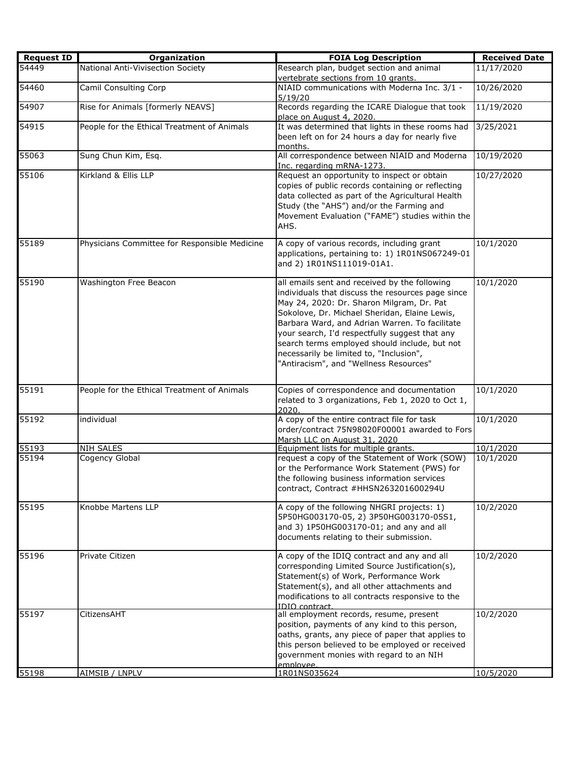| Request ID | Organization | FOIA Log Description | Received Date |
| --- | --- | --- | --- |
| 54449 | National Anti-Vivisection Society | Research plan, budget section and animal vertebrate sections from 10 grants. | 11/17/2020 |
| 54460 | Camil Consulting Corp | NIAID communications with Moderna Inc. 3/1 - 5/19/20 | 10/26/2020 |
| 54907 | Rise for Animals [formerly NEAVS] | Records regarding the ICARE Dialogue that took place on August 4, 2020. | 11/19/2020 |
| 54915 | People for the Ethical Treatment of Animals | It was determined that lights in these rooms had been left on for 24 hours a day for nearly five months. | 3/25/2021 |
| 55063 | Sung Chun Kim, Esq. | All correspondence between NIAID and Moderna Inc. regarding mRNA-1273. | 10/19/2020 |
| 55106 | Kirkland & Ellis LLP | Request an opportunity to inspect or obtain copies of public records containing or reflecting data collected as part of the Agricultural Health Study (the "AHS") and/or the Farming and Movement Evaluation ("FAME") studies within the AHS. | 10/27/2020 |
| 55189 | Physicians Committee for Responsible Medicine | A copy of various records, including grant applications, pertaining to: 1) 1R01NS067249-01 and 2) 1R01NS111019-01A1. | 10/1/2020 |
| 55190 | Washington Free Beacon | all emails sent and received by the following individuals that discuss the resources page since May 24, 2020: Dr. Sharon Milgram, Dr. Pat Sokolove, Dr. Michael Sheridan, Elaine Lewis, Barbara Ward, and Adrian Warren. To facilitate your search, I'd respectfully suggest that any search terms employed should include, but not necessarily be limited to, "Inclusion", "Antiracism", and "Wellness Resources" | 10/1/2020 |
| 55191 | People for the Ethical Treatment of Animals | Copies of correspondence and documentation related to 3 organizations, Feb 1, 2020 to Oct 1, 2020. | 10/1/2020 |
| 55192 | individual | A copy of the entire contract file for task order/contract 75N98020F00001 awarded to Fors Marsh LLC on August 31, 2020 | 10/1/2020 |
| 55193 | NIH SALES | Equipment lists for multiple grants. | 10/1/2020 |
| 55194 | Cogency Global | request a copy of the Statement of Work (SOW) or the Performance Work Statement (PWS) for the following business information services contract, Contract #HHSN263201600294U | 10/1/2020 |
| 55195 | Knobbe Martens LLP | A copy of the following NHGRI projects: 1) 5P50HG003170-05, 2) 3P50HG003170-05S1, and 3) 1P50HG003170-01; and any and all documents relating to their submission. | 10/2/2020 |
| 55196 | Private Citizen | A copy of the IDIQ contract and any and all corresponding Limited Source Justification(s), Statement(s) of Work, Performance Work Statement(s), and all other attachments and modifications to all contracts responsive to the IDIQ contract. | 10/2/2020 |
| 55197 | CitizensAHT | all employment records, resume, present position, payments of any kind to this person, oaths, grants, any piece of paper that applies to this person believed to be employed or received government monies with regard to an NIH employee. | 10/2/2020 |
| 55198 | AIMSIB / LNPLV | 1R01NS035624 | 10/5/2020 |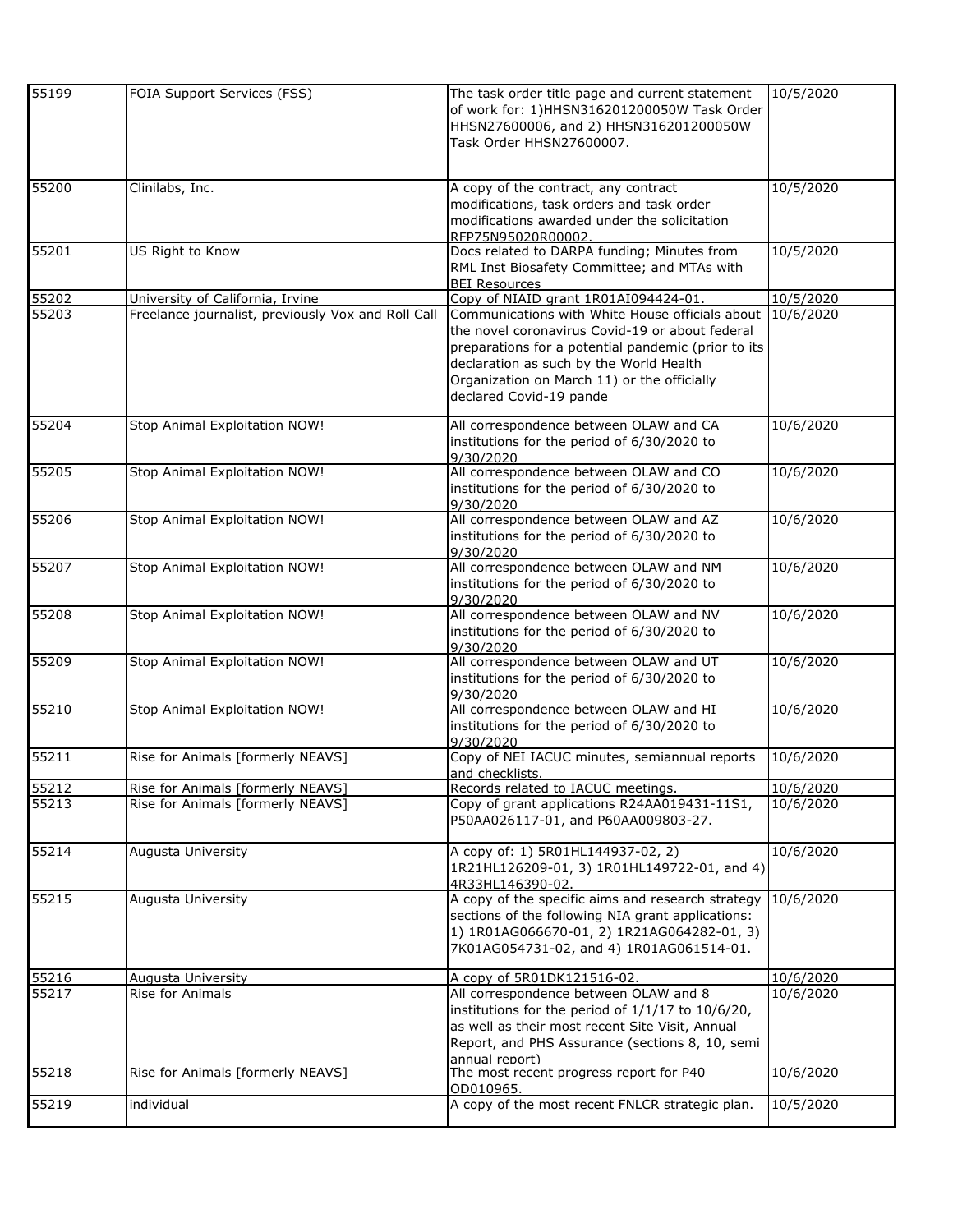| | | | |
|---|---|---|---|
| 55199 | FOIA Support Services (FSS) | The task order title page and current statement of work for: 1)HHSN316201200050W Task Order HHSN27600006, and 2) HHSN316201200050W Task Order HHSN27600007. | 10/5/2020 |
| 55200 | Clinilabs, Inc. | A copy of the contract, any contract modifications, task orders and task order modifications awarded under the solicitation RFP75N95020R00002. | 10/5/2020 |
| 55201 | US Right to Know | Docs related to DARPA funding; Minutes from RML Inst Biosafety Committee; and MTAs with BEI Resources | 10/5/2020 |
| 55202 | University of California, Irvine | Copy of NIAID grant 1R01AI094424-01. | 10/5/2020 |
| 55203 | Freelance journalist, previously Vox and Roll Call | Communications with White House officials about the novel coronavirus Covid-19 or about federal preparations for a potential pandemic (prior to its declaration as such by the World Health Organization on March 11) or the officially declared Covid-19 pande | 10/6/2020 |
| 55204 | Stop Animal Exploitation NOW! | All correspondence between OLAW and CA institutions for the period of 6/30/2020 to 9/30/2020 | 10/6/2020 |
| 55205 | Stop Animal Exploitation NOW! | All correspondence between OLAW and CO institutions for the period of 6/30/2020 to 9/30/2020 | 10/6/2020 |
| 55206 | Stop Animal Exploitation NOW! | All correspondence between OLAW and AZ institutions for the period of 6/30/2020 to 9/30/2020 | 10/6/2020 |
| 55207 | Stop Animal Exploitation NOW! | All correspondence between OLAW and NM institutions for the period of 6/30/2020 to 9/30/2020 | 10/6/2020 |
| 55208 | Stop Animal Exploitation NOW! | All correspondence between OLAW and NV institutions for the period of 6/30/2020 to 9/30/2020 | 10/6/2020 |
| 55209 | Stop Animal Exploitation NOW! | All correspondence between OLAW and UT institutions for the period of 6/30/2020 to 9/30/2020 | 10/6/2020 |
| 55210 | Stop Animal Exploitation NOW! | All correspondence between OLAW and HI institutions for the period of 6/30/2020 to 9/30/2020 | 10/6/2020 |
| 55211 | Rise for Animals [formerly NEAVS] | Copy of NEI IACUC minutes, semiannual reports and checklists. | 10/6/2020 |
| 55212 | Rise for Animals [formerly NEAVS] | Records related to IACUC meetings. | 10/6/2020 |
| 55213 | Rise for Animals [formerly NEAVS] | Copy of grant applications R24AA019431-11S1, P50AA026117-01, and P60AA009803-27. | 10/6/2020 |
| 55214 | Augusta University | A copy of: 1) 5R01HL144937-02, 2) 1R21HL126209-01, 3) 1R01HL149722-01, and 4) 4R33HL146390-02. | 10/6/2020 |
| 55215 | Augusta University | A copy of the specific aims and research strategy sections of the following NIA grant applications: 1) 1R01AG066670-01, 2) 1R21AG064282-01, 3) 7K01AG054731-02, and 4) 1R01AG061514-01. | 10/6/2020 |
| 55216 | Augusta University | A copy of 5R01DK121516-02. | 10/6/2020 |
| 55217 | Rise for Animals | All correspondence between OLAW and 8 institutions for the period of 1/1/17 to 10/6/20, as well as their most recent Site Visit, Annual Report, and PHS Assurance (sections 8, 10, semi annual report) | 10/6/2020 |
| 55218 | Rise for Animals [formerly NEAVS] | The most recent progress report for P40 OD010965. | 10/6/2020 |
| 55219 | individual | A copy of the most recent FNLCR strategic plan. | 10/5/2020 |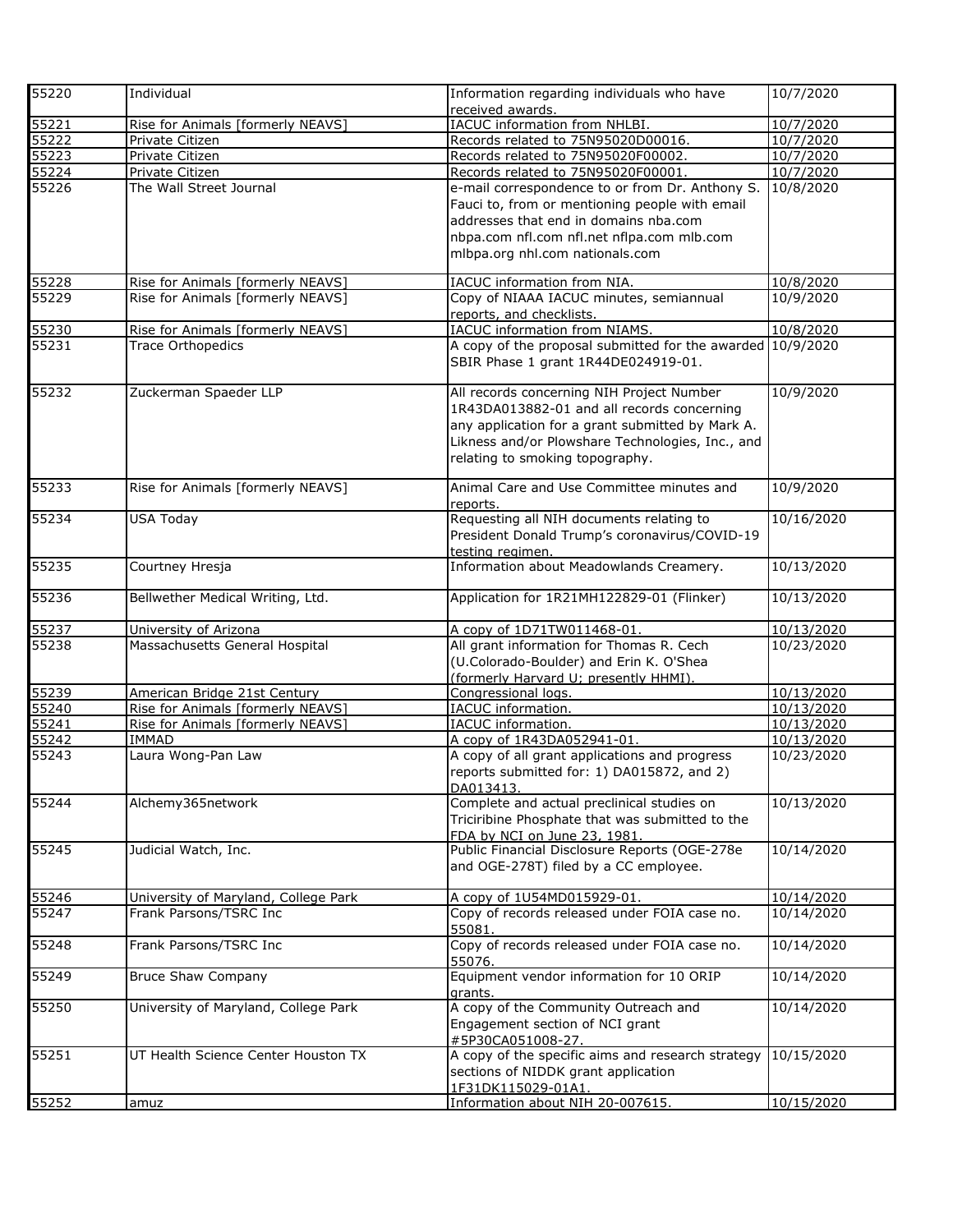| | | | |
|---|---|---|---|
| 55220 | Individual | Information regarding individuals who have received awards. | 10/7/2020 |
| 55221 | Rise for Animals [formerly NEAVS] | IACUC information from NHLBI. | 10/7/2020 |
| 55222 | Private Citizen | Records related to 75N95020D00016. | 10/7/2020 |
| 55223 | Private Citizen | Records related to 75N95020F00002. | 10/7/2020 |
| 55224 | Private Citizen | Records related to 75N95020F00001. | 10/7/2020 |
| 55226 | The Wall Street Journal | e-mail correspondence to or from Dr. Anthony S. Fauci to, from or mentioning people with email addresses that end in domains nba.com nbpa.com nfl.com nfl.net nflpa.com mlb.com mlbpa.org nhl.com nationals.com | 10/8/2020 |
| 55228 | Rise for Animals [formerly NEAVS] | IACUC information from NIA. | 10/8/2020 |
| 55229 | Rise for Animals [formerly NEAVS] | Copy of NIAAA IACUC minutes, semiannual reports, and checklists. | 10/9/2020 |
| 55230 | Rise for Animals [formerly NEAVS] | IACUC information from NIAMS. | 10/8/2020 |
| 55231 | Trace Orthopedics | A copy of the proposal submitted for the awarded SBIR Phase 1 grant 1R44DE024919-01. | 10/9/2020 |
| 55232 | Zuckerman Spaeder LLP | All records concerning NIH Project Number 1R43DA013882-01 and all records concerning any application for a grant submitted by Mark A. Likness and/or Plowshare Technologies, Inc., and relating to smoking topography. | 10/9/2020 |
| 55233 | Rise for Animals [formerly NEAVS] | Animal Care and Use Committee minutes and reports. | 10/9/2020 |
| 55234 | USA Today | Requesting all NIH documents relating to President Donald Trump's coronavirus/COVID-19 testing regimen. | 10/16/2020 |
| 55235 | Courtney Hresja | Information about Meadowlands Creamery. | 10/13/2020 |
| 55236 | Bellwether Medical Writing, Ltd. | Application for 1R21MH122829-01 (Flinker) | 10/13/2020 |
| 55237 | University of Arizona | A copy of 1D71TW011468-01. | 10/13/2020 |
| 55238 | Massachusetts General Hospital | All grant information for Thomas R. Cech (U.Colorado-Boulder) and Erin K. O'Shea (formerly Harvard U; presently HHMI). | 10/23/2020 |
| 55239 | American Bridge 21st Century | Congressional logs. | 10/13/2020 |
| 55240 | Rise for Animals [formerly NEAVS] | IACUC information. | 10/13/2020 |
| 55241 | Rise for Animals [formerly NEAVS] | IACUC information. | 10/13/2020 |
| 55242 | IMMAD | A copy of 1R43DA052941-01. | 10/13/2020 |
| 55243 | Laura Wong-Pan Law | A copy of all grant applications and progress reports submitted for: 1) DA015872, and 2) DA013413. | 10/23/2020 |
| 55244 | Alchemy365network | Complete and actual preclinical studies on Triciribine Phosphate that was submitted to the FDA by NCI on June 23, 1981. | 10/13/2020 |
| 55245 | Judicial Watch, Inc. | Public Financial Disclosure Reports (OGE-278e and OGE-278T) filed by a CC employee. | 10/14/2020 |
| 55246 | University of Maryland, College Park | A copy of 1U54MD015929-01. | 10/14/2020 |
| 55247 | Frank Parsons/TSRC Inc | Copy of records released under FOIA case no. 55081. | 10/14/2020 |
| 55248 | Frank Parsons/TSRC Inc | Copy of records released under FOIA case no. 55076. | 10/14/2020 |
| 55249 | Bruce Shaw Company | Equipment vendor information for 10 ORIP grants. | 10/14/2020 |
| 55250 | University of Maryland, College Park | A copy of the Community Outreach and Engagement section of NCI grant #5P30CA051008-27. | 10/14/2020 |
| 55251 | UT Health Science Center Houston TX | A copy of the specific aims and research strategy sections of NIDDK grant application 1F31DK115029-01A1. | 10/15/2020 |
| 55252 | amuz | Information about NIH 20-007615. | 10/15/2020 |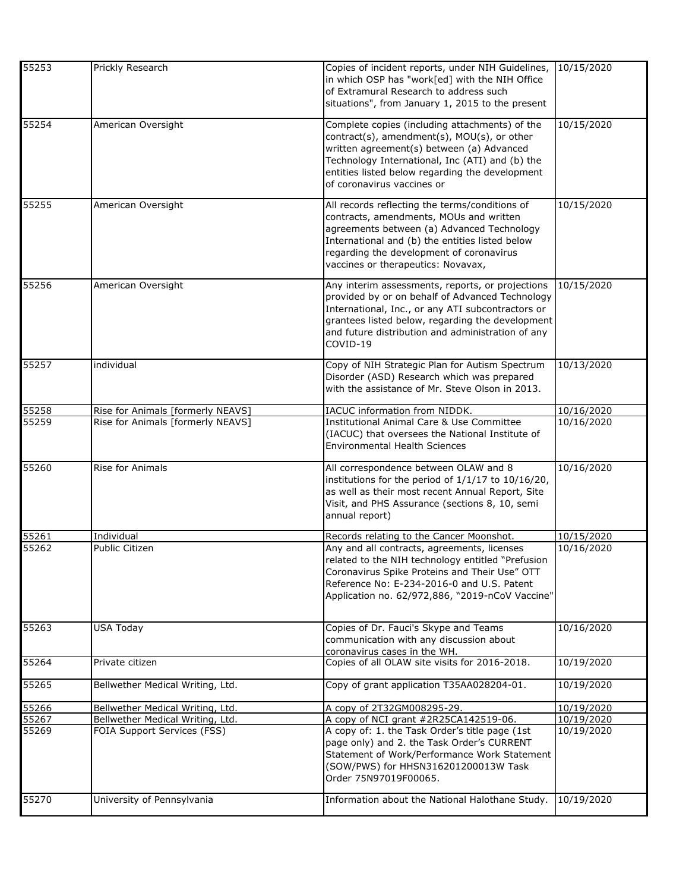| | | | |
|---|---|---|---|
| 55253 | Prickly Research | Copies of incident reports, under NIH Guidelines, in which OSP has "work[ed] with the NIH Office of Extramural Research to address such situations", from January 1, 2015 to the present | 10/15/2020 |
| 55254 | American Oversight | Complete copies (including attachments) of the contract(s), amendment(s), MOU(s), or other written agreement(s) between (a) Advanced Technology International, Inc (ATI) and (b) the entities listed below regarding the development of coronavirus vaccines or | 10/15/2020 |
| 55255 | American Oversight | All records reflecting the terms/conditions of contracts, amendments, MOUs and written agreements between (a) Advanced Technology International and (b) the entities listed below regarding the development of coronavirus vaccines or therapeutics: Novavax, | 10/15/2020 |
| 55256 | American Oversight | Any interim assessments, reports, or projections provided by or on behalf of Advanced Technology International, Inc., or any ATI subcontractors or grantees listed below, regarding the development and future distribution and administration of any COVID-19 | 10/15/2020 |
| 55257 | individual | Copy of NIH Strategic Plan for Autism Spectrum Disorder (ASD) Research which was prepared with the assistance of Mr. Steve Olson in 2013. | 10/13/2020 |
| 55258 | Rise for Animals [formerly NEAVS] | IACUC information from NIDDK. | 10/16/2020 |
| 55259 | Rise for Animals [formerly NEAVS] | Institutional Animal Care & Use Committee (IACUC) that oversees the National Institute of Environmental Health Sciences | 10/16/2020 |
| 55260 | Rise for Animals | All correspondence between OLAW and 8 institutions for the period of 1/1/17 to 10/16/20, as well as their most recent Annual Report, Site Visit, and PHS Assurance (sections 8, 10, semi annual report) | 10/16/2020 |
| 55261 | Individual | Records relating to the Cancer Moonshot. | 10/15/2020 |
| 55262 | Public Citizen | Any and all contracts, agreements, licenses related to the NIH technology entitled "Prefusion Coronavirus Spike Proteins and Their Use" OTT Reference No: E-234-2016-0 and U.S. Patent Application no. 62/972,886, "2019-nCoV Vaccine" | 10/16/2020 |
| 55263 | USA Today | Copies of Dr. Fauci's Skype and Teams communication with any discussion about coronavirus cases in the WH. | 10/16/2020 |
| 55264 | Private citizen | Copies of all OLAW site visits for 2016-2018. | 10/19/2020 |
| 55265 | Bellwether Medical Writing, Ltd. | Copy of grant application T35AA028204-01. | 10/19/2020 |
| 55266 | Bellwether Medical Writing, Ltd. | A copy of 2T32GM008295-29. | 10/19/2020 |
| 55267 | Bellwether Medical Writing, Ltd. | A copy of NCI grant #2R25CA142519-06. | 10/19/2020 |
| 55269 | FOIA Support Services (FSS) | A copy of: 1. the Task Order's title page (1st page only) and 2. the Task Order's CURRENT Statement of Work/Performance Work Statement (SOW/PWS) for HHSN316201200013W Task Order 75N97019F00065. | 10/19/2020 |
| 55270 | University of Pennsylvania | Information about the National Halothane Study. | 10/19/2020 |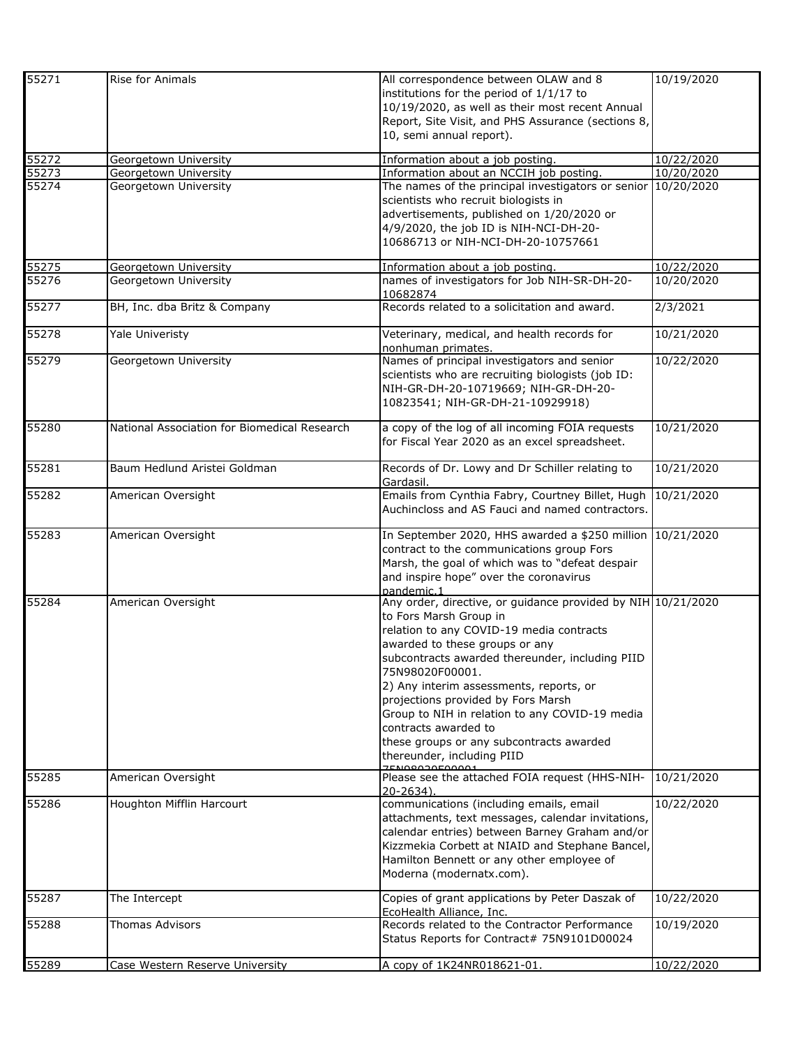| | | | |
|---|---|---|---|
| 55271 | Rise for Animals | All correspondence between OLAW and 8 institutions for the period of 1/1/17 to 10/19/2020, as well as their most recent Annual Report, Site Visit, and PHS Assurance (sections 8, 10, semi annual report). | 10/19/2020 |
| 55272 | Georgetown University | Information about a job posting. | 10/22/2020 |
| 55273 | Georgetown University | Information about an NCCIH job posting. | 10/20/2020 |
| 55274 | Georgetown University | The names of the principal investigators or senior scientists who recruit biologists in advertisements, published on 1/20/2020 or 4/9/2020, the job ID is NIH-NCI-DH-20-10686713 or NIH-NCI-DH-20-10757661 | 10/20/2020 |
| 55275 | Georgetown University | Information about a job posting. | 10/22/2020 |
| 55276 | Georgetown University | names of investigators for Job NIH-SR-DH-20-10682874 | 10/20/2020 |
| 55277 | BH, Inc. dba Britz & Company | Records related to a solicitation and award. | 2/3/2021 |
| 55278 | Yale Univeristy | Veterinary, medical, and health records for nonhuman primates. | 10/21/2020 |
| 55279 | Georgetown University | Names of principal investigators and senior scientists who are recruiting biologists (job ID: NIH-GR-DH-20-10719669; NIH-GR-DH-20-10823541; NIH-GR-DH-21-10929918) | 10/22/2020 |
| 55280 | National Association for Biomedical Research | a copy of the log of all incoming FOIA requests for Fiscal Year 2020 as an excel spreadsheet. | 10/21/2020 |
| 55281 | Baum Hedlund Aristei Goldman | Records of Dr. Lowy and Dr Schiller relating to Gardasil. | 10/21/2020 |
| 55282 | American Oversight | Emails from Cynthia Fabry, Courtney Billet, Hugh Auchincloss and AS Fauci and named contractors. | 10/21/2020 |
| 55283 | American Oversight | In September 2020, HHS awarded a $250 million contract to the communications group Fors Marsh, the goal of which was to "defeat despair and inspire hope" over the coronavirus pandemic.1 | 10/21/2020 |
| 55284 | American Oversight | Any order, directive, or guidance provided by NIH to Fors Marsh Group in relation to any COVID-19 media contracts awarded to these groups or any subcontracts awarded thereunder, including PIID 75N98020F00001. 2) Any interim assessments, reports, or projections provided by Fors Marsh Group to NIH in relation to any COVID-19 media contracts awarded to these groups or any subcontracts awarded thereunder, including PIID 75N98020F00001 | 10/21/2020 |
| 55285 | American Oversight | Please see the attached FOIA request (HHS-NIH-20-2634). | 10/21/2020 |
| 55286 | Houghton Mifflin Harcourt | communications (including emails, email attachments, text messages, calendar invitations, calendar entries) between Barney Graham and/or Kizzmekia Corbett at NIAID and Stephane Bancel, Hamilton Bennett or any other employee of Moderna (modernatx.com). | 10/22/2020 |
| 55287 | The Intercept | Copies of grant applications by Peter Daszak of EcoHealth Alliance, Inc. | 10/22/2020 |
| 55288 | Thomas Advisors | Records related to the Contractor Performance Status Reports for Contract# 75N9101D00024 | 10/19/2020 |
| 55289 | Case Western Reserve University | A copy of 1K24NR018621-01. | 10/22/2020 |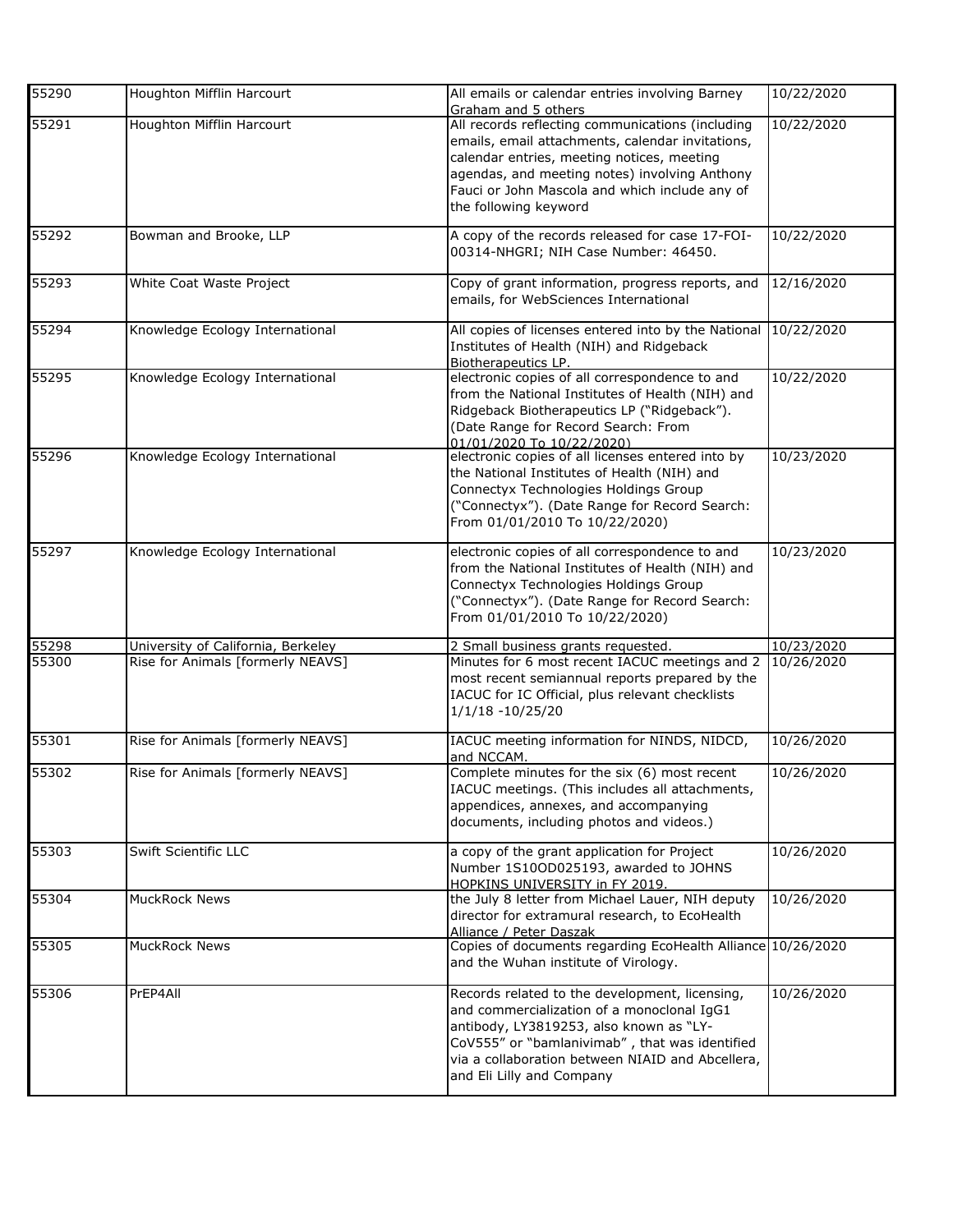| | | | |
|---|---|---|---|
| 55290 | Houghton Mifflin Harcourt | All emails or calendar entries involving Barney Graham and 5 others | 10/22/2020 |
| 55291 | Houghton Mifflin Harcourt | All records reflecting communications (including emails, email attachments, calendar invitations, calendar entries, meeting notices, meeting agendas, and meeting notes) involving Anthony Fauci or John Mascola and which include any of the following keyword | 10/22/2020 |
| 55292 | Bowman and Brooke, LLP | A copy of the records released for case 17-FOI-00314-NHGRI; NIH Case Number: 46450. | 10/22/2020 |
| 55293 | White Coat Waste Project | Copy of grant information, progress reports, and emails, for WebSciences International | 12/16/2020 |
| 55294 | Knowledge Ecology International | All copies of licenses entered into by the National Institutes of Health (NIH) and Ridgeback Biotherapeutics LP. | 10/22/2020 |
| 55295 | Knowledge Ecology International | electronic copies of all correspondence to and from the National Institutes of Health (NIH) and Ridgeback Biotherapeutics LP ("Ridgeback"). (Date Range for Record Search: From 01/01/2020 To 10/22/2020) | 10/22/2020 |
| 55296 | Knowledge Ecology International | electronic copies of all licenses entered into by the National Institutes of Health (NIH) and Connectyx Technologies Holdings Group ("Connectyx"). (Date Range for Record Search: From 01/01/2010 To 10/22/2020) | 10/23/2020 |
| 55297 | Knowledge Ecology International | electronic copies of all correspondence to and from the National Institutes of Health (NIH) and Connectyx Technologies Holdings Group ("Connectyx"). (Date Range for Record Search: From 01/01/2010 To 10/22/2020) | 10/23/2020 |
| 55298 | University of California, Berkeley | 2 Small business grants requested. | 10/23/2020 |
| 55300 | Rise for Animals [formerly NEAVS] | Minutes for 6 most recent IACUC meetings and 2 most recent semiannual reports prepared by the IACUC for IC Official, plus relevant checklists 1/1/18 -10/25/20 | 10/26/2020 |
| 55301 | Rise for Animals [formerly NEAVS] | IACUC meeting information for NINDS, NIDCD, and NCCAM. | 10/26/2020 |
| 55302 | Rise for Animals [formerly NEAVS] | Complete minutes for the six (6) most recent IACUC meetings. (This includes all attachments, appendices, annexes, and accompanying documents, including photos and videos.) | 10/26/2020 |
| 55303 | Swift Scientific LLC | a copy of the grant application for Project Number 1S10OD025193, awarded to JOHNS HOPKINS UNIVERSITY in FY 2019. | 10/26/2020 |
| 55304 | MuckRock News | the July 8 letter from Michael Lauer, NIH deputy director for extramural research, to EcoHealth Alliance / Peter Daszak | 10/26/2020 |
| 55305 | MuckRock News | Copies of documents regarding EcoHealth Alliance and the Wuhan institute of Virology. | 10/26/2020 |
| 55306 | PrEP4All | Records related to the development, licensing, and commercialization of a monoclonal IgG1 antibody, LY3819253, also known as "LY-CoV555" or "bamlanivimab" , that was identified via a collaboration between NIAID and Abcellera, and Eli Lilly and Company | 10/26/2020 |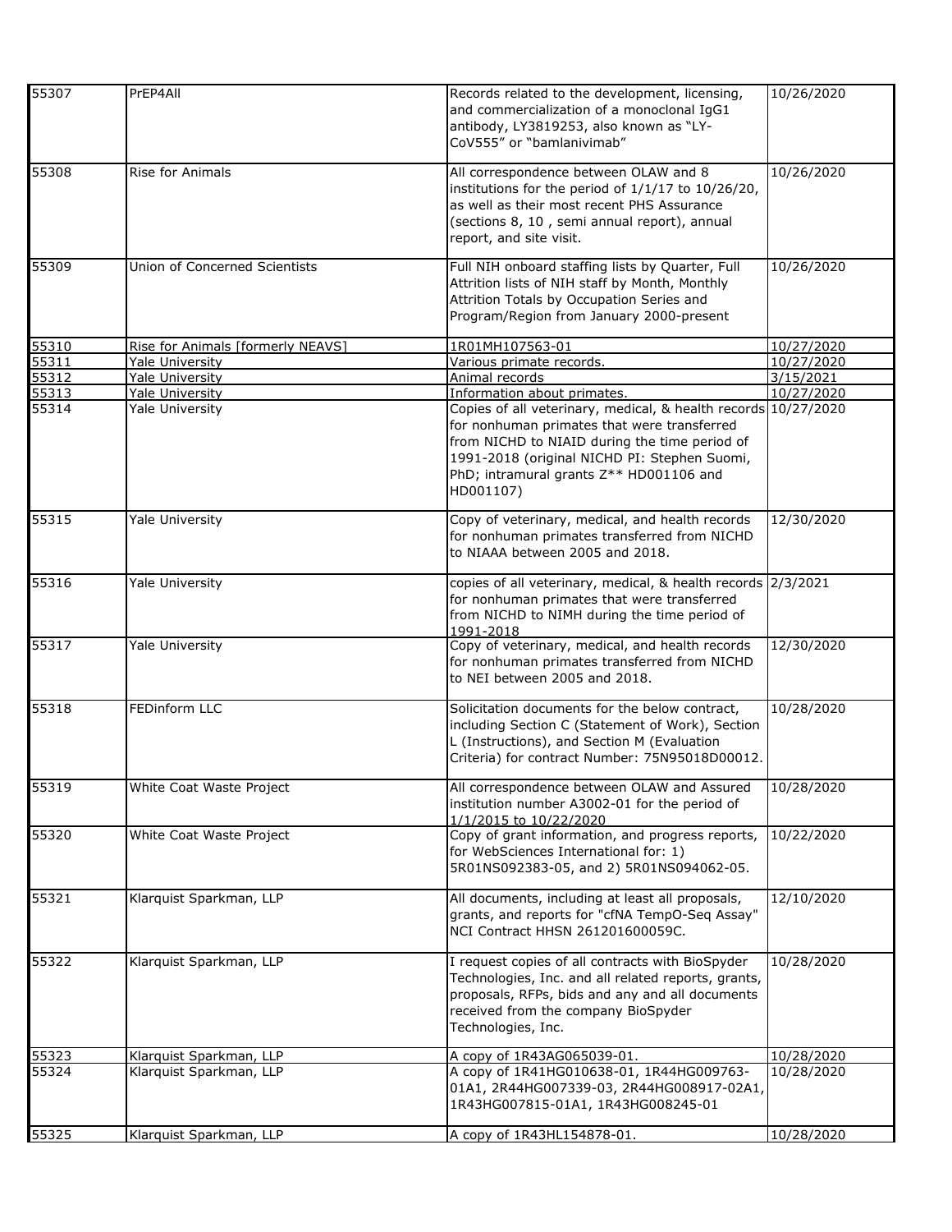| | | | |
|---|---|---|---|
| 55307 | PrEP4All | Records related to the development, licensing, and commercialization of a monoclonal IgG1 antibody, LY3819253, also known as "LY-CoV555" or "bamlanivimab" | 10/26/2020 |
| 55308 | Rise for Animals | All correspondence between OLAW and 8 institutions for the period of 1/1/17 to 10/26/20, as well as their most recent PHS Assurance (sections 8, 10 , semi annual report), annual report, and site visit. | 10/26/2020 |
| 55309 | Union of Concerned Scientists | Full NIH onboard staffing lists by Quarter, Full Attrition lists of NIH staff by Month, Monthly Attrition Totals by Occupation Series and Program/Region from January 2000-present | 10/26/2020 |
| 55310 | Rise for Animals [formerly NEAVS] | 1R01MH107563-01 | 10/27/2020 |
| 55311 | Yale University | Various primate records. | 10/27/2020 |
| 55312 | Yale University | Animal records | 3/15/2021 |
| 55313 | Yale University | Information about primates. | 10/27/2020 |
| 55314 | Yale University | Copies of all veterinary, medical, & health records for nonhuman primates that were transferred from NICHD to NIAID during the time period of 1991-2018 (original NICHD PI: Stephen Suomi, PhD; intramural grants Z** HD001106 and HD001107) | 10/27/2020 |
| 55315 | Yale University | Copy of veterinary, medical, and health records for nonhuman primates transferred from NICHD to NIAAA between 2005 and 2018. | 12/30/2020 |
| 55316 | Yale University | copies of all veterinary, medical, & health records for nonhuman primates that were transferred from NICHD to NIMH during the time period of 1991-2018 | 2/3/2021 |
| 55317 | Yale University | Copy of veterinary, medical, and health records for nonhuman primates transferred from NICHD to NEI between 2005 and 2018. | 12/30/2020 |
| 55318 | FEDinform LLC | Solicitation documents for the below contract, including Section C (Statement of Work), Section L (Instructions), and Section M (Evaluation Criteria) for contract Number: 75N95018D00012. | 10/28/2020 |
| 55319 | White Coat Waste Project | All correspondence between OLAW and Assured institution number A3002-01 for the period of 1/1/2015 to 10/22/2020 | 10/28/2020 |
| 55320 | White Coat Waste Project | Copy of grant information, and progress reports, for WebSciences International for: 1) 5R01NS092383-05, and 2) 5R01NS094062-05. | 10/22/2020 |
| 55321 | Klarquist Sparkman, LLP | All documents, including at least all proposals, grants, and reports for "cfNA TempO-Seq Assay" NCI Contract HHSN 261201600059C. | 12/10/2020 |
| 55322 | Klarquist Sparkman, LLP | I request copies of all contracts with BioSpyder Technologies, Inc. and all related reports, grants, proposals, RFPs, bids and any and all documents received from the company BioSpyder Technologies, Inc. | 10/28/2020 |
| 55323 | Klarquist Sparkman, LLP | A copy of 1R43AG065039-01. | 10/28/2020 |
| 55324 | Klarquist Sparkman, LLP | A copy of 1R41HG010638-01, 1R44HG009763-01A1, 2R44HG007339-03, 2R44HG008917-02A1, 1R43HG007815-01A1, 1R43HG008245-01 | 10/28/2020 |
| 55325 | Klarquist Sparkman, LLP | A copy of 1R43HL154878-01. | 10/28/2020 |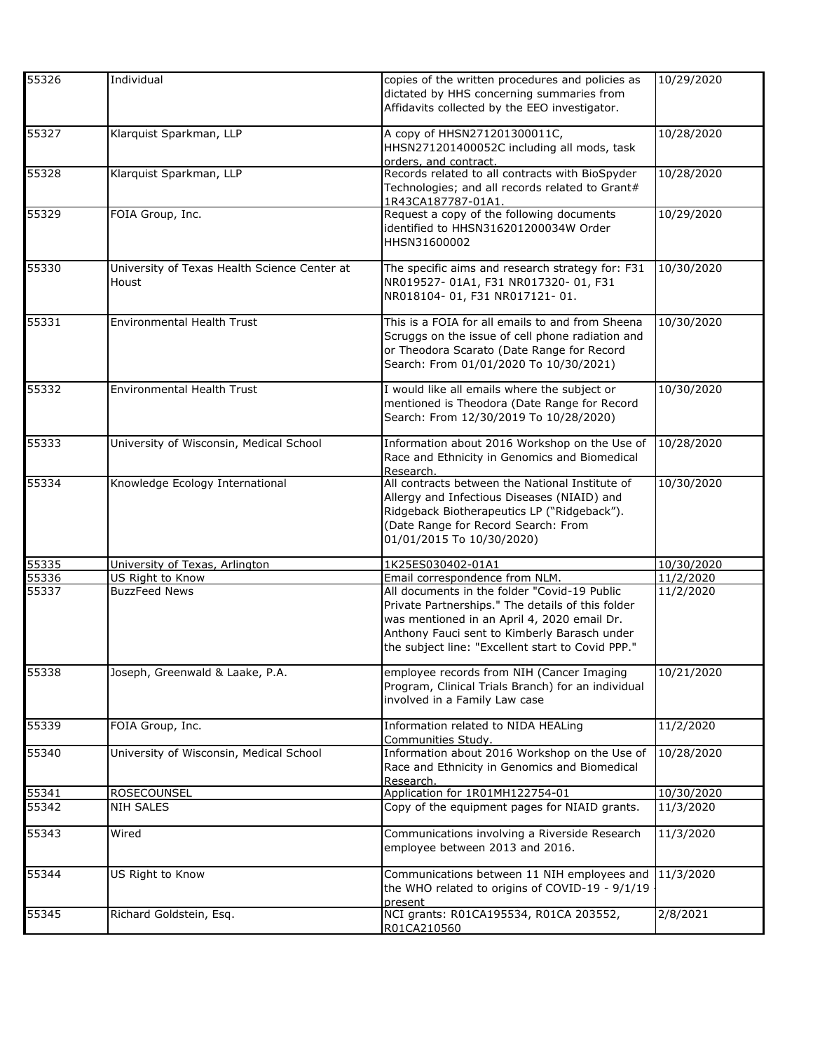| | | | |
|---|---|---|---|
| 55326 | Individual | copies of the written procedures and policies as dictated by HHS concerning summaries from Affidavits collected by the EEO investigator. | 10/29/2020 |
| 55327 | Klarquist Sparkman, LLP | A copy of HHSN271201300011C, HHSN271201400052C including all mods, task orders, and contract. | 10/28/2020 |
| 55328 | Klarquist Sparkman, LLP | Records related to all contracts with BioSpyder Technologies; and all records related to Grant# 1R43CA187787-01A1. | 10/28/2020 |
| 55329 | FOIA Group, Inc. | Request a copy of the following documents identified to HHSN316201200034W Order HHSN31600002 | 10/29/2020 |
| 55330 | University of Texas Health Science Center at Houst | The specific aims and research strategy for: F31 NR019527- 01A1, F31 NR017320- 01, F31 NR018104- 01, F31 NR017121- 01. | 10/30/2020 |
| 55331 | Environmental Health Trust | This is a FOIA for all emails to and from Sheena Scruggs on the issue of cell phone radiation and or Theodora Scarato (Date Range for Record Search: From 01/01/2020 To 10/30/2021) | 10/30/2020 |
| 55332 | Environmental Health Trust | I would like all emails where the subject or mentioned is Theodora (Date Range for Record Search: From 12/30/2019 To 10/28/2020) | 10/30/2020 |
| 55333 | University of Wisconsin, Medical School | Information about 2016 Workshop on the Use of Race and Ethnicity in Genomics and Biomedical Research. | 10/28/2020 |
| 55334 | Knowledge Ecology International | All contracts between the National Institute of Allergy and Infectious Diseases (NIAID) and Ridgeback Biotherapeutics LP ("Ridgeback"). (Date Range for Record Search: From 01/01/2015 To 10/30/2020) | 10/30/2020 |
| 55335 | University of Texas, Arlington | 1K25ES030402-01A1 | 10/30/2020 |
| 55336 | US Right to Know | Email correspondence from NLM. | 11/2/2020 |
| 55337 | BuzzFeed News | All documents in the folder "Covid-19 Public Private Partnerships." The details of this folder was mentioned in an April 4, 2020 email Dr. Anthony Fauci sent to Kimberly Barasch under the subject line: "Excellent start to Covid PPP." | 11/2/2020 |
| 55338 | Joseph, Greenwald & Laake, P.A. | employee records from NIH (Cancer Imaging Program, Clinical Trials Branch) for an individual involved in a Family Law case | 10/21/2020 |
| 55339 | FOIA Group, Inc. | Information related to NIDA HEALing Communities Study. | 11/2/2020 |
| 55340 | University of Wisconsin, Medical School | Information about 2016 Workshop on the Use of Race and Ethnicity in Genomics and Biomedical Research. | 10/28/2020 |
| 55341 | ROSECOUNSEL | Application for 1R01MH122754-01 | 10/30/2020 |
| 55342 | NIH SALES | Copy of the equipment pages for NIAID grants. | 11/3/2020 |
| 55343 | Wired | Communications involving a Riverside Research employee between 2013 and 2016. | 11/3/2020 |
| 55344 | US Right to Know | Communications between 11 NIH employees and the WHO related to origins of COVID-19 - 9/1/19 - present | 11/3/2020 |
| 55345 | Richard Goldstein, Esq. | NCI grants: R01CA195534, R01CA 203552, R01CA210560 | 2/8/2021 |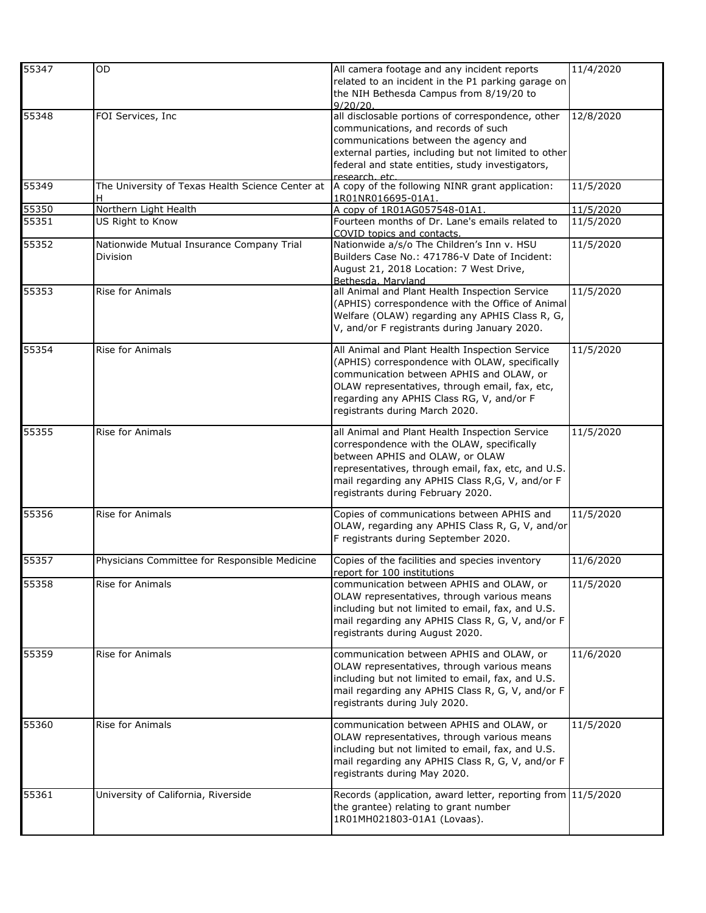| | | | |
|---|---|---|---|
| 55347 | OD | All camera footage and any incident reports related to an incident in the P1 parking garage on the NIH Bethesda Campus from 8/19/20 to 9/20/20. | 11/4/2020 |
| 55348 | FOI Services, Inc | all disclosable portions of correspondence, other communications, and records of such communications between the agency and external parties, including but not limited to other federal and state entities, study investigators, research, etc. | 12/8/2020 |
| 55349 | The University of Texas Health Science Center at H | A copy of the following NINR grant application: 1R01NR016695-01A1. | 11/5/2020 |
| 55350 | Northern Light Health | A copy of 1R01AG057548-01A1. | 11/5/2020 |
| 55351 | US Right to Know | Fourteen months of Dr. Lane's emails related to COVID topics and contacts. | 11/5/2020 |
| 55352 | Nationwide Mutual Insurance Company Trial Division | Nationwide a/s/o The Children's Inn v. HSU Builders Case No.: 471786-V Date of Incident: August 21, 2018 Location: 7 West Drive, Bethesda, Maryland | 11/5/2020 |
| 55353 | Rise for Animals | all Animal and Plant Health Inspection Service (APHIS) correspondence with the Office of Animal Welfare (OLAW) regarding any APHIS Class R, G, V, and/or F registrants during January 2020. | 11/5/2020 |
| 55354 | Rise for Animals | All Animal and Plant Health Inspection Service (APHIS) correspondence with OLAW, specifically communication between APHIS and OLAW, or OLAW representatives, through email, fax, etc, regarding any APHIS Class RG, V, and/or F registrants during March 2020. | 11/5/2020 |
| 55355 | Rise for Animals | all Animal and Plant Health Inspection Service correspondence with the OLAW, specifically between APHIS and OLAW, or OLAW representatives, through email, fax, etc, and U.S. mail regarding any APHIS Class R,G, V, and/or F registrants during February 2020. | 11/5/2020 |
| 55356 | Rise for Animals | Copies of communications between APHIS and OLAW, regarding any APHIS Class R, G, V, and/or F registrants during September 2020. | 11/5/2020 |
| 55357 | Physicians Committee for Responsible Medicine | Copies of the facilities and species inventory report for 100 institutions | 11/6/2020 |
| 55358 | Rise for Animals | communication between APHIS and OLAW, or OLAW representatives, through various means including but not limited to email, fax, and U.S. mail regarding any APHIS Class R, G, V, and/or F registrants during August 2020. | 11/5/2020 |
| 55359 | Rise for Animals | communication between APHIS and OLAW, or OLAW representatives, through various means including but not limited to email, fax, and U.S. mail regarding any APHIS Class R, G, V, and/or F registrants during July 2020. | 11/6/2020 |
| 55360 | Rise for Animals | communication between APHIS and OLAW, or OLAW representatives, through various means including but not limited to email, fax, and U.S. mail regarding any APHIS Class R, G, V, and/or F registrants during May 2020. | 11/5/2020 |
| 55361 | University of California, Riverside | Records (application, award letter, reporting from the grantee) relating to grant number 1R01MH021803-01A1 (Lovaas). | 11/5/2020 |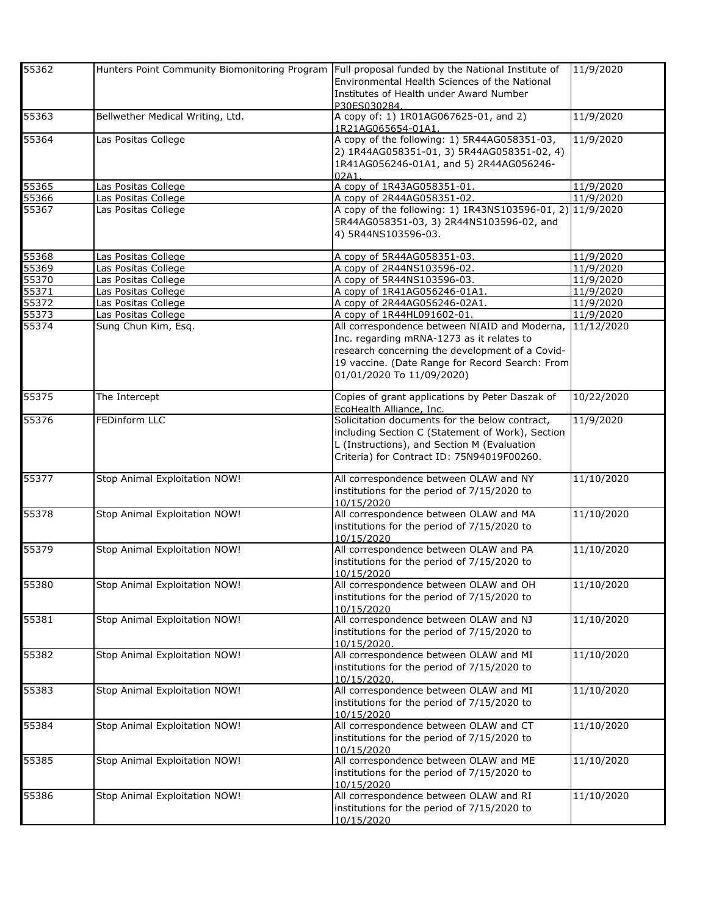| | | | |
|---|---|---|---|
| 55362 | Hunters Point Community Biomonitoring Program | Full proposal funded by the National Institute of Environmental Health Sciences of the National Institutes of Health under Award Number P30ES030284. | 11/9/2020 |
| 55363 | Bellwether Medical Writing, Ltd. | A copy of: 1) 1R01AG067625-01, and 2) 1R21AG065654-01A1. | 11/9/2020 |
| 55364 | Las Positas College | A copy of the following: 1) 5R44AG058351-03, 2) 1R44AG058351-01, 3) 5R44AG058351-02, 4) 1R41AG056246-01A1, and 5) 2R44AG056246-02A1. | 11/9/2020 |
| 55365 | Las Positas College | A copy of 1R43AG058351-01. | 11/9/2020 |
| 55366 | Las Positas College | A copy of 2R44AG058351-02. | 11/9/2020 |
| 55367 | Las Positas College | A copy of the following: 1) 1R43NS103596-01, 2) 5R44AG058351-03, 3) 2R44NS103596-02, and 4) 5R44NS103596-03. | 11/9/2020 |
| 55368 | Las Positas College | A copy of 5R44AG058351-03. | 11/9/2020 |
| 55369 | Las Positas College | A copy of 2R44NS103596-02. | 11/9/2020 |
| 55370 | Las Positas College | A copy of 5R44NS103596-03. | 11/9/2020 |
| 55371 | Las Positas College | A copy of 1R41AG056246-01A1. | 11/9/2020 |
| 55372 | Las Positas College | A copy of 2R44AG056246-02A1. | 11/9/2020 |
| 55373 | Las Positas College | A copy of 1R44HL091602-01. | 11/9/2020 |
| 55374 | Sung Chun Kim, Esq. | All correspondence between NIAID and Moderna, Inc. regarding mRNA-1273 as it relates to research concerning the development of a Covid-19 vaccine. (Date Range for Record Search: From 01/01/2020 To 11/09/2020) | 11/12/2020 |
| 55375 | The Intercept | Copies of grant applications by Peter Daszak of EcoHealth Alliance, Inc. | 10/22/2020 |
| 55376 | FEDinform LLC | Solicitation documents for the below contract, including Section C (Statement of Work), Section L (Instructions), and Section M (Evaluation Criteria) for Contract ID: 75N94019F00260. | 11/9/2020 |
| 55377 | Stop Animal Exploitation NOW! | All correspondence between OLAW and NY institutions for the period of 7/15/2020 to 10/15/2020 | 11/10/2020 |
| 55378 | Stop Animal Exploitation NOW! | All correspondence between OLAW and MA institutions for the period of 7/15/2020 to 10/15/2020 | 11/10/2020 |
| 55379 | Stop Animal Exploitation NOW! | All correspondence between OLAW and PA institutions for the period of 7/15/2020 to 10/15/2020 | 11/10/2020 |
| 55380 | Stop Animal Exploitation NOW! | All correspondence between OLAW and OH institutions for the period of 7/15/2020 to 10/15/2020 | 11/10/2020 |
| 55381 | Stop Animal Exploitation NOW! | All correspondence between OLAW and NJ institutions for the period of 7/15/2020 to 10/15/2020. | 11/10/2020 |
| 55382 | Stop Animal Exploitation NOW! | All correspondence between OLAW and MI institutions for the period of 7/15/2020 to 10/15/2020. | 11/10/2020 |
| 55383 | Stop Animal Exploitation NOW! | All correspondence between OLAW and MI institutions for the period of 7/15/2020 to 10/15/2020 | 11/10/2020 |
| 55384 | Stop Animal Exploitation NOW! | All correspondence between OLAW and CT institutions for the period of 7/15/2020 to 10/15/2020 | 11/10/2020 |
| 55385 | Stop Animal Exploitation NOW! | All correspondence between OLAW and ME institutions for the period of 7/15/2020 to 10/15/2020 | 11/10/2020 |
| 55386 | Stop Animal Exploitation NOW! | All correspondence between OLAW and RI institutions for the period of 7/15/2020 to 10/15/2020 | 11/10/2020 |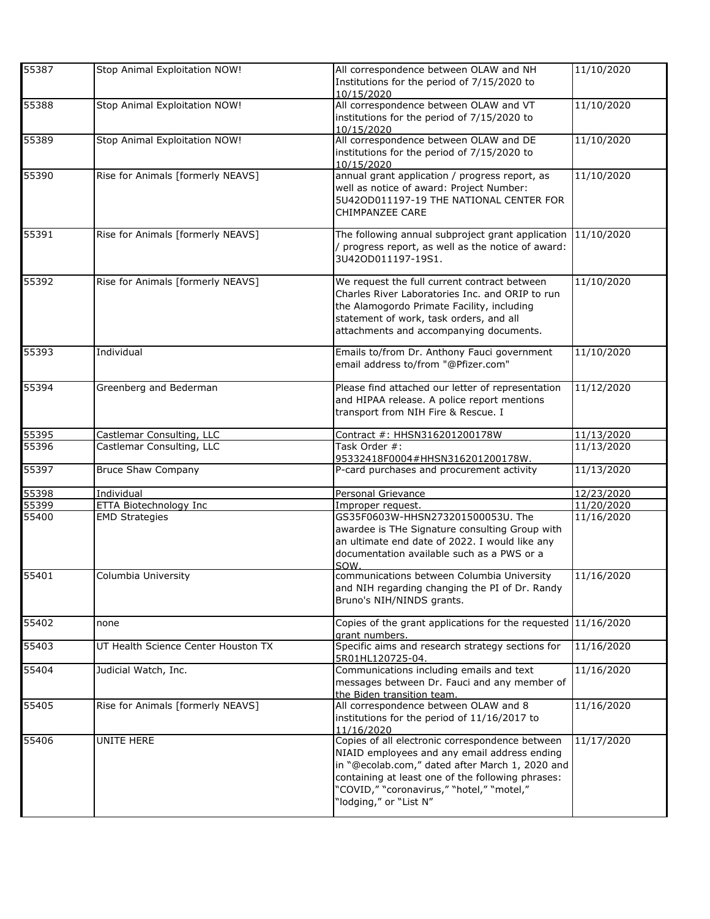| | | | |
|---|---|---|---|
| 55387 | Stop Animal Exploitation NOW! | All correspondence between OLAW and NH Institutions for the period of 7/15/2020 to 10/15/2020 | 11/10/2020 |
| 55388 | Stop Animal Exploitation NOW! | All correspondence between OLAW and VT institutions for the period of 7/15/2020 to 10/15/2020 | 11/10/2020 |
| 55389 | Stop Animal Exploitation NOW! | All correspondence between OLAW and DE institutions for the period of 7/15/2020 to 10/15/2020 | 11/10/2020 |
| 55390 | Rise for Animals [formerly NEAVS] | annual grant application / progress report, as well as notice of award: Project Number: 5U42OD011197-19 THE NATIONAL CENTER FOR CHIMPANZEE CARE | 11/10/2020 |
| 55391 | Rise for Animals [formerly NEAVS] | The following annual subproject grant application / progress report, as well as the notice of award: 3U42OD011197-19S1. | 11/10/2020 |
| 55392 | Rise for Animals [formerly NEAVS] | We request the full current contract between Charles River Laboratories Inc. and ORIP to run the Alamogordo Primate Facility, including statement of work, task orders, and all attachments and accompanying documents. | 11/10/2020 |
| 55393 | Individual | Emails to/from Dr. Anthony Fauci government email address to/from "@Pfizer.com" | 11/10/2020 |
| 55394 | Greenberg and Bederman | Please find attached our letter of representation and HIPAA release. A police report mentions transport from NIH Fire & Rescue. I | 11/12/2020 |
| 55395 | Castlemar Consulting, LLC | Contract #: HHSN316201200178W | 11/13/2020 |
| 55396 | Castlemar Consulting, LLC | Task Order #: 95332418F0004#HHSN316201200178W. | 11/13/2020 |
| 55397 | Bruce Shaw Company | P-card purchases and procurement activity | 11/13/2020 |
| 55398 | Individual | Personal Grievance | 12/23/2020 |
| 55399 | ETTA Biotechnology Inc | Improper request. | 11/20/2020 |
| 55400 | EMD Strategies | GS35F0603W-HHSN273201500053U. The awardee is THe Signature consulting Group with an ultimate end date of 2022. I would like any documentation available such as a PWS or a SOW. | 11/16/2020 |
| 55401 | Columbia University | communications between Columbia University and NIH regarding changing the PI of Dr. Randy Bruno's NIH/NINDS grants. | 11/16/2020 |
| 55402 | none | Copies of the grant applications for the requested grant numbers. | 11/16/2020 |
| 55403 | UT Health Science Center Houston TX | Specific aims and research strategy sections for 5R01HL120725-04. | 11/16/2020 |
| 55404 | Judicial Watch, Inc. | Communications including emails and text messages between Dr. Fauci and any member of the Biden transition team. | 11/16/2020 |
| 55405 | Rise for Animals [formerly NEAVS] | All correspondence between OLAW and 8 institutions for the period of 11/16/2017 to 11/16/2020 | 11/16/2020 |
| 55406 | UNITE HERE | Copies of all electronic correspondence between NIAID employees and any email address ending in "@ecolab.com," dated after March 1, 2020 and containing at least one of the following phrases: "COVID," "coronavirus," "hotel," "motel," "lodging," or "List N" | 11/17/2020 |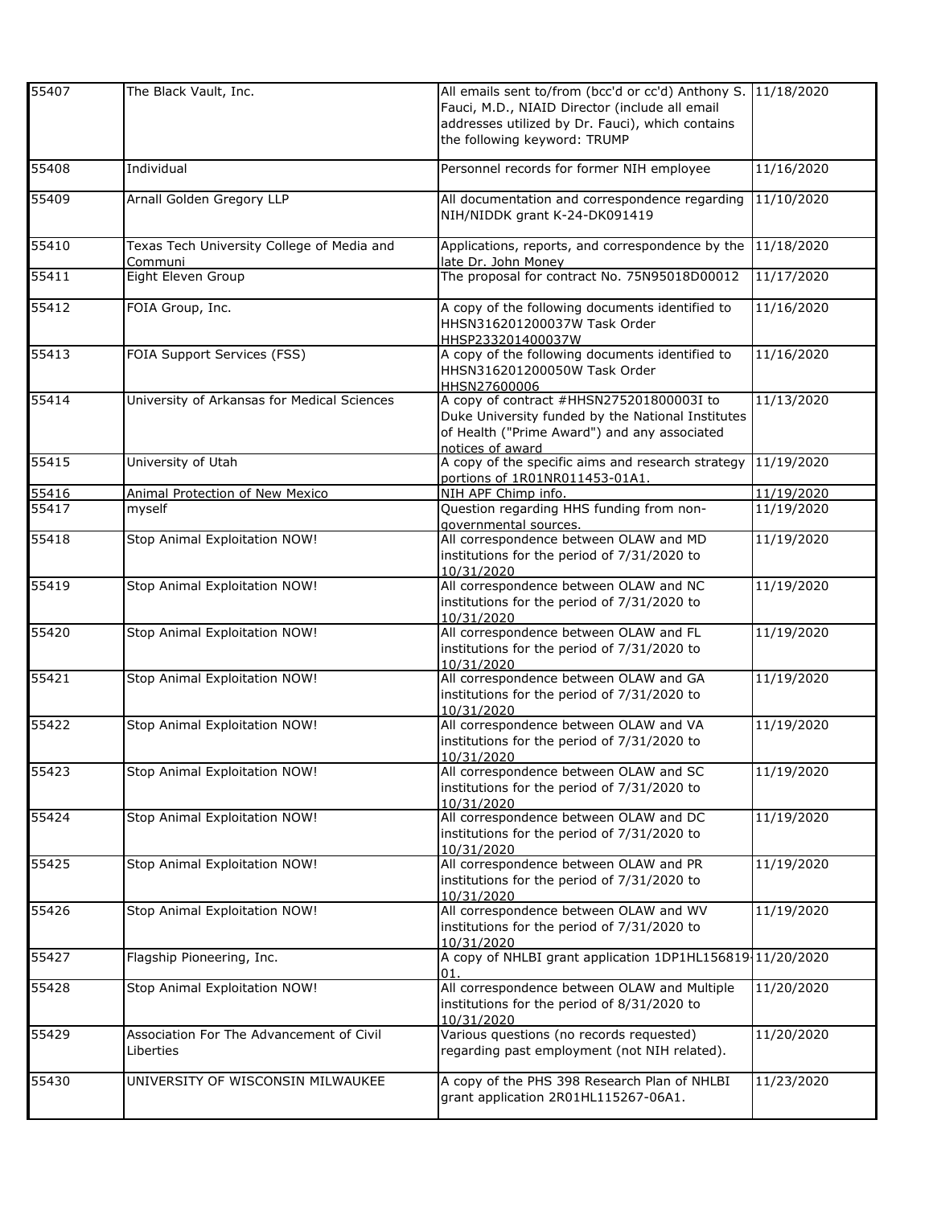| | | | |
|---|---|---|---|
| 55407 | The Black Vault, Inc. | All emails sent to/from (bcc'd or cc'd) Anthony S. Fauci, M.D., NIAID Director (include all email addresses utilized by Dr. Fauci), which contains the following keyword: TRUMP | 11/18/2020 |
| 55408 | Individual | Personnel records for former NIH employee | 11/16/2020 |
| 55409 | Arnall Golden Gregory LLP | All documentation and correspondence regarding NIH/NIDDK grant K-24-DK091419 | 11/10/2020 |
| 55410 | Texas Tech University College of Media and Communi | Applications, reports, and correspondence by the late Dr. John Money | 11/18/2020 |
| 55411 | Eight Eleven Group | The proposal for contract No. 75N95018D00012 | 11/17/2020 |
| 55412 | FOIA Group, Inc. | A copy of the following documents identified to HHSN316201200037W Task Order HHSP233201400037W | 11/16/2020 |
| 55413 | FOIA Support Services (FSS) | A copy of the following documents identified to HHSN316201200050W Task Order HHSN27600006 | 11/16/2020 |
| 55414 | University of Arkansas for Medical Sciences | A copy of contract #HHSN275201800003I to Duke University funded by the National Institutes of Health ("Prime Award") and any associated notices of award | 11/13/2020 |
| 55415 | University of Utah | A copy of the specific aims and research strategy portions of 1R01NR011453-01A1. | 11/19/2020 |
| 55416 | Animal Protection of New Mexico | NIH APF Chimp info. | 11/19/2020 |
| 55417 | myself | Question regarding HHS funding from non-governmental sources. | 11/19/2020 |
| 55418 | Stop Animal Exploitation NOW! | All correspondence between OLAW and MD institutions for the period of 7/31/2020 to 10/31/2020 | 11/19/2020 |
| 55419 | Stop Animal Exploitation NOW! | All correspondence between OLAW and NC institutions for the period of 7/31/2020 to 10/31/2020 | 11/19/2020 |
| 55420 | Stop Animal Exploitation NOW! | All correspondence between OLAW and FL institutions for the period of 7/31/2020 to 10/31/2020 | 11/19/2020 |
| 55421 | Stop Animal Exploitation NOW! | All correspondence between OLAW and GA institutions for the period of 7/31/2020 to 10/31/2020 | 11/19/2020 |
| 55422 | Stop Animal Exploitation NOW! | All correspondence between OLAW and VA institutions for the period of 7/31/2020 to 10/31/2020 | 11/19/2020 |
| 55423 | Stop Animal Exploitation NOW! | All correspondence between OLAW and SC institutions for the period of 7/31/2020 to 10/31/2020 | 11/19/2020 |
| 55424 | Stop Animal Exploitation NOW! | All correspondence between OLAW and DC institutions for the period of 7/31/2020 to 10/31/2020 | 11/19/2020 |
| 55425 | Stop Animal Exploitation NOW! | All correspondence between OLAW and PR institutions for the period of 7/31/2020 to 10/31/2020 | 11/19/2020 |
| 55426 | Stop Animal Exploitation NOW! | All correspondence between OLAW and WV institutions for the period of 7/31/2020 to 10/31/2020 | 11/19/2020 |
| 55427 | Flagship Pioneering, Inc. | A copy of NHLBI grant application 1DP1HL156819-01. | 11/20/2020 |
| 55428 | Stop Animal Exploitation NOW! | All correspondence between OLAW and Multiple institutions for the period of 8/31/2020 to 10/31/2020 | 11/20/2020 |
| 55429 | Association For The Advancement of Civil Liberties | Various questions (no records requested) regarding past employment (not NIH related). | 11/20/2020 |
| 55430 | UNIVERSITY OF WISCONSIN MILWAUKEE | A copy of the PHS 398 Research Plan of NHLBI grant application 2R01HL115267-06A1. | 11/23/2020 |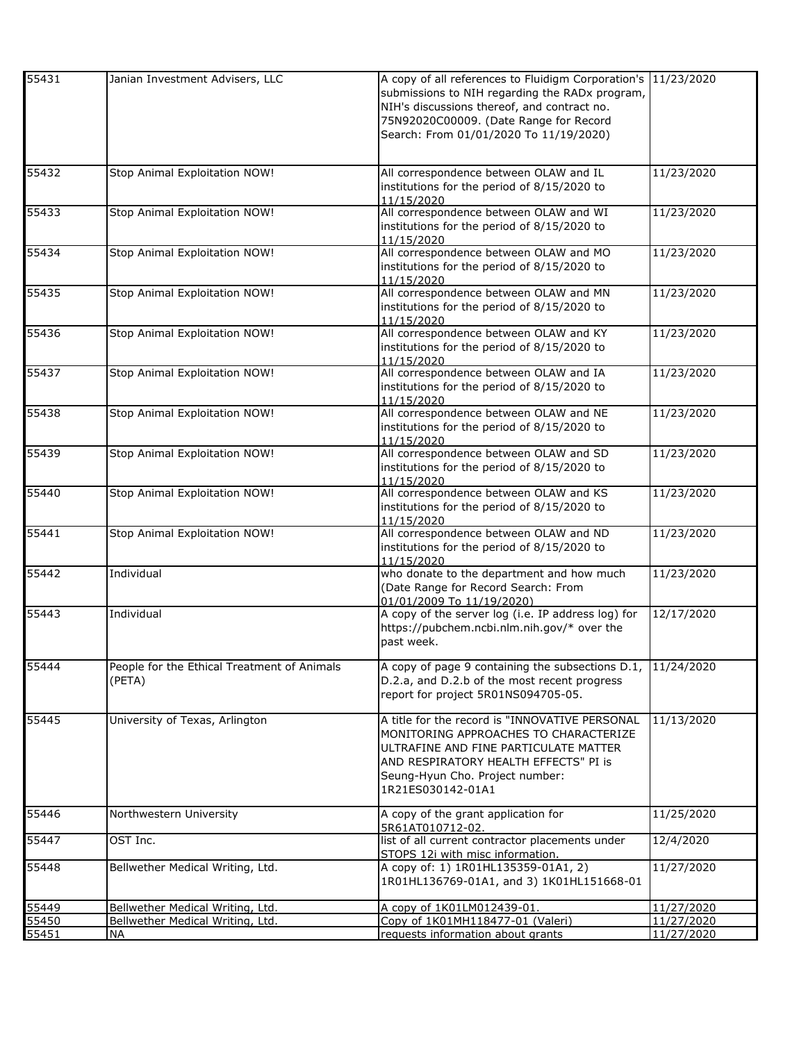| | | | |
|---|---|---|---|
| 55431 | Janian Investment Advisers, LLC | A copy of all references to Fluidigm Corporation's submissions to NIH regarding the RADx program, NIH's discussions thereof, and contract no. 75N92020C00009. (Date Range for Record Search: From 01/01/2020 To 11/19/2020) | 11/23/2020 |
| 55432 | Stop Animal Exploitation NOW! | All correspondence between OLAW and IL institutions for the period of 8/15/2020 to 11/15/2020 | 11/23/2020 |
| 55433 | Stop Animal Exploitation NOW! | All correspondence between OLAW and WI institutions for the period of 8/15/2020 to 11/15/2020 | 11/23/2020 |
| 55434 | Stop Animal Exploitation NOW! | All correspondence between OLAW and MO institutions for the period of 8/15/2020 to 11/15/2020 | 11/23/2020 |
| 55435 | Stop Animal Exploitation NOW! | All correspondence between OLAW and MN institutions for the period of 8/15/2020 to 11/15/2020 | 11/23/2020 |
| 55436 | Stop Animal Exploitation NOW! | All correspondence between OLAW and KY institutions for the period of 8/15/2020 to 11/15/2020 | 11/23/2020 |
| 55437 | Stop Animal Exploitation NOW! | All correspondence between OLAW and IA institutions for the period of 8/15/2020 to 11/15/2020 | 11/23/2020 |
| 55438 | Stop Animal Exploitation NOW! | All correspondence between OLAW and NE institutions for the period of 8/15/2020 to 11/15/2020 | 11/23/2020 |
| 55439 | Stop Animal Exploitation NOW! | All correspondence between OLAW and SD institutions for the period of 8/15/2020 to 11/15/2020 | 11/23/2020 |
| 55440 | Stop Animal Exploitation NOW! | All correspondence between OLAW and KS institutions for the period of 8/15/2020 to 11/15/2020 | 11/23/2020 |
| 55441 | Stop Animal Exploitation NOW! | All correspondence between OLAW and ND institutions for the period of 8/15/2020 to 11/15/2020 | 11/23/2020 |
| 55442 | Individual | who donate to the department and how much (Date Range for Record Search: From 01/01/2009 To 11/19/2020) | 11/23/2020 |
| 55443 | Individual | A copy of the server log (i.e. IP address log) for https://pubchem.ncbi.nlm.nih.gov/* over the past week. | 12/17/2020 |
| 55444 | People for the Ethical Treatment of Animals (PETA) | A copy of page 9 containing the subsections D.1, D.2.a, and D.2.b of the most recent progress report for project 5R01NS094705-05. | 11/24/2020 |
| 55445 | University of Texas, Arlington | A title for the record is "INNOVATIVE PERSONAL MONITORING APPROACHES TO CHARACTERIZE ULTRAFINE AND FINE PARTICULATE MATTER AND RESPIRATORY HEALTH EFFECTS" PI is Seung-Hyun Cho. Project number: 1R21ES030142-01A1 | 11/13/2020 |
| 55446 | Northwestern University | A copy of the grant application for 5R61AT010712-02. | 11/25/2020 |
| 55447 | OST Inc. | list of all current contractor placements under STOPS 12i with misc information. | 12/4/2020 |
| 55448 | Bellwether Medical Writing, Ltd. | A copy of: 1) 1R01HL135359-01A1, 2) 1R01HL136769-01A1, and 3) 1K01HL151668-01 | 11/27/2020 |
| 55449 | Bellwether Medical Writing, Ltd. | A copy of 1K01LM012439-01. | 11/27/2020 |
| 55450 | Bellwether Medical Writing, Ltd. | Copy of 1K01MH118477-01 (Valeri) | 11/27/2020 |
| 55451 | NA | requests information about grants | 11/27/2020 |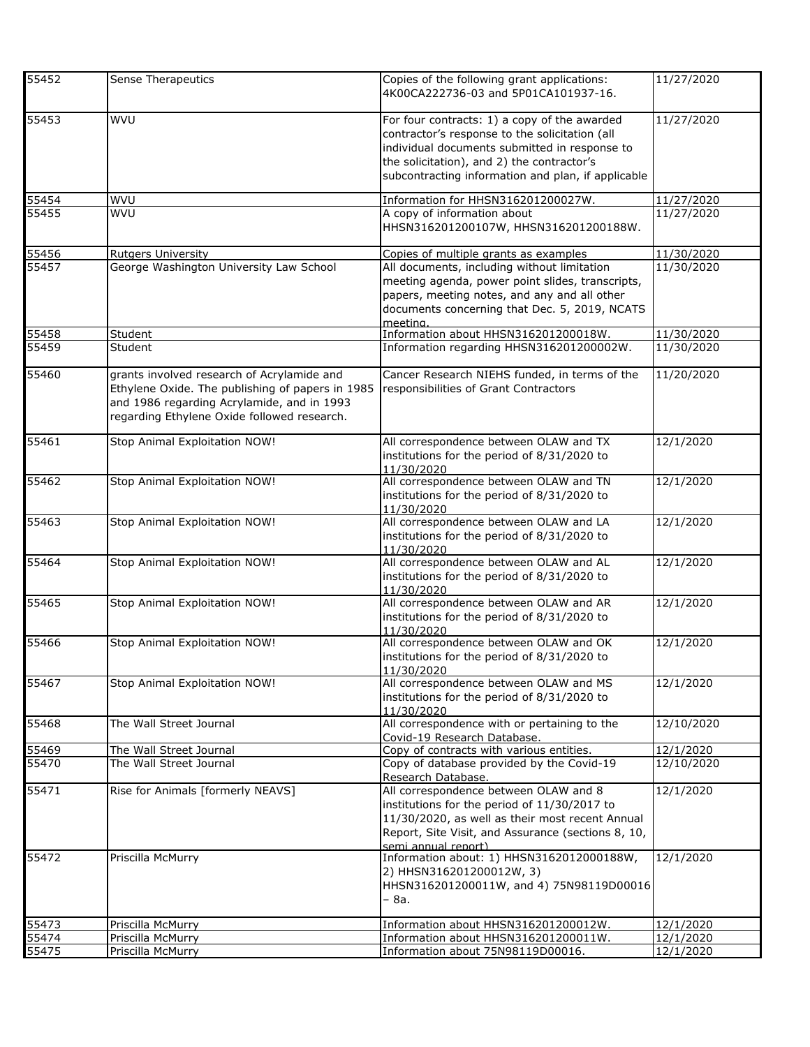| | | | |
|---|---|---|---|
| 55452 | Sense Therapeutics | Copies of the following grant applications: 4K00CA222736-03 and 5P01CA101937-16. | 11/27/2020 |
| 55453 | WVU | For four contracts: 1) a copy of the awarded contractor's response to the solicitation (all individual documents submitted in response to the solicitation), and 2) the contractor's subcontracting information and plan, if applicable | 11/27/2020 |
| 55454 | WVU | Information for HHSN316201200027W. | 11/27/2020 |
| 55455 | WVU | A copy of information about HHSN316201200107W, HHSN316201200188W. | 11/27/2020 |
| 55456 | Rutgers University | Copies of multiple grants as examples | 11/30/2020 |
| 55457 | George Washington University Law School | All documents, including without limitation meeting agenda, power point slides, transcripts, papers, meeting notes, and any and all other documents concerning that Dec. 5, 2019, NCATS meeting. | 11/30/2020 |
| 55458 | Student | Information about HHSN316201200018W. | 11/30/2020 |
| 55459 | Student | Information regarding HHSN316201200002W. | 11/30/2020 |
| 55460 | grants involved research of Acrylamide and Ethylene Oxide. The publishing of papers in 1985 and 1986 regarding Acrylamide, and in 1993 regarding Ethylene Oxide followed research. | Cancer Research NIEHS funded, in terms of the responsibilities of Grant Contractors | 11/20/2020 |
| 55461 | Stop Animal Exploitation NOW! | All correspondence between OLAW and TX institutions for the period of 8/31/2020 to 11/30/2020 | 12/1/2020 |
| 55462 | Stop Animal Exploitation NOW! | All correspondence between OLAW and TN institutions for the period of 8/31/2020 to 11/30/2020 | 12/1/2020 |
| 55463 | Stop Animal Exploitation NOW! | All correspondence between OLAW and LA institutions for the period of 8/31/2020 to 11/30/2020 | 12/1/2020 |
| 55464 | Stop Animal Exploitation NOW! | All correspondence between OLAW and AL institutions for the period of 8/31/2020 to 11/30/2020 | 12/1/2020 |
| 55465 | Stop Animal Exploitation NOW! | All correspondence between OLAW and AR institutions for the period of 8/31/2020 to 11/30/2020 | 12/1/2020 |
| 55466 | Stop Animal Exploitation NOW! | All correspondence between OLAW and OK institutions for the period of 8/31/2020 to 11/30/2020 | 12/1/2020 |
| 55467 | Stop Animal Exploitation NOW! | All correspondence between OLAW and MS institutions for the period of 8/31/2020 to 11/30/2020 | 12/1/2020 |
| 55468 | The Wall Street Journal | All correspondence with or pertaining to the Covid-19 Research Database. | 12/10/2020 |
| 55469 | The Wall Street Journal | Copy of contracts with various entities. | 12/1/2020 |
| 55470 | The Wall Street Journal | Copy of database provided by the Covid-19 Research Database. | 12/10/2020 |
| 55471 | Rise for Animals [formerly NEAVS] | All correspondence between OLAW and 8 institutions for the period of 11/30/2017 to 11/30/2020, as well as their most recent Annual Report, Site Visit, and Assurance (sections 8, 10, semi annual report) | 12/1/2020 |
| 55472 | Priscilla McMurry | Information about: 1) HHSN3162012000188W, 2) HHSN316201200012W, 3) HHSN316201200011W, and 4) 75N98119D00016 – 8a. | 12/1/2020 |
| 55473 | Priscilla McMurry | Information about HHSN316201200012W. | 12/1/2020 |
| 55474 | Priscilla McMurry | Information about HHSN316201200011W. | 12/1/2020 |
| 55475 | Priscilla McMurry | Information about 75N98119D00016. | 12/1/2020 |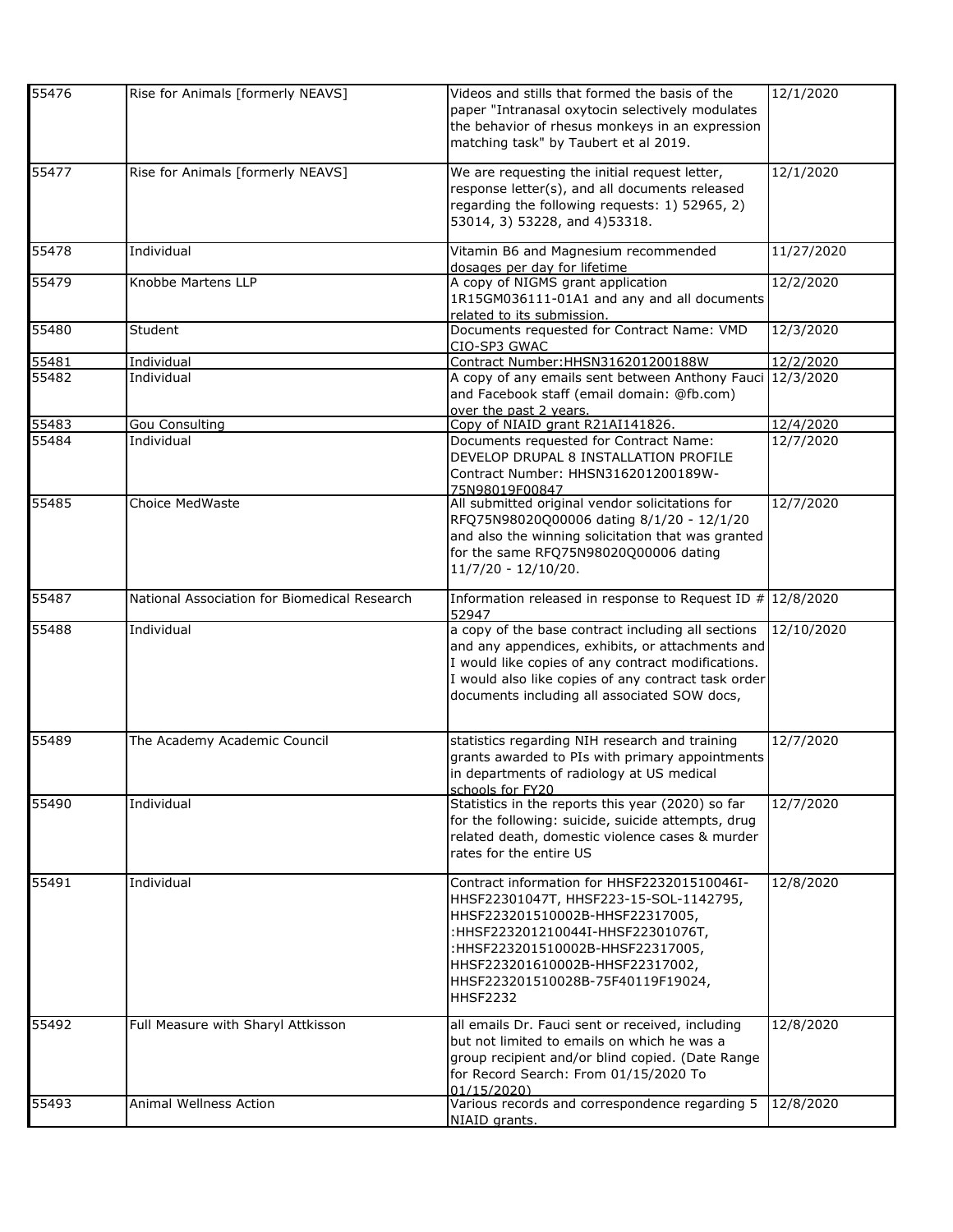| | | | |
|---|---|---|---|
| 55476 | Rise for Animals [formerly NEAVS] | Videos and stills that formed the basis of the paper "Intranasal oxytocin selectively modulates the behavior of rhesus monkeys in an expression matching task" by Taubert et al 2019. | 12/1/2020 |
| 55477 | Rise for Animals [formerly NEAVS] | We are requesting the initial request letter, response letter(s), and all documents released regarding the following requests: 1) 52965, 2) 53014, 3) 53228, and 4)53318. | 12/1/2020 |
| 55478 | Individual | Vitamin B6 and Magnesium recommended dosages per day for lifetime | 11/27/2020 |
| 55479 | Knobbe Martens LLP | A copy of NIGMS grant application 1R15GM036111-01A1 and any and all documents related to its submission. | 12/2/2020 |
| 55480 | Student | Documents requested for Contract Name: VMD CIO-SP3 GWAC | 12/3/2020 |
| 55481 | Individual | Contract Number:HHSN316201200188W | 12/2/2020 |
| 55482 | Individual | A copy of any emails sent between Anthony Fauci and Facebook staff (email domain: @fb.com) over the past 2 years. | 12/3/2020 |
| 55483 | Gou Consulting | Copy of NIAID grant R21AI141826. | 12/4/2020 |
| 55484 | Individual | Documents requested for Contract Name: DEVELOP DRUPAL 8 INSTALLATION PROFILE Contract Number: HHSN316201200189W-75N98019F00847 | 12/7/2020 |
| 55485 | Choice MedWaste | All submitted original vendor solicitations for RFQ75N98020Q00006 dating 8/1/20 - 12/1/20 and also the winning solicitation that was granted for the same RFQ75N98020Q00006 dating 11/7/20 - 12/10/20. | 12/7/2020 |
| 55487 | National Association for Biomedical Research | Information released in response to Request ID # 52947 | 12/8/2020 |
| 55488 | Individual | a copy of the base contract including all sections and any appendices, exhibits, or attachments and I would like copies of any contract modifications. I would also like copies of any contract task order documents including all associated SOW docs, | 12/10/2020 |
| 55489 | The Academy Academic Council | statistics regarding NIH research and training grants awarded to PIs with primary appointments in departments of radiology at US medical schools for FY20 | 12/7/2020 |
| 55490 | Individual | Statistics in the reports this year (2020) so far for the following: suicide, suicide attempts, drug related death, domestic violence cases & murder rates for the entire US | 12/7/2020 |
| 55491 | Individual | Contract information for HHSF223201510046I-HHSF22301047T, HHSF223-15-SOL-1142795, HHSF223201510002B-HHSF22317005, :HHSF223201210044I-HHSF22301076T, :HHSF223201510002B-HHSF22317005, HHSF223201610002B-HHSF22317002, HHSF223201510028B-75F40119F19024, HHSF2232 | 12/8/2020 |
| 55492 | Full Measure with Sharyl Attkisson | all emails Dr. Fauci sent or received, including but not limited to emails on which he was a group recipient and/or blind copied. (Date Range for Record Search: From 01/15/2020 To 01/15/2020) | 12/8/2020 |
| 55493 | Animal Wellness Action | Various records and correspondence regarding 5 NIAID grants. | 12/8/2020 |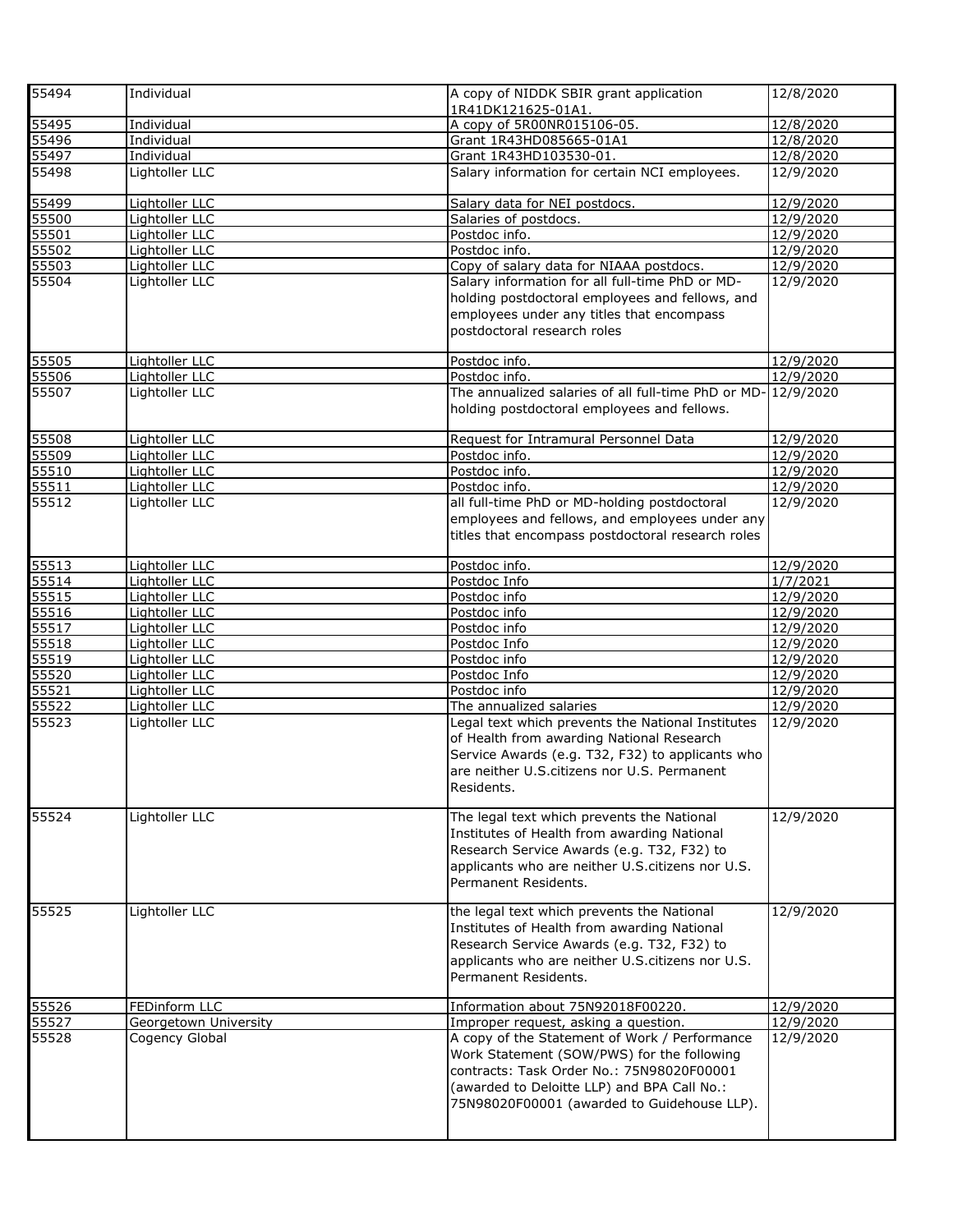| | | | |
|---|---|---|---|
| 55494 | Individual | A copy of NIDDK SBIR grant application 1R41DK121625-01A1. | 12/8/2020 |
| 55495 | Individual | A copy of 5R00NR015106-05. | 12/8/2020 |
| 55496 | Individual | Grant 1R43HD085665-01A1 | 12/8/2020 |
| 55497 | Individual | Grant 1R43HD103530-01. | 12/8/2020 |
| 55498 | Lightoller LLC | Salary information for certain NCI employees. | 12/9/2020 |
| 55499 | Lightoller LLC | Salary data for NEI postdocs. | 12/9/2020 |
| 55500 | Lightoller LLC | Salaries of postdocs. | 12/9/2020 |
| 55501 | Lightoller LLC | Postdoc info. | 12/9/2020 |
| 55502 | Lightoller LLC | Postdoc info. | 12/9/2020 |
| 55503 | Lightoller LLC | Copy of salary data for NIAAA postdocs. | 12/9/2020 |
| 55504 | Lightoller LLC | Salary information for all full-time PhD or MD-holding postdoctoral employees and fellows, and employees under any titles that encompass postdoctoral research roles | 12/9/2020 |
| 55505 | Lightoller LLC | Postdoc info. | 12/9/2020 |
| 55506 | Lightoller LLC | Postdoc info. | 12/9/2020 |
| 55507 | Lightoller LLC | The annualized salaries of all full-time PhD or MD-holding postdoctoral employees and fellows. | 12/9/2020 |
| 55508 | Lightoller LLC | Request for Intramural Personnel Data | 12/9/2020 |
| 55509 | Lightoller LLC | Postdoc info. | 12/9/2020 |
| 55510 | Lightoller LLC | Postdoc info. | 12/9/2020 |
| 55511 | Lightoller LLC | Postdoc info. | 12/9/2020 |
| 55512 | Lightoller LLC | all full-time PhD or MD-holding postdoctoral employees and fellows, and employees under any titles that encompass postdoctoral research roles | 12/9/2020 |
| 55513 | Lightoller LLC | Postdoc info. | 12/9/2020 |
| 55514 | Lightoller LLC | Postdoc Info | 1/7/2021 |
| 55515 | Lightoller LLC | Postdoc info | 12/9/2020 |
| 55516 | Lightoller LLC | Postdoc info | 12/9/2020 |
| 55517 | Lightoller LLC | Postdoc info | 12/9/2020 |
| 55518 | Lightoller LLC | Postdoc Info | 12/9/2020 |
| 55519 | Lightoller LLC | Postdoc info | 12/9/2020 |
| 55520 | Lightoller LLC | Postdoc Info | 12/9/2020 |
| 55521 | Lightoller LLC | Postdoc info | 12/9/2020 |
| 55522 | Lightoller LLC | The annualized salaries | 12/9/2020 |
| 55523 | Lightoller LLC | Legal text which prevents the National Institutes of Health from awarding National Research Service Awards (e.g. T32, F32) to applicants who are neither U.S.citizens nor U.S. Permanent Residents. | 12/9/2020 |
| 55524 | Lightoller LLC | The legal text which prevents the National Institutes of Health from awarding National Research Service Awards (e.g. T32, F32) to applicants who are neither U.S.citizens nor U.S. Permanent Residents. | 12/9/2020 |
| 55525 | Lightoller LLC | the legal text which prevents the National Institutes of Health from awarding National Research Service Awards (e.g. T32, F32) to applicants who are neither U.S.citizens nor U.S. Permanent Residents. | 12/9/2020 |
| 55526 | FEDinform LLC | Information about 75N92018F00220. | 12/9/2020 |
| 55527 | Georgetown University | Improper request, asking a question. | 12/9/2020 |
| 55528 | Cogency Global | A copy of the Statement of Work / Performance Work Statement (SOW/PWS) for the following contracts: Task Order No.: 75N98020F00001 (awarded to Deloitte LLP) and BPA Call No.: 75N98020F00001 (awarded to Guidehouse LLP). | 12/9/2020 |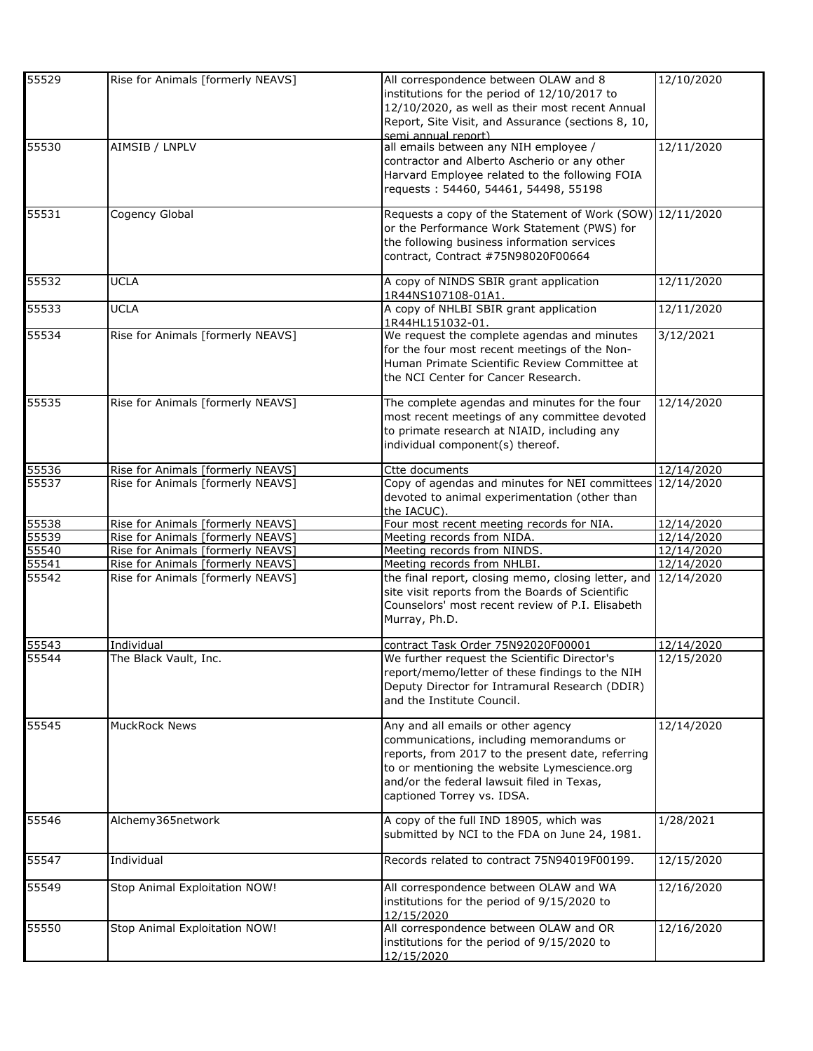| | | | |
|---|---|---|---|
| 55529 | Rise for Animals [formerly NEAVS] | All correspondence between OLAW and 8 institutions for the period of 12/10/2017 to 12/10/2020, as well as their most recent Annual Report, Site Visit, and Assurance (sections 8, 10, semi annual report) | 12/10/2020 |
| 55530 | AIMSIB / LNPLV | all emails between any NIH employee / contractor and Alberto Ascherio or any other Harvard Employee related to the following FOIA requests : 54460, 54461, 54498, 55198 | 12/11/2020 |
| 55531 | Cogency Global | Requests a copy of the Statement of Work (SOW) or the Performance Work Statement (PWS) for the following business information services contract, Contract #75N98020F00664 | 12/11/2020 |
| 55532 | UCLA | A copy of NINDS SBIR grant application 1R44NS107108-01A1. | 12/11/2020 |
| 55533 | UCLA | A copy of NHLBI SBIR grant application 1R44HL151032-01. | 12/11/2020 |
| 55534 | Rise for Animals [formerly NEAVS] | We request the complete agendas and minutes for the four most recent meetings of the Non-Human Primate Scientific Review Committee at the NCI Center for Cancer Research. | 3/12/2021 |
| 55535 | Rise for Animals [formerly NEAVS] | The complete agendas and minutes for the four most recent meetings of any committee devoted to primate research at NIAID, including any individual component(s) thereof. | 12/14/2020 |
| 55536 | Rise for Animals [formerly NEAVS] | Ctte documents | 12/14/2020 |
| 55537 | Rise for Animals [formerly NEAVS] | Copy of agendas and minutes for NEI committees devoted to animal experimentation (other than the IACUC). | 12/14/2020 |
| 55538 | Rise for Animals [formerly NEAVS] | Four most recent meeting records for NIA. | 12/14/2020 |
| 55539 | Rise for Animals [formerly NEAVS] | Meeting records from NIDA. | 12/14/2020 |
| 55540 | Rise for Animals [formerly NEAVS] | Meeting records from NINDS. | 12/14/2020 |
| 55541 | Rise for Animals [formerly NEAVS] | Meeting records from NHLBI. | 12/14/2020 |
| 55542 | Rise for Animals [formerly NEAVS] | the final report, closing memo, closing letter, and site visit reports from the Boards of Scientific Counselors' most recent review of P.I. Elisabeth Murray, Ph.D. | 12/14/2020 |
| 55543 | Individual | contract Task Order 75N92020F00001 | 12/14/2020 |
| 55544 | The Black Vault, Inc. | We further request the Scientific Director's report/memo/letter of these findings to the NIH Deputy Director for Intramural Research (DDIR) and the Institute Council. | 12/15/2020 |
| 55545 | MuckRock News | Any and all emails or other agency communications, including memorandums or reports, from 2017 to the present date, referring to or mentioning the website Lymescience.org and/or the federal lawsuit filed in Texas, captioned Torrey vs. IDSA. | 12/14/2020 |
| 55546 | Alchemy365network | A copy of the full IND 18905, which was submitted by NCI to the FDA on June 24, 1981. | 1/28/2021 |
| 55547 | Individual | Records related to contract 75N94019F00199. | 12/15/2020 |
| 55549 | Stop Animal Exploitation NOW! | All correspondence between OLAW and WA institutions for the period of 9/15/2020 to 12/15/2020 | 12/16/2020 |
| 55550 | Stop Animal Exploitation NOW! | All correspondence between OLAW and OR institutions for the period of 9/15/2020 to 12/15/2020 | 12/16/2020 |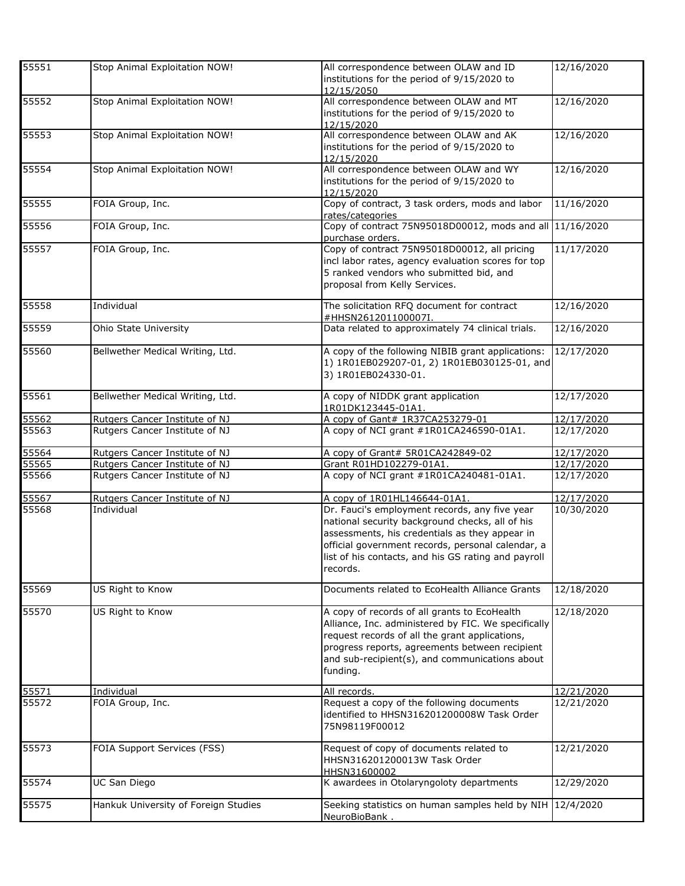| | | | |
|---|---|---|---|
| 55551 | Stop Animal Exploitation NOW! | All correspondence between OLAW and ID institutions for the period of 9/15/2020 to 12/15/2050 | 12/16/2020 |
| 55552 | Stop Animal Exploitation NOW! | All correspondence between OLAW and MT institutions for the period of 9/15/2020 to 12/15/2020 | 12/16/2020 |
| 55553 | Stop Animal Exploitation NOW! | All correspondence between OLAW and AK institutions for the period of 9/15/2020 to 12/15/2020 | 12/16/2020 |
| 55554 | Stop Animal Exploitation NOW! | All correspondence between OLAW and WY institutions for the period of 9/15/2020 to 12/15/2020 | 12/16/2020 |
| 55555 | FOIA Group, Inc. | Copy of contract, 3 task orders, mods and labor rates/categories | 11/16/2020 |
| 55556 | FOIA Group, Inc. | Copy of contract 75N95018D00012, mods and all purchase orders. | 11/16/2020 |
| 55557 | FOIA Group, Inc. | Copy of contract 75N95018D00012, all pricing incl labor rates, agency evaluation scores for top 5 ranked vendors who submitted bid, and proposal from Kelly Services. | 11/17/2020 |
| 55558 | Individual | The solicitation RFQ document for contract #HHSN261201100007I. | 12/16/2020 |
| 55559 | Ohio State University | Data related to approximately 74 clinical trials. | 12/16/2020 |
| 55560 | Bellwether Medical Writing, Ltd. | A copy of the following NIBIB grant applications: 1) 1R01EB029207-01, 2) 1R01EB030125-01, and 3) 1R01EB024330-01. | 12/17/2020 |
| 55561 | Bellwether Medical Writing, Ltd. | A copy of NIDDK grant application 1R01DK123445-01A1. | 12/17/2020 |
| 55562 | Rutgers Cancer Institute of NJ | A copy of Gant# 1R37CA253279-01 | 12/17/2020 |
| 55563 | Rutgers Cancer Institute of NJ | A copy of NCI grant #1R01CA246590-01A1. | 12/17/2020 |
| 55564 | Rutgers Cancer Institute of NJ | A copy of Grant# 5R01CA242849-02 | 12/17/2020 |
| 55565 | Rutgers Cancer Institute of NJ | Grant R01HD102279-01A1. | 12/17/2020 |
| 55566 | Rutgers Cancer Institute of NJ | A copy of NCI grant #1R01CA240481-01A1. | 12/17/2020 |
| 55567 | Rutgers Cancer Institute of NJ | A copy of 1R01HL146644-01A1. | 12/17/2020 |
| 55568 | Individual | Dr. Fauci's employment records, any five year national security background checks, all of his assessments, his credentials as they appear in official government records, personal calendar, a list of his contacts, and his GS rating and payroll records. | 10/30/2020 |
| 55569 | US Right to Know | Documents related to EcoHealth Alliance Grants | 12/18/2020 |
| 55570 | US Right to Know | A copy of records of all grants to EcoHealth Alliance, Inc. administered by FIC. We specifically request records of all the grant applications, progress reports, agreements between recipient and sub-recipient(s), and communications about funding. | 12/18/2020 |
| 55571 | Individual | All records. | 12/21/2020 |
| 55572 | FOIA Group, Inc. | Request a copy of the following documents identified to HHSN316201200008W Task Order 75N98119F00012 | 12/21/2020 |
| 55573 | FOIA Support Services (FSS) | Request of copy of documents related to HHSN316201200013W Task Order HHSN31600002 | 12/21/2020 |
| 55574 | UC San Diego | K awardees in Otolaryngoloty departments | 12/29/2020 |
| 55575 | Hankuk University of Foreign Studies | Seeking statistics on human samples held by NIH NeuroBioBank . | 12/4/2020 |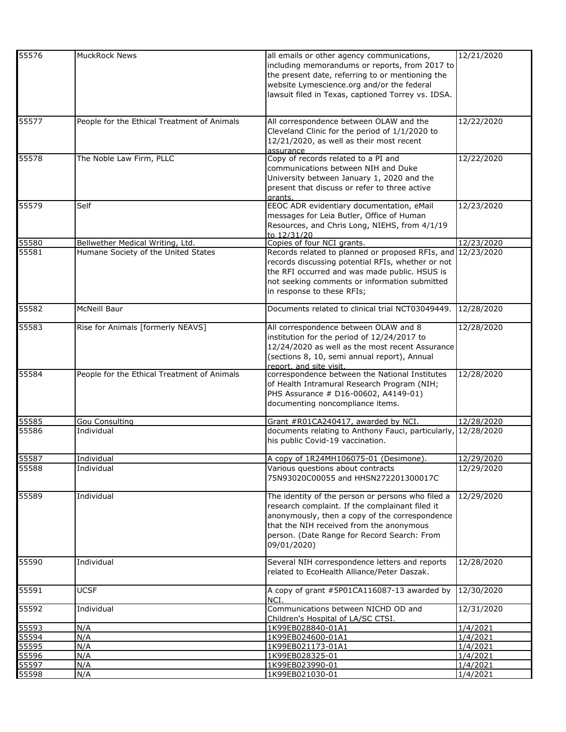| | | | |
|---|---|---|---|
| 55576 | MuckRock News | all emails or other agency communications, including memorandums or reports, from 2017 to the present date, referring to or mentioning the website Lymescience.org and/or the federal lawsuit filed in Texas, captioned Torrey vs. IDSA. | 12/21/2020 |
| 55577 | People for the Ethical Treatment of Animals | All correspondence between OLAW and the Cleveland Clinic for the period of 1/1/2020 to 12/21/2020, as well as their most recent assurance | 12/22/2020 |
| 55578 | The Noble Law Firm, PLLC | Copy of records related to a PI and communications between NIH and Duke University between January 1, 2020 and the present that discuss or refer to three active grants. | 12/22/2020 |
| 55579 | Self | EEOC ADR evidentiary documentation, eMail messages for Leia Butler, Office of Human Resources, and Chris Long, NIEHS, from 4/1/19 to 12/31/20 | 12/23/2020 |
| 55580 | Bellwether Medical Writing, Ltd. | Copies of four NCI grants. | 12/23/2020 |
| 55581 | Humane Society of the United States | Records related to planned or proposed RFIs, and records discussing potential RFIs, whether or not the RFI occurred and was made public. HSUS is not seeking comments or information submitted in response to these RFIs; | 12/23/2020 |
| 55582 | McNeill Baur | Documents related to clinical trial NCT03049449. | 12/28/2020 |
| 55583 | Rise for Animals [formerly NEAVS] | All correspondence between OLAW and 8 institution for the period of 12/24/2017 to 12/24/2020 as well as the most recent Assurance (sections 8, 10, semi annual report), Annual report, and site visit. | 12/28/2020 |
| 55584 | People for the Ethical Treatment of Animals | correspondence between the National Institutes of Health Intramural Research Program (NIH; PHS Assurance # D16-00602, A4149-01) documenting noncompliance items. | 12/28/2020 |
| 55585 | Gou Consulting | Grant #R01CA240417, awarded by NCI. | 12/28/2020 |
| 55586 | Individual | documents relating to Anthony Fauci, particularly, his public Covid-19 vaccination. | 12/28/2020 |
| 55587 | Individual | A copy of 1R24MH106075-01 (Desimone). | 12/29/2020 |
| 55588 | Individual | Various questions about contracts 75N93020C00055 and HHSN272201300017C | 12/29/2020 |
| 55589 | Individual | The identity of the person or persons who filed a research complaint. If the complainant filed it anonymously, then a copy of the correspondence that the NIH received from the anonymous person. (Date Range for Record Search: From 09/01/2020) | 12/29/2020 |
| 55590 | Individual | Several NIH correspondence letters and reports related to EcoHealth Alliance/Peter Daszak. | 12/28/2020 |
| 55591 | UCSF | A copy of grant #5P01CA116087-13 awarded by NCI. | 12/30/2020 |
| 55592 | Individual | Communications between NICHD OD and Children's Hospital of LA/SC CTSI. | 12/31/2020 |
| 55593 | N/A | 1K99EB028840-01A1 | 1/4/2021 |
| 55594 | N/A | 1K99EB024600-01A1 | 1/4/2021 |
| 55595 | N/A | 1K99EB021173-01A1 | 1/4/2021 |
| 55596 | N/A | 1K99EB028325-01 | 1/4/2021 |
| 55597 | N/A | 1K99EB023990-01 | 1/4/2021 |
| 55598 | N/A | 1K99EB021030-01 | 1/4/2021 |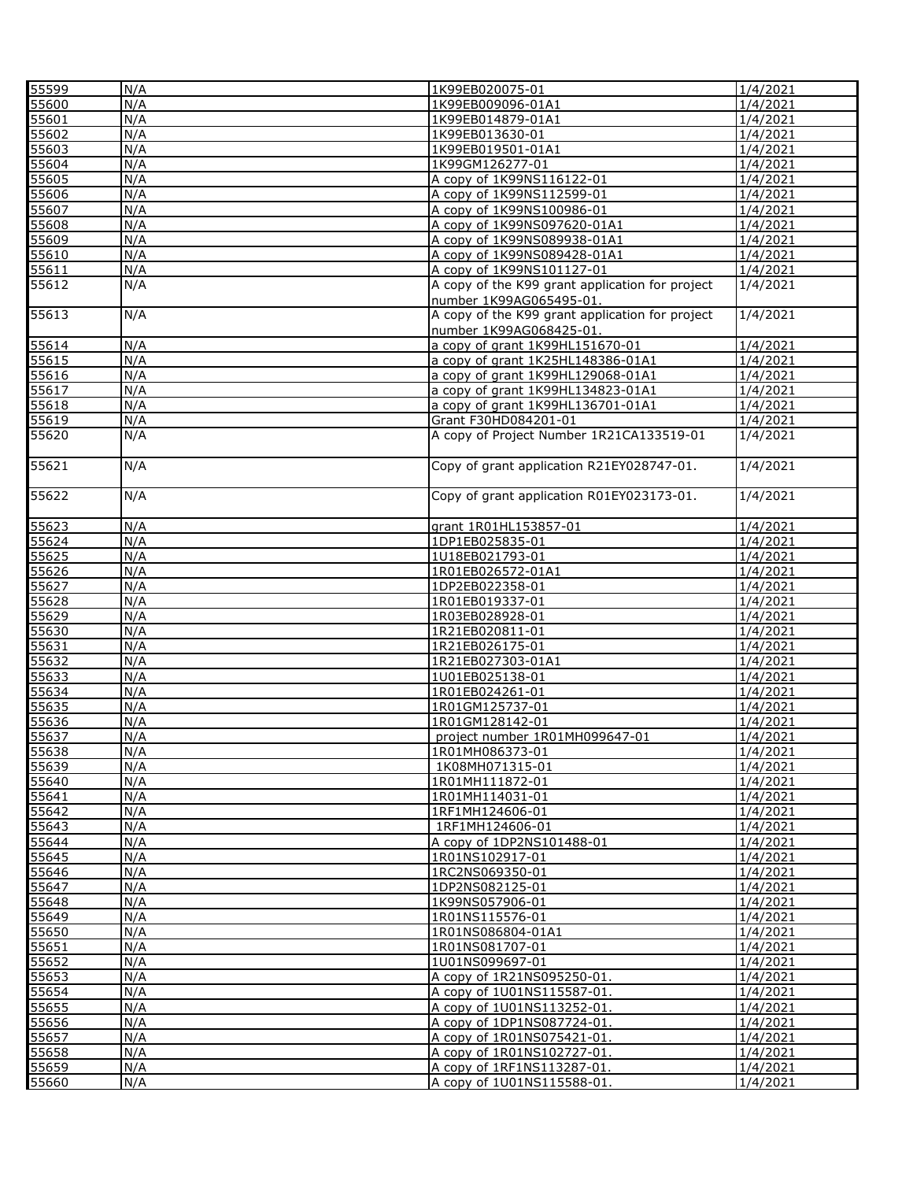| | | | |
|---|---|---|---|
| 55599 | N/A | 1K99EB020075-01 | 1/4/2021 |
| 55600 | N/A | 1K99EB009096-01A1 | 1/4/2021 |
| 55601 | N/A | 1K99EB014879-01A1 | 1/4/2021 |
| 55602 | N/A | 1K99EB013630-01 | 1/4/2021 |
| 55603 | N/A | 1K99EB019501-01A1 | 1/4/2021 |
| 55604 | N/A | 1K99GM126277-01 | 1/4/2021 |
| 55605 | N/A | A copy of 1K99NS116122-01 | 1/4/2021 |
| 55606 | N/A | A copy of 1K99NS112599-01 | 1/4/2021 |
| 55607 | N/A | A copy of 1K99NS100986-01 | 1/4/2021 |
| 55608 | N/A | A copy of 1K99NS097620-01A1 | 1/4/2021 |
| 55609 | N/A | A copy of 1K99NS089938-01A1 | 1/4/2021 |
| 55610 | N/A | A copy of 1K99NS089428-01A1 | 1/4/2021 |
| 55611 | N/A | A copy of 1K99NS101127-01 | 1/4/2021 |
| 55612 | N/A | A copy of the K99 grant application for project number 1K99AG065495-01. | 1/4/2021 |
| 55613 | N/A | A copy of the K99 grant application for project number 1K99AG068425-01. | 1/4/2021 |
| 55614 | N/A | a copy of grant 1K99HL151670-01 | 1/4/2021 |
| 55615 | N/A | a copy of grant 1K25HL148386-01A1 | 1/4/2021 |
| 55616 | N/A | a copy of grant 1K99HL129068-01A1 | 1/4/2021 |
| 55617 | N/A | a copy of grant 1K99HL134823-01A1 | 1/4/2021 |
| 55618 | N/A | a copy of grant 1K99HL136701-01A1 | 1/4/2021 |
| 55619 | N/A | Grant F30HD084201-01 | 1/4/2021 |
| 55620 | N/A | A copy of Project Number 1R21CA133519-01 | 1/4/2021 |
| 55621 | N/A | Copy of grant application R21EY028747-01. | 1/4/2021 |
| 55622 | N/A | Copy of grant application R01EY023173-01. | 1/4/2021 |
| 55623 | N/A | grant 1R01HL153857-01 | 1/4/2021 |
| 55624 | N/A | 1DP1EB025835-01 | 1/4/2021 |
| 55625 | N/A | 1U18EB021793-01 | 1/4/2021 |
| 55626 | N/A | 1R01EB026572-01A1 | 1/4/2021 |
| 55627 | N/A | 1DP2EB022358-01 | 1/4/2021 |
| 55628 | N/A | 1R01EB019337-01 | 1/4/2021 |
| 55629 | N/A | 1R03EB028928-01 | 1/4/2021 |
| 55630 | N/A | 1R21EB020811-01 | 1/4/2021 |
| 55631 | N/A | 1R21EB026175-01 | 1/4/2021 |
| 55632 | N/A | 1R21EB027303-01A1 | 1/4/2021 |
| 55633 | N/A | 1U01EB025138-01 | 1/4/2021 |
| 55634 | N/A | 1R01EB024261-01 | 1/4/2021 |
| 55635 | N/A | 1R01GM125737-01 | 1/4/2021 |
| 55636 | N/A | 1R01GM128142-01 | 1/4/2021 |
| 55637 | N/A | project number 1R01MH099647-01 | 1/4/2021 |
| 55638 | N/A | 1R01MH086373-01 | 1/4/2021 |
| 55639 | N/A | 1K08MH071315-01 | 1/4/2021 |
| 55640 | N/A | 1R01MH111872-01 | 1/4/2021 |
| 55641 | N/A | 1R01MH114031-01 | 1/4/2021 |
| 55642 | N/A | 1RF1MH124606-01 | 1/4/2021 |
| 55643 | N/A | 1RF1MH124606-01 | 1/4/2021 |
| 55644 | N/A | A copy of 1DP2NS101488-01 | 1/4/2021 |
| 55645 | N/A | 1R01NS102917-01 | 1/4/2021 |
| 55646 | N/A | 1RC2NS069350-01 | 1/4/2021 |
| 55647 | N/A | 1DP2NS082125-01 | 1/4/2021 |
| 55648 | N/A | 1K99NS057906-01 | 1/4/2021 |
| 55649 | N/A | 1R01NS115576-01 | 1/4/2021 |
| 55650 | N/A | 1R01NS086804-01A1 | 1/4/2021 |
| 55651 | N/A | 1R01NS081707-01 | 1/4/2021 |
| 55652 | N/A | 1U01NS099697-01 | 1/4/2021 |
| 55653 | N/A | A copy of 1R21NS095250-01. | 1/4/2021 |
| 55654 | N/A | A copy of 1U01NS115587-01. | 1/4/2021 |
| 55655 | N/A | A copy of 1U01NS113252-01. | 1/4/2021 |
| 55656 | N/A | A copy of 1DP1NS087724-01. | 1/4/2021 |
| 55657 | N/A | A copy of 1R01NS075421-01. | 1/4/2021 |
| 55658 | N/A | A copy of 1R01NS102727-01. | 1/4/2021 |
| 55659 | N/A | A copy of 1RF1NS113287-01. | 1/4/2021 |
| 55660 | N/A | A copy of 1U01NS115588-01. | 1/4/2021 |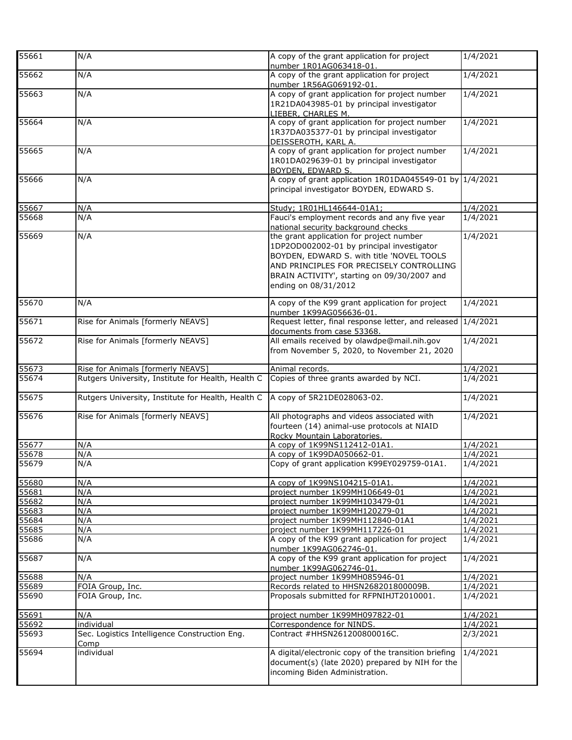| | | | |
|---|---|---|---|
| 55661 | N/A | A copy of the grant application for project number 1R01AG063418-01. | 1/4/2021 |
| 55662 | N/A | A copy of the grant application for project number 1R56AG069192-01. | 1/4/2021 |
| 55663 | N/A | A copy of grant application for project number 1R21DA043985-01 by principal investigator LIEBER, CHARLES M. | 1/4/2021 |
| 55664 | N/A | A copy of grant application for project number 1R37DA035377-01 by principal investigator DEISSEROTH, KARL A. | 1/4/2021 |
| 55665 | N/A | A copy of grant application for project number 1R01DA029639-01 by principal investigator BOYDEN, EDWARD S. | 1/4/2021 |
| 55666 | N/A | A copy of grant application 1R01DA045549-01 by principal investigator BOYDEN, EDWARD S. | 1/4/2021 |
| 55667 | N/A | Study; 1R01HL146644-01A1; | 1/4/2021 |
| 55668 | N/A | Fauci's employment records and any five year national security background checks | 1/4/2021 |
| 55669 | N/A | the grant application for project number 1DP2OD002002-01 by principal investigator BOYDEN, EDWARD S. with title 'NOVEL TOOLS AND PRINCIPLES FOR PRECISELY CONTROLLING BRAIN ACTIVITY', starting on 09/30/2007 and ending on 08/31/2012 | 1/4/2021 |
| 55670 | N/A | A copy of the K99 grant application for project number 1K99AG056636-01. | 1/4/2021 |
| 55671 | Rise for Animals [formerly NEAVS] | Request letter, final response letter, and released documents from case 53368. | 1/4/2021 |
| 55672 | Rise for Animals [formerly NEAVS] | All emails received by olawdpe@mail.nih.gov from November 5, 2020, to November 21, 2020 | 1/4/2021 |
| 55673 | Rise for Animals [formerly NEAVS] | Animal records. | 1/4/2021 |
| 55674 | Rutgers University, Institute for Health, Health C | Copies of three grants awarded by NCI. | 1/4/2021 |
| 55675 | Rutgers University, Institute for Health, Health C | A copy of 5R21DE028063-02. | 1/4/2021 |
| 55676 | Rise for Animals [formerly NEAVS] | All photographs and videos associated with fourteen (14) animal-use protocols at NIAID Rocky Mountain Laboratories. | 1/4/2021 |
| 55677 | N/A | A copy of 1K99NS112412-01A1. | 1/4/2021 |
| 55678 | N/A | A copy of 1K99DA050662-01. | 1/4/2021 |
| 55679 | N/A | Copy of grant application K99EY029759-01A1. | 1/4/2021 |
| 55680 | N/A | A copy of 1K99NS104215-01A1. | 1/4/2021 |
| 55681 | N/A | project number 1K99MH106649-01 | 1/4/2021 |
| 55682 | N/A | project number 1K99MH103479-01 | 1/4/2021 |
| 55683 | N/A | project number 1K99MH120279-01 | 1/4/2021 |
| 55684 | N/A | project number 1K99MH112840-01A1 | 1/4/2021 |
| 55685 | N/A | project number 1K99MH117226-01 | 1/4/2021 |
| 55686 | N/A | A copy of the K99 grant application for project number 1K99AG062746-01. | 1/4/2021 |
| 55687 | N/A | A copy of the K99 grant application for project number 1K99AG062746-01. | 1/4/2021 |
| 55688 | N/A | project number 1K99MH085946-01 | 1/4/2021 |
| 55689 | FOIA Group, Inc. | Records related to HHSN268201800009B. | 1/4/2021 |
| 55690 | FOIA Group, Inc. | Proposals submitted for RFPNIHJT2010001. | 1/4/2021 |
| 55691 | N/A | project number 1K99MH097822-01 | 1/4/2021 |
| 55692 | individual | Correspondence for NINDS. | 1/4/2021 |
| 55693 | Sec. Logistics Intelligence Construction Eng. Comp | Contract #HHSN261200800016C. | 2/3/2021 |
| 55694 | individual | A digital/electronic copy of the transition briefing document(s) (late 2020) prepared by NIH for the incoming Biden Administration. | 1/4/2021 |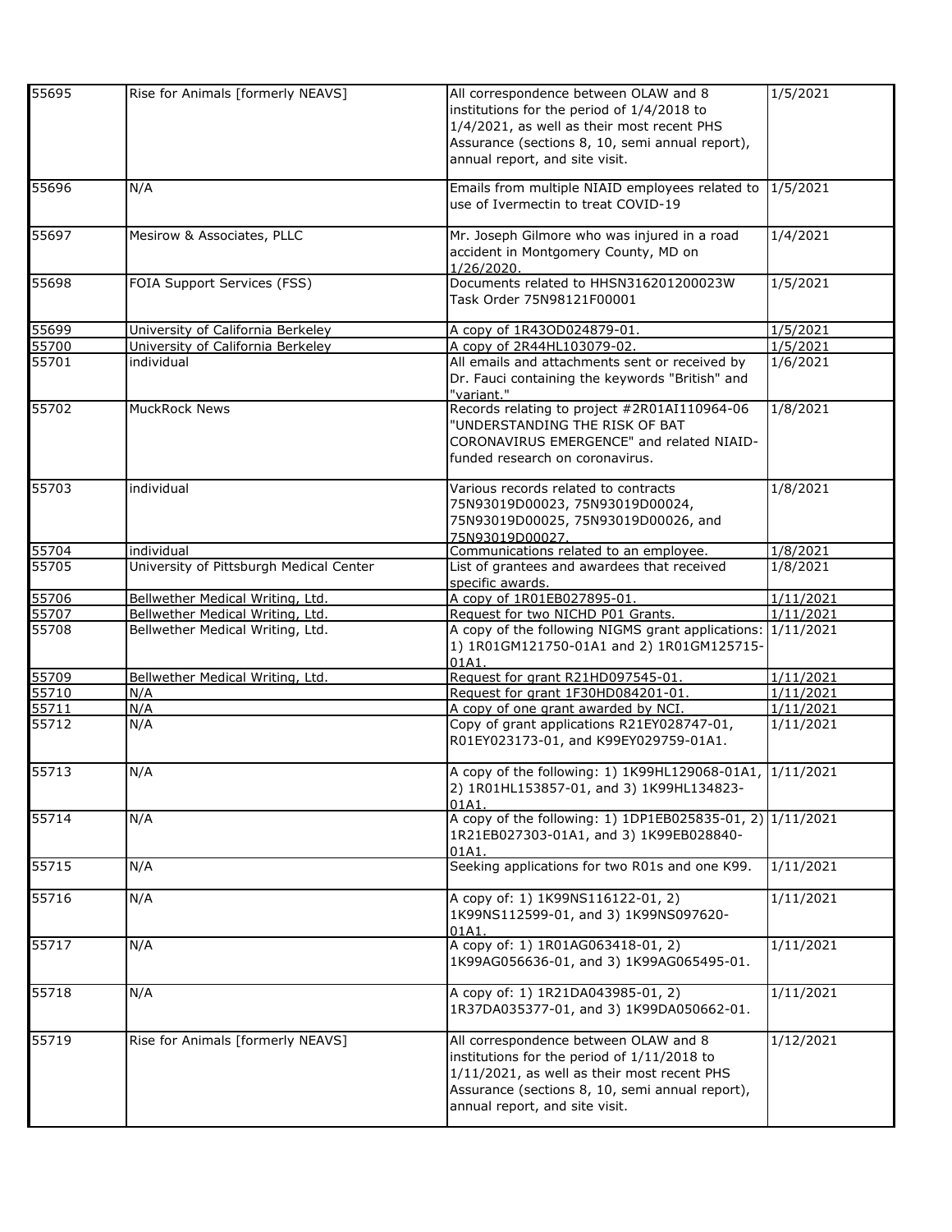| 55695 | Rise for Animals [formerly NEAVS] | All correspondence between OLAW and 8 institutions for the period of 1/4/2018 to 1/4/2021, as well as their most recent PHS Assurance (sections 8, 10, semi annual report), annual report, and site visit. | 1/5/2021 |
|---|---|---|---|
| 55696 | N/A | Emails from multiple NIAID employees related to use of Ivermectin to treat COVID-19 | 1/5/2021 |
| 55697 | Mesirow & Associates, PLLC | Mr. Joseph Gilmore who was injured in a road accident in Montgomery County, MD on 1/26/2020. | 1/4/2021 |
| 55698 | FOIA Support Services (FSS) | Documents related to HHSN316201200023W Task Order 75N98121F00001 | 1/5/2021 |
| 55699 | University of California Berkeley | A copy of 1R43OD024879-01. | 1/5/2021 |
| 55700 | University of California Berkeley | A copy of 2R44HL103079-02. | 1/5/2021 |
| 55701 | individual | All emails and attachments sent or received by Dr. Fauci containing the keywords "British" and "variant." | 1/6/2021 |
| 55702 | MuckRock News | Records relating to project #2R01AI110964-06 "UNDERSTANDING THE RISK OF BAT CORONAVIRUS EMERGENCE" and related NIAID-funded research on coronavirus. | 1/8/2021 |
| 55703 | individual | Various records related to contracts 75N93019D00023, 75N93019D00024, 75N93019D00025, 75N93019D00026, and 75N93019D00027. | 1/8/2021 |
| 55704 | individual | Communications related to an employee. | 1/8/2021 |
| 55705 | University of Pittsburgh Medical Center | List of grantees and awardees that received specific awards. | 1/8/2021 |
| 55706 | Bellwether Medical Writing, Ltd. | A copy of 1R01EB027895-01. | 1/11/2021 |
| 55707 | Bellwether Medical Writing, Ltd. | Request for two NICHD P01 Grants. | 1/11/2021 |
| 55708 | Bellwether Medical Writing, Ltd. | A copy of the following NIGMS grant applications: 1) 1R01GM121750-01A1 and 2) 1R01GM125715-01A1. | 1/11/2021 |
| 55709 | Bellwether Medical Writing, Ltd. | Request for grant R21HD097545-01. | 1/11/2021 |
| 55710 | N/A | Request for grant 1F30HD084201-01. | 1/11/2021 |
| 55711 | N/A | A copy of one grant awarded by NCI. | 1/11/2021 |
| 55712 | N/A | Copy of grant applications R21EY028747-01, R01EY023173-01, and K99EY029759-01A1. | 1/11/2021 |
| 55713 | N/A | A copy of the following: 1) 1K99HL129068-01A1, 2) 1R01HL153857-01, and 3) 1K99HL134823-01A1. | 1/11/2021 |
| 55714 | N/A | A copy of the following: 1) 1DP1EB025835-01, 2) 1R21EB027303-01A1, and 3) 1K99EB028840-01A1. | 1/11/2021 |
| 55715 | N/A | Seeking applications for two R01s and one K99. | 1/11/2021 |
| 55716 | N/A | A copy of: 1) 1K99NS116122-01, 2) 1K99NS112599-01, and 3) 1K99NS097620-01A1. | 1/11/2021 |
| 55717 | N/A | A copy of: 1) 1R01AG063418-01, 2) 1K99AG056636-01, and 3) 1K99AG065495-01. | 1/11/2021 |
| 55718 | N/A | A copy of: 1) 1R21DA043985-01, 2) 1R37DA035377-01, and 3) 1K99DA050662-01. | 1/11/2021 |
| 55719 | Rise for Animals [formerly NEAVS] | All correspondence between OLAW and 8 institutions for the period of 1/11/2018 to 1/11/2021, as well as their most recent PHS Assurance (sections 8, 10, semi annual report), annual report, and site visit. | 1/12/2021 |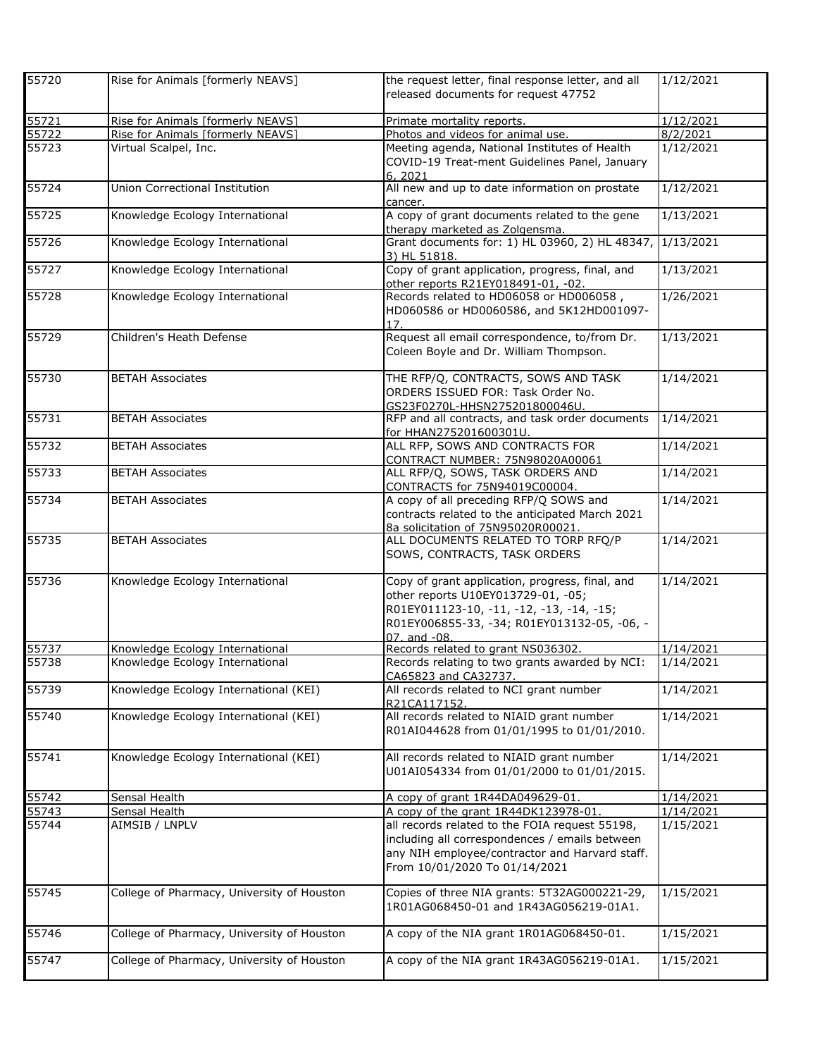| | | | |
|---|---|---|---|
| 55720 | Rise for Animals [formerly NEAVS] | the request letter, final response letter, and all released documents for request 47752 | 1/12/2021 |
| 55721 | Rise for Animals [formerly NEAVS] | Primate mortality reports. | 1/12/2021 |
| 55722 | Rise for Animals [formerly NEAVS] | Photos and videos for animal use. | 8/2/2021 |
| 55723 | Virtual Scalpel, Inc. | Meeting agenda, National Institutes of Health COVID-19 Treat-ment Guidelines Panel, January 6, 2021 | 1/12/2021 |
| 55724 | Union Correctional Institution | All new and up to date information on prostate cancer. | 1/12/2021 |
| 55725 | Knowledge Ecology International | A copy of grant documents related to the gene therapy marketed as Zolgensma. | 1/13/2021 |
| 55726 | Knowledge Ecology International | Grant documents for: 1) HL 03960, 2) HL 48347, 3) HL 51818. | 1/13/2021 |
| 55727 | Knowledge Ecology International | Copy of grant application, progress, final, and other reports R21EY018491-01, -02. | 1/13/2021 |
| 55728 | Knowledge Ecology International | Records related to HD06058 or HD006058 , HD060586 or HD0060586, and 5K12HD001097-17. | 1/26/2021 |
| 55729 | Children's Heath Defense | Request all email correspondence, to/from Dr. Coleen Boyle and Dr. William Thompson. | 1/13/2021 |
| 55730 | BETAH Associates | THE RFP/Q, CONTRACTS, SOWS AND TASK ORDERS ISSUED FOR: Task Order No. GS23F0270L-HHSN275201800046U. | 1/14/2021 |
| 55731 | BETAH Associates | RFP and all contracts, and task order documents for HHAN275201600301U. | 1/14/2021 |
| 55732 | BETAH Associates | ALL RFP, SOWS AND CONTRACTS FOR CONTRACT NUMBER: 75N98020A00061 | 1/14/2021 |
| 55733 | BETAH Associates | ALL RFP/Q, SOWS, TASK ORDERS AND CONTRACTS for 75N94019C00004. | 1/14/2021 |
| 55734 | BETAH Associates | A copy of all preceding RFP/Q SOWS and contracts related to the anticipated March 2021 8a solicitation of 75N95020R00021. | 1/14/2021 |
| 55735 | BETAH Associates | ALL DOCUMENTS RELATED TO TORP RFQ/P SOWS, CONTRACTS, TASK ORDERS | 1/14/2021 |
| 55736 | Knowledge Ecology International | Copy of grant application, progress, final, and other reports U10EY013729-01, -05; R01EY011123-10, -11, -12, -13, -14, -15; R01EY006855-33, -34; R01EY013132-05, -06, -07, and -08. | 1/14/2021 |
| 55737 | Knowledge Ecology International | Records related to grant NS036302. | 1/14/2021 |
| 55738 | Knowledge Ecology International | Records relating to two grants awarded by NCI: CA65823 and CA32737. | 1/14/2021 |
| 55739 | Knowledge Ecology International (KEI) | All records related to NCI grant number R21CA117152. | 1/14/2021 |
| 55740 | Knowledge Ecology International (KEI) | All records related to NIAID grant number R01AI044628 from 01/01/1995 to 01/01/2010. | 1/14/2021 |
| 55741 | Knowledge Ecology International (KEI) | All records related to NIAID grant number U01AI054334 from 01/01/2000 to 01/01/2015. | 1/14/2021 |
| 55742 | Sensal Health | A copy of grant 1R44DA049629-01. | 1/14/2021 |
| 55743 | Sensal Health | A copy of the grant 1R44DK123978-01. | 1/14/2021 |
| 55744 | AIMSIB / LNPLV | all records related to the FOIA request 55198, including all correspondences / emails between any NIH employee/contractor and Harvard staff. From 10/01/2020 To 01/14/2021 | 1/15/2021 |
| 55745 | College of Pharmacy, University of Houston | Copies of three NIA grants: 5T32AG000221-29, 1R01AG068450-01 and 1R43AG056219-01A1. | 1/15/2021 |
| 55746 | College of Pharmacy, University of Houston | A copy of the NIA grant 1R01AG068450-01. | 1/15/2021 |
| 55747 | College of Pharmacy, University of Houston | A copy of the NIA grant 1R43AG056219-01A1. | 1/15/2021 |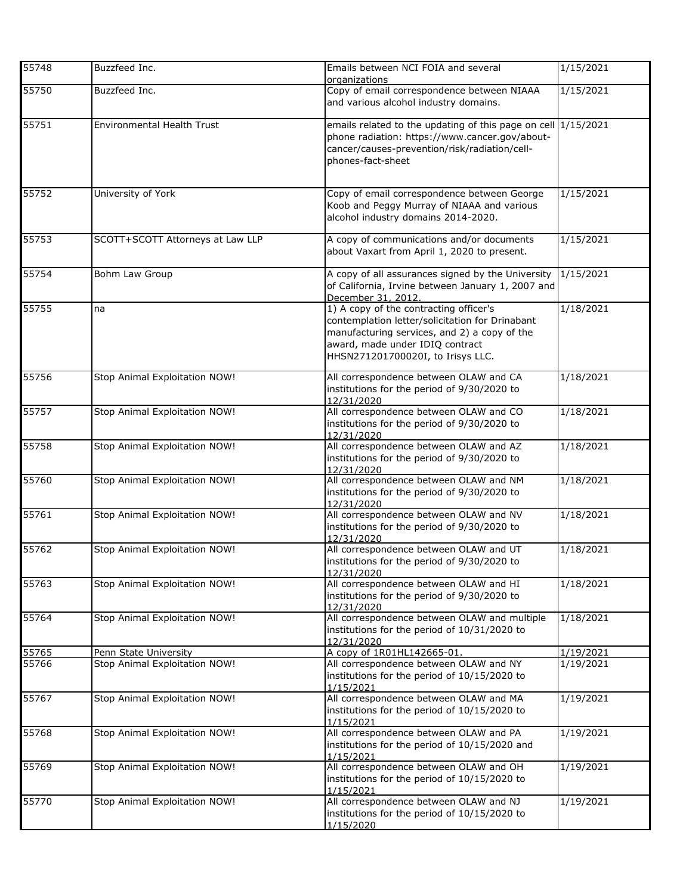| 55748 | Buzzfeed Inc. | Emails between NCI FOIA and several organizations | 1/15/2021 |
|---|---|---|---|
| 55750 | Buzzfeed Inc. | Copy of email correspondence between NIAAA and various alcohol industry domains. | 1/15/2021 |
| 55751 | Environmental Health Trust | emails related to the updating of this page on cell phone radiation: https://www.cancer.gov/about-cancer/causes-prevention/risk/radiation/cell-phones-fact-sheet | 1/15/2021 |
| 55752 | University of York | Copy of email correspondence between George Koob and Peggy Murray of NIAAA and various alcohol industry domains 2014-2020. | 1/15/2021 |
| 55753 | SCOTT+SCOTT Attorneys at Law LLP | A copy of communications and/or documents about Vaxart from April 1, 2020 to present. | 1/15/2021 |
| 55754 | Bohm Law Group | A copy of all assurances signed by the University of California, Irvine between January 1, 2007 and December 31, 2012. | 1/15/2021 |
| 55755 | na | 1) A copy of the contracting officer's contemplation letter/solicitation for Drinabant manufacturing services, and 2) a copy of the award, made under IDIQ contract HHSN271201700020I, to Irisys LLC. | 1/18/2021 |
| 55756 | Stop Animal Exploitation NOW! | All correspondence between OLAW and CA institutions for the period of 9/30/2020 to 12/31/2020 | 1/18/2021 |
| 55757 | Stop Animal Exploitation NOW! | All correspondence between OLAW and CO institutions for the period of 9/30/2020 to 12/31/2020 | 1/18/2021 |
| 55758 | Stop Animal Exploitation NOW! | All correspondence between OLAW and AZ institutions for the period of 9/30/2020 to 12/31/2020 | 1/18/2021 |
| 55760 | Stop Animal Exploitation NOW! | All correspondence between OLAW and NM institutions for the period of 9/30/2020 to 12/31/2020 | 1/18/2021 |
| 55761 | Stop Animal Exploitation NOW! | All correspondence between OLAW and NV institutions for the period of 9/30/2020 to 12/31/2020 | 1/18/2021 |
| 55762 | Stop Animal Exploitation NOW! | All correspondence between OLAW and UT institutions for the period of 9/30/2020 to 12/31/2020 | 1/18/2021 |
| 55763 | Stop Animal Exploitation NOW! | All correspondence between OLAW and HI institutions for the period of 9/30/2020 to 12/31/2020 | 1/18/2021 |
| 55764 | Stop Animal Exploitation NOW! | All correspondence between OLAW and multiple institutions for the period of 10/31/2020 to 12/31/2020 | 1/18/2021 |
| 55765 | Penn State University | A copy of 1R01HL142665-01. | 1/19/2021 |
| 55766 | Stop Animal Exploitation NOW! | All correspondence between OLAW and NY institutions for the period of 10/15/2020 to 1/15/2021 | 1/19/2021 |
| 55767 | Stop Animal Exploitation NOW! | All correspondence between OLAW and MA institutions for the period of 10/15/2020 to 1/15/2021 | 1/19/2021 |
| 55768 | Stop Animal Exploitation NOW! | All correspondence between OLAW and PA institutions for the period of 10/15/2020 and 1/15/2021 | 1/19/2021 |
| 55769 | Stop Animal Exploitation NOW! | All correspondence between OLAW and OH institutions for the period of 10/15/2020 to 1/15/2021 | 1/19/2021 |
| 55770 | Stop Animal Exploitation NOW! | All correspondence between OLAW and NJ institutions for the period of 10/15/2020 to 1/15/2020 | 1/19/2021 |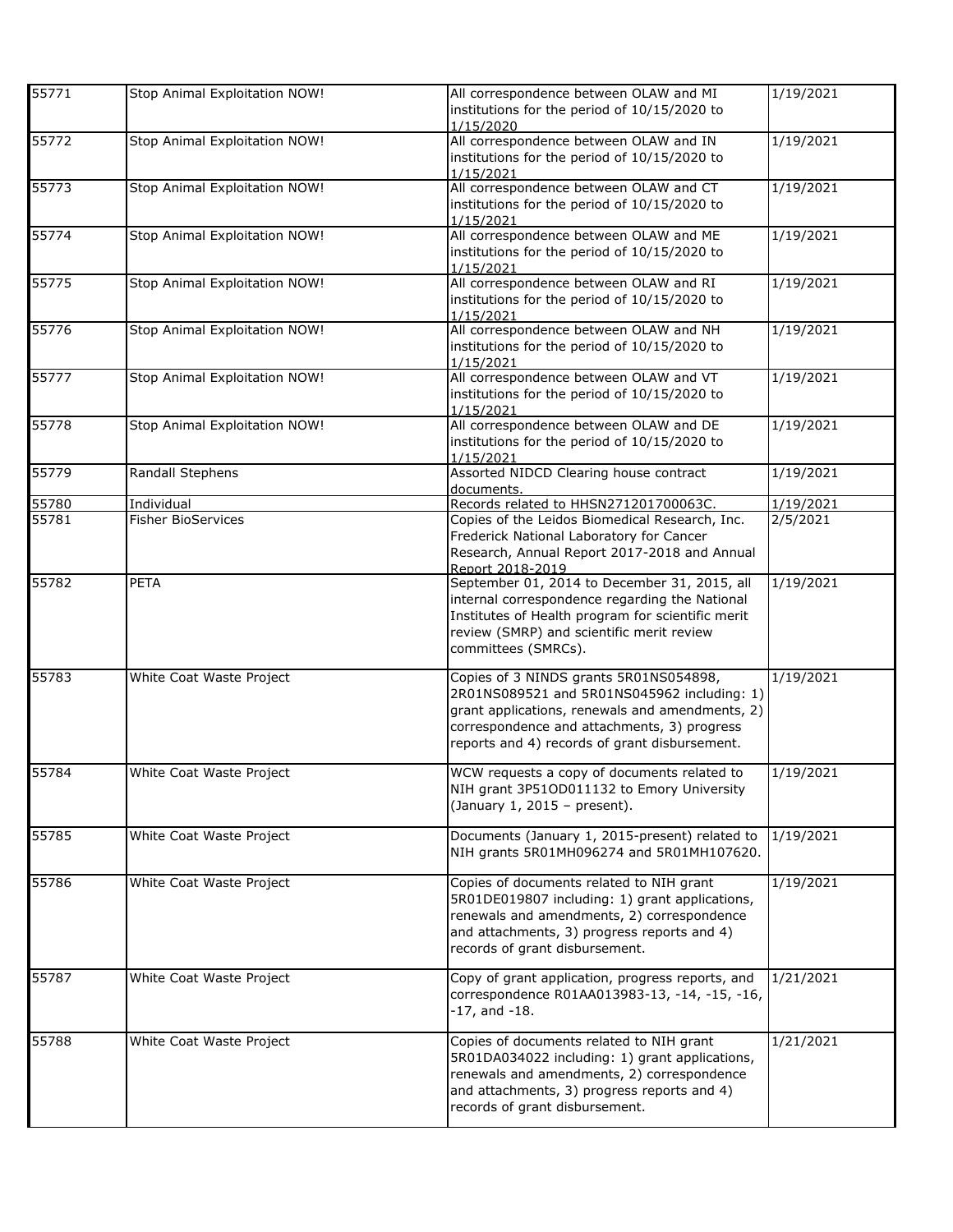| | | | |
|---|---|---|---|
| 55771 | Stop Animal Exploitation NOW! | All correspondence between OLAW and MI institutions for the period of 10/15/2020 to 1/15/2020 | 1/19/2021 |
| 55772 | Stop Animal Exploitation NOW! | All correspondence between OLAW and IN institutions for the period of 10/15/2020 to 1/15/2021 | 1/19/2021 |
| 55773 | Stop Animal Exploitation NOW! | All correspondence between OLAW and CT institutions for the period of 10/15/2020 to 1/15/2021 | 1/19/2021 |
| 55774 | Stop Animal Exploitation NOW! | All correspondence between OLAW and ME institutions for the period of 10/15/2020 to 1/15/2021 | 1/19/2021 |
| 55775 | Stop Animal Exploitation NOW! | All correspondence between OLAW and RI institutions for the period of 10/15/2020 to 1/15/2021 | 1/19/2021 |
| 55776 | Stop Animal Exploitation NOW! | All correspondence between OLAW and NH institutions for the period of 10/15/2020 to 1/15/2021 | 1/19/2021 |
| 55777 | Stop Animal Exploitation NOW! | All correspondence between OLAW and VT institutions for the period of 10/15/2020 to 1/15/2021 | 1/19/2021 |
| 55778 | Stop Animal Exploitation NOW! | All correspondence between OLAW and DE institutions for the period of 10/15/2020 to 1/15/2021 | 1/19/2021 |
| 55779 | Randall Stephens | Assorted NIDCD Clearing house contract documents. | 1/19/2021 |
| 55780 | Individual | Records related to HHSN271201700063C. | 1/19/2021 |
| 55781 | Fisher BioServices | Copies of the Leidos Biomedical Research, Inc. Frederick National Laboratory for Cancer Research, Annual Report 2017-2018 and Annual Report 2018-2019 | 2/5/2021 |
| 55782 | PETA | September 01, 2014 to December 31, 2015, all internal correspondence regarding the National Institutes of Health program for scientific merit review (SMRP) and scientific merit review committees (SMRCs). | 1/19/2021 |
| 55783 | White Coat Waste Project | Copies of 3 NINDS grants 5R01NS054898, 2R01NS089521 and 5R01NS045962 including: 1) grant applications, renewals and amendments, 2) correspondence and attachments, 3) progress reports and 4) records of grant disbursement. | 1/19/2021 |
| 55784 | White Coat Waste Project | WCW requests a copy of documents related to NIH grant 3P51OD011132 to Emory University (January 1, 2015 – present). | 1/19/2021 |
| 55785 | White Coat Waste Project | Documents (January 1, 2015-present) related to NIH grants 5R01MH096274 and 5R01MH107620. | 1/19/2021 |
| 55786 | White Coat Waste Project | Copies of documents related to NIH grant 5R01DE019807 including: 1) grant applications, renewals and amendments, 2) correspondence and attachments, 3) progress reports and 4) records of grant disbursement. | 1/19/2021 |
| 55787 | White Coat Waste Project | Copy of grant application, progress reports, and correspondence R01AA013983-13, -14, -15, -16, -17, and -18. | 1/21/2021 |
| 55788 | White Coat Waste Project | Copies of documents related to NIH grant 5R01DA034022 including: 1) grant applications, renewals and amendments, 2) correspondence and attachments, 3) progress reports and 4) records of grant disbursement. | 1/21/2021 |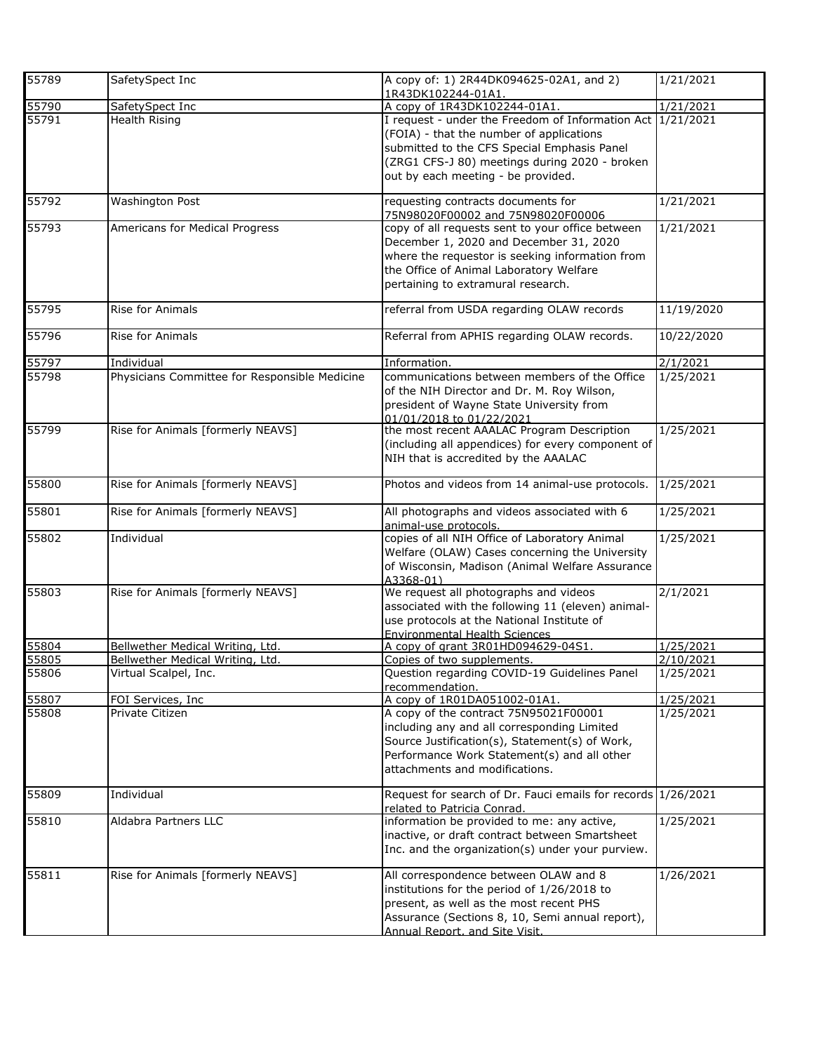| | | | |
|---|---|---|---|
| 55789 | SafetySpect Inc | A copy of: 1) 2R44DK094625-02A1, and 2) 1R43DK102244-01A1. | 1/21/2021 |
| 55790 | SafetySpect Inc | A copy of 1R43DK102244-01A1. | 1/21/2021 |
| 55791 | Health Rising | I request - under the Freedom of Information Act (FOIA) - that the number of applications submitted to the CFS Special Emphasis Panel (ZRG1 CFS-J 80) meetings during 2020 - broken out by each meeting - be provided. | 1/21/2021 |
| 55792 | Washington Post | requesting contracts documents for 75N98020F00002 and 75N98020F00006 | 1/21/2021 |
| 55793 | Americans for Medical Progress | copy of all requests sent to your office between December 1, 2020 and December 31, 2020 where the requestor is seeking information from the Office of Animal Laboratory Welfare pertaining to extramural research. | 1/21/2021 |
| 55795 | Rise for Animals | referral from USDA regarding OLAW records | 11/19/2020 |
| 55796 | Rise for Animals | Referral from APHIS regarding OLAW records. | 10/22/2020 |
| 55797 | Individual | Information. | 2/1/2021 |
| 55798 | Physicians Committee for Responsible Medicine | communications between members of the Office of the NIH Director and Dr. M. Roy Wilson, president of Wayne State University from 01/01/2018 to 01/22/2021 | 1/25/2021 |
| 55799 | Rise for Animals [formerly NEAVS] | the most recent AAALAC Program Description (including all appendices) for every component of NIH that is accredited by the AAALAC | 1/25/2021 |
| 55800 | Rise for Animals [formerly NEAVS] | Photos and videos from 14 animal-use protocols. | 1/25/2021 |
| 55801 | Rise for Animals [formerly NEAVS] | All photographs and videos associated with 6 animal-use protocols. | 1/25/2021 |
| 55802 | Individual | copies of all NIH Office of Laboratory Animal Welfare (OLAW) Cases concerning the University of Wisconsin, Madison (Animal Welfare Assurance A3368-01) | 1/25/2021 |
| 55803 | Rise for Animals [formerly NEAVS] | We request all photographs and videos associated with the following 11 (eleven) animal-use protocols at the National Institute of Environmental Health Sciences | 2/1/2021 |
| 55804 | Bellwether Medical Writing, Ltd. | A copy of grant 3R01HD094629-04S1. | 1/25/2021 |
| 55805 | Bellwether Medical Writing, Ltd. | Copies of two supplements. | 2/10/2021 |
| 55806 | Virtual Scalpel, Inc. | Question regarding COVID-19 Guidelines Panel recommendation. | 1/25/2021 |
| 55807 | FOI Services, Inc | A copy of 1R01DA051002-01A1. | 1/25/2021 |
| 55808 | Private Citizen | A copy of the contract 75N95021F00001 including any and all corresponding Limited Source Justification(s), Statement(s) of Work, Performance Work Statement(s) and all other attachments and modifications. | 1/25/2021 |
| 55809 | Individual | Request for search of Dr. Fauci emails for records related to Patricia Conrad. | 1/26/2021 |
| 55810 | Aldabra Partners LLC | information be provided to me: any active, inactive, or draft contract between Smartsheet Inc. and the organization(s) under your purview. | 1/25/2021 |
| 55811 | Rise for Animals [formerly NEAVS] | All correspondence between OLAW and 8 institutions for the period of 1/26/2018 to present, as well as the most recent PHS Assurance (Sections 8, 10, Semi annual report), Annual Report, and Site Visit. | 1/26/2021 |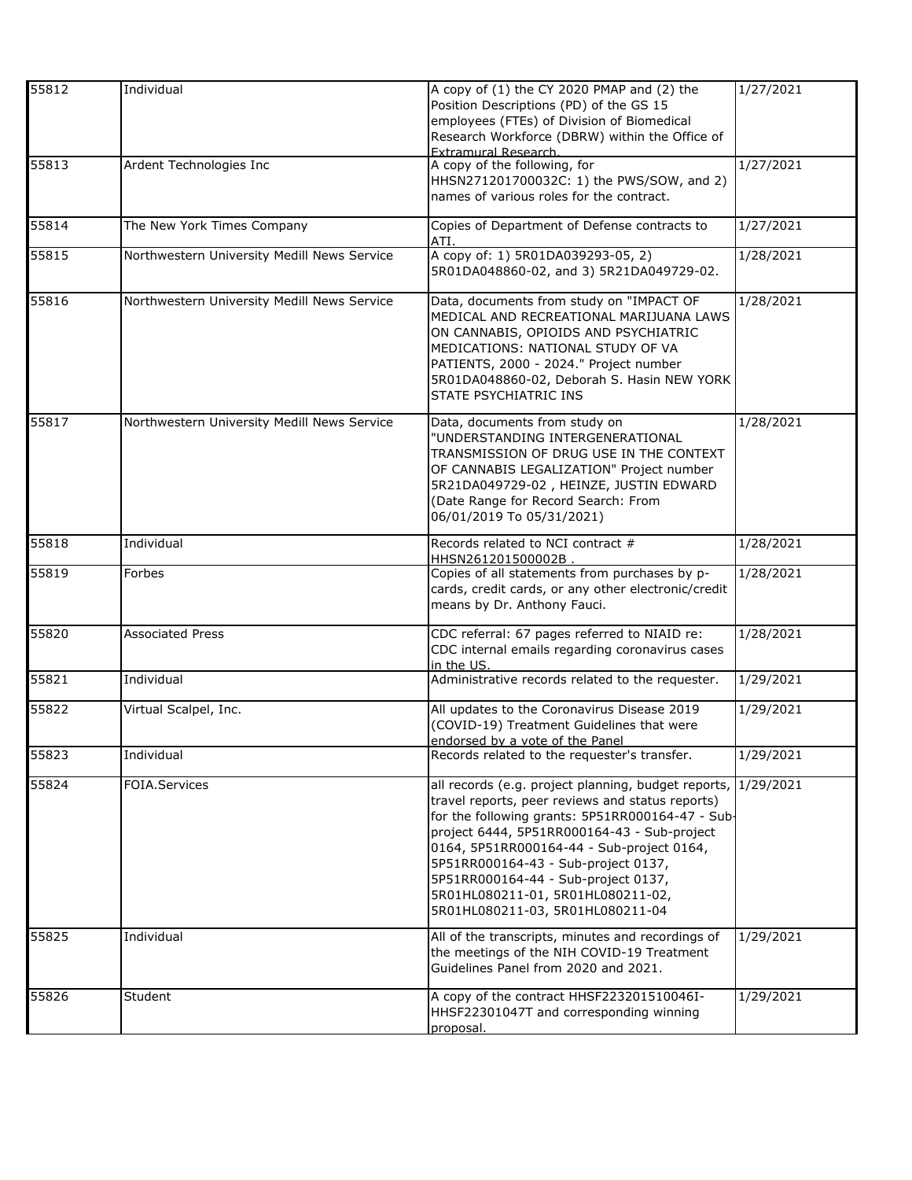| | | | |
|---|---|---|---|
| 55812 | Individual | A copy of (1) the CY 2020 PMAP and (2) the Position Descriptions (PD) of the GS 15 employees (FTEs) of Division of Biomedical Research Workforce (DBRW) within the Office of Extramural Research. | 1/27/2021 |
| 55813 | Ardent Technologies Inc | A copy of the following, for HHSN271201700032C: 1) the PWS/SOW, and 2) names of various roles for the contract. | 1/27/2021 |
| 55814 | The New York Times Company | Copies of Department of Defense contracts to ATI. | 1/27/2021 |
| 55815 | Northwestern University Medill News Service | A copy of: 1) 5R01DA039293-05, 2) 5R01DA048860-02, and 3) 5R21DA049729-02. | 1/28/2021 |
| 55816 | Northwestern University Medill News Service | Data, documents from study on "IMPACT OF MEDICAL AND RECREATIONAL MARIJUANA LAWS ON CANNABIS, OPIOIDS AND PSYCHIATRIC MEDICATIONS: NATIONAL STUDY OF VA PATIENTS, 2000 - 2024." Project number 5R01DA048860-02, Deborah S. Hasin NEW YORK STATE PSYCHIATRIC INS | 1/28/2021 |
| 55817 | Northwestern University Medill News Service | Data, documents from study on "UNDERSTANDING INTERGENERATIONAL TRANSMISSION OF DRUG USE IN THE CONTEXT OF CANNABIS LEGALIZATION" Project number 5R21DA049729-02 , HEINZE, JUSTIN EDWARD (Date Range for Record Search: From 06/01/2019 To 05/31/2021) | 1/28/2021 |
| 55818 | Individual | Records related to NCI contract # HHSN261201500002B . | 1/28/2021 |
| 55819 | Forbes | Copies of all statements from purchases by p-cards, credit cards, or any other electronic/credit means by Dr. Anthony Fauci. | 1/28/2021 |
| 55820 | Associated Press | CDC referral: 67 pages referred to NIAID re: CDC internal emails regarding coronavirus cases in the US. | 1/28/2021 |
| 55821 | Individual | Administrative records related to the requester. | 1/29/2021 |
| 55822 | Virtual Scalpel, Inc. | All updates to the Coronavirus Disease 2019 (COVID-19) Treatment Guidelines that were endorsed by a vote of the Panel | 1/29/2021 |
| 55823 | Individual | Records related to the requester's transfer. | 1/29/2021 |
| 55824 | FOIA.Services | all records (e.g. project planning, budget reports, travel reports, peer reviews and status reports) for the following grants: 5P51RR000164-47 - Sub-project 6444, 5P51RR000164-43 - Sub-project 0164, 5P51RR000164-44 - Sub-project 0164, 5P51RR000164-43 - Sub-project 0137, 5P51RR000164-44 - Sub-project 0137, 5R01HL080211-01, 5R01HL080211-02, 5R01HL080211-03, 5R01HL080211-04 | 1/29/2021 |
| 55825 | Individual | All of the transcripts, minutes and recordings of the meetings of the NIH COVID-19 Treatment Guidelines Panel from 2020 and 2021. | 1/29/2021 |
| 55826 | Student | A copy of the contract HHSF223201510046I-HHSF22301047T and corresponding winning proposal. | 1/29/2021 |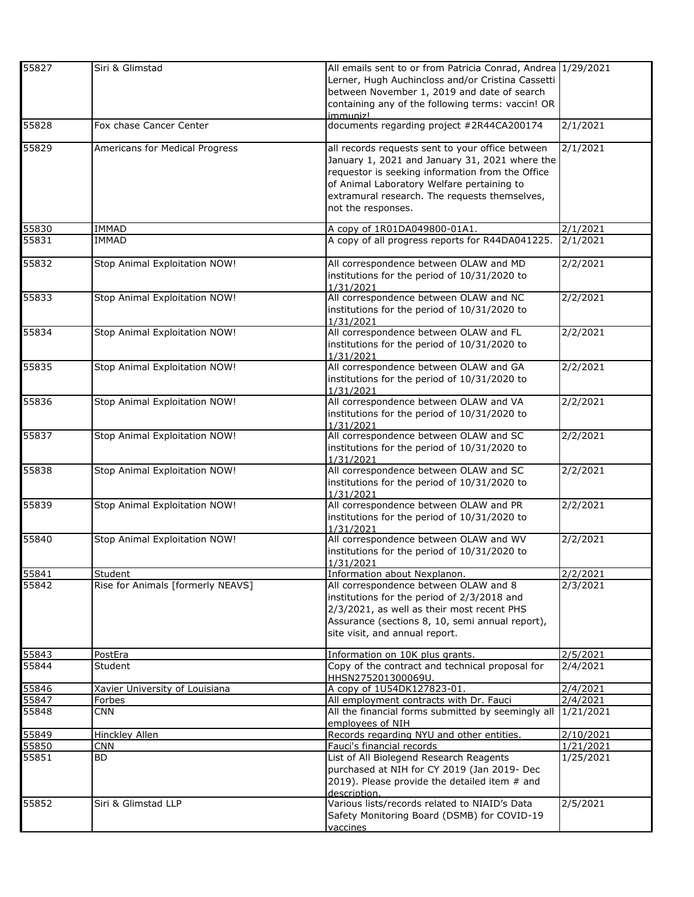| | | | |
|---|---|---|---|
| 55827 | Siri & Glimstad | All emails sent to or from Patricia Conrad, Andrea Lerner, Hugh Auchincloss and/or Cristina Cassetti between November 1, 2019 and date of search containing any of the following terms: vaccin! OR immuniz! | 1/29/2021 |
| 55828 | Fox chase Cancer Center | documents regarding project #2R44CA200174 | 2/1/2021 |
| 55829 | Americans for Medical Progress | all records requests sent to your office between January 1, 2021 and January 31, 2021 where the requestor is seeking information from the Office of Animal Laboratory Welfare pertaining to extramural research. The requests themselves, not the responses. | 2/1/2021 |
| 55830 | IMMAD | A copy of 1R01DA049800-01A1. | 2/1/2021 |
| 55831 | IMMAD | A copy of all progress reports for R44DA041225. | 2/1/2021 |
| 55832 | Stop Animal Exploitation NOW! | All correspondence between OLAW and MD institutions for the period of 10/31/2020 to 1/31/2021 | 2/2/2021 |
| 55833 | Stop Animal Exploitation NOW! | All correspondence between OLAW and NC institutions for the period of 10/31/2020 to 1/31/2021 | 2/2/2021 |
| 55834 | Stop Animal Exploitation NOW! | All correspondence between OLAW and FL institutions for the period of 10/31/2020 to 1/31/2021 | 2/2/2021 |
| 55835 | Stop Animal Exploitation NOW! | All correspondence between OLAW and GA institutions for the period of 10/31/2020 to 1/31/2021 | 2/2/2021 |
| 55836 | Stop Animal Exploitation NOW! | All correspondence between OLAW and VA institutions for the period of 10/31/2020 to 1/31/2021 | 2/2/2021 |
| 55837 | Stop Animal Exploitation NOW! | All correspondence between OLAW and SC institutions for the period of 10/31/2020 to 1/31/2021 | 2/2/2021 |
| 55838 | Stop Animal Exploitation NOW! | All correspondence between OLAW and SC institutions for the period of 10/31/2020 to 1/31/2021 | 2/2/2021 |
| 55839 | Stop Animal Exploitation NOW! | All correspondence between OLAW and PR institutions for the period of 10/31/2020 to 1/31/2021 | 2/2/2021 |
| 55840 | Stop Animal Exploitation NOW! | All correspondence between OLAW and WV institutions for the period of 10/31/2020 to 1/31/2021 | 2/2/2021 |
| 55841 | Student | Information about Nexplanon. | 2/2/2021 |
| 55842 | Rise for Animals [formerly NEAVS] | All correspondence between OLAW and 8 institutions for the period of 2/3/2018 and 2/3/2021, as well as their most recent PHS Assurance (sections 8, 10, semi annual report), site visit, and annual report. | 2/3/2021 |
| 55843 | PostEra | Information on 10K plus grants. | 2/5/2021 |
| 55844 | Student | Copy of the contract and technical proposal for HHSN275201300069U. | 2/4/2021 |
| 55846 | Xavier University of Louisiana | A copy of 1U54DK127823-01. | 2/4/2021 |
| 55847 | Forbes | All employment contracts with Dr. Fauci | 2/4/2021 |
| 55848 | CNN | All the financial forms submitted by seemingly all employees of NIH | 1/21/2021 |
| 55849 | Hinckley Allen | Records regarding NYU and other entities. | 2/10/2021 |
| 55850 | CNN | Fauci's financial records | 1/21/2021 |
| 55851 | BD | List of All Biolegend Research Reagents purchased at NIH for CY 2019 (Jan 2019- Dec 2019). Please provide the detailed item # and description. | 1/25/2021 |
| 55852 | Siri & Glimstad LLP | Various lists/records related to NIAID's Data Safety Monitoring Board (DSMB) for COVID-19 vaccines | 2/5/2021 |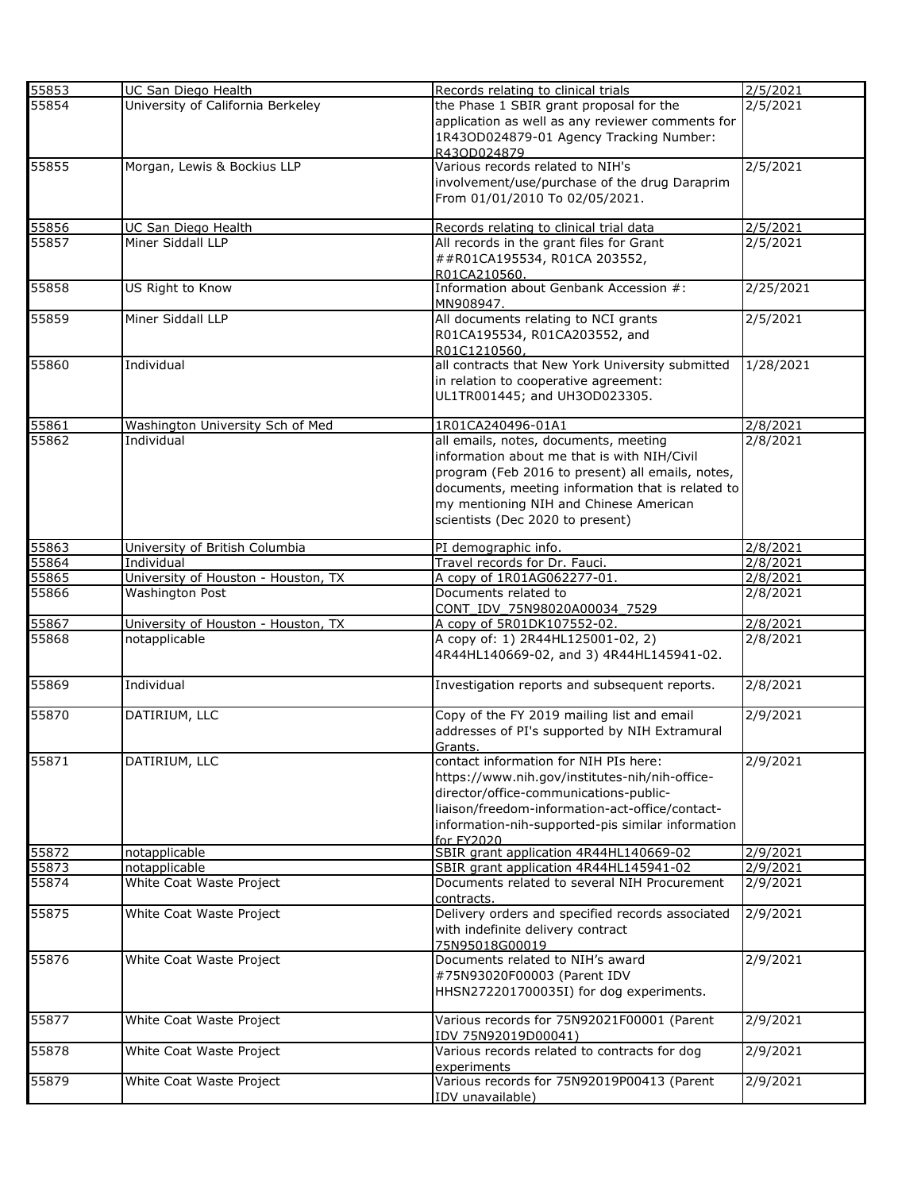| 55853 | UC San Diego Health | Records relating to clinical trials | 2/5/2021 |
|---|---|---|---|
| 55854 | University of California Berkeley | the Phase 1 SBIR grant proposal for the application as well as any reviewer comments for 1R43OD024879-01 Agency Tracking Number: R43OD024879 | 2/5/2021 |
| 55855 | Morgan, Lewis & Bockius LLP | Various records related to NIH's involvement/use/purchase of the drug Daraprim From 01/01/2010 To 02/05/2021. | 2/5/2021 |
| 55856 | UC San Diego Health | Records relating to clinical trial data | 2/5/2021 |
| 55857 | Miner Siddall LLP | All records in the grant files for Grant ##R01CA195534, R01CA 203552, R01CA210560. | 2/5/2021 |
| 55858 | US Right to Know | Information about Genbank Accession #: MN908947. | 2/25/2021 |
| 55859 | Miner Siddall LLP | All documents relating to NCI grants R01CA195534, R01CA203552, and R01C1210560, | 2/5/2021 |
| 55860 | Individual | all contracts that New York University submitted in relation to cooperative agreement: UL1TR001445; and UH3OD023305. | 1/28/2021 |
| 55861 | Washington University Sch of Med | 1R01CA240496-01A1 | 2/8/2021 |
| 55862 | Individual | all emails, notes, documents, meeting information about me that is with NIH/Civil program (Feb 2016 to present) all emails, notes, documents, meeting information that is related to my mentioning NIH and Chinese American scientists (Dec 2020 to present) | 2/8/2021 |
| 55863 | University of British Columbia | PI demographic info. | 2/8/2021 |
| 55864 | Individual | Travel records for Dr. Fauci. | 2/8/2021 |
| 55865 | University of Houston - Houston, TX | A copy of 1R01AG062277-01. | 2/8/2021 |
| 55866 | Washington Post | Documents related to CONT_IDV_75N98020A00034_7529 | 2/8/2021 |
| 55867 | University of Houston - Houston, TX | A copy of 5R01DK107552-02. | 2/8/2021 |
| 55868 | notapplicable | A copy of: 1) 2R44HL125001-02, 2) 4R44HL140669-02, and 3) 4R44HL145941-02. | 2/8/2021 |
| 55869 | Individual | Investigation reports and subsequent reports. | 2/8/2021 |
| 55870 | DATIRIUM, LLC | Copy of the FY 2019 mailing list and email addresses of PI's supported by NIH Extramural Grants. | 2/9/2021 |
| 55871 | DATIRIUM, LLC | contact information for NIH PIs here: https://www.nih.gov/institutes-nih/nih-office-director/office-communications-public-liaison/freedom-information-act-office/contact-information-nih-supported-pis similar information for FY2020 | 2/9/2021 |
| 55872 | notapplicable | SBIR grant application 4R44HL140669-02 | 2/9/2021 |
| 55873 | notapplicable | SBIR grant application 4R44HL145941-02 | 2/9/2021 |
| 55874 | White Coat Waste Project | Documents related to several NIH Procurement contracts. | 2/9/2021 |
| 55875 | White Coat Waste Project | Delivery orders and specified records associated with indefinite delivery contract 75N95018G00019 | 2/9/2021 |
| 55876 | White Coat Waste Project | Documents related to NIH's award #75N93020F00003 (Parent IDV HHSN272201700035I) for dog experiments. | 2/9/2021 |
| 55877 | White Coat Waste Project | Various records for 75N92021F00001 (Parent IDV 75N92019D00041) | 2/9/2021 |
| 55878 | White Coat Waste Project | Various records related to contracts for dog experiments | 2/9/2021 |
| 55879 | White Coat Waste Project | Various records for 75N92019P00413 (Parent IDV unavailable) | 2/9/2021 |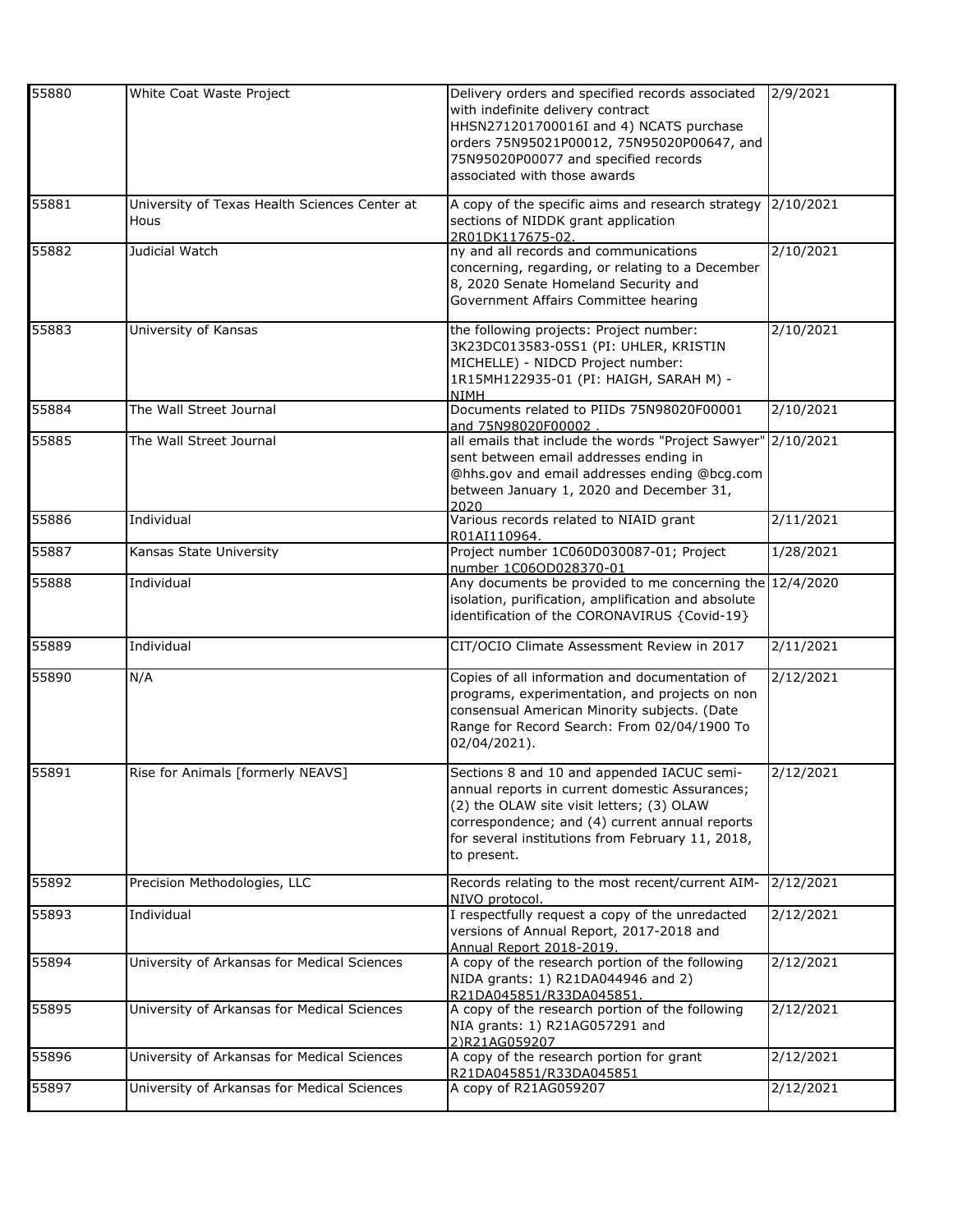| | | | |
|---|---|---|---|
| 55880 | White Coat Waste Project | Delivery orders and specified records associated with indefinite delivery contract HHSN271201700016I and 4) NCATS purchase orders 75N95021P00012, 75N95020P00647, and 75N95020P00077 and specified records associated with those awards | 2/9/2021 |
| 55881 | University of Texas Health Sciences Center at Hous | A copy of the specific aims and research strategy sections of NIDDK grant application 2R01DK117675-02. | 2/10/2021 |
| 55882 | Judicial Watch | ny and all records and communications concerning, regarding, or relating to a December 8, 2020 Senate Homeland Security and Government Affairs Committee hearing | 2/10/2021 |
| 55883 | University of Kansas | the following projects: Project number: 3K23DC013583-05S1 (PI: UHLER, KRISTIN MICHELLE) - NIDCD Project number: 1R15MH122935-01 (PI: HAIGH, SARAH M) - NIMH | 2/10/2021 |
| 55884 | The Wall Street Journal | Documents related to PIIDs 75N98020F00001 and 75N98020F00002 . | 2/10/2021 |
| 55885 | The Wall Street Journal | all emails that include the words "Project Sawyer" sent between email addresses ending in @hhs.gov and email addresses ending @bcg.com between January 1, 2020 and December 31, 2020 | 2/10/2021 |
| 55886 | Individual | Various records related to NIAID grant R01AI110964. | 2/11/2021 |
| 55887 | Kansas State University | Project number 1C060D030087-01; Project number 1C06OD028370-01 | 1/28/2021 |
| 55888 | Individual | Any documents be provided to me concerning the isolation, purification, amplification and absolute identification of the CORONAVIRUS {Covid-19} | 12/4/2020 |
| 55889 | Individual | CIT/OCIO Climate Assessment Review in 2017 | 2/11/2021 |
| 55890 | N/A | Copies of all information and documentation of programs, experimentation, and projects on non consensual American Minority subjects. (Date Range for Record Search: From 02/04/1900 To 02/04/2021). | 2/12/2021 |
| 55891 | Rise for Animals [formerly NEAVS] | Sections 8 and 10 and appended IACUC semi-annual reports in current domestic Assurances; (2) the OLAW site visit letters; (3) OLAW correspondence; and (4) current annual reports for several institutions from February 11, 2018, to present. | 2/12/2021 |
| 55892 | Precision Methodologies, LLC | Records relating to the most recent/current AIM-NIVO protocol. | 2/12/2021 |
| 55893 | Individual | I respectfully request a copy of the unredacted versions of Annual Report, 2017-2018 and Annual Report 2018-2019. | 2/12/2021 |
| 55894 | University of Arkansas for Medical Sciences | A copy of the research portion of the following NIDA grants: 1) R21DA044946 and 2) R21DA045851/R33DA045851. | 2/12/2021 |
| 55895 | University of Arkansas for Medical Sciences | A copy of the research portion of the following NIA grants: 1) R21AG057291 and 2)R21AG059207 | 2/12/2021 |
| 55896 | University of Arkansas for Medical Sciences | A copy of the research portion for grant R21DA045851/R33DA045851 | 2/12/2021 |
| 55897 | University of Arkansas for Medical Sciences | A copy of R21AG059207 | 2/12/2021 |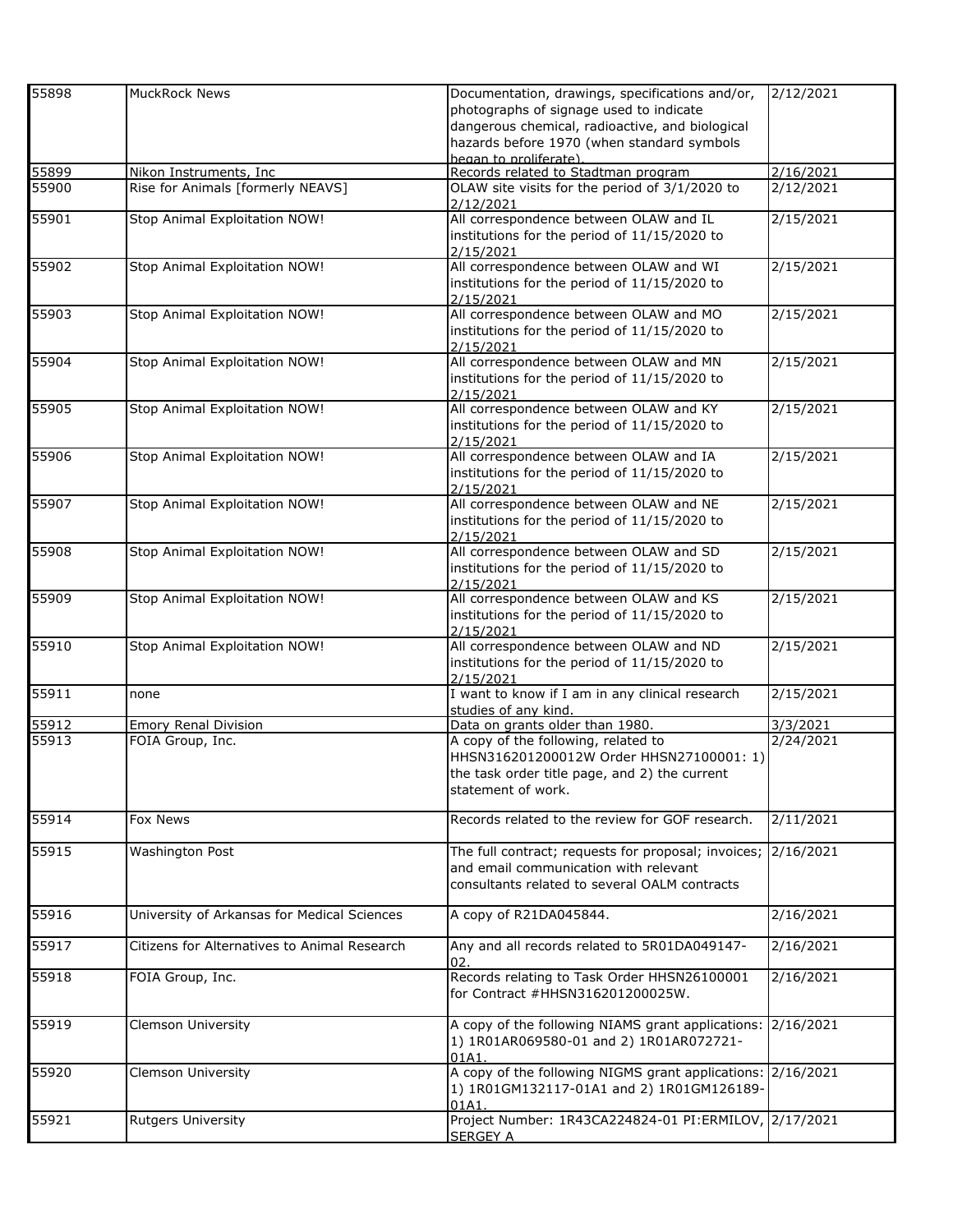| | | | |
|---|---|---|---|
| 55898 | MuckRock News | Documentation, drawings, specifications and/or, photographs of signage used to indicate dangerous chemical, radioactive, and biological hazards before 1970 (when standard symbols began to proliferate). | 2/12/2021 |
| 55899 | Nikon Instruments, Inc | Records related to Stadtman program | 2/16/2021 |
| 55900 | Rise for Animals [formerly NEAVS] | OLAW site visits for the period of 3/1/2020 to 2/12/2021 | 2/12/2021 |
| 55901 | Stop Animal Exploitation NOW! | All correspondence between OLAW and IL institutions for the period of 11/15/2020 to 2/15/2021 | 2/15/2021 |
| 55902 | Stop Animal Exploitation NOW! | All correspondence between OLAW and WI institutions for the period of 11/15/2020 to 2/15/2021 | 2/15/2021 |
| 55903 | Stop Animal Exploitation NOW! | All correspondence between OLAW and MO institutions for the period of 11/15/2020 to 2/15/2021 | 2/15/2021 |
| 55904 | Stop Animal Exploitation NOW! | All correspondence between OLAW and MN institutions for the period of 11/15/2020 to 2/15/2021 | 2/15/2021 |
| 55905 | Stop Animal Exploitation NOW! | All correspondence between OLAW and KY institutions for the period of 11/15/2020 to 2/15/2021 | 2/15/2021 |
| 55906 | Stop Animal Exploitation NOW! | All correspondence between OLAW and IA institutions for the period of 11/15/2020 to 2/15/2021 | 2/15/2021 |
| 55907 | Stop Animal Exploitation NOW! | All correspondence between OLAW and NE institutions for the period of 11/15/2020 to 2/15/2021 | 2/15/2021 |
| 55908 | Stop Animal Exploitation NOW! | All correspondence between OLAW and SD institutions for the period of 11/15/2020 to 2/15/2021 | 2/15/2021 |
| 55909 | Stop Animal Exploitation NOW! | All correspondence between OLAW and KS institutions for the period of 11/15/2020 to 2/15/2021 | 2/15/2021 |
| 55910 | Stop Animal Exploitation NOW! | All correspondence between OLAW and ND institutions for the period of 11/15/2020 to 2/15/2021 | 2/15/2021 |
| 55911 | none | I want to know if I am in any clinical research studies of any kind. | 2/15/2021 |
| 55912 | Emory Renal Division | Data on grants older than 1980. | 3/3/2021 |
| 55913 | FOIA Group, Inc. | A copy of the following, related to HHSN316201200012W Order HHSN27100001: 1) the task order title page, and 2) the current statement of work. | 2/24/2021 |
| 55914 | Fox News | Records related to the review for GOF research. | 2/11/2021 |
| 55915 | Washington Post | The full contract; requests for proposal; invoices; and email communication with relevant consultants related to several OALM contracts | 2/16/2021 |
| 55916 | University of Arkansas for Medical Sciences | A copy of R21DA045844. | 2/16/2021 |
| 55917 | Citizens for Alternatives to Animal Research | Any and all records related to 5R01DA049147-02. | 2/16/2021 |
| 55918 | FOIA Group, Inc. | Records relating to Task Order HHSN26100001 for Contract #HHSN316201200025W. | 2/16/2021 |
| 55919 | Clemson University | A copy of the following NIAMS grant applications: 1) 1R01AR069580-01 and 2) 1R01AR072721-01A1. | 2/16/2021 |
| 55920 | Clemson University | A copy of the following NIGMS grant applications: 1) 1R01GM132117-01A1 and 2) 1R01GM126189-01A1. | 2/16/2021 |
| 55921 | Rutgers University | Project Number: 1R43CA224824-01 PI:ERMILOV, SERGEY A | 2/17/2021 |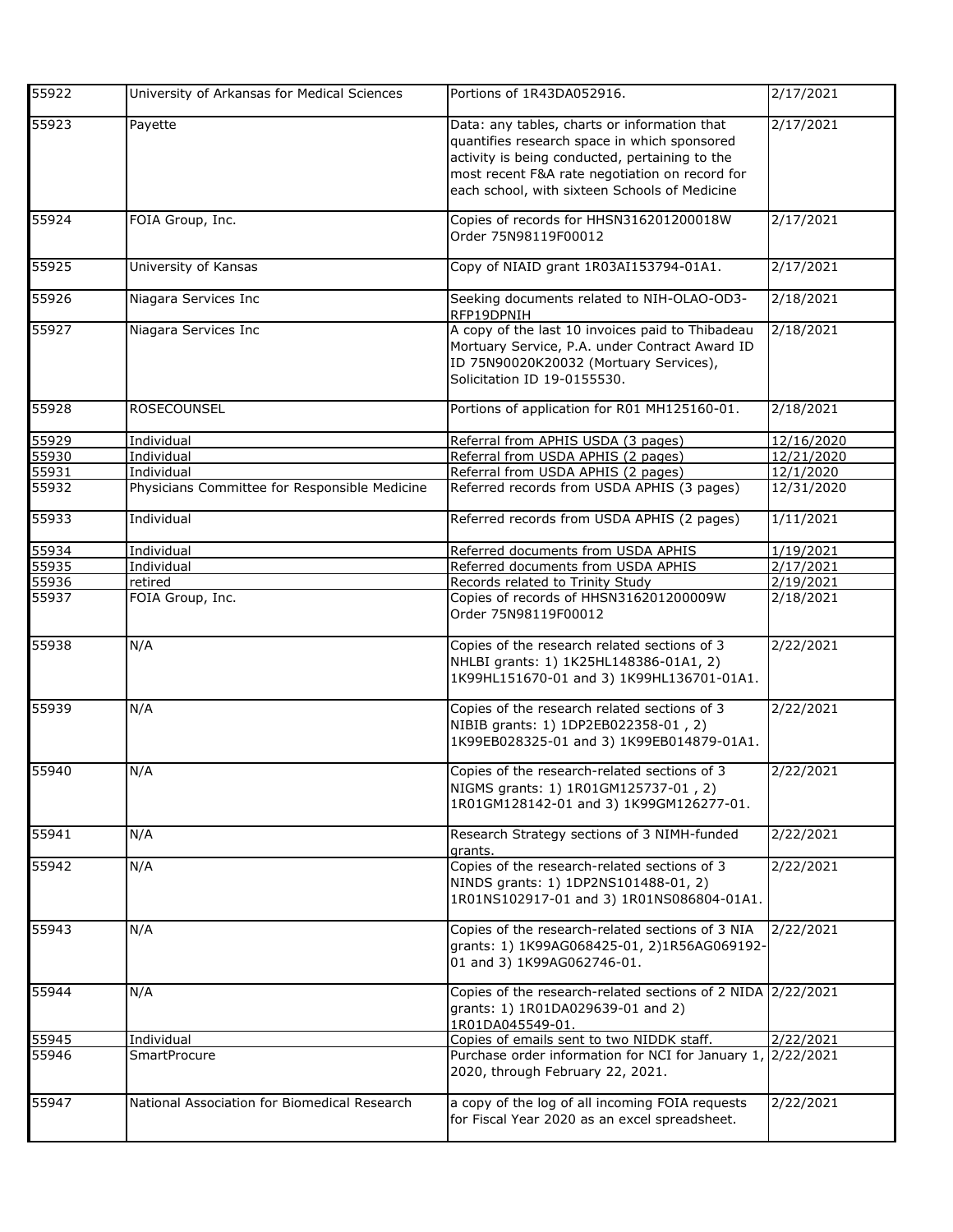| 55922 | University of Arkansas for Medical Sciences | Portions of 1R43DA052916. | 2/17/2021 |
|---|---|---|---|
| 55923 | Payette | Data: any tables, charts or information that quantifies research space in which sponsored activity is being conducted, pertaining to the most recent F&A rate negotiation on record for each school, with sixteen Schools of Medicine | 2/17/2021 |
| 55924 | FOIA Group, Inc. | Copies of records for HHSN316201200018W Order 75N98119F00012 | 2/17/2021 |
| 55925 | University of Kansas | Copy of NIAID grant 1R03AI153794-01A1. | 2/17/2021 |
| 55926 | Niagara Services Inc | Seeking documents related to NIH-OLAO-OD3-RFP19DPNIH | 2/18/2021 |
| 55927 | Niagara Services Inc | A copy of the last 10 invoices paid to Thibadeau Mortuary Service, P.A. under Contract Award ID ID 75N90020K20032 (Mortuary Services), Solicitation ID 19-0155530. | 2/18/2021 |
| 55928 | ROSECOUNSEL | Portions of application for R01 MH125160-01. | 2/18/2021 |
| 55929 | Individual | Referral from APHIS USDA (3 pages) | 12/16/2020 |
| 55930 | Individual | Referral from USDA APHIS (2 pages) | 12/21/2020 |
| 55931 | Individual | Referral from USDA APHIS (2 pages) | 12/1/2020 |
| 55932 | Physicians Committee for Responsible Medicine | Referred records from USDA APHIS (3 pages) | 12/31/2020 |
| 55933 | Individual | Referred records from USDA APHIS (2 pages) | 1/11/2021 |
| 55934 | Individual | Referred documents from USDA APHIS | 1/19/2021 |
| 55935 | Individual | Referred documents from USDA APHIS | 2/17/2021 |
| 55936 | retired | Records related to Trinity Study | 2/19/2021 |
| 55937 | FOIA Group, Inc. | Copies of records of HHSN316201200009W Order 75N98119F00012 | 2/18/2021 |
| 55938 | N/A | Copies of the research related sections of 3 NHLBI grants: 1) 1K25HL148386-01A1, 2) 1K99HL151670-01 and 3) 1K99HL136701-01A1. | 2/22/2021 |
| 55939 | N/A | Copies of the research related sections of 3 NIBIB grants: 1) 1DP2EB022358-01 , 2) 1K99EB028325-01 and 3) 1K99EB014879-01A1. | 2/22/2021 |
| 55940 | N/A | Copies of the research-related sections of 3 NIGMS grants: 1) 1R01GM125737-01 , 2) 1R01GM128142-01 and 3) 1K99GM126277-01. | 2/22/2021 |
| 55941 | N/A | Research Strategy sections of 3 NIMH-funded grants. | 2/22/2021 |
| 55942 | N/A | Copies of the research-related sections of 3 NINDS grants: 1) 1DP2NS101488-01, 2) 1R01NS102917-01 and 3) 1R01NS086804-01A1. | 2/22/2021 |
| 55943 | N/A | Copies of the research-related sections of 3 NIA grants: 1) 1K99AG068425-01, 2)1R56AG069192-01 and 3) 1K99AG062746-01. | 2/22/2021 |
| 55944 | N/A | Copies of the research-related sections of 2 NIDA grants: 1) 1R01DA029639-01 and 2) 1R01DA045549-01. | 2/22/2021 |
| 55945 | Individual | Copies of emails sent to two NIDDK staff. | 2/22/2021 |
| 55946 | SmartProcure | Purchase order information for NCI for January 1, 2020, through February 22, 2021. | 2/22/2021 |
| 55947 | National Association for Biomedical Research | a copy of the log of all incoming FOIA requests for Fiscal Year 2020 as an excel spreadsheet. | 2/22/2021 |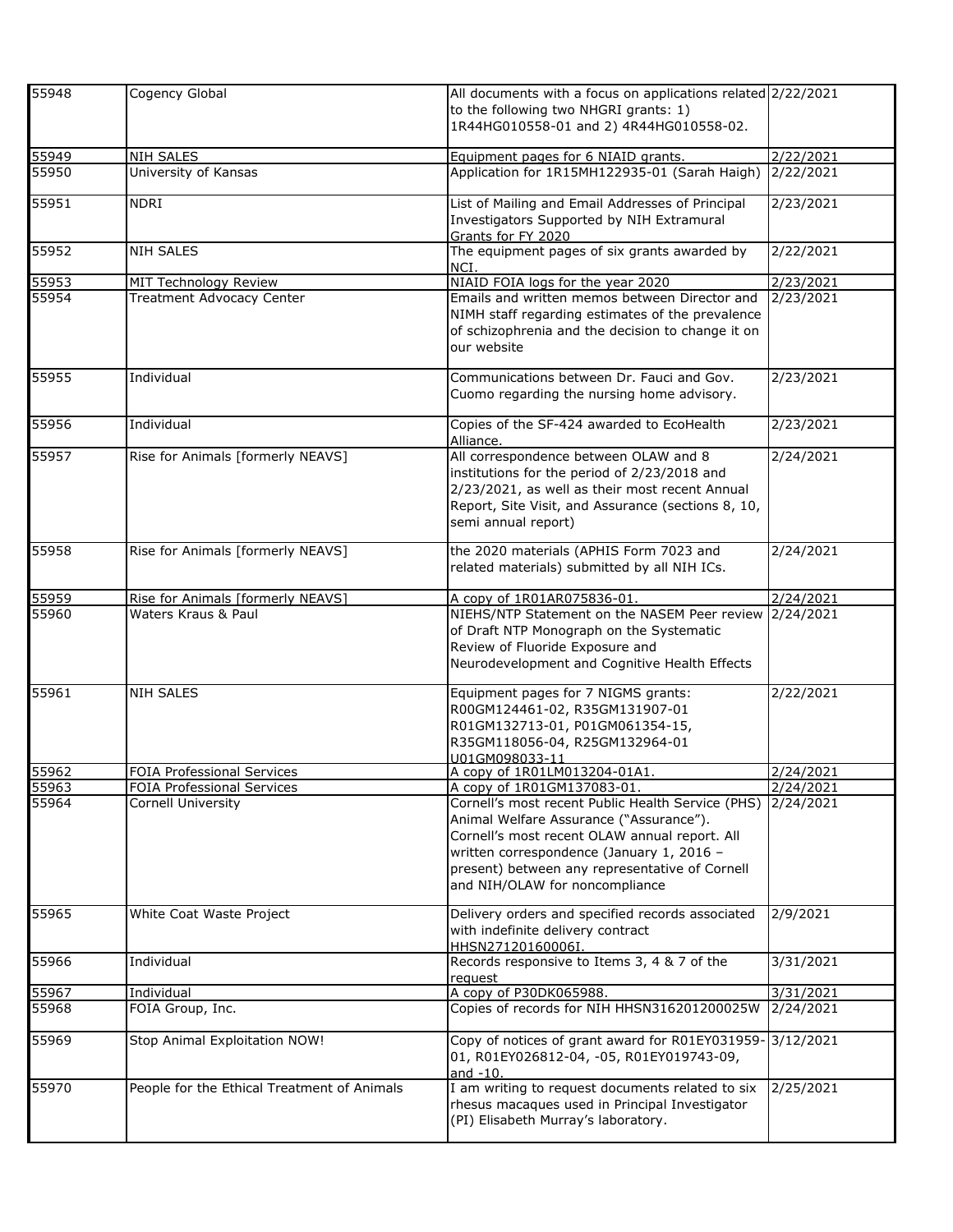| | | | |
|---|---|---|---|
| 55948 | Cogency Global | All documents with a focus on applications related to the following two NHGRI grants: 1) 1R44HG010558-01 and 2) 4R44HG010558-02. | 2/22/2021 |
| 55949 | NIH SALES | Equipment pages for 6 NIAID grants. | 2/22/2021 |
| 55950 | University of Kansas | Application for 1R15MH122935-01 (Sarah Haigh) | 2/22/2021 |
| 55951 | NDRI | List of Mailing and Email Addresses of Principal Investigators Supported by NIH Extramural Grants for FY 2020 | 2/23/2021 |
| 55952 | NIH SALES | The equipment pages of six grants awarded by NCI. | 2/22/2021 |
| 55953 | MIT Technology Review | NIAID FOIA logs for the year 2020 | 2/23/2021 |
| 55954 | Treatment Advocacy Center | Emails and written memos between Director and NIMH staff regarding estimates of the prevalence of schizophrenia and the decision to change it on our website | 2/23/2021 |
| 55955 | Individual | Communications between Dr. Fauci and Gov. Cuomo regarding the nursing home advisory. | 2/23/2021 |
| 55956 | Individual | Copies of the SF-424 awarded to EcoHealth Alliance. | 2/23/2021 |
| 55957 | Rise for Animals [formerly NEAVS] | All correspondence between OLAW and 8 institutions for the period of 2/23/2018 and 2/23/2021, as well as their most recent Annual Report, Site Visit, and Assurance (sections 8, 10, semi annual report) | 2/24/2021 |
| 55958 | Rise for Animals [formerly NEAVS] | the 2020 materials (APHIS Form 7023 and related materials) submitted by all NIH ICs. | 2/24/2021 |
| 55959 | Rise for Animals [formerly NEAVS] | A copy of 1R01AR075836-01. | 2/24/2021 |
| 55960 | Waters Kraus & Paul | NIEHS/NTP Statement on the NASEM Peer review of Draft NTP Monograph on the Systematic Review of Fluoride Exposure and Neurodevelopment and Cognitive Health Effects | 2/24/2021 |
| 55961 | NIH SALES | Equipment pages for 7 NIGMS grants: R00GM124461-02, R35GM131907-01 R01GM132713-01, P01GM061354-15, R35GM118056-04, R25GM132964-01 U01GM098033-11 | 2/22/2021 |
| 55962 | FOIA Professional Services | A copy of 1R01LM013204-01A1. | 2/24/2021 |
| 55963 | FOIA Professional Services | A copy of 1R01GM137083-01. | 2/24/2021 |
| 55964 | Cornell University | Cornell's most recent Public Health Service (PHS) Animal Welfare Assurance ("Assurance"). Cornell's most recent OLAW annual report. All written correspondence (January 1, 2016 – present) between any representative of Cornell and NIH/OLAW for noncompliance | 2/24/2021 |
| 55965 | White Coat Waste Project | Delivery orders and specified records associated with indefinite delivery contract HHSN271201600061. | 2/9/2021 |
| 55966 | Individual | Records responsive to Items 3, 4 & 7 of the request | 3/31/2021 |
| 55967 | Individual | A copy of P30DK065988. | 3/31/2021 |
| 55968 | FOIA Group, Inc. | Copies of records for NIH HHSN316201200025W | 2/24/2021 |
| 55969 | Stop Animal Exploitation NOW! | Copy of notices of grant award for R01EY031959-01, R01EY026812-04, -05, R01EY019743-09, and -10. | 3/12/2021 |
| 55970 | People for the Ethical Treatment of Animals | I am writing to request documents related to six rhesus macaques used in Principal Investigator (PI) Elisabeth Murray's laboratory. | 2/25/2021 |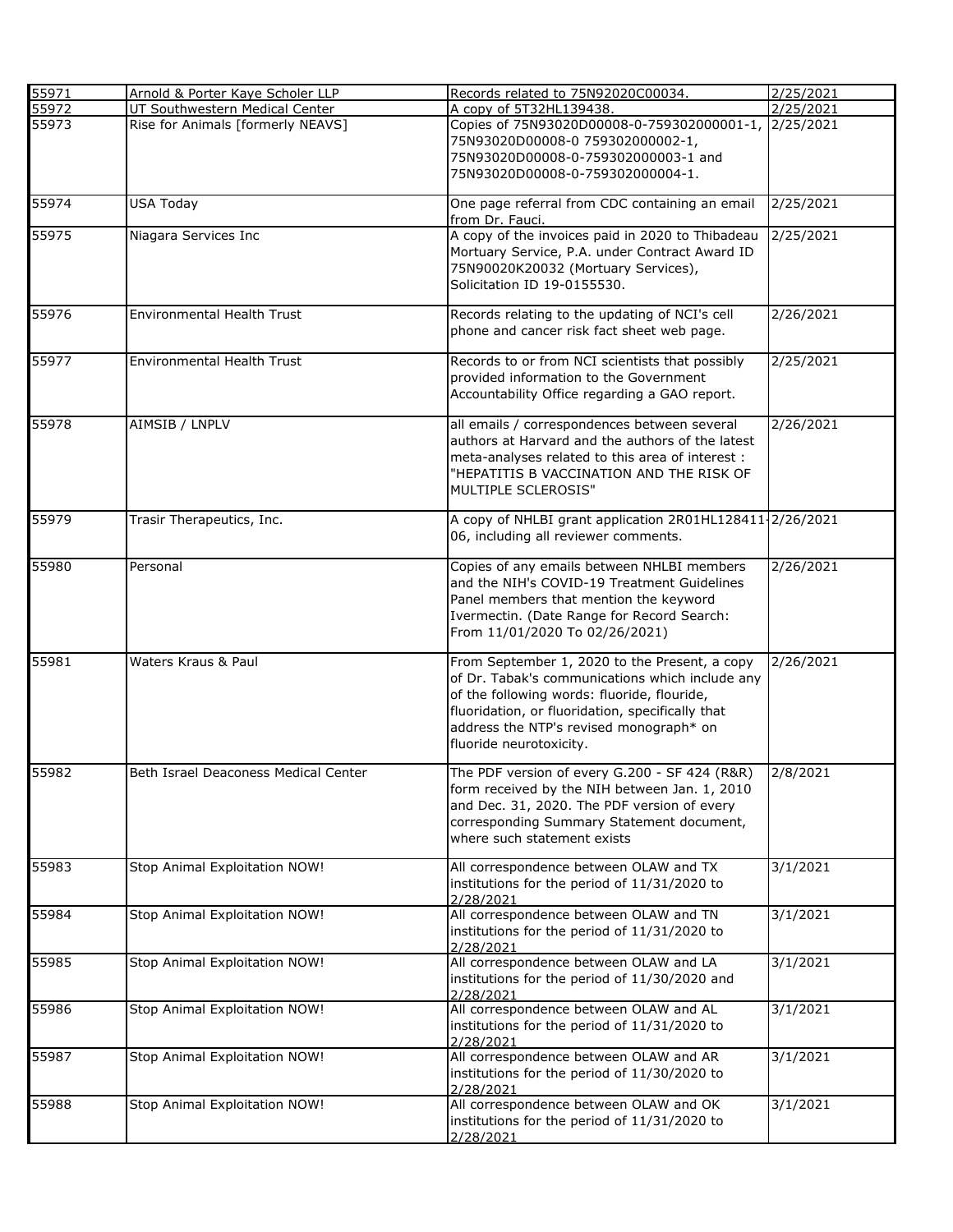| | | | |
|---|---|---|---|
| 55971 | Arnold & Porter Kaye Scholer LLP | Records related to 75N92020C00034. | 2/25/2021 |
| 55972 | UT Southwestern Medical Center | A copy of 5T32HL139438. | 2/25/2021 |
| 55973 | Rise for Animals [formerly NEAVS] | Copies of 75N93020D00008-0-759302000001-1, 75N93020D00008-0 759302000002-1, 75N93020D00008-0-759302000003-1 and 75N93020D00008-0-759302000004-1. | 2/25/2021 |
| 55974 | USA Today | One page referral from CDC containing an email from Dr. Fauci. | 2/25/2021 |
| 55975 | Niagara Services Inc | A copy of the invoices paid in 2020 to Thibadeau Mortuary Service, P.A. under Contract Award ID 75N90020K20032 (Mortuary Services), Solicitation ID 19-0155530. | 2/25/2021 |
| 55976 | Environmental Health Trust | Records relating to the updating of NCI's cell phone and cancer risk fact sheet web page. | 2/26/2021 |
| 55977 | Environmental Health Trust | Records to or from NCI scientists that possibly provided information to the Government Accountability Office regarding a GAO report. | 2/25/2021 |
| 55978 | AIMSIB / LNPLV | all emails / correspondences between several authors at Harvard and the authors of the latest meta-analyses related to this area of interest : "HEPATITIS B VACCINATION AND THE RISK OF MULTIPLE SCLEROSIS" | 2/26/2021 |
| 55979 | Trasir Therapeutics, Inc. | A copy of NHLBI grant application 2R01HL128411-06, including all reviewer comments. | 2/26/2021 |
| 55980 | Personal | Copies of any emails between NHLBI members and the NIH's COVID-19 Treatment Guidelines Panel members that mention the keyword Ivermectin. (Date Range for Record Search: From 11/01/2020 To 02/26/2021) | 2/26/2021 |
| 55981 | Waters Kraus & Paul | From September 1, 2020 to the Present, a copy of Dr. Tabak's communications which include any of the following words: fluoride, flouride, fluoridation, or fluoridation, specifically that address the NTP's revised monograph* on fluoride neurotoxicity. | 2/26/2021 |
| 55982 | Beth Israel Deaconess Medical Center | The PDF version of every G.200 - SF 424 (R&R) form received by the NIH between Jan. 1, 2010 and Dec. 31, 2020. The PDF version of every corresponding Summary Statement document, where such statement exists | 2/8/2021 |
| 55983 | Stop Animal Exploitation NOW! | All correspondence between OLAW and TX institutions for the period of 11/31/2020 to 2/28/2021 | 3/1/2021 |
| 55984 | Stop Animal Exploitation NOW! | All correspondence between OLAW and TN institutions for the period of 11/31/2020 to 2/28/2021 | 3/1/2021 |
| 55985 | Stop Animal Exploitation NOW! | All correspondence between OLAW and LA institutions for the period of 11/30/2020 and 2/28/2021 | 3/1/2021 |
| 55986 | Stop Animal Exploitation NOW! | All correspondence between OLAW and AL institutions for the period of 11/31/2020 to 2/28/2021 | 3/1/2021 |
| 55987 | Stop Animal Exploitation NOW! | All correspondence between OLAW and AR institutions for the period of 11/30/2020 to 2/28/2021 | 3/1/2021 |
| 55988 | Stop Animal Exploitation NOW! | All correspondence between OLAW and OK institutions for the period of 11/31/2020 to 2/28/2021 | 3/1/2021 |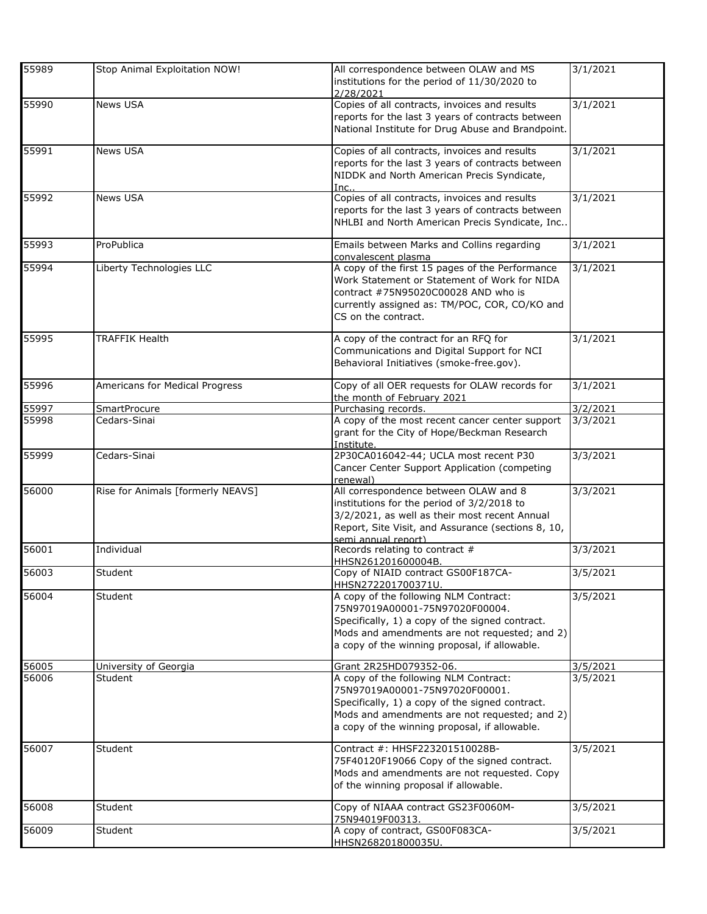| | | | |
|---|---|---|---|
| 55989 | Stop Animal Exploitation NOW! | All correspondence between OLAW and MS institutions for the period of 11/30/2020 to 2/28/2021 | 3/1/2021 |
| 55990 | News USA | Copies of all contracts, invoices and results reports for the last 3 years of contracts between National Institute for Drug Abuse and Brandpoint. | 3/1/2021 |
| 55991 | News USA | Copies of all contracts, invoices and results reports for the last 3 years of contracts between NIDDK and North American Precis Syndicate, Inc.. | 3/1/2021 |
| 55992 | News USA | Copies of all contracts, invoices and results reports for the last 3 years of contracts between NHLBI and North American Precis Syndicate, Inc.. | 3/1/2021 |
| 55993 | ProPublica | Emails between Marks and Collins regarding convalescent plasma | 3/1/2021 |
| 55994 | Liberty Technologies LLC | A copy of the first 15 pages of the Performance Work Statement or Statement of Work for NIDA contract #75N95020C00028 AND who is currently assigned as: TM/POC, COR, CO/KO and CS on the contract. | 3/1/2021 |
| 55995 | TRAFFIK Health | A copy of the contract for an RFQ for Communications and Digital Support for NCI Behavioral Initiatives (smoke-free.gov). | 3/1/2021 |
| 55996 | Americans for Medical Progress | Copy of all OER requests for OLAW records for the month of February 2021 | 3/1/2021 |
| 55997 | SmartProcure | Purchasing records. | 3/2/2021 |
| 55998 | Cedars-Sinai | A copy of the most recent cancer center support grant for the City of Hope/Beckman Research Institute. | 3/3/2021 |
| 55999 | Cedars-Sinai | 2P30CA016042-44; UCLA most recent P30 Cancer Center Support Application (competing renewal) | 3/3/2021 |
| 56000 | Rise for Animals [formerly NEAVS] | All correspondence between OLAW and 8 institutions for the period of 3/2/2018 to 3/2/2021, as well as their most recent Annual Report, Site Visit, and Assurance (sections 8, 10, semi annual report) | 3/3/2021 |
| 56001 | Individual | Records relating to contract # HHSN261201600004B. | 3/3/2021 |
| 56003 | Student | Copy of NIAID contract GS00F187CA-HHSN272201700371U. | 3/5/2021 |
| 56004 | Student | A copy of the following NLM Contract: 75N97019A00001-75N97020F00004. Specifically, 1) a copy of the signed contract. Mods and amendments are not requested; and 2) a copy of the winning proposal, if allowable. | 3/5/2021 |
| 56005 | University of Georgia | Grant 2R25HD079352-06. | 3/5/2021 |
| 56006 | Student | A copy of the following NLM Contract: 75N97019A00001-75N97020F00001. Specifically, 1) a copy of the signed contract. Mods and amendments are not requested; and 2) a copy of the winning proposal, if allowable. | 3/5/2021 |
| 56007 | Student | Contract #: HHSF223201510028B-75F40120F19066 Copy of the signed contract. Mods and amendments are not requested. Copy of the winning proposal if allowable. | 3/5/2021 |
| 56008 | Student | Copy of NIAAA contract GS23F0060M-75N94019F00313. | 3/5/2021 |
| 56009 | Student | A copy of contract, GS00F083CA-HHSN268201800035U. | 3/5/2021 |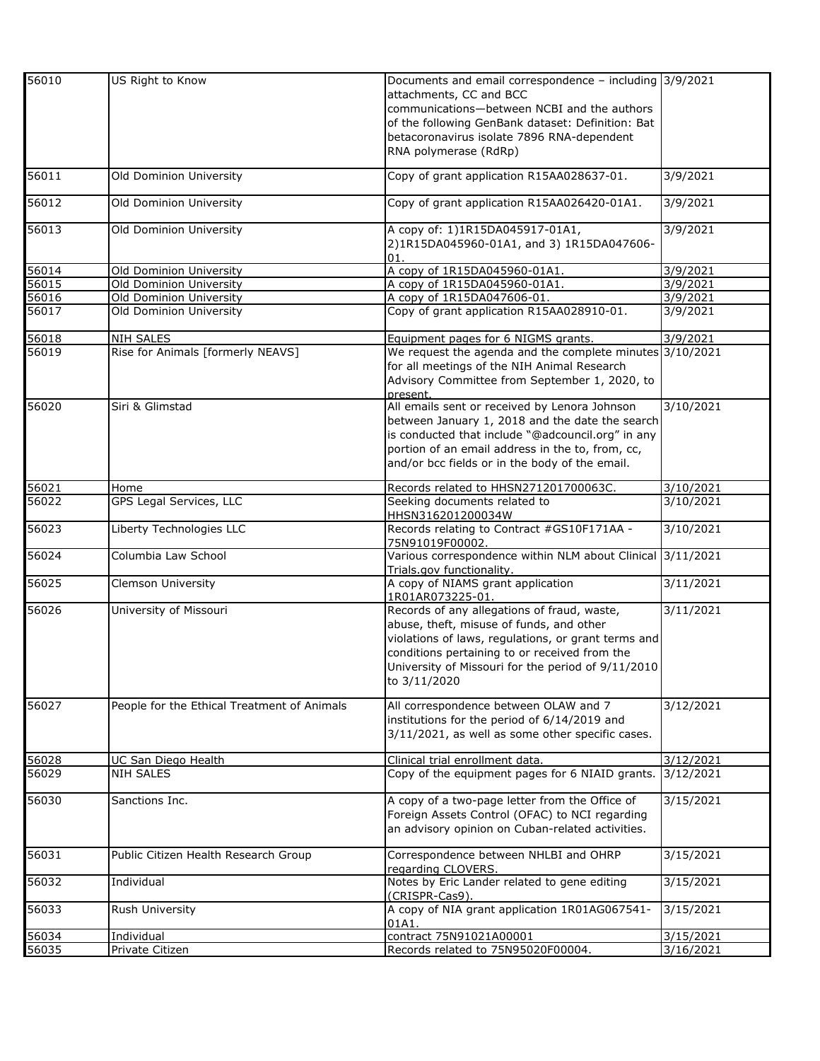| | | | |
|---|---|---|---|
| 56010 | US Right to Know | Documents and email correspondence – including attachments, CC and BCC communications—between NCBI and the authors of the following GenBank dataset: Definition: Bat betacoronavirus isolate 7896 RNA-dependent RNA polymerase (RdRp) | 3/9/2021 |
| 56011 | Old Dominion University | Copy of grant application R15AA028637-01. | 3/9/2021 |
| 56012 | Old Dominion University | Copy of grant application R15AA026420-01A1. | 3/9/2021 |
| 56013 | Old Dominion University | A copy of: 1)1R15DA045917-01A1, 2)1R15DA045960-01A1, and 3) 1R15DA047606-01. | 3/9/2021 |
| 56014 | Old Dominion University | A copy of 1R15DA045960-01A1. | 3/9/2021 |
| 56015 | Old Dominion University | A copy of 1R15DA045960-01A1. | 3/9/2021 |
| 56016 | Old Dominion University | A copy of 1R15DA047606-01. | 3/9/2021 |
| 56017 | Old Dominion University | Copy of grant application R15AA028910-01. | 3/9/2021 |
| 56018 | NIH SALES | Equipment pages for 6 NIGMS grants. | 3/9/2021 |
| 56019 | Rise for Animals [formerly NEAVS] | We request the agenda and the complete minutes for all meetings of the NIH Animal Research Advisory Committee from September 1, 2020, to present. | 3/10/2021 |
| 56020 | Siri & Glimstad | All emails sent or received by Lenora Johnson between January 1, 2018 and the date the search is conducted that include "@adcouncil.org" in any portion of an email address in the to, from, cc, and/or bcc fields or in the body of the email. | 3/10/2021 |
| 56021 | Home | Records related to HHSN271201700063C. | 3/10/2021 |
| 56022 | GPS Legal Services, LLC | Seeking documents related to HHSN316201200034W | 3/10/2021 |
| 56023 | Liberty Technologies LLC | Records relating to Contract #GS10F171AA - 75N91019F00002. | 3/10/2021 |
| 56024 | Columbia Law School | Various correspondence within NLM about Clinical Trials.gov functionality. | 3/11/2021 |
| 56025 | Clemson University | A copy of NIAMS grant application 1R01AR073225-01. | 3/11/2021 |
| 56026 | University of Missouri | Records of any allegations of fraud, waste, abuse, theft, misuse of funds, and other violations of laws, regulations, or grant terms and conditions pertaining to or received from the University of Missouri for the period of 9/11/2010 to 3/11/2020 | 3/11/2021 |
| 56027 | People for the Ethical Treatment of Animals | All correspondence between OLAW and 7 institutions for the period of 6/14/2019 and 3/11/2021, as well as some other specific cases. | 3/12/2021 |
| 56028 | UC San Diego Health | Clinical trial enrollment data. | 3/12/2021 |
| 56029 | NIH SALES | Copy of the equipment pages for 6 NIAID grants. | 3/12/2021 |
| 56030 | Sanctions Inc. | A copy of a two-page letter from the Office of Foreign Assets Control (OFAC) to NCI regarding an advisory opinion on Cuban-related activities. | 3/15/2021 |
| 56031 | Public Citizen Health Research Group | Correspondence between NHLBI and OHRP regarding CLOVERS. | 3/15/2021 |
| 56032 | Individual | Notes by Eric Lander related to gene editing (CRISPR-Cas9). | 3/15/2021 |
| 56033 | Rush University | A copy of NIA grant application 1R01AG067541-01A1. | 3/15/2021 |
| 56034 | Individual | contract 75N91021A00001 | 3/15/2021 |
| 56035 | Private Citizen | Records related to 75N95020F00004. | 3/16/2021 |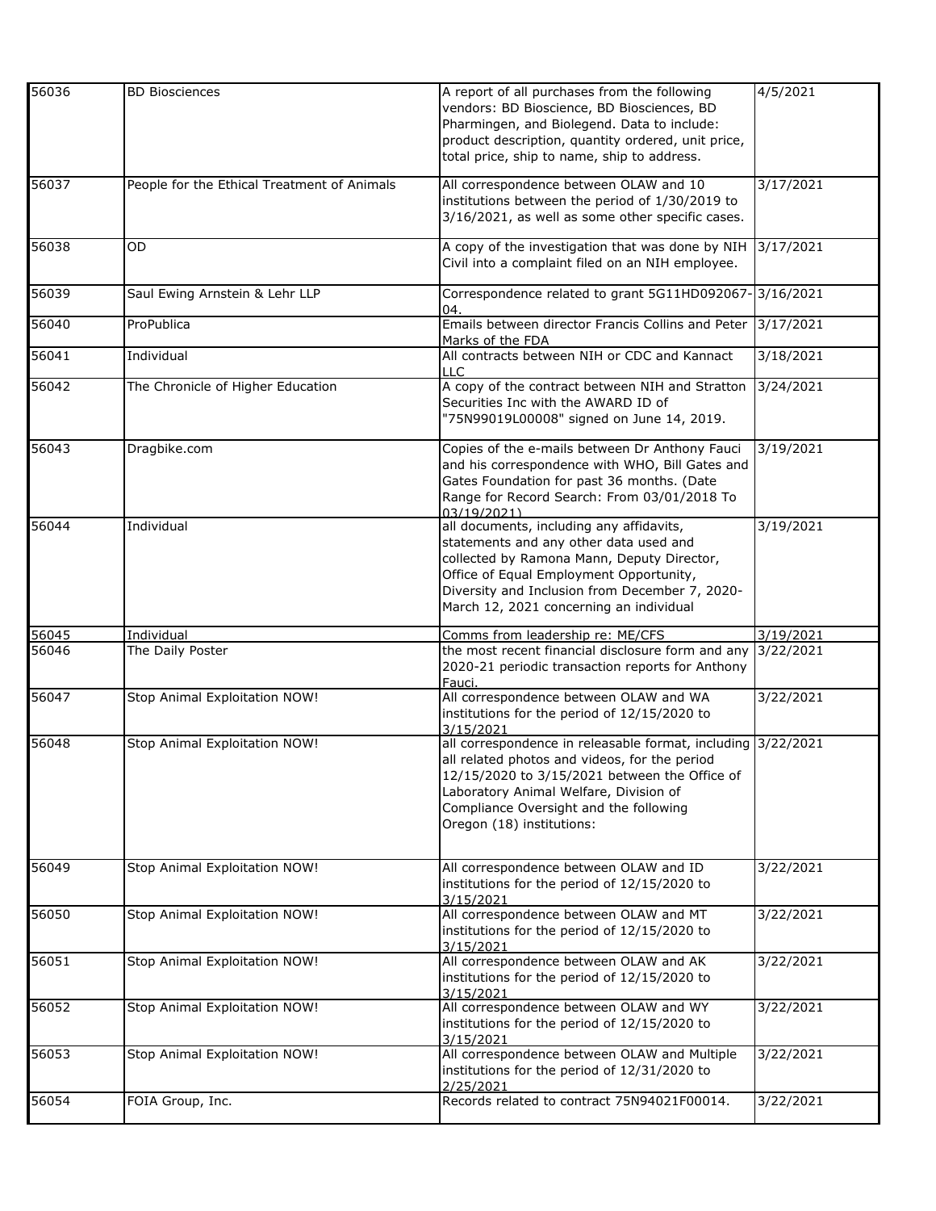| | | | |
|---|---|---|---|
| 56036 | BD Biosciences | A report of all purchases from the following vendors: BD Bioscience, BD Biosciences, BD Pharmingen, and Biolegend. Data to include: product description, quantity ordered, unit price, total price, ship to name, ship to address. | 4/5/2021 |
| 56037 | People for the Ethical Treatment of Animals | All correspondence between OLAW and 10 institutions between the period of 1/30/2019 to 3/16/2021, as well as some other specific cases. | 3/17/2021 |
| 56038 | OD | A copy of the investigation that was done by NIH Civil into a complaint filed on an NIH employee. | 3/17/2021 |
| 56039 | Saul Ewing Arnstein & Lehr LLP | Correspondence related to grant 5G11HD092067-04. | 3/16/2021 |
| 56040 | ProPublica | Emails between director Francis Collins and Peter Marks of the FDA | 3/17/2021 |
| 56041 | Individual | All contracts between NIH or CDC and Kannact LLC | 3/18/2021 |
| 56042 | The Chronicle of Higher Education | A copy of the contract between NIH and Stratton Securities Inc with the AWARD ID of "75N99019L00008" signed on June 14, 2019. | 3/24/2021 |
| 56043 | Dragbike.com | Copies of the e-mails between Dr Anthony Fauci and his correspondence with WHO, Bill Gates and Gates Foundation for past 36 months. (Date Range for Record Search: From 03/01/2018 To 03/19/2021) | 3/19/2021 |
| 56044 | Individual | all documents, including any affidavits, statements and any other data used and collected by Ramona Mann, Deputy Director, Office of Equal Employment Opportunity, Diversity and Inclusion from December 7, 2020-March 12, 2021 concerning an individual | 3/19/2021 |
| 56045 | Individual | Comms from leadership re: ME/CFS | 3/19/2021 |
| 56046 | The Daily Poster | the most recent financial disclosure form and any 2020-21 periodic transaction reports for Anthony Fauci. | 3/22/2021 |
| 56047 | Stop Animal Exploitation NOW! | All correspondence between OLAW and WA institutions for the period of 12/15/2020 to 3/15/2021 | 3/22/2021 |
| 56048 | Stop Animal Exploitation NOW! | all correspondence in releasable format, including all related photos and videos, for the period 12/15/2020 to 3/15/2021 between the Office of Laboratory Animal Welfare, Division of Compliance Oversight and the following Oregon (18) institutions: | 3/22/2021 |
| 56049 | Stop Animal Exploitation NOW! | All correspondence between OLAW and ID institutions for the period of 12/15/2020 to 3/15/2021 | 3/22/2021 |
| 56050 | Stop Animal Exploitation NOW! | All correspondence between OLAW and MT institutions for the period of 12/15/2020 to 3/15/2021 | 3/22/2021 |
| 56051 | Stop Animal Exploitation NOW! | All correspondence between OLAW and AK institutions for the period of 12/15/2020 to 3/15/2021 | 3/22/2021 |
| 56052 | Stop Animal Exploitation NOW! | All correspondence between OLAW and WY institutions for the period of 12/15/2020 to 3/15/2021 | 3/22/2021 |
| 56053 | Stop Animal Exploitation NOW! | All correspondence between OLAW and Multiple institutions for the period of 12/31/2020 to 2/25/2021 | 3/22/2021 |
| 56054 | FOIA Group, Inc. | Records related to contract 75N94021F00014. | 3/22/2021 |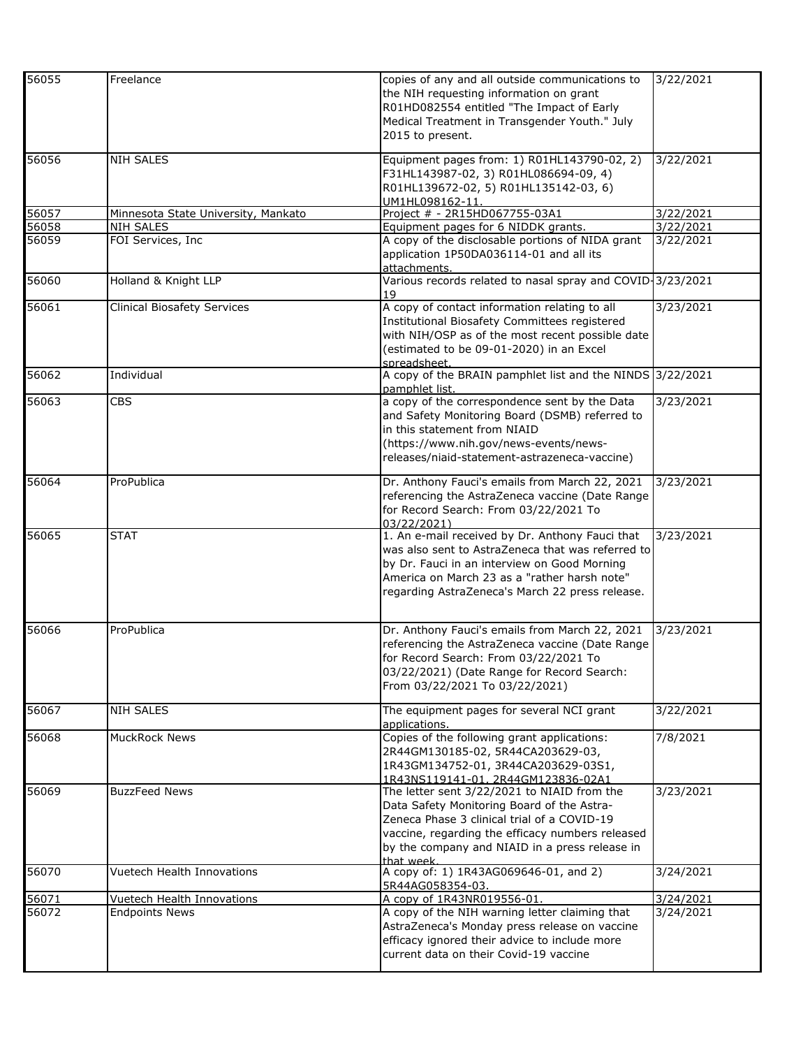| | | | |
|---|---|---|---|
| 56055 | Freelance | copies of any and all outside communications to the NIH requesting information on grant R01HD082554 entitled "The Impact of Early Medical Treatment in Transgender Youth." July 2015 to present. | 3/22/2021 |
| 56056 | NIH SALES | Equipment pages from: 1) R01HL143790-02, 2) F31HL143987-02, 3) R01HL086694-09, 4) R01HL139672-02, 5) R01HL135142-03, 6) UM1HL098162-11. | 3/22/2021 |
| 56057 | Minnesota State University, Mankato | Project # - 2R15HD067755-03A1 | 3/22/2021 |
| 56058 | NIH SALES | Equipment pages for 6 NIDDK grants. | 3/22/2021 |
| 56059 | FOI Services, Inc | A copy of the disclosable portions of NIDA grant application 1P50DA036114-01 and all its attachments. | 3/22/2021 |
| 56060 | Holland & Knight LLP | Various records related to nasal spray and COVID-19 | 3/23/2021 |
| 56061 | Clinical Biosafety Services | A copy of contact information relating to all Institutional Biosafety Committees registered with NIH/OSP as of the most recent possible date (estimated to be 09-01-2020) in an Excel spreadsheet. | 3/23/2021 |
| 56062 | Individual | A copy of the BRAIN pamphlet list and the NINDS pamphlet list. | 3/22/2021 |
| 56063 | CBS | a copy of the correspondence sent by the Data and Safety Monitoring Board (DSMB) referred to in this statement from NIAID (https://www.nih.gov/news-events/news-releases/niaid-statement-astrazeneca-vaccine) | 3/23/2021 |
| 56064 | ProPublica | Dr. Anthony Fauci's emails from March 22, 2021 referencing the AstraZeneca vaccine (Date Range for Record Search: From 03/22/2021 To 03/22/2021) | 3/23/2021 |
| 56065 | STAT | 1. An e-mail received by Dr. Anthony Fauci that was also sent to AstraZeneca that was referred to by Dr. Fauci in an interview on Good Morning America on March 23 as a "rather harsh note" regarding AstraZeneca's March 22 press release. | 3/23/2021 |
| 56066 | ProPublica | Dr. Anthony Fauci's emails from March 22, 2021 referencing the AstraZeneca vaccine (Date Range for Record Search: From 03/22/2021 To 03/22/2021) (Date Range for Record Search: From 03/22/2021 To 03/22/2021) | 3/23/2021 |
| 56067 | NIH SALES | The equipment pages for several NCI grant applications. | 3/22/2021 |
| 56068 | MuckRock News | Copies of the following grant applications: 2R44GM130185-02, 5R44CA203629-03, 1R43GM134752-01, 3R44CA203629-03S1, 1R43NS119141-01, 2R44GM123836-02A1 | 7/8/2021 |
| 56069 | BuzzFeed News | The letter sent 3/22/2021 to NIAID from the Data Safety Monitoring Board of the Astra-Zeneca Phase 3 clinical trial of a COVID-19 vaccine, regarding the efficacy numbers released by the company and NIAID in a press release in that week. | 3/23/2021 |
| 56070 | Vuetech Health Innovations | A copy of: 1) 1R43AG069646-01, and 2) 5R44AG058354-03. | 3/24/2021 |
| 56071 | Vuetech Health Innovations | A copy of 1R43NR019556-01. | 3/24/2021 |
| 56072 | Endpoints News | A copy of the NIH warning letter claiming that AstraZeneca's Monday press release on vaccine efficacy ignored their advice to include more current data on their Covid-19 vaccine | 3/24/2021 |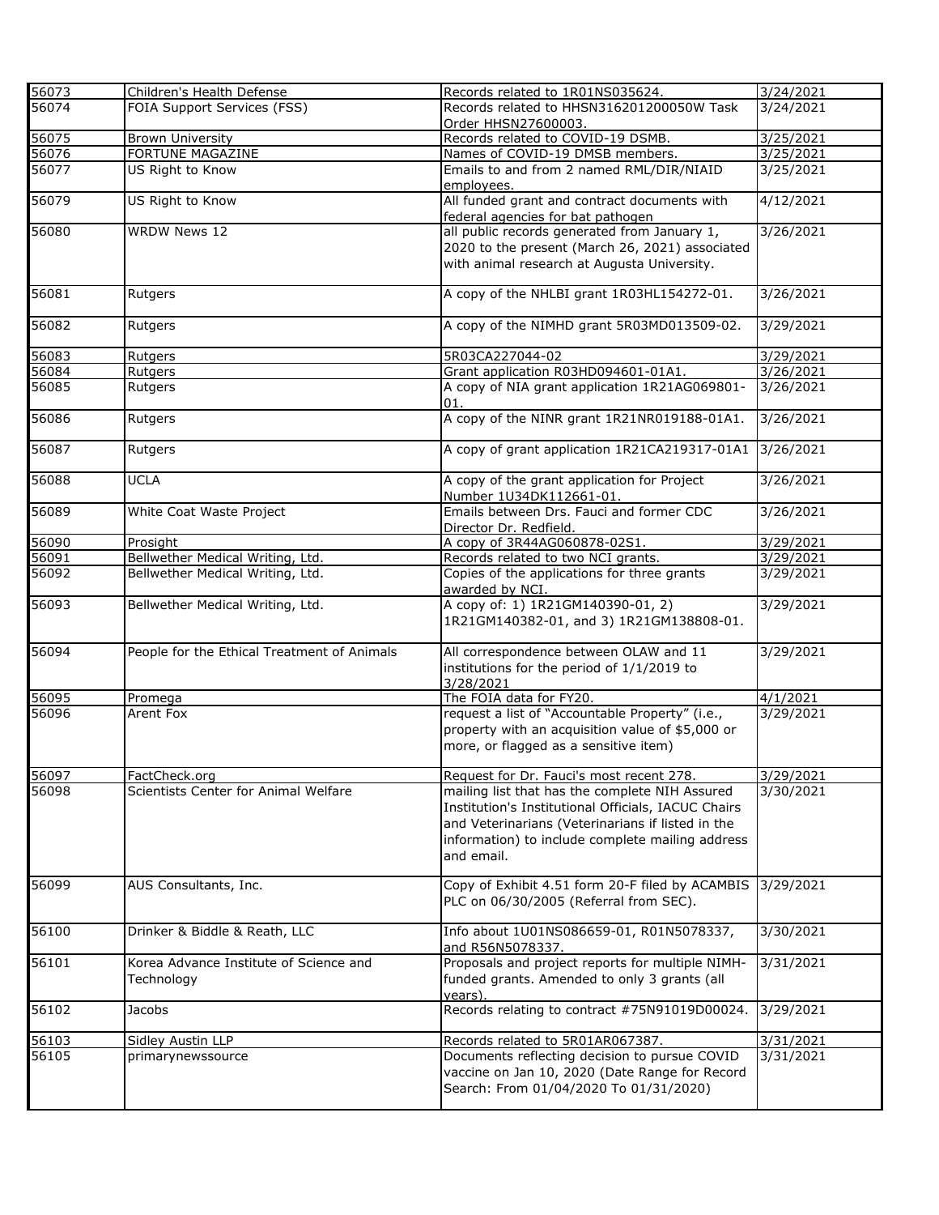| | | | |
|---|---|---|---|
| 56073 | Children's Health Defense | Records related to 1R01NS035624. | 3/24/2021 |
| 56074 | FOIA Support Services (FSS) | Records related to HHSN316201200050W Task Order HHSN27600003. | 3/24/2021 |
| 56075 | Brown University | Records related to COVID-19 DSMB. | 3/25/2021 |
| 56076 | FORTUNE MAGAZINE | Names of COVID-19 DMSB members. | 3/25/2021 |
| 56077 | US Right to Know | Emails to and from 2 named RML/DIR/NIAID employees. | 3/25/2021 |
| 56079 | US Right to Know | All funded grant and contract documents with federal agencies for bat pathogen | 4/12/2021 |
| 56080 | WRDW News 12 | all public records generated from January 1, 2020 to the present (March 26, 2021) associated with animal research at Augusta University. | 3/26/2021 |
| 56081 | Rutgers | A copy of the NHLBI grant 1R03HL154272-01. | 3/26/2021 |
| 56082 | Rutgers | A copy of the NIMHD grant 5R03MD013509-02. | 3/29/2021 |
| 56083 | Rutgers | 5R03CA227044-02 | 3/29/2021 |
| 56084 | Rutgers | Grant application R03HD094601-01A1. | 3/26/2021 |
| 56085 | Rutgers | A copy of NIA grant application 1R21AG069801-01. | 3/26/2021 |
| 56086 | Rutgers | A copy of the NINR grant 1R21NR019188-01A1. | 3/26/2021 |
| 56087 | Rutgers | A copy of grant application 1R21CA219317-01A1 | 3/26/2021 |
| 56088 | UCLA | A copy of the grant application for Project Number 1U34DK112661-01. | 3/26/2021 |
| 56089 | White Coat Waste Project | Emails between Drs. Fauci and former CDC Director Dr. Redfield. | 3/26/2021 |
| 56090 | Prosight | A copy of 3R44AG060878-02S1. | 3/29/2021 |
| 56091 | Bellwether Medical Writing, Ltd. | Records related to two NCI grants. | 3/29/2021 |
| 56092 | Bellwether Medical Writing, Ltd. | Copies of the applications for three grants awarded by NCI. | 3/29/2021 |
| 56093 | Bellwether Medical Writing, Ltd. | A copy of: 1) 1R21GM140390-01, 2) 1R21GM140382-01, and 3) 1R21GM138808-01. | 3/29/2021 |
| 56094 | People for the Ethical Treatment of Animals | All correspondence between OLAW and 11 institutions for the period of 1/1/2019 to 3/28/2021 | 3/29/2021 |
| 56095 | Promega | The FOIA data for FY20. | 4/1/2021 |
| 56096 | Arent Fox | request a list of "Accountable Property" (i.e., property with an acquisition value of $5,000 or more, or flagged as a sensitive item) | 3/29/2021 |
| 56097 | FactCheck.org | Request for Dr. Fauci's most recent 278. | 3/29/2021 |
| 56098 | Scientists Center for Animal Welfare | mailing list that has the complete NIH Assured Institution's Institutional Officials, IACUC Chairs and Veterinarians (Veterinarians if listed in the information) to include complete mailing address and email. | 3/30/2021 |
| 56099 | AUS Consultants, Inc. | Copy of Exhibit 4.51 form 20-F filed by ACAMBIS PLC on 06/30/2005 (Referral from SEC). | 3/29/2021 |
| 56100 | Drinker & Biddle & Reath, LLC | Info about 1U01NS086659-01, R01N5078337, and R56N5078337. | 3/30/2021 |
| 56101 | Korea Advance Institute of Science and Technology | Proposals and project reports for multiple NIMH-funded grants. Amended to only 3 grants (all years). | 3/31/2021 |
| 56102 | Jacobs | Records relating to contract #75N91019D00024. | 3/29/2021 |
| 56103 | Sidley Austin LLP | Records related to 5R01AR067387. | 3/31/2021 |
| 56105 | primarynewssource | Documents reflecting decision to pursue COVID vaccine on Jan 10, 2020 (Date Range for Record Search: From 01/04/2020 To 01/31/2020) | 3/31/2021 |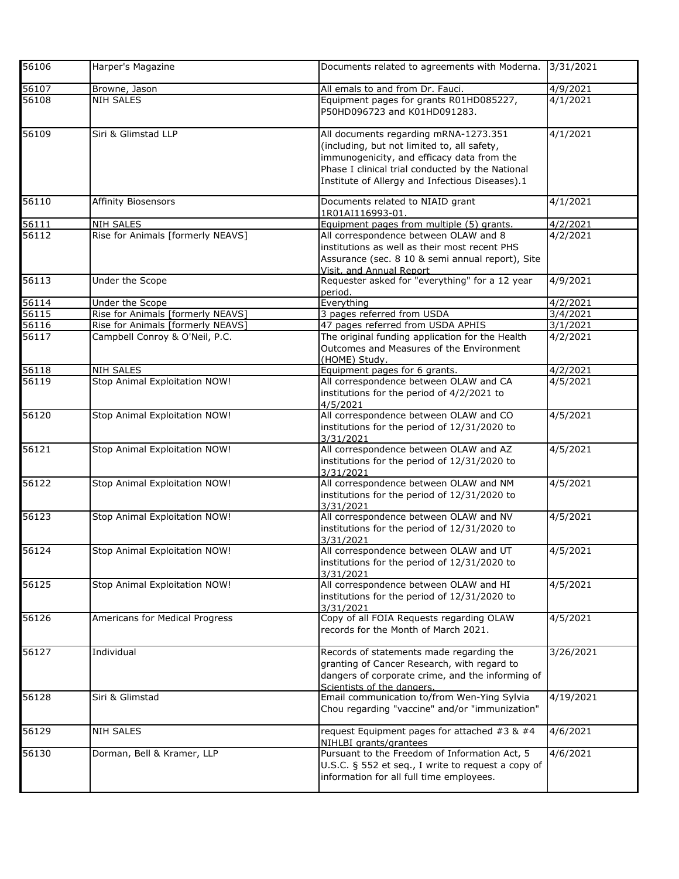| | | | |
|---|---|---|---|
| 56106 | Harper's Magazine | Documents related to agreements with Moderna. | 3/31/2021 |
| 56107 | Browne, Jason | All emals to and from Dr. Fauci. | 4/9/2021 |
| 56108 | NIH SALES | Equipment pages for grants R01HD085227, P50HD096723 and K01HD091283. | 4/1/2021 |
| 56109 | Siri & Glimstad LLP | All documents regarding mRNA-1273.351 (including, but not limited to, all safety, immunogenicity, and efficacy data from the Phase I clinical trial conducted by the National Institute of Allergy and Infectious Diseases).1 | 4/1/2021 |
| 56110 | Affinity Biosensors | Documents related to NIAID grant 1R01AI116993-01. | 4/1/2021 |
| 56111 | NIH SALES | Equipment pages from multiple (5) grants. | 4/2/2021 |
| 56112 | Rise for Animals [formerly NEAVS] | All correspondence between OLAW and 8 institutions as well as their most recent PHS Assurance (sec. 8 10 & semi annual report), Site Visit, and Annual Report | 4/2/2021 |
| 56113 | Under the Scope | Requester asked for "everything" for a 12 year period. | 4/9/2021 |
| 56114 | Under the Scope | Everything | 4/2/2021 |
| 56115 | Rise for Animals [formerly NEAVS] | 3 pages referred from USDA | 3/4/2021 |
| 56116 | Rise for Animals [formerly NEAVS] | 47 pages referred from USDA APHIS | 3/1/2021 |
| 56117 | Campbell Conroy & O'Neil, P.C. | The original funding application for the Health Outcomes and Measures of the Environment (HOME) Study. | 4/2/2021 |
| 56118 | NIH SALES | Equipment pages for 6 grants. | 4/2/2021 |
| 56119 | Stop Animal Exploitation NOW! | All correspondence between OLAW and CA institutions for the period of 4/2/2021 to 4/5/2021 | 4/5/2021 |
| 56120 | Stop Animal Exploitation NOW! | All correspondence between OLAW and CO institutions for the period of 12/31/2020 to 3/31/2021 | 4/5/2021 |
| 56121 | Stop Animal Exploitation NOW! | All correspondence between OLAW and AZ institutions for the period of 12/31/2020 to 3/31/2021 | 4/5/2021 |
| 56122 | Stop Animal Exploitation NOW! | All correspondence between OLAW and NM institutions for the period of 12/31/2020 to 3/31/2021 | 4/5/2021 |
| 56123 | Stop Animal Exploitation NOW! | All correspondence between OLAW and NV institutions for the period of 12/31/2020 to 3/31/2021 | 4/5/2021 |
| 56124 | Stop Animal Exploitation NOW! | All correspondence between OLAW and UT institutions for the period of 12/31/2020 to 3/31/2021 | 4/5/2021 |
| 56125 | Stop Animal Exploitation NOW! | All correspondence between OLAW and HI institutions for the period of 12/31/2020 to 3/31/2021 | 4/5/2021 |
| 56126 | Americans for Medical Progress | Copy of all FOIA Requests regarding OLAW records for the Month of March 2021. | 4/5/2021 |
| 56127 | Individual | Records of statements made regarding the granting of Cancer Research, with regard to dangers of corporate crime, and the informing of Scientists of the dangers. | 3/26/2021 |
| 56128 | Siri & Glimstad | Email communication to/from Wen-Ying Sylvia Chou regarding "vaccine" and/or "immunization" | 4/19/2021 |
| 56129 | NIH SALES | request Equipment pages for attached #3 & #4 NIHLBI grants/grantees | 4/6/2021 |
| 56130 | Dorman, Bell & Kramer, LLP | Pursuant to the Freedom of Information Act, 5 U.S.C. § 552 et seq., I write to request a copy of information for all full time employees. | 4/6/2021 |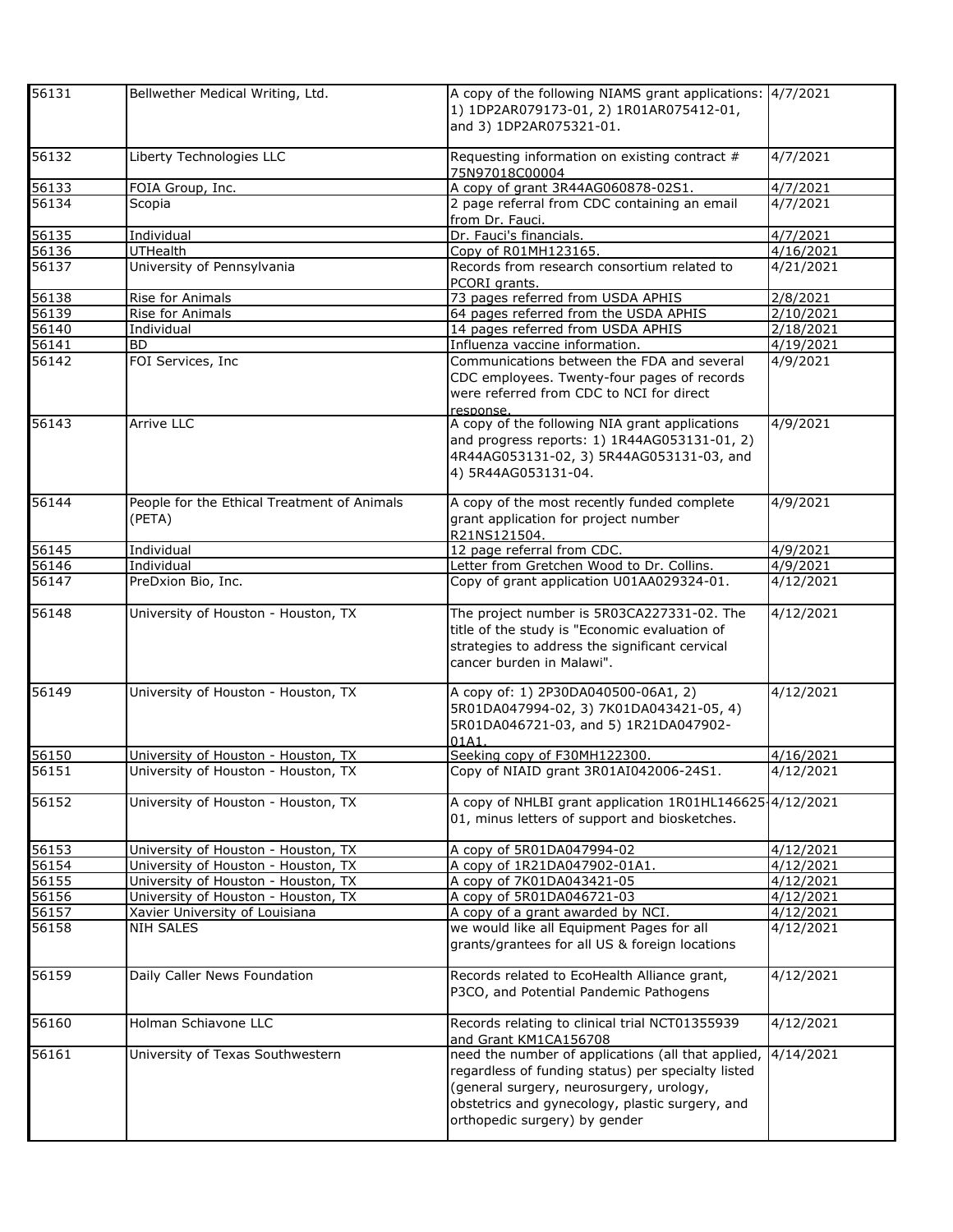| | | | |
|---|---|---|---|
| 56131 | Bellwether Medical Writing, Ltd. | A copy of the following NIAMS grant applications: 1) 1DP2AR079173-01, 2) 1R01AR075412-01, and 3) 1DP2AR075321-01. | 4/7/2021 |
| 56132 | Liberty Technologies LLC | Requesting information on existing contract # 75N97018C00004 | 4/7/2021 |
| 56133 | FOIA Group, Inc. | A copy of grant 3R44AG060878-02S1. | 4/7/2021 |
| 56134 | Scopia | 2 page referral from CDC containing an email from Dr. Fauci. | 4/7/2021 |
| 56135 | Individual | Dr. Fauci's financials. | 4/7/2021 |
| 56136 | UTHealth | Copy of R01MH123165. | 4/16/2021 |
| 56137 | University of Pennsylvania | Records from research consortium related to PCORI grants. | 4/21/2021 |
| 56138 | Rise for Animals | 73 pages referred from USDA APHIS | 2/8/2021 |
| 56139 | Rise for Animals | 64 pages referred from the USDA APHIS | 2/10/2021 |
| 56140 | Individual | 14 pages referred from USDA APHIS | 2/18/2021 |
| 56141 | BD | Influenza vaccine information. | 4/19/2021 |
| 56142 | FOI Services, Inc | Communications between the FDA and several CDC employees. Twenty-four pages of records were referred from CDC to NCI for direct response. | 4/9/2021 |
| 56143 | Arrive LLC | A copy of the following NIA grant applications and progress reports: 1) 1R44AG053131-01, 2) 4R44AG053131-02, 3) 5R44AG053131-03, and 4) 5R44AG053131-04. | 4/9/2021 |
| 56144 | People for the Ethical Treatment of Animals (PETA) | A copy of the most recently funded complete grant application for project number R21NS121504. | 4/9/2021 |
| 56145 | Individual | 12 page referral from CDC. | 4/9/2021 |
| 56146 | Individual | Letter from Gretchen Wood to Dr. Collins. | 4/9/2021 |
| 56147 | PreDxion Bio, Inc. | Copy of grant application U01AA029324-01. | 4/12/2021 |
| 56148 | University of Houston - Houston, TX | The project number is 5R03CA227331-02. The title of the study is "Economic evaluation of strategies to address the significant cervical cancer burden in Malawi". | 4/12/2021 |
| 56149 | University of Houston - Houston, TX | A copy of: 1) 2P30DA040500-06A1, 2) 5R01DA047994-02, 3) 7K01DA043421-05, 4) 5R01DA046721-03, and 5) 1R21DA047902-01A1. | 4/12/2021 |
| 56150 | University of Houston - Houston, TX | Seeking copy of F30MH122300. | 4/16/2021 |
| 56151 | University of Houston - Houston, TX | Copy of NIAID grant 3R01AI042006-24S1. | 4/12/2021 |
| 56152 | University of Houston - Houston, TX | A copy of NHLBI grant application 1R01HL146625-01, minus letters of support and biosketches. | 4/12/2021 |
| 56153 | University of Houston - Houston, TX | A copy of 5R01DA047994-02 | 4/12/2021 |
| 56154 | University of Houston - Houston, TX | A copy of 1R21DA047902-01A1. | 4/12/2021 |
| 56155 | University of Houston - Houston, TX | A copy of 7K01DA043421-05 | 4/12/2021 |
| 56156 | University of Houston - Houston, TX | A copy of 5R01DA046721-03 | 4/12/2021 |
| 56157 | Xavier University of Louisiana | A copy of a grant awarded by NCI. | 4/12/2021 |
| 56158 | NIH SALES | we would like all Equipment Pages for all grants/grantees for all US & foreign locations | 4/12/2021 |
| 56159 | Daily Caller News Foundation | Records related to EcoHealth Alliance grant, P3CO, and Potential Pandemic Pathogens | 4/12/2021 |
| 56160 | Holman Schiavone LLC | Records relating to clinical trial NCT01355939 and Grant KM1CA156708 | 4/12/2021 |
| 56161 | University of Texas Southwestern | need the number of applications (all that applied, regardless of funding status) per specialty listed (general surgery, neurosurgery, urology, obstetrics and gynecology, plastic surgery, and orthopedic surgery) by gender | 4/14/2021 |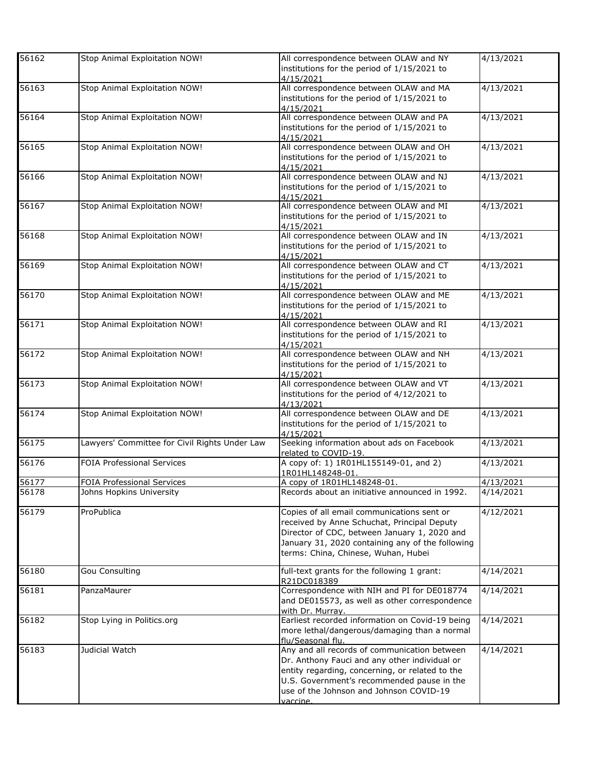| 56162 | Stop Animal Exploitation NOW! | All correspondence between OLAW and NY institutions for the period of 1/15/2021 to 4/15/2021 | 4/13/2021 |
|---|---|---|---|
| 56163 | Stop Animal Exploitation NOW! | All correspondence between OLAW and MA institutions for the period of 1/15/2021 to 4/15/2021 | 4/13/2021 |
| 56164 | Stop Animal Exploitation NOW! | All correspondence between OLAW and PA institutions for the period of 1/15/2021 to 4/15/2021 | 4/13/2021 |
| 56165 | Stop Animal Exploitation NOW! | All correspondence between OLAW and OH institutions for the period of 1/15/2021 to 4/15/2021 | 4/13/2021 |
| 56166 | Stop Animal Exploitation NOW! | All correspondence between OLAW and NJ institutions for the period of 1/15/2021 to 4/15/2021 | 4/13/2021 |
| 56167 | Stop Animal Exploitation NOW! | All correspondence between OLAW and MI institutions for the period of 1/15/2021 to 4/15/2021 | 4/13/2021 |
| 56168 | Stop Animal Exploitation NOW! | All correspondence between OLAW and IN institutions for the period of 1/15/2021 to 4/15/2021 | 4/13/2021 |
| 56169 | Stop Animal Exploitation NOW! | All correspondence between OLAW and CT institutions for the period of 1/15/2021 to 4/15/2021 | 4/13/2021 |
| 56170 | Stop Animal Exploitation NOW! | All correspondence between OLAW and ME institutions for the period of 1/15/2021 to 4/15/2021 | 4/13/2021 |
| 56171 | Stop Animal Exploitation NOW! | All correspondence between OLAW and RI institutions for the period of 1/15/2021 to 4/15/2021 | 4/13/2021 |
| 56172 | Stop Animal Exploitation NOW! | All correspondence between OLAW and NH institutions for the period of 1/15/2021 to 4/15/2021 | 4/13/2021 |
| 56173 | Stop Animal Exploitation NOW! | All correspondence between OLAW and VT institutions for the period of 4/12/2021 to 4/13/2021 | 4/13/2021 |
| 56174 | Stop Animal Exploitation NOW! | All correspondence between OLAW and DE institutions for the period of 1/15/2021 to 4/15/2021 | 4/13/2021 |
| 56175 | Lawyers' Committee for Civil Rights Under Law | Seeking information about ads on Facebook related to COVID-19. | 4/13/2021 |
| 56176 | FOIA Professional Services | A copy of: 1) 1R01HL155149-01, and 2) 1R01HL148248-01. | 4/13/2021 |
| 56177 | FOIA Professional Services | A copy of 1R01HL148248-01. | 4/13/2021 |
| 56178 | Johns Hopkins University | Records about an initiative announced in 1992. | 4/14/2021 |
| 56179 | ProPublica | Copies of all email communications sent or received by Anne Schuchat, Principal Deputy Director of CDC, between January 1, 2020 and January 31, 2020 containing any of the following terms: China, Chinese, Wuhan, Hubei | 4/12/2021 |
| 56180 | Gou Consulting | full-text grants for the following 1 grant: R21DC018389 | 4/14/2021 |
| 56181 | PanzaMaurer | Correspondence with NIH and PI for DE018774 and DE015573, as well as other correspondence with Dr. Murray. | 4/14/2021 |
| 56182 | Stop Lying in Politics.org | Earliest recorded information on Covid-19 being more lethal/dangerous/damaging than a normal flu/Seasonal flu. | 4/14/2021 |
| 56183 | Judicial Watch | Any and all records of communication between Dr. Anthony Fauci and any other individual or entity regarding, concerning, or related to the U.S. Government's recommended pause in the use of the Johnson and Johnson COVID-19 vaccine. | 4/14/2021 |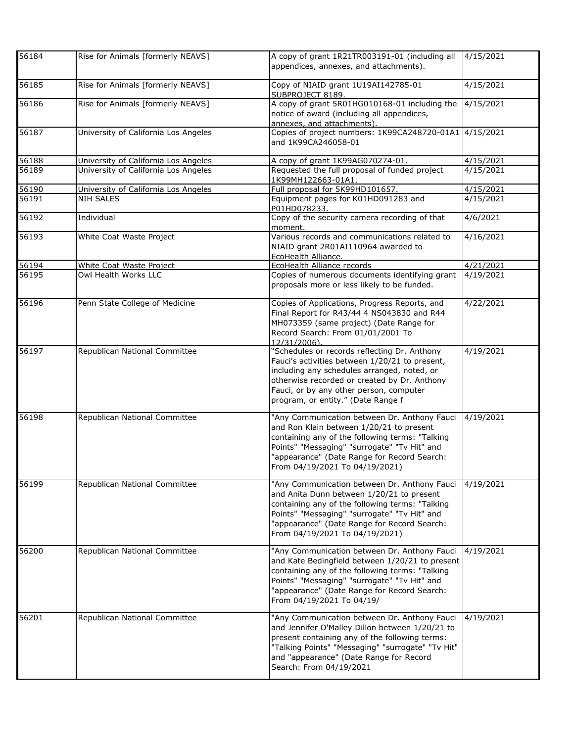| | | | |
|---|---|---|---|
| 56184 | Rise for Animals [formerly NEAVS] | A copy of grant 1R21TR003191-01 (including all appendices, annexes, and attachments). | 4/15/2021 |
| 56185 | Rise for Animals [formerly NEAVS] | Copy of NIAID grant 1U19AI142785-01 SUBPROJECT 8189. | 4/15/2021 |
| 56186 | Rise for Animals [formerly NEAVS] | A copy of grant 5R01HG010168-01 including the notice of award (including all appendices, annexes, and attachments). | 4/15/2021 |
| 56187 | University of California Los Angeles | Copies of project numbers: 1K99CA248720-01A1 and 1K99CA246058-01 | 4/15/2021 |
| 56188 | University of California Los Angeles | A copy of grant 1K99AG070274-01. | 4/15/2021 |
| 56189 | University of California Los Angeles | Requested the full proposal of funded project 1K99MH122663-01A1. | 4/15/2021 |
| 56190 | University of California Los Angeles | Full proposal for 5K99HD101657. | 4/15/2021 |
| 56191 | NIH SALES | Equipment pages for K01HD091283 and P01HD078233. | 4/15/2021 |
| 56192 | Individual | Copy of the security camera recording of that moment. | 4/6/2021 |
| 56193 | White Coat Waste Project | Various records and communications related to NIAID grant 2R01AI110964 awarded to EcoHealth Alliance. | 4/16/2021 |
| 56194 | White Coat Waste Project | EcoHealth Alliance records | 4/21/2021 |
| 56195 | Owl Health Works LLC | Copies of numerous documents identifying grant proposals more or less likely to be funded. | 4/19/2021 |
| 56196 | Penn State College of Medicine | Copies of Applications, Progress Reports, and Final Report for R43/44 4 NS043830 and R44 MH073359 (same project) (Date Range for Record Search: From 01/01/2001 To 12/31/2006). | 4/22/2021 |
| 56197 | Republican National Committee | "Schedules or records reflecting Dr. Anthony Fauci's activities between 1/20/21 to present, including any schedules arranged, noted, or otherwise recorded or created by Dr. Anthony Fauci, or by any other person, computer program, or entity." (Date Range f | 4/19/2021 |
| 56198 | Republican National Committee | "Any Communication between Dr. Anthony Fauci and Ron Klain between 1/20/21 to present containing any of the following terms: "Talking Points" "Messaging" "surrogate" "Tv Hit" and "appearance" (Date Range for Record Search: From 04/19/2021 To 04/19/2021) | 4/19/2021 |
| 56199 | Republican National Committee | "Any Communication between Dr. Anthony Fauci and Anita Dunn between 1/20/21 to present containing any of the following terms: "Talking Points" "Messaging" "surrogate" "Tv Hit" and "appearance" (Date Range for Record Search: From 04/19/2021 To 04/19/2021) | 4/19/2021 |
| 56200 | Republican National Committee | "Any Communication between Dr. Anthony Fauci and Kate Bedingfield between 1/20/21 to present containing any of the following terms: "Talking Points" "Messaging" "surrogate" "Tv Hit" and "appearance" (Date Range for Record Search: From 04/19/2021 To 04/19/ | 4/19/2021 |
| 56201 | Republican National Committee | "Any Communication between Dr. Anthony Fauci and Jennifer O'Malley Dillon between 1/20/21 to present containing any of the following terms: "Talking Points" "Messaging" "surrogate" "Tv Hit" and "appearance" (Date Range for Record Search: From 04/19/2021 | 4/19/2021 |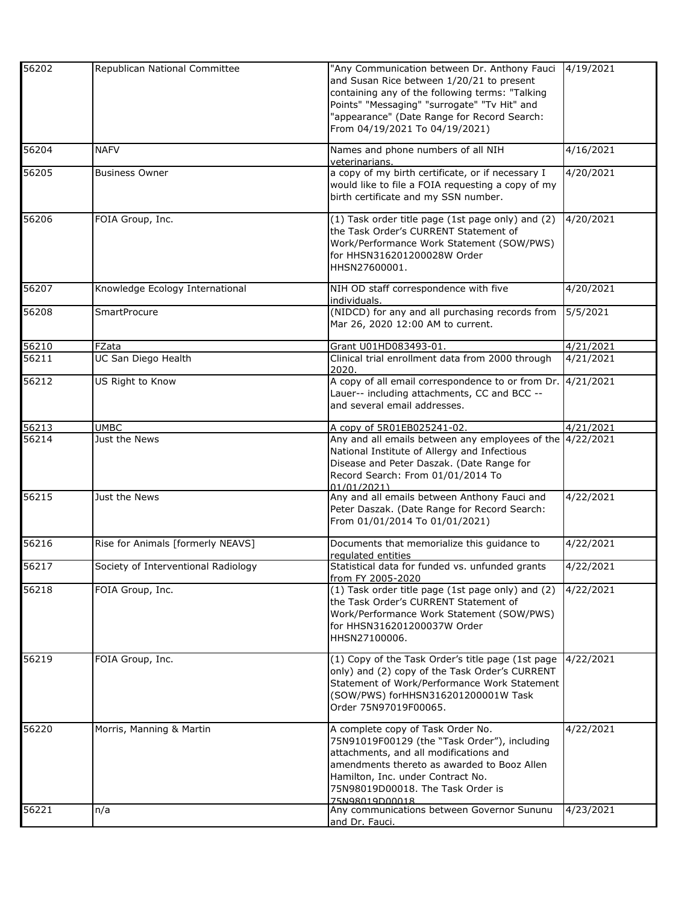| | | | |
|---|---|---|---|
| 56202 | Republican National Committee | "Any Communication between Dr. Anthony Fauci and Susan Rice between 1/20/21 to present containing any of the following terms: "Talking Points" "Messaging" "surrogate" "Tv Hit" and "appearance" (Date Range for Record Search: From 04/19/2021 To 04/19/2021) | 4/19/2021 |
| 56204 | NAFV | Names and phone numbers of all NIH veterinarians. | 4/16/2021 |
| 56205 | Business Owner | a copy of my birth certificate, or if necessary I would like to file a FOIA requesting a copy of my birth certificate and my SSN number. | 4/20/2021 |
| 56206 | FOIA Group, Inc. | (1) Task order title page (1st page only) and (2) the Task Order's CURRENT Statement of Work/Performance Work Statement (SOW/PWS) for HHSN316201200028W Order HHSN27600001. | 4/20/2021 |
| 56207 | Knowledge Ecology International | NIH OD staff correspondence with five individuals. | 4/20/2021 |
| 56208 | SmartProcure | (NIDCD) for any and all purchasing records from Mar 26, 2020 12:00 AM to current. | 5/5/2021 |
| 56210 | FZata | Grant U01HD083493-01. | 4/21/2021 |
| 56211 | UC San Diego Health | Clinical trial enrollment data from 2000 through 2020. | 4/21/2021 |
| 56212 | US Right to Know | A copy of all email correspondence to or from Dr. Lauer-- including attachments, CC and BCC -- and several email addresses. | 4/21/2021 |
| 56213 | UMBC | A copy of 5R01EB025241-02. | 4/21/2021 |
| 56214 | Just the News | Any and all emails between any employees of the National Institute of Allergy and Infectious Disease and Peter Daszak. (Date Range for Record Search: From 01/01/2014 To 01/01/2021) | 4/22/2021 |
| 56215 | Just the News | Any and all emails between Anthony Fauci and Peter Daszak. (Date Range for Record Search: From 01/01/2014 To 01/01/2021) | 4/22/2021 |
| 56216 | Rise for Animals [formerly NEAVS] | Documents that memorialize this guidance to regulated entities | 4/22/2021 |
| 56217 | Society of Interventional Radiology | Statistical data for funded vs. unfunded grants from FY 2005-2020 | 4/22/2021 |
| 56218 | FOIA Group, Inc. | (1) Task order title page (1st page only) and (2) the Task Order's CURRENT Statement of Work/Performance Work Statement (SOW/PWS) for HHSN316201200037W Order HHSN27100006. | 4/22/2021 |
| 56219 | FOIA Group, Inc. | (1) Copy of the Task Order's title page (1st page only) and (2) copy of the Task Order's CURRENT Statement of Work/Performance Work Statement (SOW/PWS) forHHSN316201200001W Task Order 75N97019F00065. | 4/22/2021 |
| 56220 | Morris, Manning & Martin | A complete copy of Task Order No. 75N91019F00129 (the "Task Order"), including attachments, and all modifications and amendments thereto as awarded to Booz Allen Hamilton, Inc. under Contract No. 75N98019D00018. The Task Order is 75N98019D00018 | 4/22/2021 |
| 56221 | n/a | Any communications between Governor Sununu and Dr. Fauci. | 4/23/2021 |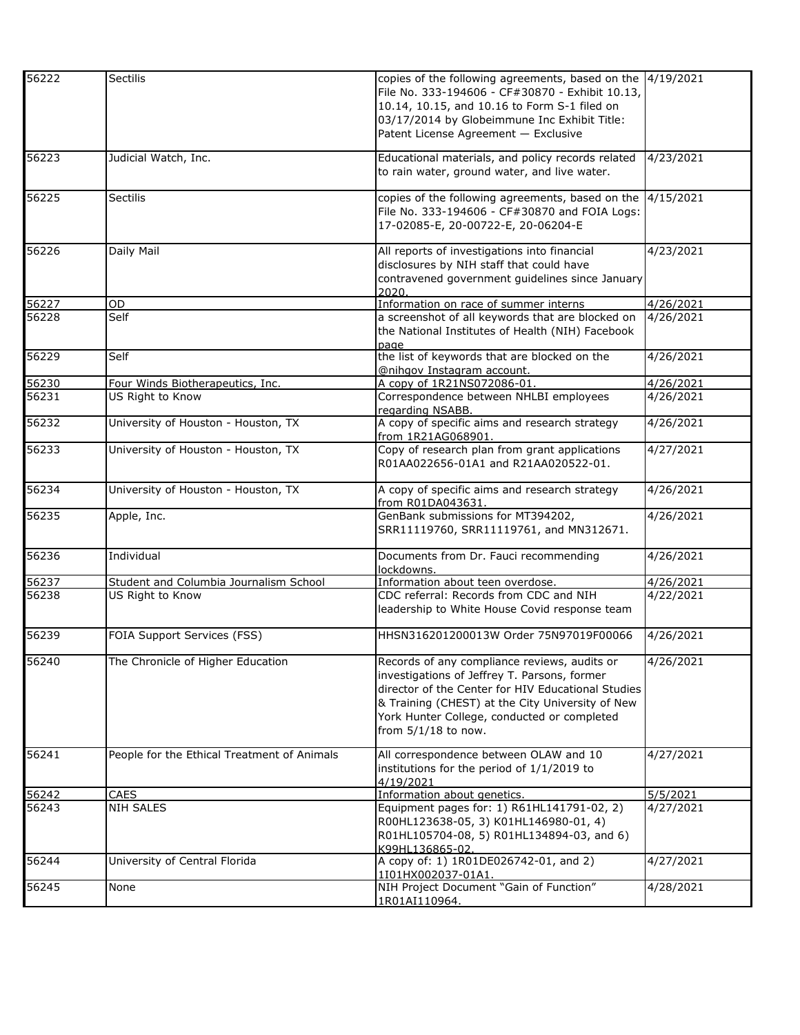| | | | |
|---|---|---|---|
| 56222 | Sectilis | copies of the following agreements, based on the File No. 333-194606 - CF#30870 - Exhibit 10.13, 10.14, 10.15, and 10.16 to Form S-1 filed on 03/17/2014 by Globeimmune Inc Exhibit Title: Patent License Agreement — Exclusive | 4/19/2021 |
| 56223 | Judicial Watch, Inc. | Educational materials, and policy records related to rain water, ground water, and live water. | 4/23/2021 |
| 56225 | Sectilis | copies of the following agreements, based on the File No. 333-194606 - CF#30870 and FOIA Logs: 17-02085-E, 20-00722-E, 20-06204-E | 4/15/2021 |
| 56226 | Daily Mail | All reports of investigations into financial disclosures by NIH staff that could have contravened government guidelines since January 2020. | 4/23/2021 |
| 56227 | OD | Information on race of summer interns | 4/26/2021 |
| 56228 | Self | a screenshot of all keywords that are blocked on the National Institutes of Health (NIH) Facebook page | 4/26/2021 |
| 56229 | Self | the list of keywords that are blocked on the @nihgov Instagram account. | 4/26/2021 |
| 56230 | Four Winds Biotherapeutics, Inc. | A copy of 1R21NS072086-01. | 4/26/2021 |
| 56231 | US Right to Know | Correspondence between NHLBI employees regarding NSABB. | 4/26/2021 |
| 56232 | University of Houston - Houston, TX | A copy of specific aims and research strategy from 1R21AG068901. | 4/26/2021 |
| 56233 | University of Houston - Houston, TX | Copy of research plan from grant applications R01AA022656-01A1 and R21AA020522-01. | 4/27/2021 |
| 56234 | University of Houston - Houston, TX | A copy of specific aims and research strategy from R01DA043631. | 4/26/2021 |
| 56235 | Apple, Inc. | GenBank submissions for MT394202, SRR11119760, SRR11119761, and MN312671. | 4/26/2021 |
| 56236 | Individual | Documents from Dr. Fauci recommending lockdowns. | 4/26/2021 |
| 56237 | Student and Columbia Journalism School | Information about teen overdose. | 4/26/2021 |
| 56238 | US Right to Know | CDC referral: Records from CDC and NIH leadership to White House Covid response team | 4/22/2021 |
| 56239 | FOIA Support Services (FSS) | HHSN316201200013W Order 75N97019F00066 | 4/26/2021 |
| 56240 | The Chronicle of Higher Education | Records of any compliance reviews, audits or investigations of Jeffrey T. Parsons, former director of the Center for HIV Educational Studies & Training (CHEST) at the City University of New York Hunter College, conducted or completed from 5/1/18 to now. | 4/26/2021 |
| 56241 | People for the Ethical Treatment of Animals | All correspondence between OLAW and 10 institutions for the period of 1/1/2019 to 4/19/2021 | 4/27/2021 |
| 56242 | CAES | Information about genetics. | 5/5/2021 |
| 56243 | NIH SALES | Equipment pages for: 1) R61HL141791-02, 2) R00HL123638-05, 3) K01HL146980-01, 4) R01HL105704-08, 5) R01HL134894-03, and 6) K99HL136865-02. | 4/27/2021 |
| 56244 | University of Central Florida | A copy of: 1) 1R01DE026742-01, and 2) 1I01HX002037-01A1. | 4/27/2021 |
| 56245 | None | NIH Project Document "Gain of Function" 1R01AI110964. | 4/28/2021 |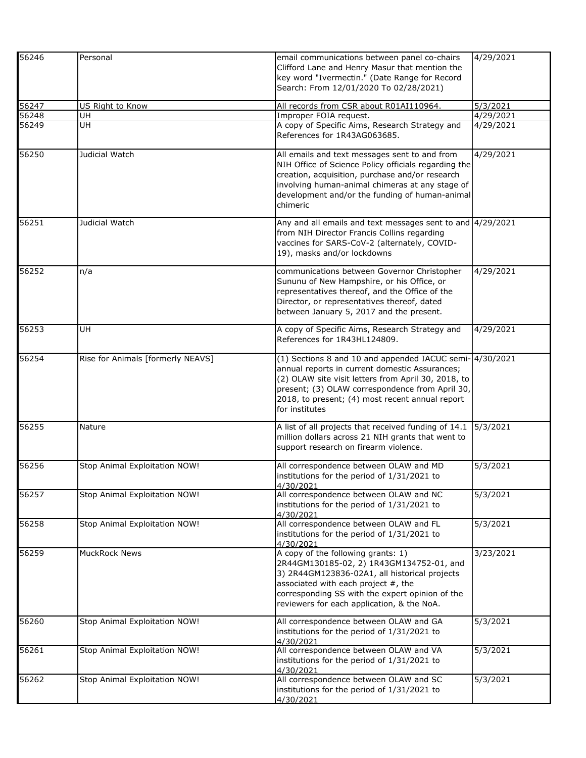| | | | |
|---|---|---|---|
| 56246 | Personal | email communications between panel co-chairs Clifford Lane and Henry Masur that mention the key word "Ivermectin." (Date Range for Record Search: From 12/01/2020 To 02/28/2021) | 4/29/2021 |
| 56247 | US Right to Know | All records from CSR about R01AI110964. | 5/3/2021 |
| 56248 | UH | Improper FOIA request. | 4/29/2021 |
| 56249 | UH | A copy of Specific Aims, Research Strategy and References for 1R43AG063685. | 4/29/2021 |
| 56250 | Judicial Watch | All emails and text messages sent to and from NIH Office of Science Policy officials regarding the creation, acquisition, purchase and/or research involving human-animal chimeras at any stage of development and/or the funding of human-animal chimeric | 4/29/2021 |
| 56251 | Judicial Watch | Any and all emails and text messages sent to and from NIH Director Francis Collins regarding vaccines for SARS-CoV-2 (alternately, COVID-19), masks and/or lockdowns | 4/29/2021 |
| 56252 | n/a | communications between Governor Christopher Sununu of New Hampshire, or his Office, or representatives thereof, and the Office of the Director, or representatives thereof, dated between January 5, 2017 and the present. | 4/29/2021 |
| 56253 | UH | A copy of Specific Aims, Research Strategy and References for 1R43HL124809. | 4/29/2021 |
| 56254 | Rise for Animals [formerly NEAVS] | (1) Sections 8 and 10 and appended IACUC semi-annual reports in current domestic Assurances; (2) OLAW site visit letters from April 30, 2018, to present; (3) OLAW correspondence from April 30, 2018, to present; (4) most recent annual report for institutes | 4/30/2021 |
| 56255 | Nature | A list of all projects that received funding of 14.1 million dollars across 21 NIH grants that went to support research on firearm violence. | 5/3/2021 |
| 56256 | Stop Animal Exploitation NOW! | All correspondence between OLAW and MD institutions for the period of 1/31/2021 to 4/30/2021 | 5/3/2021 |
| 56257 | Stop Animal Exploitation NOW! | All correspondence between OLAW and NC institutions for the period of 1/31/2021 to 4/30/2021 | 5/3/2021 |
| 56258 | Stop Animal Exploitation NOW! | All correspondence between OLAW and FL institutions for the period of 1/31/2021 to 4/30/2021 | 5/3/2021 |
| 56259 | MuckRock News | A copy of the following grants: 1) 2R44GM130185-02, 2) 1R43GM134752-01, and 3) 2R44GM123836-02A1, all historical projects associated with each project #, the corresponding SS with the expert opinion of the reviewers for each application, & the NoA. | 3/23/2021 |
| 56260 | Stop Animal Exploitation NOW! | All correspondence between OLAW and GA institutions for the period of 1/31/2021 to 4/30/2021 | 5/3/2021 |
| 56261 | Stop Animal Exploitation NOW! | All correspondence between OLAW and VA institutions for the period of 1/31/2021 to 4/30/2021 | 5/3/2021 |
| 56262 | Stop Animal Exploitation NOW! | All correspondence between OLAW and SC institutions for the period of 1/31/2021 to 4/30/2021 | 5/3/2021 |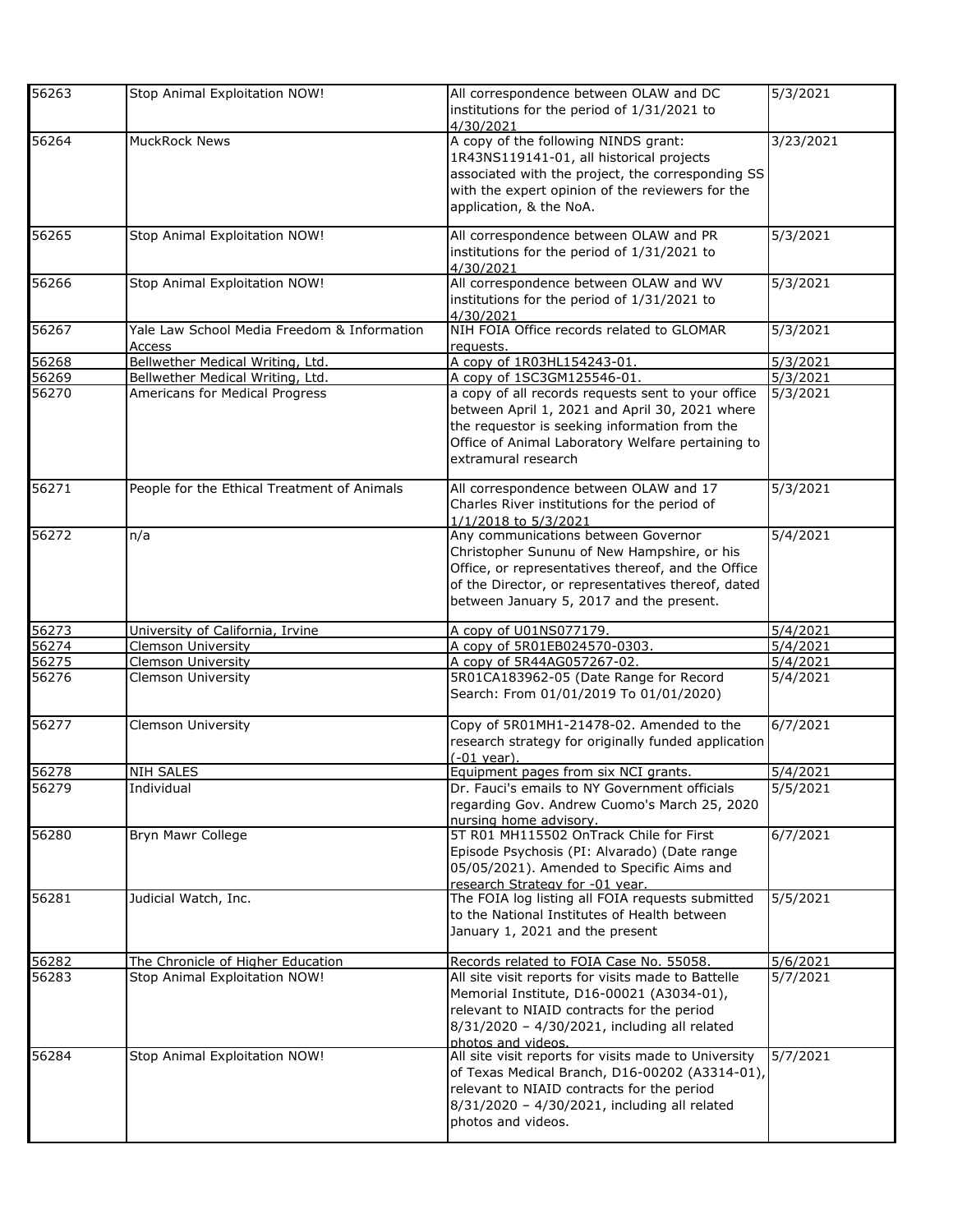| | | | |
|---|---|---|---|
| 56263 | Stop Animal Exploitation NOW! | All correspondence between OLAW and DC institutions for the period of 1/31/2021 to 4/30/2021 | 5/3/2021 |
| 56264 | MuckRock News | A copy of the following NINDS grant: 1R43NS119141-01, all historical projects associated with the project, the corresponding SS with the expert opinion of the reviewers for the application, & the NoA. | 3/23/2021 |
| 56265 | Stop Animal Exploitation NOW! | All correspondence between OLAW and PR institutions for the period of 1/31/2021 to 4/30/2021 | 5/3/2021 |
| 56266 | Stop Animal Exploitation NOW! | All correspondence between OLAW and WV institutions for the period of 1/31/2021 to 4/30/2021 | 5/3/2021 |
| 56267 | Yale Law School Media Freedom & Information Access | NIH FOIA Office records related to GLOMAR requests. | 5/3/2021 |
| 56268 | Bellwether Medical Writing, Ltd. | A copy of 1R03HL154243-01. | 5/3/2021 |
| 56269 | Bellwether Medical Writing, Ltd. | A copy of 1SC3GM125546-01. | 5/3/2021 |
| 56270 | Americans for Medical Progress | a copy of all records requests sent to your office between April 1, 2021 and April 30, 2021 where the requestor is seeking information from the Office of Animal Laboratory Welfare pertaining to extramural research | 5/3/2021 |
| 56271 | People for the Ethical Treatment of Animals | All correspondence between OLAW and 17 Charles River institutions for the period of 1/1/2018 to 5/3/2021 | 5/3/2021 |
| 56272 | n/a | Any communications between Governor Christopher Sununu of New Hampshire, or his Office, or representatives thereof, and the Office of the Director, or representatives thereof, dated between January 5, 2017 and the present. | 5/4/2021 |
| 56273 | University of California, Irvine | A copy of U01NS077179. | 5/4/2021 |
| 56274 | Clemson University | A copy of 5R01EB024570-0303. | 5/4/2021 |
| 56275 | Clemson University | A copy of 5R44AG057267-02. | 5/4/2021 |
| 56276 | Clemson University | 5R01CA183962-05 (Date Range for Record Search: From 01/01/2019 To 01/01/2020) | 5/4/2021 |
| 56277 | Clemson University | Copy of 5R01MH1-21478-02. Amended to the research strategy for originally funded application (-01 year). | 6/7/2021 |
| 56278 | NIH SALES | Equipment pages from six NCI grants. | 5/4/2021 |
| 56279 | Individual | Dr. Fauci's emails to NY Government officials regarding Gov. Andrew Cuomo's March 25, 2020 nursing home advisory. | 5/5/2021 |
| 56280 | Bryn Mawr College | 5T R01 MH115502 OnTrack Chile for First Episode Psychosis (PI: Alvarado) (Date range 05/05/2021). Amended to Specific Aims and research Strategy for -01 year. | 6/7/2021 |
| 56281 | Judicial Watch, Inc. | The FOIA log listing all FOIA requests submitted to the National Institutes of Health between January 1, 2021 and the present | 5/5/2021 |
| 56282 | The Chronicle of Higher Education | Records related to FOIA Case No. 55058. | 5/6/2021 |
| 56283 | Stop Animal Exploitation NOW! | All site visit reports for visits made to Battelle Memorial Institute, D16-00021 (A3034-01), relevant to NIAID contracts for the period 8/31/2020 – 4/30/2021, including all related photos and videos. | 5/7/2021 |
| 56284 | Stop Animal Exploitation NOW! | All site visit reports for visits made to University of Texas Medical Branch, D16-00202 (A3314-01), relevant to NIAID contracts for the period 8/31/2020 – 4/30/2021, including all related photos and videos. | 5/7/2021 |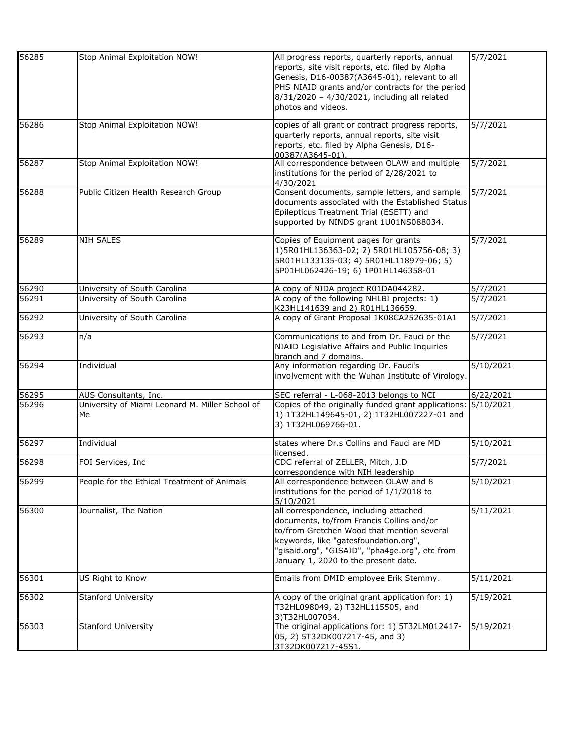| | | | |
|---|---|---|---|
| 56285 | Stop Animal Exploitation NOW! | All progress reports, quarterly reports, annual reports, site visit reports, etc. filed by Alpha Genesis, D16-00387(A3645-01), relevant to all PHS NIAID grants and/or contracts for the period 8/31/2020 – 4/30/2021, including all related photos and videos. | 5/7/2021 |
| 56286 | Stop Animal Exploitation NOW! | copies of all grant or contract progress reports, quarterly reports, annual reports, site visit reports, etc. filed by Alpha Genesis, D16-00387(A3645-01). | 5/7/2021 |
| 56287 | Stop Animal Exploitation NOW! | All correspondence between OLAW and multiple institutions for the period of 2/28/2021 to 4/30/2021 | 5/7/2021 |
| 56288 | Public Citizen Health Research Group | Consent documents, sample letters, and sample documents associated with the Established Status Epilepticus Treatment Trial (ESETT) and supported by NINDS grant 1U01NS088034. | 5/7/2021 |
| 56289 | NIH SALES | Copies of Equipment pages for grants 1)5R01HL136363-02; 2) 5R01HL105756-08; 3) 5R01HL133135-03; 4) 5R01HL118979-06; 5) 5P01HL062426-19; 6) 1P01HL146358-01 | 5/7/2021 |
| 56290 | University of South Carolina | A copy of NIDA project R01DA044282. | 5/7/2021 |
| 56291 | University of South Carolina | A copy of the following NHLBI projects: 1) K23HL141639 and 2) R01HL136659. | 5/7/2021 |
| 56292 | University of South Carolina | A copy of Grant Proposal 1K08CA252635-01A1 | 5/7/2021 |
| 56293 | n/a | Communications to and from Dr. Fauci or the NIAID Legislative Affairs and Public Inquiries branch and 7 domains. | 5/7/2021 |
| 56294 | Individual | Any information regarding Dr. Fauci's involvement with the Wuhan Institute of Virology. | 5/10/2021 |
| 56295 | AUS Consultants, Inc. | SEC referral - L-068-2013 belongs to NCI | 6/22/2021 |
| 56296 | University of Miami Leonard M. Miller School of Me | Copies of the originally funded grant applications: 1) 1T32HL149645-01, 2) 1T32HL007227-01 and 3) 1T32HL069766-01. | 5/10/2021 |
| 56297 | Individual | states where Dr.s Collins and Fauci are MD licensed. | 5/10/2021 |
| 56298 | FOI Services, Inc | CDC referral of ZELLER, Mitch, J.D correspondence with NIH leadership | 5/7/2021 |
| 56299 | People for the Ethical Treatment of Animals | All correspondence between OLAW and 8 institutions for the period of 1/1/2018 to 5/10/2021 | 5/10/2021 |
| 56300 | Journalist, The Nation | all correspondence, including attached documents, to/from Francis Collins and/or to/from Gretchen Wood that mention several keywords, like "gatesfoundation.org", "gisaid.org", "GISAID", "pha4ge.org", etc from January 1, 2020 to the present date. | 5/11/2021 |
| 56301 | US Right to Know | Emails from DMID employee Erik Stemmy. | 5/11/2021 |
| 56302 | Stanford University | A copy of the original grant application for: 1) T32HL098049, 2) T32HL115505, and 3)T32HL007034. | 5/19/2021 |
| 56303 | Stanford University | The original applications for: 1) 5T32LM012417-05, 2) 5T32DK007217-45, and 3) 3T32DK007217-45S1. | 5/19/2021 |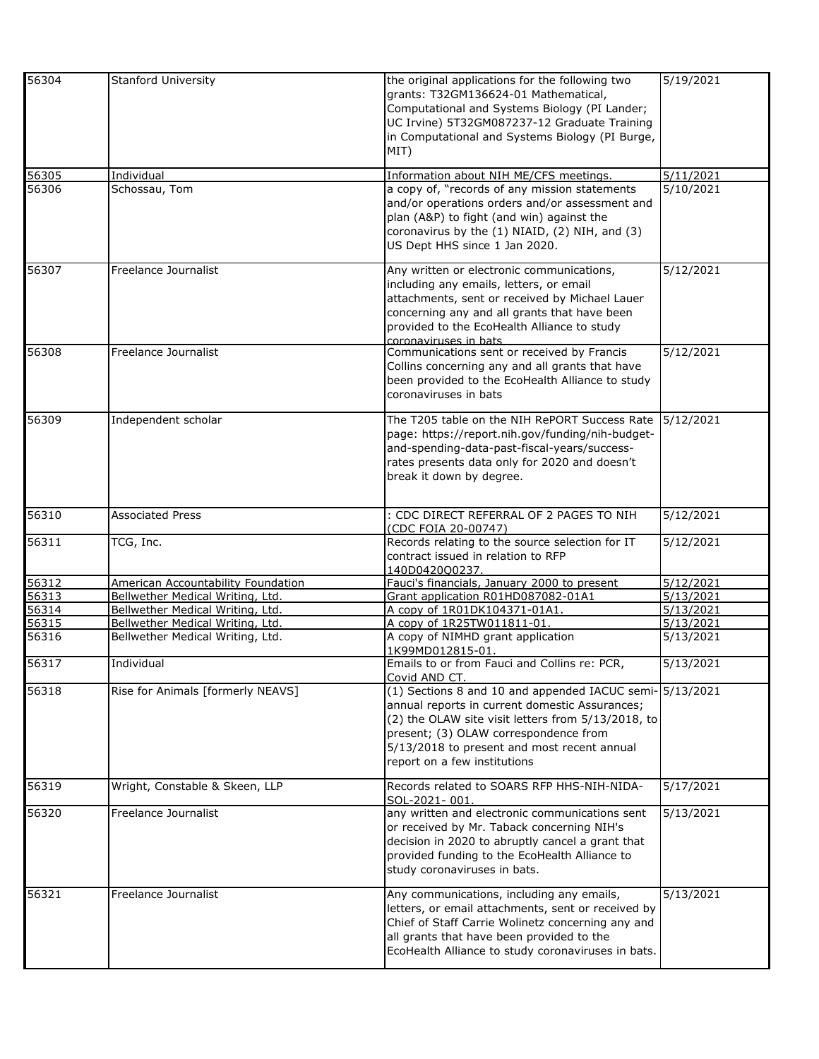| | | | |
|---|---|---|---|
| 56304 | Stanford University | the original applications for the following two grants: T32GM136624-01 Mathematical, Computational and Systems Biology (PI Lander; UC Irvine) 5T32GM087237-12 Graduate Training in Computational and Systems Biology (PI Burge, MIT) | 5/19/2021 |
| 56305 | Individual | Information about NIH ME/CFS meetings. | 5/11/2021 |
| 56306 | Schossau, Tom | a copy of, "records of any mission statements and/or operations orders and/or assessment and plan (A&P) to fight (and win) against the coronavirus by the (1) NIAID, (2) NIH, and (3) US Dept HHS since 1 Jan 2020. | 5/10/2021 |
| 56307 | Freelance Journalist | Any written or electronic communications, including any emails, letters, or email attachments, sent or received by Michael Lauer concerning any and all grants that have been provided to the EcoHealth Alliance to study coronaviruses in bats | 5/12/2021 |
| 56308 | Freelance Journalist | Communications sent or received by Francis Collins concerning any and all grants that have been provided to the EcoHealth Alliance to study coronaviruses in bats | 5/12/2021 |
| 56309 | Independent scholar | The T205 table on the NIH RePORT Success Rate page: https://report.nih.gov/funding/nih-budget-and-spending-data-past-fiscal-years/success-rates presents data only for 2020 and doesn't break it down by degree. | 5/12/2021 |
| 56310 | Associated Press | : CDC DIRECT REFERRAL OF 2 PAGES TO NIH (CDC FOIA 20-00747) | 5/12/2021 |
| 56311 | TCG, Inc. | Records relating to the source selection for IT contract issued in relation to RFP 140D0420Q0237. | 5/12/2021 |
| 56312 | American Accountability Foundation | Fauci's financials, January 2000 to present | 5/12/2021 |
| 56313 | Bellwether Medical Writing, Ltd. | Grant application R01HD087082-01A1 | 5/13/2021 |
| 56314 | Bellwether Medical Writing, Ltd. | A copy of 1R01DK104371-01A1. | 5/13/2021 |
| 56315 | Bellwether Medical Writing, Ltd. | A copy of 1R25TW011811-01. | 5/13/2021 |
| 56316 | Bellwether Medical Writing, Ltd. | A copy of NIMHD grant application 1K99MD012815-01. | 5/13/2021 |
| 56317 | Individual | Emails to or from Fauci and Collins re: PCR, Covid AND CT. | 5/13/2021 |
| 56318 | Rise for Animals [formerly NEAVS] | (1) Sections 8 and 10 and appended IACUC semi-annual reports in current domestic Assurances; (2) the OLAW site visit letters from 5/13/2018, to present; (3) OLAW correspondence from 5/13/2018 to present and most recent annual report on a few institutions | 5/13/2021 |
| 56319 | Wright, Constable & Skeen, LLP | Records related to SOARS RFP HHS-NIH-NIDA-SOL-2021- 001. | 5/17/2021 |
| 56320 | Freelance Journalist | any written and electronic communications sent or received by Mr. Taback concerning NIH's decision in 2020 to abruptly cancel a grant that provided funding to the EcoHealth Alliance to study coronaviruses in bats. | 5/13/2021 |
| 56321 | Freelance Journalist | Any communications, including any emails, letters, or email attachments, sent or received by Chief of Staff Carrie Wolinetz concerning any and all grants that have been provided to the EcoHealth Alliance to study coronaviruses in bats. | 5/13/2021 |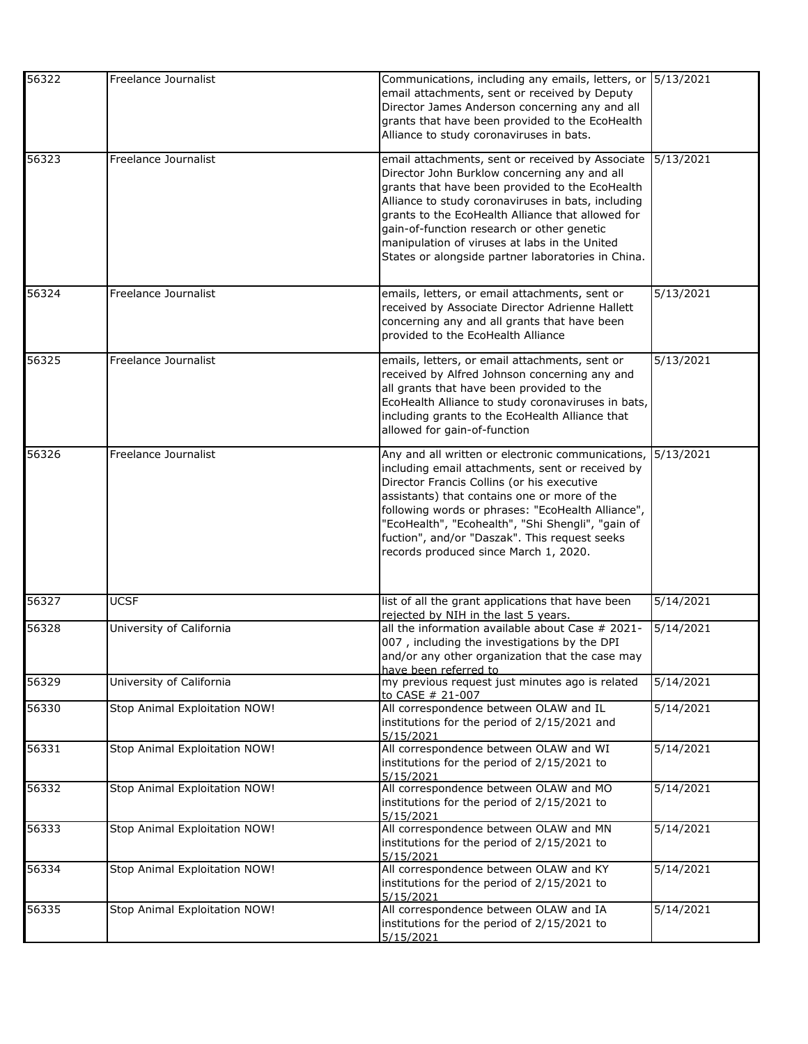| | | | |
|---|---|---|---|
| 56322 | Freelance Journalist | Communications, including any emails, letters, or email attachments, sent or received by Deputy Director James Anderson concerning any and all grants that have been provided to the EcoHealth Alliance to study coronaviruses in bats. | 5/13/2021 |
| 56323 | Freelance Journalist | email attachments, sent or received by Associate Director John Burklow concerning any and all grants that have been provided to the EcoHealth Alliance to study coronaviruses in bats, including grants to the EcoHealth Alliance that allowed for gain-of-function research or other genetic manipulation of viruses at labs in the United States or alongside partner laboratories in China. | 5/13/2021 |
| 56324 | Freelance Journalist | emails, letters, or email attachments, sent or received by Associate Director Adrienne Hallett concerning any and all grants that have been provided to the EcoHealth Alliance | 5/13/2021 |
| 56325 | Freelance Journalist | emails, letters, or email attachments, sent or received by Alfred Johnson concerning any and all grants that have been provided to the EcoHealth Alliance to study coronaviruses in bats, including grants to the EcoHealth Alliance that allowed for gain-of-function | 5/13/2021 |
| 56326 | Freelance Journalist | Any and all written or electronic communications, including email attachments, sent or received by Director Francis Collins (or his executive assistants) that contains one or more of the following words or phrases: "EcoHealth Alliance", "EcoHealth", "Ecohealth", "Shi Shengli", "gain of fuction", and/or "Daszak". This request seeks records produced since March 1, 2020. | 5/13/2021 |
| 56327 | UCSF | list of all the grant applications that have been rejected by NIH in the last 5 years. | 5/14/2021 |
| 56328 | University of California | all the information available about Case # 2021-007 , including the investigations by the DPI and/or any other organization that the case may have been referred to | 5/14/2021 |
| 56329 | University of California | my previous request just minutes ago is related to CASE # 21-007 | 5/14/2021 |
| 56330 | Stop Animal Exploitation NOW! | All correspondence between OLAW and IL institutions for the period of 2/15/2021 and 5/15/2021 | 5/14/2021 |
| 56331 | Stop Animal Exploitation NOW! | All correspondence between OLAW and WI institutions for the period of 2/15/2021 to 5/15/2021 | 5/14/2021 |
| 56332 | Stop Animal Exploitation NOW! | All correspondence between OLAW and MO institutions for the period of 2/15/2021 to 5/15/2021 | 5/14/2021 |
| 56333 | Stop Animal Exploitation NOW! | All correspondence between OLAW and MN institutions for the period of 2/15/2021 to 5/15/2021 | 5/14/2021 |
| 56334 | Stop Animal Exploitation NOW! | All correspondence between OLAW and KY institutions for the period of 2/15/2021 to 5/15/2021 | 5/14/2021 |
| 56335 | Stop Animal Exploitation NOW! | All correspondence between OLAW and IA institutions for the period of 2/15/2021 to 5/15/2021 | 5/14/2021 |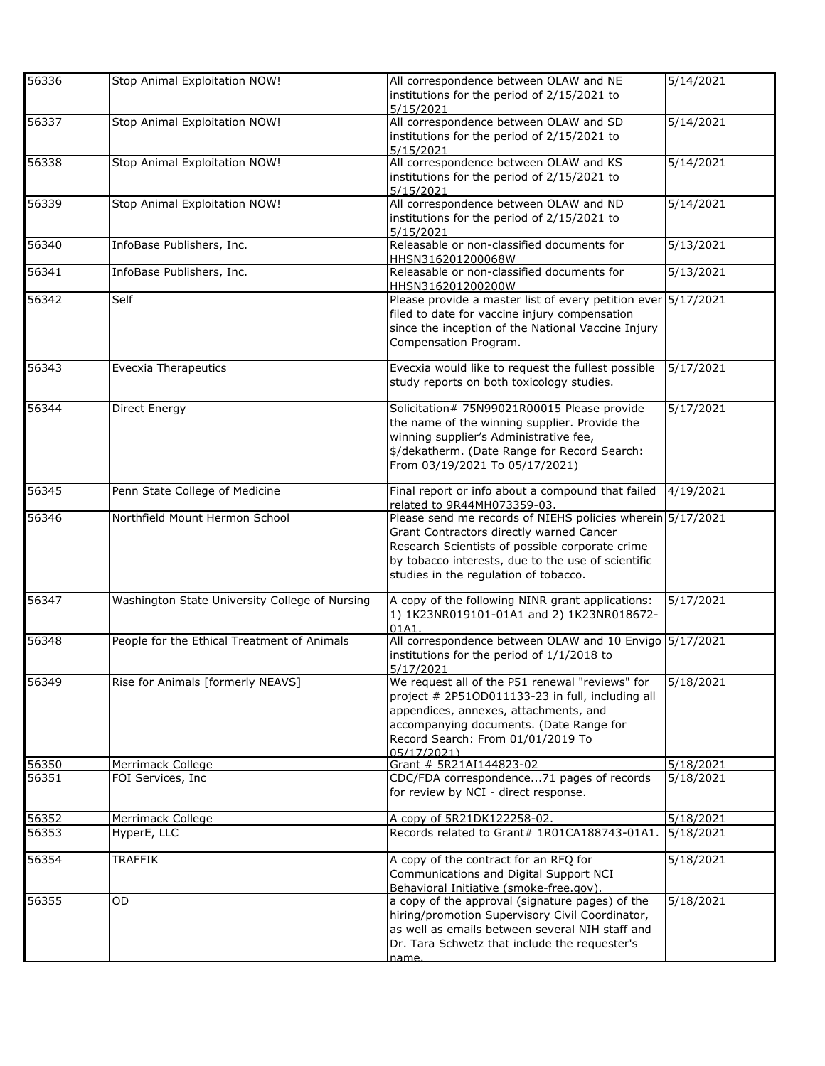| | | | |
|---|---|---|---|
| 56336 | Stop Animal Exploitation NOW! | All correspondence between OLAW and NE institutions for the period of 2/15/2021 to 5/15/2021 | 5/14/2021 |
| 56337 | Stop Animal Exploitation NOW! | All correspondence between OLAW and SD institutions for the period of 2/15/2021 to 5/15/2021 | 5/14/2021 |
| 56338 | Stop Animal Exploitation NOW! | All correspondence between OLAW and KS institutions for the period of 2/15/2021 to 5/15/2021 | 5/14/2021 |
| 56339 | Stop Animal Exploitation NOW! | All correspondence between OLAW and ND institutions for the period of 2/15/2021 to 5/15/2021 | 5/14/2021 |
| 56340 | InfoBase Publishers, Inc. | Releasable or non-classified documents for HHSN316201200068W | 5/13/2021 |
| 56341 | InfoBase Publishers, Inc. | Releasable or non-classified documents for HHSN316201200200W | 5/13/2021 |
| 56342 | Self | Please provide a master list of every petition ever filed to date for vaccine injury compensation since the inception of the National Vaccine Injury Compensation Program. | 5/17/2021 |
| 56343 | Evecxia Therapeutics | Evecxia would like to request the fullest possible study reports on both toxicology studies. | 5/17/2021 |
| 56344 | Direct Energy | Solicitation# 75N99021R00015 Please provide the name of the winning supplier. Provide the winning supplier's Administrative fee, $/dekatherm. (Date Range for Record Search: From 03/19/2021 To 05/17/2021) | 5/17/2021 |
| 56345 | Penn State College of Medicine | Final report or info about a compound that failed related to 9R44MH073359-03. | 4/19/2021 |
| 56346 | Northfield Mount Hermon School | Please send me records of NIEHS policies wherein Grant Contractors directly warned Cancer Research Scientists of possible corporate crime by tobacco interests, due to the use of scientific studies in the regulation of tobacco. | 5/17/2021 |
| 56347 | Washington State University College of Nursing | A copy of the following NINR grant applications: 1) 1K23NR019101-01A1 and 2) 1K23NR018672-01A1. | 5/17/2021 |
| 56348 | People for the Ethical Treatment of Animals | All correspondence between OLAW and 10 Envigo institutions for the period of 1/1/2018 to 5/17/2021 | 5/17/2021 |
| 56349 | Rise for Animals [formerly NEAVS] | We request all of the P51 renewal "reviews" for project # 2P51OD011133-23 in full, including all appendices, annexes, attachments, and accompanying documents. (Date Range for Record Search: From 01/01/2019 To 05/17/2021) | 5/18/2021 |
| 56350 | Merrimack College | Grant # 5R21AI144823-02 | 5/18/2021 |
| 56351 | FOI Services, Inc | CDC/FDA correspondence...71 pages of records for review by NCI - direct response. | 5/18/2021 |
| 56352 | Merrimack College | A copy of 5R21DK122258-02. | 5/18/2021 |
| 56353 | HyperE, LLC | Records related to Grant# 1R01CA188743-01A1. | 5/18/2021 |
| 56354 | TRAFFIK | A copy of the contract for an RFQ for Communications and Digital Support NCI Behavioral Initiative (smoke-free.gov). | 5/18/2021 |
| 56355 | OD | a copy of the approval (signature pages) of the hiring/promotion Supervisory Civil Coordinator, as well as emails between several NIH staff and Dr. Tara Schwetz that include the requester's name. | 5/18/2021 |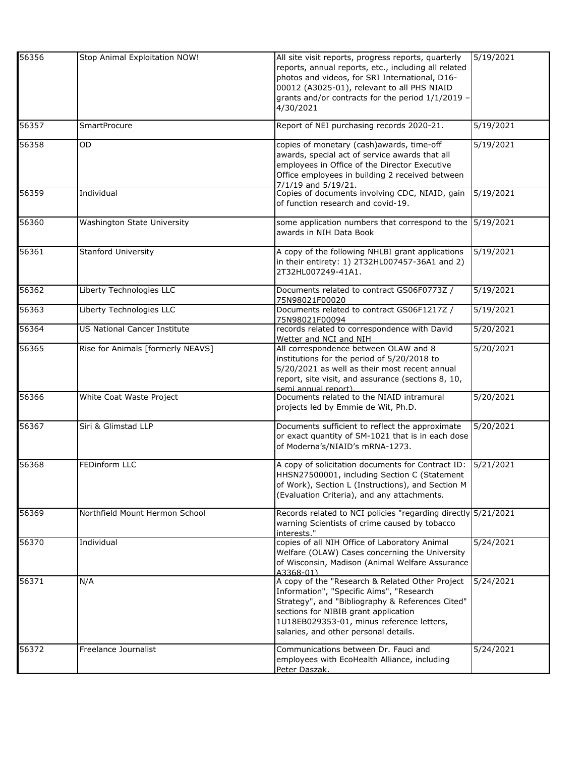| | | | |
|---|---|---|---|
| 56356 | Stop Animal Exploitation NOW! | All site visit reports, progress reports, quarterly reports, annual reports, etc., including all related photos and videos, for SRI International, D16-00012 (A3025-01), relevant to all PHS NIAID grants and/or contracts for the period 1/1/2019 – 4/30/2021 | 5/19/2021 |
| 56357 | SmartProcure | Report of NEI purchasing records 2020-21. | 5/19/2021 |
| 56358 | OD | copies of monetary (cash)awards, time-off awards, special act of service awards that all employees in Office of the Director Executive Office employees in building 2 received between 7/1/19 and 5/19/21. | 5/19/2021 |
| 56359 | Individual | Copies of documents involving CDC, NIAID, gain of function research and covid-19. | 5/19/2021 |
| 56360 | Washington State University | some application numbers that correspond to the awards in NIH Data Book | 5/19/2021 |
| 56361 | Stanford University | A copy of the following NHLBI grant applications in their entirety: 1) 2T32HL007457-36A1 and 2) 2T32HL007249-41A1. | 5/19/2021 |
| 56362 | Liberty Technologies LLC | Documents related to contract GS06F0773Z / 75N98021F00020 | 5/19/2021 |
| 56363 | Liberty Technologies LLC | Documents related to contract GS06F1217Z / 75N98021F00094 | 5/19/2021 |
| 56364 | US National Cancer Institute | records related to correspondence with David Wetter and NCI and NIH | 5/20/2021 |
| 56365 | Rise for Animals [formerly NEAVS] | All correspondence between OLAW and 8 institutions for the period of 5/20/2018 to 5/20/2021 as well as their most recent annual report, site visit, and assurance (sections 8, 10, semi annual report). | 5/20/2021 |
| 56366 | White Coat Waste Project | Documents related to the NIAID intramural projects led by Emmie de Wit, Ph.D. | 5/20/2021 |
| 56367 | Siri & Glimstad LLP | Documents sufficient to reflect the approximate or exact quantity of SM-1021 that is in each dose of Moderna's/NIAID's mRNA-1273. | 5/20/2021 |
| 56368 | FEDinform LLC | A copy of solicitation documents for Contract ID: HHSN27500001, including Section C (Statement of Work), Section L (Instructions), and Section M (Evaluation Criteria), and any attachments. | 5/21/2021 |
| 56369 | Northfield Mount Hermon School | Records related to NCI policies "regarding directly warning Scientists of crime caused by tobacco interests." | 5/21/2021 |
| 56370 | Individual | copies of all NIH Office of Laboratory Animal Welfare (OLAW) Cases concerning the University of Wisconsin, Madison (Animal Welfare Assurance A3368-01) | 5/24/2021 |
| 56371 | N/A | A copy of the "Research & Related Other Project Information", "Specific Aims", "Research Strategy", and "Bibliography & References Cited" sections for NIBIB grant application 1U18EB029353-01, minus reference letters, salaries, and other personal details. | 5/24/2021 |
| 56372 | Freelance Journalist | Communications between Dr. Fauci and employees with EcoHealth Alliance, including Peter Daszak. | 5/24/2021 |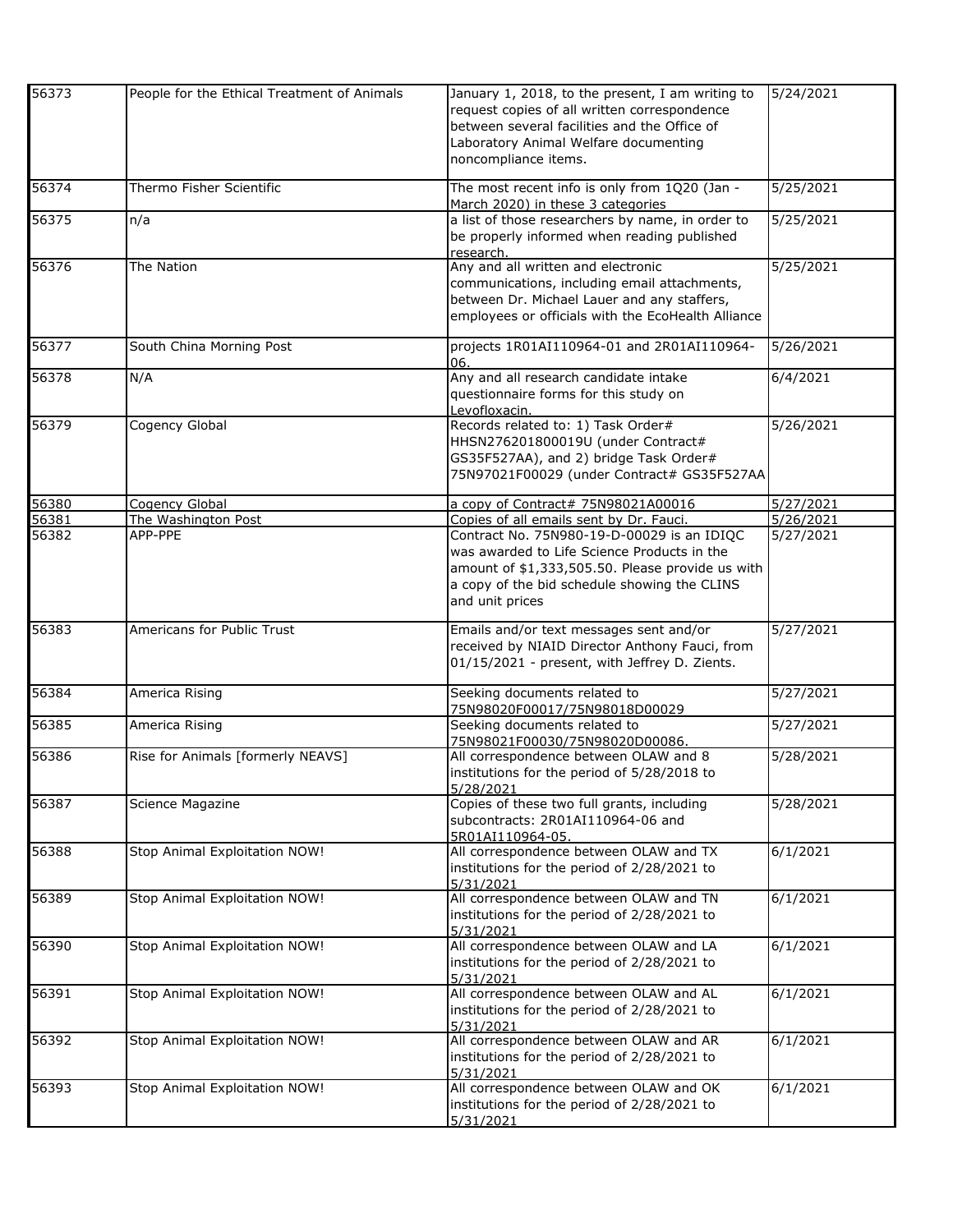| 56373 | People for the Ethical Treatment of Animals | January 1, 2018, to the present, I am writing to request copies of all written correspondence between several facilities and the Office of Laboratory Animal Welfare documenting noncompliance items. | 5/24/2021 |
|---|---|---|---|
| 56374 | Thermo Fisher Scientific | The most recent info is only from 1Q20 (Jan - March 2020) in these 3 categories | 5/25/2021 |
| 56375 | n/a | a list of those researchers by name, in order to be properly informed when reading published research. | 5/25/2021 |
| 56376 | The Nation | Any and all written and electronic communications, including email attachments, between Dr. Michael Lauer and any staffers, employees or officials with the EcoHealth Alliance | 5/25/2021 |
| 56377 | South China Morning Post | projects 1R01AI110964-01 and 2R01AI110964-06. | 5/26/2021 |
| 56378 | N/A | Any and all research candidate intake questionnaire forms for this study on Levofloxacin. | 6/4/2021 |
| 56379 | Cogency Global | Records related to: 1) Task Order# HHSN276201800019U (under Contract# GS35F527AA), and 2) bridge Task Order# 75N97021F00029 (under Contract# GS35F527AA | 5/26/2021 |
| 56380 | Cogency Global | a copy of Contract# 75N98021A00016 | 5/27/2021 |
| 56381 | The Washington Post | Copies of all emails sent by Dr. Fauci. | 5/26/2021 |
| 56382 | APP-PPE | Contract No. 75N980-19-D-00029 is an IDIQC was awarded to Life Science Products in the amount of $1,333,505.50. Please provide us with a copy of the bid schedule showing the CLINS and unit prices | 5/27/2021 |
| 56383 | Americans for Public Trust | Emails and/or text messages sent and/or received by NIAID Director Anthony Fauci, from 01/15/2021 - present, with Jeffrey D. Zients. | 5/27/2021 |
| 56384 | America Rising | Seeking documents related to 75N98020F00017/75N98018D00029 | 5/27/2021 |
| 56385 | America Rising | Seeking documents related to 75N98021F00030/75N98020D00086. | 5/27/2021 |
| 56386 | Rise for Animals [formerly NEAVS] | All correspondence between OLAW and 8 institutions for the period of 5/28/2018 to 5/28/2021 | 5/28/2021 |
| 56387 | Science Magazine | Copies of these two full grants, including subcontracts: 2R01AI110964-06 and 5R01AI110964-05. | 5/28/2021 |
| 56388 | Stop Animal Exploitation NOW! | All correspondence between OLAW and TX institutions for the period of 2/28/2021 to 5/31/2021 | 6/1/2021 |
| 56389 | Stop Animal Exploitation NOW! | All correspondence between OLAW and TN institutions for the period of 2/28/2021 to 5/31/2021 | 6/1/2021 |
| 56390 | Stop Animal Exploitation NOW! | All correspondence between OLAW and LA institutions for the period of 2/28/2021 to 5/31/2021 | 6/1/2021 |
| 56391 | Stop Animal Exploitation NOW! | All correspondence between OLAW and AL institutions for the period of 2/28/2021 to 5/31/2021 | 6/1/2021 |
| 56392 | Stop Animal Exploitation NOW! | All correspondence between OLAW and AR institutions for the period of 2/28/2021 to 5/31/2021 | 6/1/2021 |
| 56393 | Stop Animal Exploitation NOW! | All correspondence between OLAW and OK institutions for the period of 2/28/2021 to 5/31/2021 | 6/1/2021 |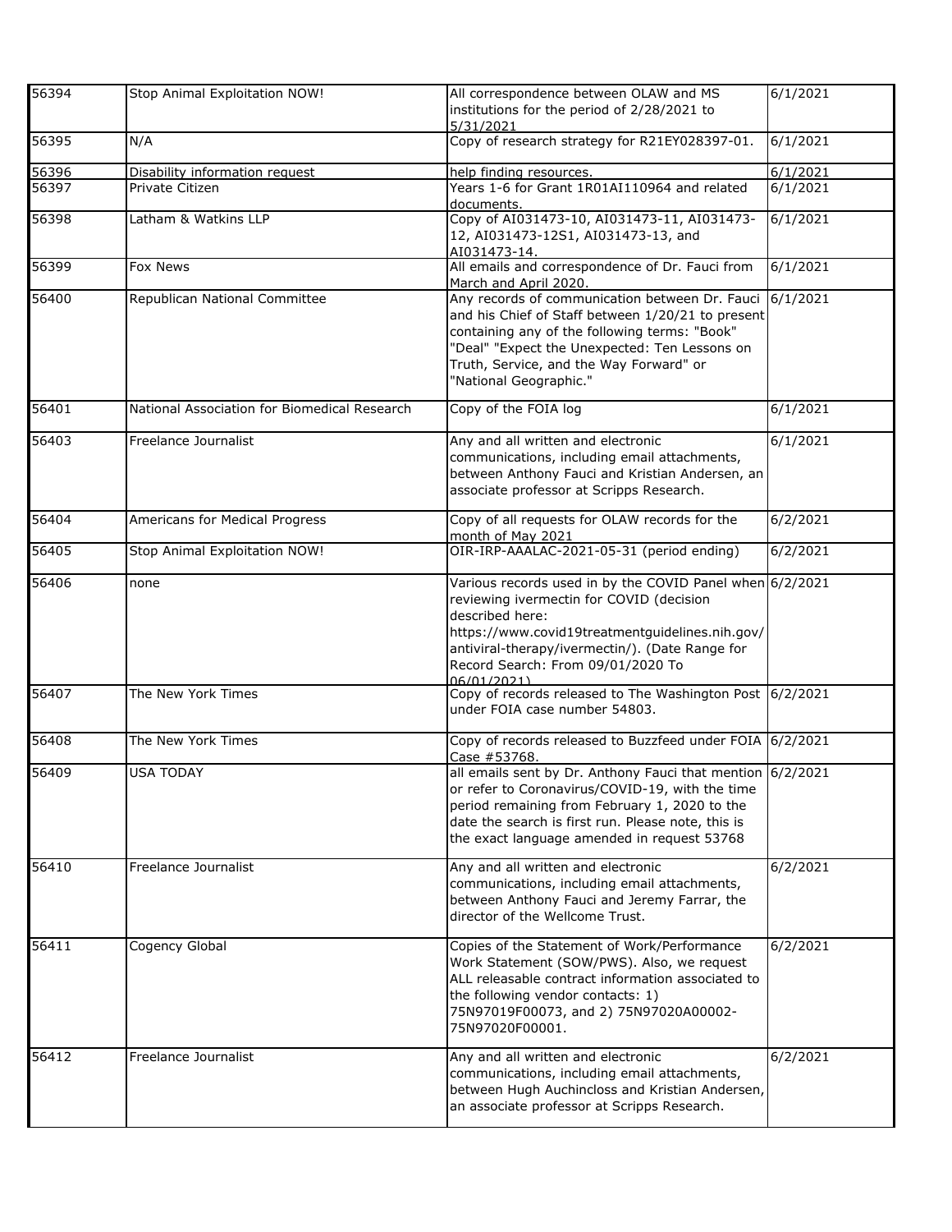| 56394 | Stop Animal Exploitation NOW! | All correspondence between OLAW and MS institutions for the period of 2/28/2021 to 5/31/2021 | 6/1/2021 |
|---|---|---|---|
| 56395 | N/A | Copy of research strategy for R21EY028397-01. | 6/1/2021 |
| 56396 | Disability information request | help finding resources. | 6/1/2021 |
| 56397 | Private Citizen | Years 1-6 for Grant 1R01AI110964 and related documents. | 6/1/2021 |
| 56398 | Latham & Watkins LLP | Copy of AI031473-10, AI031473-11, AI031473-12, AI031473-12S1, AI031473-13, and AI031473-14. | 6/1/2021 |
| 56399 | Fox News | All emails and correspondence of Dr. Fauci from March and April 2020. | 6/1/2021 |
| 56400 | Republican National Committee | Any records of communication between Dr. Fauci and his Chief of Staff between 1/20/21 to present containing any of the following terms: "Book" "Deal" "Expect the Unexpected: Ten Lessons on Truth, Service, and the Way Forward" or "National Geographic." | 6/1/2021 |
| 56401 | National Association for Biomedical Research | Copy of the FOIA log | 6/1/2021 |
| 56403 | Freelance Journalist | Any and all written and electronic communications, including email attachments, between Anthony Fauci and Kristian Andersen, an associate professor at Scripps Research. | 6/1/2021 |
| 56404 | Americans for Medical Progress | Copy of all requests for OLAW records for the month of May 2021 | 6/2/2021 |
| 56405 | Stop Animal Exploitation NOW! | OIR-IRP-AAALAC-2021-05-31 (period ending) | 6/2/2021 |
| 56406 | none | Various records used in by the COVID Panel when reviewing ivermectin for COVID (decision described here: https://www.covid19treatmentguidelines.nih.gov/antiviral-therapy/ivermectin/). (Date Range for Record Search: From 09/01/2020 To 06/01/2021) | 6/2/2021 |
| 56407 | The New York Times | Copy of records released to The Washington Post under FOIA case number 54803. | 6/2/2021 |
| 56408 | The New York Times | Copy of records released to Buzzfeed under FOIA Case #53768. | 6/2/2021 |
| 56409 | USA TODAY | all emails sent by Dr. Anthony Fauci that mention or refer to Coronavirus/COVID-19, with the time period remaining from February 1, 2020 to the date the search is first run. Please note, this is the exact language amended in request 53768 | 6/2/2021 |
| 56410 | Freelance Journalist | Any and all written and electronic communications, including email attachments, between Anthony Fauci and Jeremy Farrar, the director of the Wellcome Trust. | 6/2/2021 |
| 56411 | Cogency Global | Copies of the Statement of Work/Performance Work Statement (SOW/PWS). Also, we request ALL releasable contract information associated to the following vendor contacts: 1) 75N97019F00073, and 2) 75N97020A00002-75N97020F00001. | 6/2/2021 |
| 56412 | Freelance Journalist | Any and all written and electronic communications, including email attachments, between Hugh Auchincloss and Kristian Andersen, an associate professor at Scripps Research. | 6/2/2021 |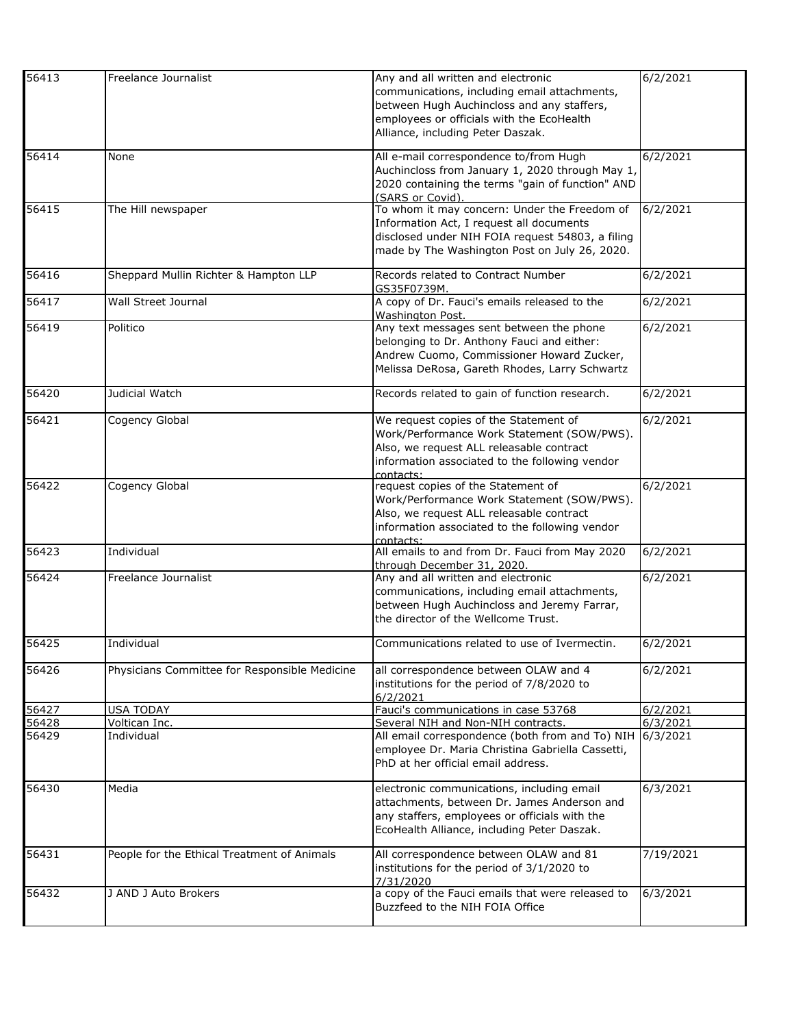| | | | |
|---|---|---|---|
| 56413 | Freelance Journalist | Any and all written and electronic communications, including email attachments, between Hugh Auchincloss and any staffers, employees or officials with the EcoHealth Alliance, including Peter Daszak. | 6/2/2021 |
| 56414 | None | All e-mail correspondence to/from Hugh Auchincloss from January 1, 2020 through May 1, 2020 containing the terms "gain of function" AND (SARS or Covid). | 6/2/2021 |
| 56415 | The Hill newspaper | To whom it may concern: Under the Freedom of Information Act, I request all documents disclosed under NIH FOIA request 54803, a filing made by The Washington Post on July 26, 2020. | 6/2/2021 |
| 56416 | Sheppard Mullin Richter & Hampton LLP | Records related to Contract Number GS35F0739M. | 6/2/2021 |
| 56417 | Wall Street Journal | A copy of Dr. Fauci's emails released to the Washington Post. | 6/2/2021 |
| 56419 | Politico | Any text messages sent between the phone belonging to Dr. Anthony Fauci and either: Andrew Cuomo, Commissioner Howard Zucker, Melissa DeRosa, Gareth Rhodes, Larry Schwartz | 6/2/2021 |
| 56420 | Judicial Watch | Records related to gain of function research. | 6/2/2021 |
| 56421 | Cogency Global | We request copies of the Statement of Work/Performance Work Statement (SOW/PWS). Also, we request ALL releasable contract information associated to the following vendor contacts: | 6/2/2021 |
| 56422 | Cogency Global | request copies of the Statement of Work/Performance Work Statement (SOW/PWS). Also, we request ALL releasable contract information associated to the following vendor contacts: | 6/2/2021 |
| 56423 | Individual | All emails to and from Dr. Fauci from May 2020 through December 31, 2020. | 6/2/2021 |
| 56424 | Freelance Journalist | Any and all written and electronic communications, including email attachments, between Hugh Auchincloss and Jeremy Farrar, the director of the Wellcome Trust. | 6/2/2021 |
| 56425 | Individual | Communications related to use of Ivermectin. | 6/2/2021 |
| 56426 | Physicians Committee for Responsible Medicine | all correspondence between OLAW and 4 institutions for the period of 7/8/2020 to 6/2/2021 | 6/2/2021 |
| 56427 | USA TODAY | Fauci's communications in case 53768 | 6/2/2021 |
| 56428 | Voltican Inc. | Several NIH and Non-NIH contracts. | 6/3/2021 |
| 56429 | Individual | All email correspondence (both from and To) NIH employee Dr. Maria Christina Gabriella Cassetti, PhD at her official email address. | 6/3/2021 |
| 56430 | Media | electronic communications, including email attachments, between Dr. James Anderson and any staffers, employees or officials with the EcoHealth Alliance, including Peter Daszak. | 6/3/2021 |
| 56431 | People for the Ethical Treatment of Animals | All correspondence between OLAW and 81 institutions for the period of 3/1/2020 to 7/31/2020 | 7/19/2021 |
| 56432 | J AND J Auto Brokers | a copy of the Fauci emails that were released to Buzzfeed to the NIH FOIA Office | 6/3/2021 |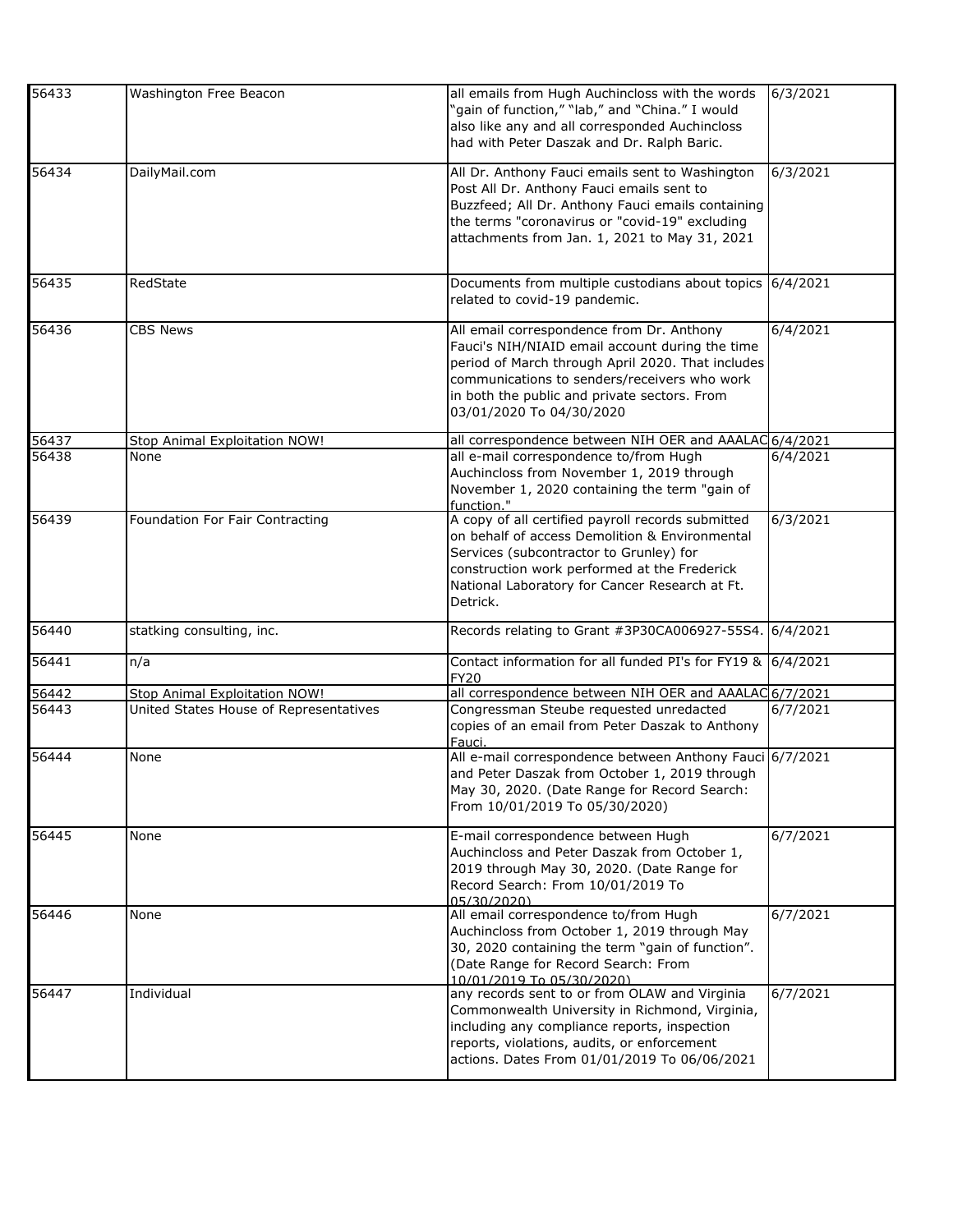| 56433 | Washington Free Beacon | all emails from Hugh Auchincloss with the words "gain of function," "lab," and "China." I would also like any and all corresponded Auchincloss had with Peter Daszak and Dr. Ralph Baric. | 6/3/2021 |
|---|---|---|---|
| 56434 | DailyMail.com | All Dr. Anthony Fauci emails sent to Washington Post All Dr. Anthony Fauci emails sent to Buzzfeed; All Dr. Anthony Fauci emails containing the terms "coronavirus or "covid-19" excluding attachments from Jan. 1, 2021 to May 31, 2021 | 6/3/2021 |
| 56435 | RedState | Documents from multiple custodians about topics related to covid-19 pandemic. | 6/4/2021 |
| 56436 | CBS News | All email correspondence from Dr. Anthony Fauci's NIH/NIAID email account during the time period of March through April 2020. That includes communications to senders/receivers who work in both the public and private sectors. From 03/01/2020 To 04/30/2020 | 6/4/2021 |
| 56437 | Stop Animal Exploitation NOW! | all correspondence between NIH OER and AAALAC | 6/4/2021 |
| 56438 | None | all e-mail correspondence to/from Hugh Auchincloss from November 1, 2019 through November 1, 2020 containing the term "gain of function." | 6/4/2021 |
| 56439 | Foundation For Fair Contracting | A copy of all certified payroll records submitted on behalf of access Demolition & Environmental Services (subcontractor to Grunley) for construction work performed at the Frederick National Laboratory for Cancer Research at Ft. Detrick. | 6/3/2021 |
| 56440 | statking consulting, inc. | Records relating to Grant #3P30CA006927-55S4. | 6/4/2021 |
| 56441 | n/a | Contact information for all funded PI's for FY19 & FY20 | 6/4/2021 |
| 56442 | Stop Animal Exploitation NOW! | all correspondence between NIH OER and AAALAC | 6/7/2021 |
| 56443 | United States House of Representatives | Congressman Steube requested unredacted copies of an email from Peter Daszak to Anthony Fauci. | 6/7/2021 |
| 56444 | None | All e-mail correspondence between Anthony Fauci and Peter Daszak from October 1, 2019 through May 30, 2020. (Date Range for Record Search: From 10/01/2019 To 05/30/2020) | 6/7/2021 |
| 56445 | None | E-mail correspondence between Hugh Auchincloss and Peter Daszak from October 1, 2019 through May 30, 2020. (Date Range for Record Search: From 10/01/2019 To 05/30/2020) | 6/7/2021 |
| 56446 | None | All email correspondence to/from Hugh Auchincloss from October 1, 2019 through May 30, 2020 containing the term "gain of function". (Date Range for Record Search: From 10/01/2019 To 05/30/2020) | 6/7/2021 |
| 56447 | Individual | any records sent to or from OLAW and Virginia Commonwealth University in Richmond, Virginia, including any compliance reports, inspection reports, violations, audits, or enforcement actions. Dates From 01/01/2019 To 06/06/2021 | 6/7/2021 |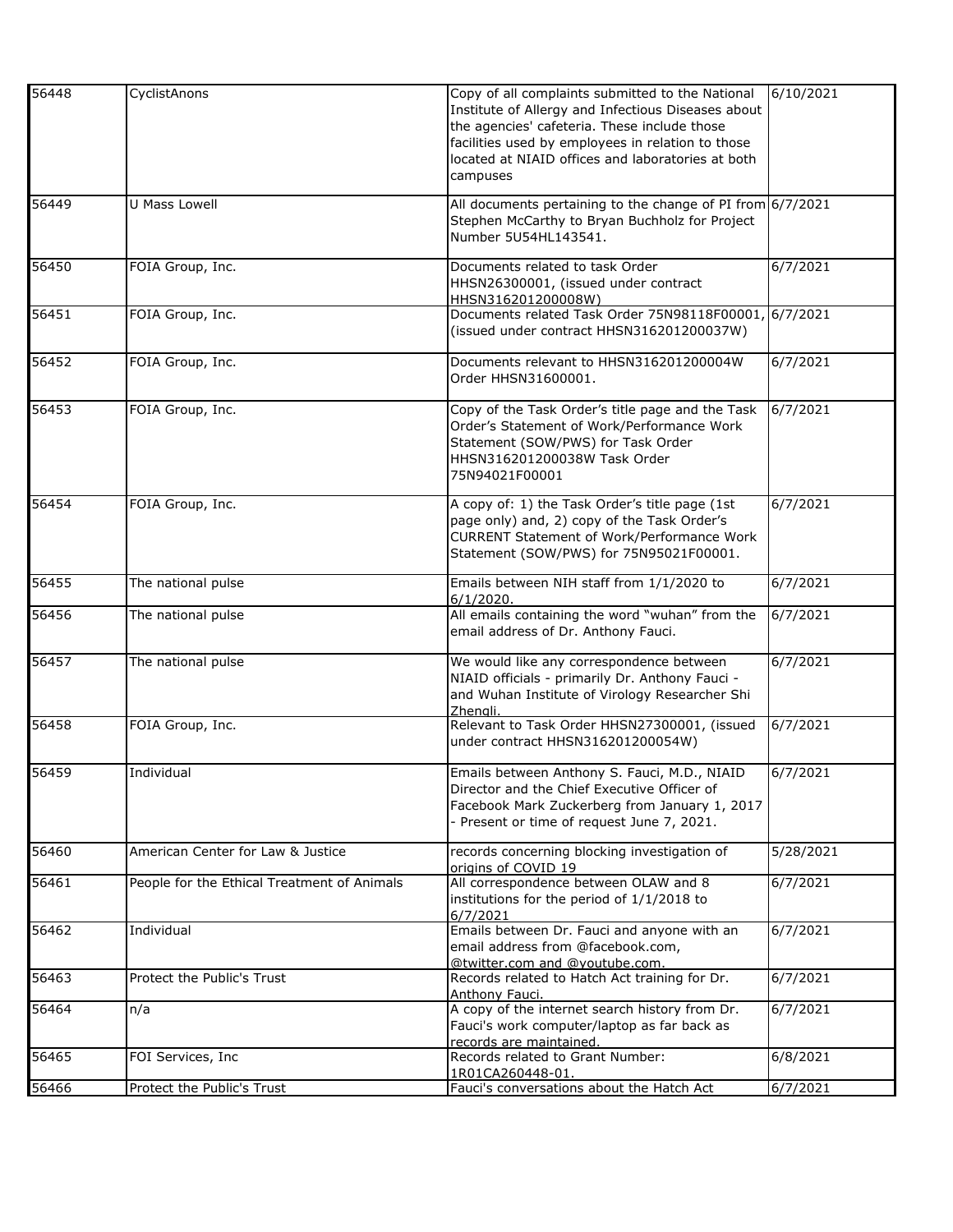| | | | |
|---|---|---|---|
| 56448 | CyclistAnons | Copy of all complaints submitted to the National Institute of Allergy and Infectious Diseases about the agencies' cafeteria. These include those facilities used by employees in relation to those located at NIAID offices and laboratories at both campuses | 6/10/2021 |
| 56449 | U Mass Lowell | All documents pertaining to the change of PI from Stephen McCarthy to Bryan Buchholz for Project Number 5U54HL143541. | 6/7/2021 |
| 56450 | FOIA Group, Inc. | Documents related to task Order HHSN26300001, (issued under contract HHSN316201200008W) | 6/7/2021 |
| 56451 | FOIA Group, Inc. | Documents related Task Order 75N98118F00001, (issued under contract HHSN316201200037W) | 6/7/2021 |
| 56452 | FOIA Group, Inc. | Documents relevant to HHSN316201200004W Order HHSN31600001. | 6/7/2021 |
| 56453 | FOIA Group, Inc. | Copy of the Task Order's title page and the Task Order's Statement of Work/Performance Work Statement (SOW/PWS) for Task Order HHSN316201200038W Task Order 75N94021F00001 | 6/7/2021 |
| 56454 | FOIA Group, Inc. | A copy of: 1) the Task Order's title page (1st page only) and, 2) copy of the Task Order's CURRENT Statement of Work/Performance Work Statement (SOW/PWS) for 75N95021F00001. | 6/7/2021 |
| 56455 | The national pulse | Emails between NIH staff from 1/1/2020 to 6/1/2020. | 6/7/2021 |
| 56456 | The national pulse | All emails containing the word "wuhan" from the email address of Dr. Anthony Fauci. | 6/7/2021 |
| 56457 | The national pulse | We would like any correspondence between NIAID officials - primarily Dr. Anthony Fauci - and Wuhan Institute of Virology Researcher Shi Zhengli. | 6/7/2021 |
| 56458 | FOIA Group, Inc. | Relevant to Task Order HHSN27300001, (issued under contract HHSN316201200054W) | 6/7/2021 |
| 56459 | Individual | Emails between Anthony S. Fauci, M.D., NIAID Director and the Chief Executive Officer of Facebook Mark Zuckerberg from January 1, 2017 - Present or time of request June 7, 2021. | 6/7/2021 |
| 56460 | American Center for Law & Justice | records concerning blocking investigation of origins of COVID 19 | 5/28/2021 |
| 56461 | People for the Ethical Treatment of Animals | All correspondence between OLAW and 8 institutions for the period of 1/1/2018 to 6/7/2021 | 6/7/2021 |
| 56462 | Individual | Emails between Dr. Fauci and anyone with an email address from @facebook.com, @twitter.com and @youtube.com. | 6/7/2021 |
| 56463 | Protect the Public's Trust | Records related to Hatch Act training for Dr. Anthony Fauci. | 6/7/2021 |
| 56464 | n/a | A copy of the internet search history from Dr. Fauci's work computer/laptop as far back as records are maintained. | 6/7/2021 |
| 56465 | FOI Services, Inc | Records related to Grant Number: 1R01CA260448-01. | 6/8/2021 |
| 56466 | Protect the Public's Trust | Fauci's conversations about the Hatch Act | 6/7/2021 |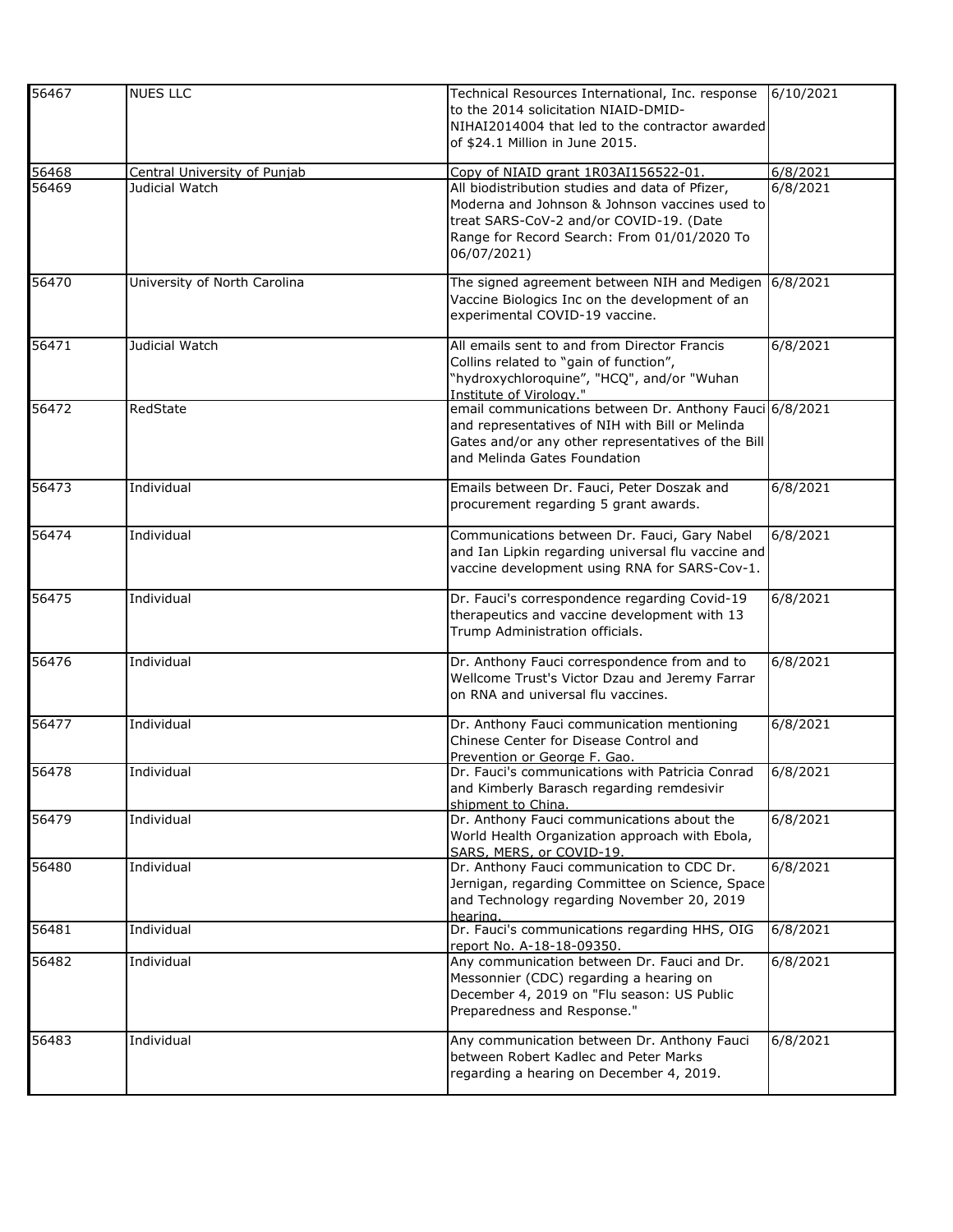| | | | |
|---|---|---|---|
| 56467 | NUES LLC | Technical Resources International, Inc. response to the 2014 solicitation NIAID-DMID-NIHAI2014004 that led to the contractor awarded of $24.1 Million in June 2015. | 6/10/2021 |
| 56468 | Central University of Punjab | Copy of NIAID grant 1R03AI156522-01. | 6/8/2021 |
| 56469 | Judicial Watch | All biodistribution studies and data of Pfizer, Moderna and Johnson & Johnson vaccines used to treat SARS-CoV-2 and/or COVID-19. (Date Range for Record Search: From 01/01/2020 To 06/07/2021) | 6/8/2021 |
| 56470 | University of North Carolina | The signed agreement between NIH and Medigen Vaccine Biologics Inc on the development of an experimental COVID-19 vaccine. | 6/8/2021 |
| 56471 | Judicial Watch | All emails sent to and from Director Francis Collins related to "gain of function", "hydroxychloroquine", "HCQ", and/or "Wuhan Institute of Virology." | 6/8/2021 |
| 56472 | RedState | email communications between Dr. Anthony Fauci and representatives of NIH with Bill or Melinda Gates and/or any other representatives of the Bill and Melinda Gates Foundation | 6/8/2021 |
| 56473 | Individual | Emails between Dr. Fauci, Peter Doszak and procurement regarding 5 grant awards. | 6/8/2021 |
| 56474 | Individual | Communications between Dr. Fauci, Gary Nabel and Ian Lipkin regarding universal flu vaccine and vaccine development using RNA for SARS-Cov-1. | 6/8/2021 |
| 56475 | Individual | Dr. Fauci's correspondence regarding Covid-19 therapeutics and vaccine development with 13 Trump Administration officials. | 6/8/2021 |
| 56476 | Individual | Dr. Anthony Fauci correspondence from and to Wellcome Trust's Victor Dzau and Jeremy Farrar on RNA and universal flu vaccines. | 6/8/2021 |
| 56477 | Individual | Dr. Anthony Fauci communication mentioning Chinese Center for Disease Control and Prevention or George F. Gao. | 6/8/2021 |
| 56478 | Individual | Dr. Fauci's communications with Patricia Conrad and Kimberly Barasch regarding remdesivir shipment to China. | 6/8/2021 |
| 56479 | Individual | Dr. Anthony Fauci communications about the World Health Organization approach with Ebola, SARS, MERS, or COVID-19. | 6/8/2021 |
| 56480 | Individual | Dr. Anthony Fauci communication to CDC Dr. Jernigan, regarding Committee on Science, Space and Technology regarding November 20, 2019 hearing. | 6/8/2021 |
| 56481 | Individual | Dr. Fauci's communications regarding HHS, OIG report No. A-18-18-09350. | 6/8/2021 |
| 56482 | Individual | Any communication between Dr. Fauci and Dr. Messonnier (CDC) regarding a hearing on December 4, 2019 on "Flu season: US Public Preparedness and Response." | 6/8/2021 |
| 56483 | Individual | Any communication between Dr. Anthony Fauci between Robert Kadlec and Peter Marks regarding a hearing on December 4, 2019. | 6/8/2021 |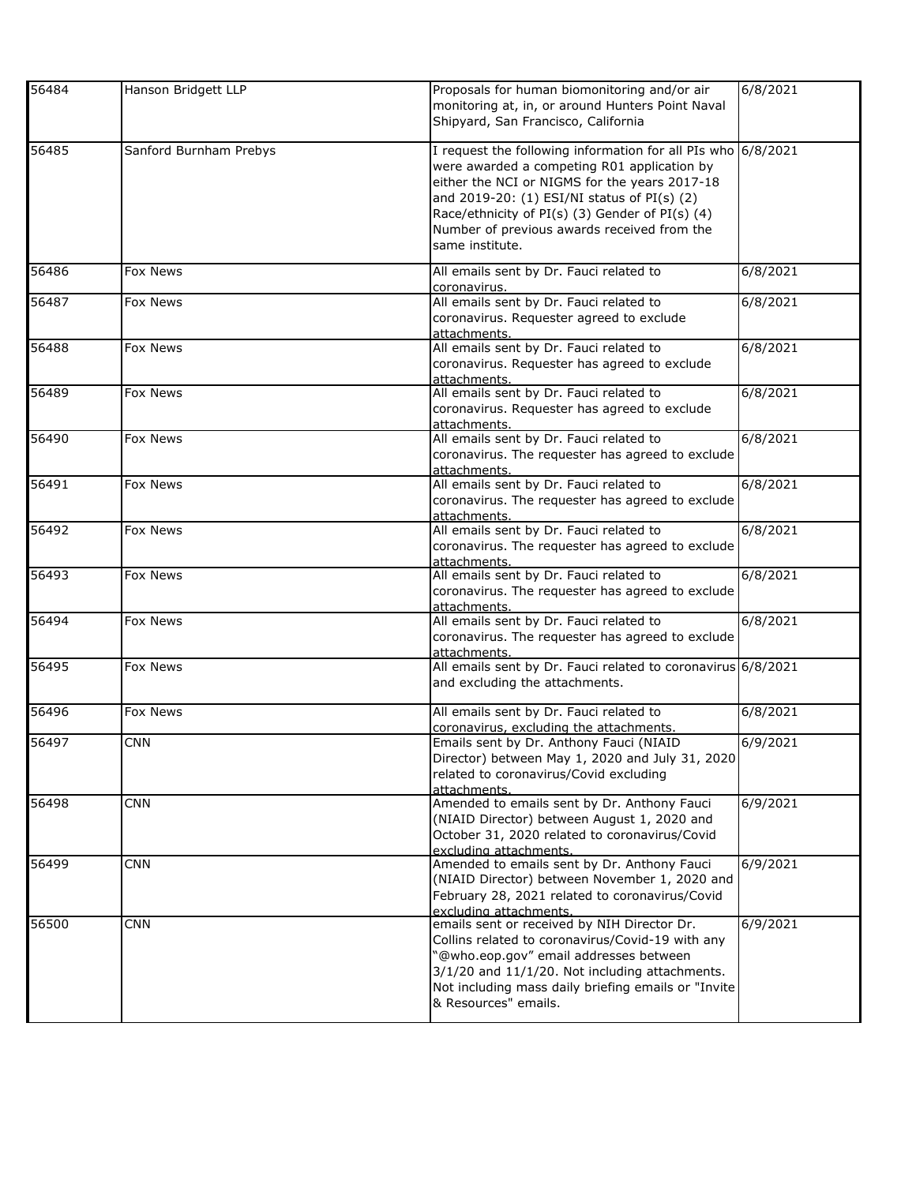| | | | |
|---|---|---|---|
| 56484 | Hanson Bridgett LLP | Proposals for human biomonitoring and/or air monitoring at, in, or around Hunters Point Naval Shipyard, San Francisco, California | 6/8/2021 |
| 56485 | Sanford Burnham Prebys | I request the following information for all PIs who were awarded a competing R01 application by either the NCI or NIGMS for the years 2017-18 and 2019-20: (1) ESI/NI status of PI(s) (2) Race/ethnicity of PI(s) (3) Gender of PI(s) (4) Number of previous awards received from the same institute. | 6/8/2021 |
| 56486 | Fox News | All emails sent by Dr. Fauci related to coronavirus. | 6/8/2021 |
| 56487 | Fox News | All emails sent by Dr. Fauci related to coronavirus. Requester agreed to exclude attachments. | 6/8/2021 |
| 56488 | Fox News | All emails sent by Dr. Fauci related to coronavirus. Requester has agreed to exclude attachments. | 6/8/2021 |
| 56489 | Fox News | All emails sent by Dr. Fauci related to coronavirus. Requester has agreed to exclude attachments. | 6/8/2021 |
| 56490 | Fox News | All emails sent by Dr. Fauci related to coronavirus. The requester has agreed to exclude attachments. | 6/8/2021 |
| 56491 | Fox News | All emails sent by Dr. Fauci related to coronavirus. The requester has agreed to exclude attachments. | 6/8/2021 |
| 56492 | Fox News | All emails sent by Dr. Fauci related to coronavirus. The requester has agreed to exclude attachments. | 6/8/2021 |
| 56493 | Fox News | All emails sent by Dr. Fauci related to coronavirus. The requester has agreed to exclude attachments. | 6/8/2021 |
| 56494 | Fox News | All emails sent by Dr. Fauci related to coronavirus. The requester has agreed to exclude attachments. | 6/8/2021 |
| 56495 | Fox News | All emails sent by Dr. Fauci related to coronavirus and excluding the attachments. | 6/8/2021 |
| 56496 | Fox News | All emails sent by Dr. Fauci related to coronavirus, excluding the attachments. | 6/8/2021 |
| 56497 | CNN | Emails sent by Dr. Anthony Fauci (NIAID Director) between May 1, 2020 and July 31, 2020 related to coronavirus/Covid excluding attachments. | 6/9/2021 |
| 56498 | CNN | Amended to emails sent by Dr. Anthony Fauci (NIAID Director) between August 1, 2020 and October 31, 2020 related to coronavirus/Covid excluding attachments. | 6/9/2021 |
| 56499 | CNN | Amended to emails sent by Dr. Anthony Fauci (NIAID Director) between November 1, 2020 and February 28, 2021 related to coronavirus/Covid excluding attachments. | 6/9/2021 |
| 56500 | CNN | emails sent or received by NIH Director Dr. Collins related to coronavirus/Covid-19 with any "@who.eop.gov" email addresses between 3/1/20 and 11/1/20. Not including attachments. Not including mass daily briefing emails or "Invite & Resources" emails. | 6/9/2021 |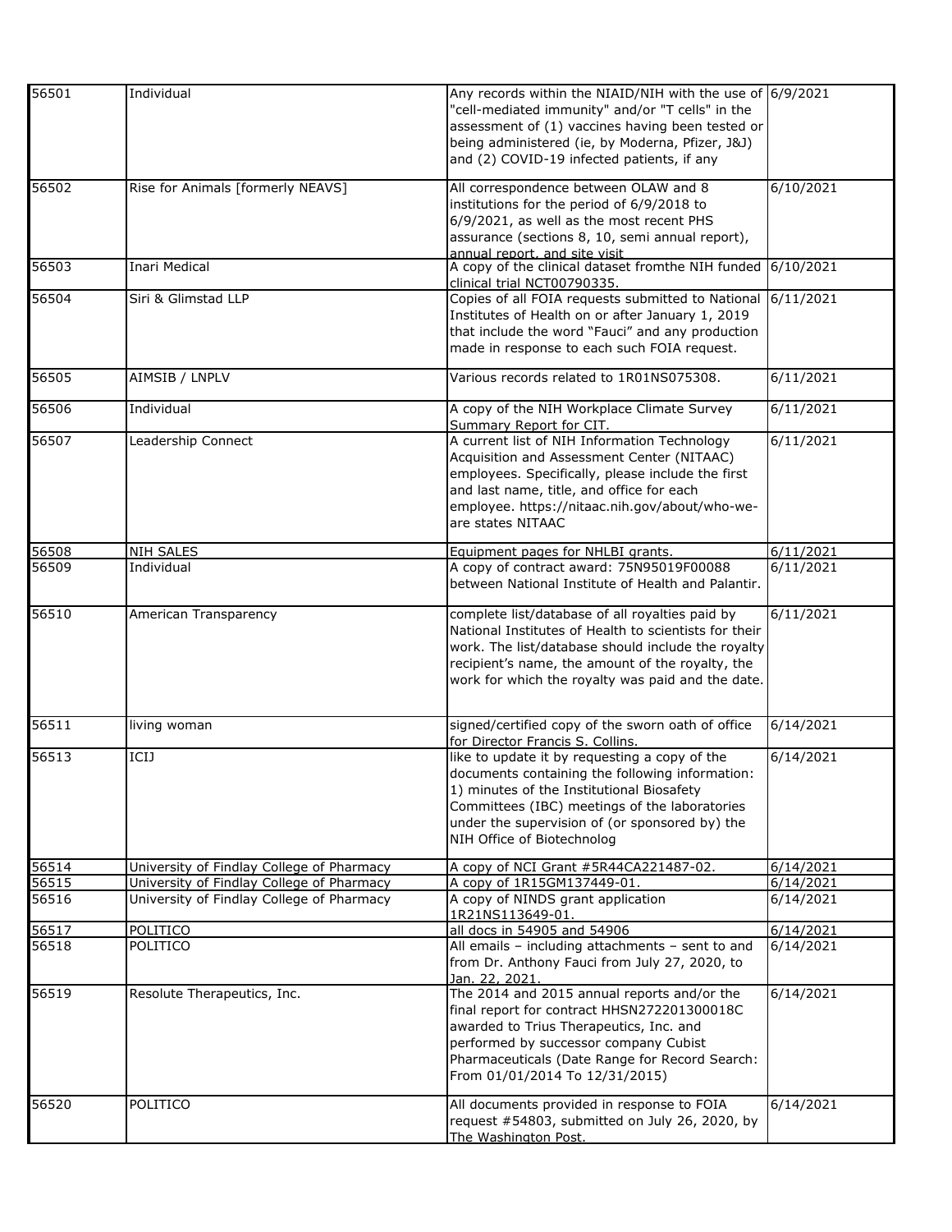| | | | |
|---|---|---|---|
| 56501 | Individual | Any records within the NIAID/NIH with the use of "cell-mediated immunity" and/or "T cells" in the assessment of (1) vaccines having been tested or being administered (ie, by Moderna, Pfizer, J&J) and (2) COVID-19 infected patients, if any | 6/9/2021 |
| 56502 | Rise for Animals [formerly NEAVS] | All correspondence between OLAW and 8 institutions for the period of 6/9/2018 to 6/9/2021, as well as the most recent PHS assurance (sections 8, 10, semi annual report), annual report, and site visit | 6/10/2021 |
| 56503 | Inari Medical | A copy of the clinical dataset fromthe NIH funded clinical trial NCT00790335. | 6/10/2021 |
| 56504 | Siri & Glimstad LLP | Copies of all FOIA requests submitted to National Institutes of Health on or after January 1, 2019 that include the word "Fauci" and any production made in response to each such FOIA request. | 6/11/2021 |
| 56505 | AIMSIB / LNPLV | Various records related to 1R01NS075308. | 6/11/2021 |
| 56506 | Individual | A copy of the NIH Workplace Climate Survey Summary Report for CIT. | 6/11/2021 |
| 56507 | Leadership Connect | A current list of NIH Information Technology Acquisition and Assessment Center (NITAAC) employees. Specifically, please include the first and last name, title, and office for each employee. https://nitaac.nih.gov/about/who-we-are states NITAAC | 6/11/2021 |
| 56508 | NIH SALES | Equipment pages for NHLBI grants. | 6/11/2021 |
| 56509 | Individual | A copy of contract award: 75N95019F00088 between National Institute of Health and Palantir. | 6/11/2021 |
| 56510 | American Transparency | complete list/database of all royalties paid by National Institutes of Health to scientists for their work. The list/database should include the royalty recipient's name, the amount of the royalty, the work for which the royalty was paid and the date. | 6/11/2021 |
| 56511 | living woman | signed/certified copy of the sworn oath of office for Director Francis S. Collins. | 6/14/2021 |
| 56513 | ICIJ | like to update it by requesting a copy of the documents containing the following information: 1) minutes of the Institutional Biosafety Committees (IBC) meetings of the laboratories under the supervision of (or sponsored by) the NIH Office of Biotechnolog | 6/14/2021 |
| 56514 | University of Findlay College of Pharmacy | A copy of NCI Grant #5R44CA221487-02. | 6/14/2021 |
| 56515 | University of Findlay College of Pharmacy | A copy of 1R15GM137449-01. | 6/14/2021 |
| 56516 | University of Findlay College of Pharmacy | A copy of NINDS grant application 1R21NS113649-01. | 6/14/2021 |
| 56517 | POLITICO | all docs in 54905 and 54906 | 6/14/2021 |
| 56518 | POLITICO | All emails – including attachments – sent to and from Dr. Anthony Fauci from July 27, 2020, to Jan. 22, 2021. | 6/14/2021 |
| 56519 | Resolute Therapeutics, Inc. | The 2014 and 2015 annual reports and/or the final report for contract HHSN272201300018C awarded to Trius Therapeutics, Inc. and performed by successor company Cubist Pharmaceuticals (Date Range for Record Search: From 01/01/2014 To 12/31/2015) | 6/14/2021 |
| 56520 | POLITICO | All documents provided in response to FOIA request #54803, submitted on July 26, 2020, by The Washington Post. | 6/14/2021 |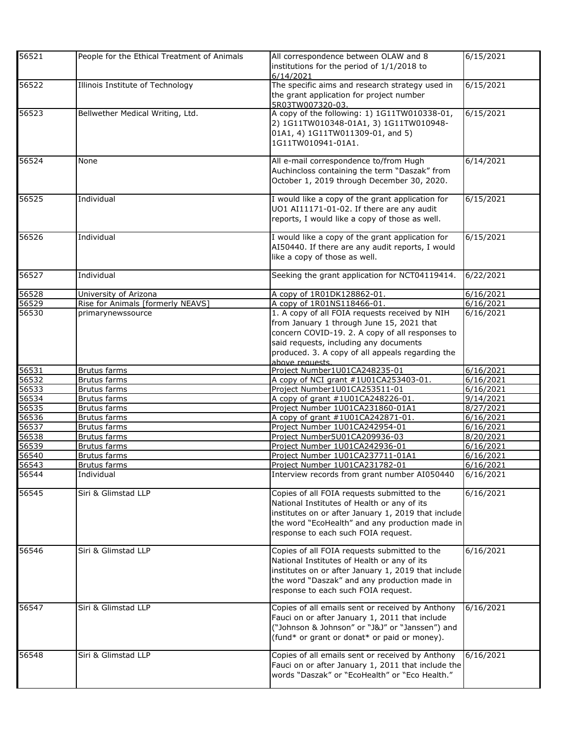| | | | |
|---|---|---|---|
| 56521 | People for the Ethical Treatment of Animals | All correspondence between OLAW and 8 institutions for the period of 1/1/2018 to 6/14/2021 | 6/15/2021 |
| 56522 | Illinois Institute of Technology | The specific aims and research strategy used in the grant application for project number 5R03TW007320-03. | 6/15/2021 |
| 56523 | Bellwether Medical Writing, Ltd. | A copy of the following: 1) 1G11TW010338-01, 2) 1G11TW010348-01A1, 3) 1G11TW010948-01A1, 4) 1G11TW011309-01, and 5) 1G11TW010941-01A1. | 6/15/2021 |
| 56524 | None | All e-mail correspondence to/from Hugh Auchincloss containing the term "Daszak" from October 1, 2019 through December 30, 2020. | 6/14/2021 |
| 56525 | Individual | I would like a copy of the grant application for UO1 AI11171-01-02. If there are any audit reports, I would like a copy of those as well. | 6/15/2021 |
| 56526 | Individual | I would like a copy of the grant application for AI50440. If there are any audit reports, I would like a copy of those as well. | 6/15/2021 |
| 56527 | Individual | Seeking the grant application for NCT04119414. | 6/22/2021 |
| 56528 | University of Arizona | A copy of 1R01DK128862-01. | 6/16/2021 |
| 56529 | Rise for Animals [formerly NEAVS] | A copy of 1R01NS118466-01. | 6/16/2021 |
| 56530 | primarynewssource | 1. A copy of all FOIA requests received by NIH from January 1 through June 15, 2021 that concern COVID-19. 2. A copy of all responses to said requests, including any documents produced. 3. A copy of all appeals regarding the above requests. | 6/16/2021 |
| 56531 | Brutus farms | Project Number1U01CA248235-01 | 6/16/2021 |
| 56532 | Brutus farms | A copy of NCI grant #1U01CA253403-01. | 6/16/2021 |
| 56533 | Brutus farms | Project Number1U01CA253511-01 | 6/16/2021 |
| 56534 | Brutus farms | A copy of grant #1U01CA248226-01. | 9/14/2021 |
| 56535 | Brutus farms | Project Number 1U01CA231860-01A1 | 8/27/2021 |
| 56536 | Brutus farms | A copy of grant #1U01CA242871-01. | 6/16/2021 |
| 56537 | Brutus farms | Project Number 1U01CA242954-01 | 6/16/2021 |
| 56538 | Brutus farms | Project Number5U01CA209936-03 | 8/20/2021 |
| 56539 | Brutus farms | Project Number 1U01CA242936-01 | 6/16/2021 |
| 56540 | Brutus farms | Project Number 1U01CA237711-01A1 | 6/16/2021 |
| 56543 | Brutus farms | Project Number 1U01CA231782-01 | 6/16/2021 |
| 56544 | Individual | Interview records from grant number AI050440 | 6/16/2021 |
| 56545 | Siri & Glimstad LLP | Copies of all FOIA requests submitted to the National Institutes of Health or any of its institutes on or after January 1, 2019 that include the word "EcoHealth" and any production made in response to each such FOIA request. | 6/16/2021 |
| 56546 | Siri & Glimstad LLP | Copies of all FOIA requests submitted to the National Institutes of Health or any of its institutes on or after January 1, 2019 that include the word "Daszak" and any production made in response to each such FOIA request. | 6/16/2021 |
| 56547 | Siri & Glimstad LLP | Copies of all emails sent or received by Anthony Fauci on or after January 1, 2011 that include ("Johnson & Johnson" or "J&J" or "Janssen") and (fund* or grant or donat* or paid or money). | 6/16/2021 |
| 56548 | Siri & Glimstad LLP | Copies of all emails sent or received by Anthony Fauci on or after January 1, 2011 that include the words "Daszak" or "EcoHealth" or "Eco Health." | 6/16/2021 |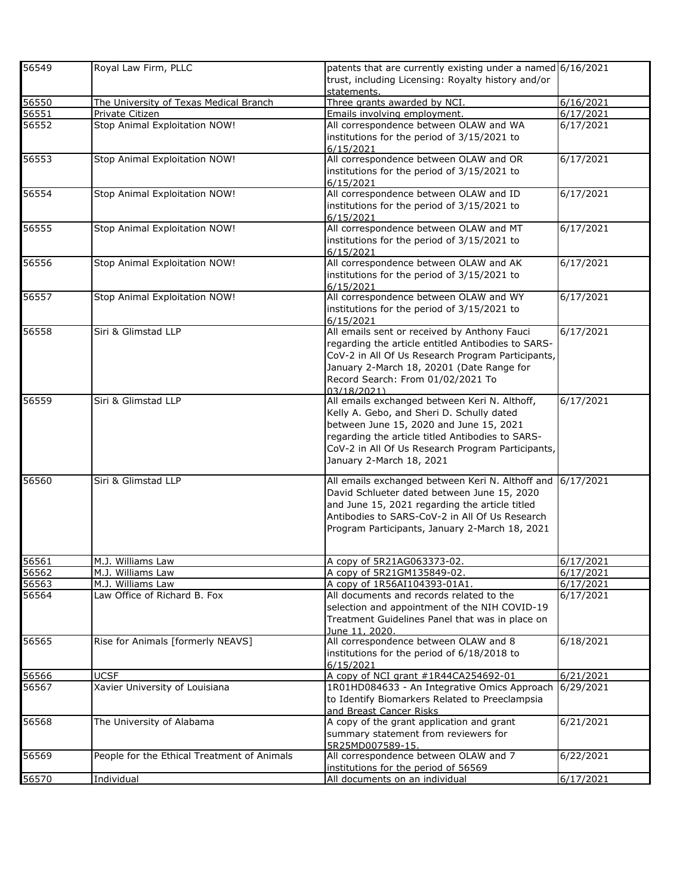| 56549 | Royal Law Firm, PLLC | patents that are currently existing under a named trust, including Licensing: Royalty history and/or statements. | 6/16/2021 |
|---|---|---|---|
| 56550 | The University of Texas Medical Branch | Three grants awarded by NCI. | 6/16/2021 |
| 56551 | Private Citizen | Emails involving employment. | 6/17/2021 |
| 56552 | Stop Animal Exploitation NOW! | All correspondence between OLAW and WA institutions for the period of 3/15/2021 to 6/15/2021 | 6/17/2021 |
| 56553 | Stop Animal Exploitation NOW! | All correspondence between OLAW and OR institutions for the period of 3/15/2021 to 6/15/2021 | 6/17/2021 |
| 56554 | Stop Animal Exploitation NOW! | All correspondence between OLAW and ID institutions for the period of 3/15/2021 to 6/15/2021 | 6/17/2021 |
| 56555 | Stop Animal Exploitation NOW! | All correspondence between OLAW and MT institutions for the period of 3/15/2021 to 6/15/2021 | 6/17/2021 |
| 56556 | Stop Animal Exploitation NOW! | All correspondence between OLAW and AK institutions for the period of 3/15/2021 to 6/15/2021 | 6/17/2021 |
| 56557 | Stop Animal Exploitation NOW! | All correspondence between OLAW and WY institutions for the period of 3/15/2021 to 6/15/2021 | 6/17/2021 |
| 56558 | Siri & Glimstad LLP | All emails sent or received by Anthony Fauci regarding the article entitled Antibodies to SARS-CoV-2 in All Of Us Research Program Participants, January 2-March 18, 20201 (Date Range for Record Search: From 01/02/2021 To 03/18/2021) | 6/17/2021 |
| 56559 | Siri & Glimstad LLP | All emails exchanged between Keri N. Althoff, Kelly A. Gebo, and Sheri D. Schully dated between June 15, 2020 and June 15, 2021 regarding the article titled Antibodies to SARS-CoV-2 in All Of Us Research Program Participants, January 2-March 18, 2021 | 6/17/2021 |
| 56560 | Siri & Glimstad LLP | All emails exchanged between Keri N. Althoff and David Schlueter dated between June 15, 2020 and June 15, 2021 regarding the article titled Antibodies to SARS-CoV-2 in All Of Us Research Program Participants, January 2-March 18, 2021 | 6/17/2021 |
| 56561 | M.J. Williams Law | A copy of 5R21AG063373-02. | 6/17/2021 |
| 56562 | M.J. Williams Law | A copy of 5R21GM135849-02. | 6/17/2021 |
| 56563 | M.J. Williams Law | A copy of 1R56AI104393-01A1. | 6/17/2021 |
| 56564 | Law Office of Richard B. Fox | All documents and records related to the selection and appointment of the NIH COVID-19 Treatment Guidelines Panel that was in place on June 11, 2020. | 6/17/2021 |
| 56565 | Rise for Animals [formerly NEAVS] | All correspondence between OLAW and 8 institutions for the period of 6/18/2018 to 6/15/2021 | 6/18/2021 |
| 56566 | UCSF | A copy of NCI grant #1R44CA254692-01 | 6/21/2021 |
| 56567 | Xavier University of Louisiana | 1R01HD084633 - An Integrative Omics Approach to Identify Biomarkers Related to Preeclampsia and Breast Cancer Risks | 6/29/2021 |
| 56568 | The University of Alabama | A copy of the grant application and grant summary statement from reviewers for 5R25MD007589-15. | 6/21/2021 |
| 56569 | People for the Ethical Treatment of Animals | All correspondence between OLAW and 7 institutions for the period of 56569 | 6/22/2021 |
| 56570 | Individual | All documents on an individual | 6/17/2021 |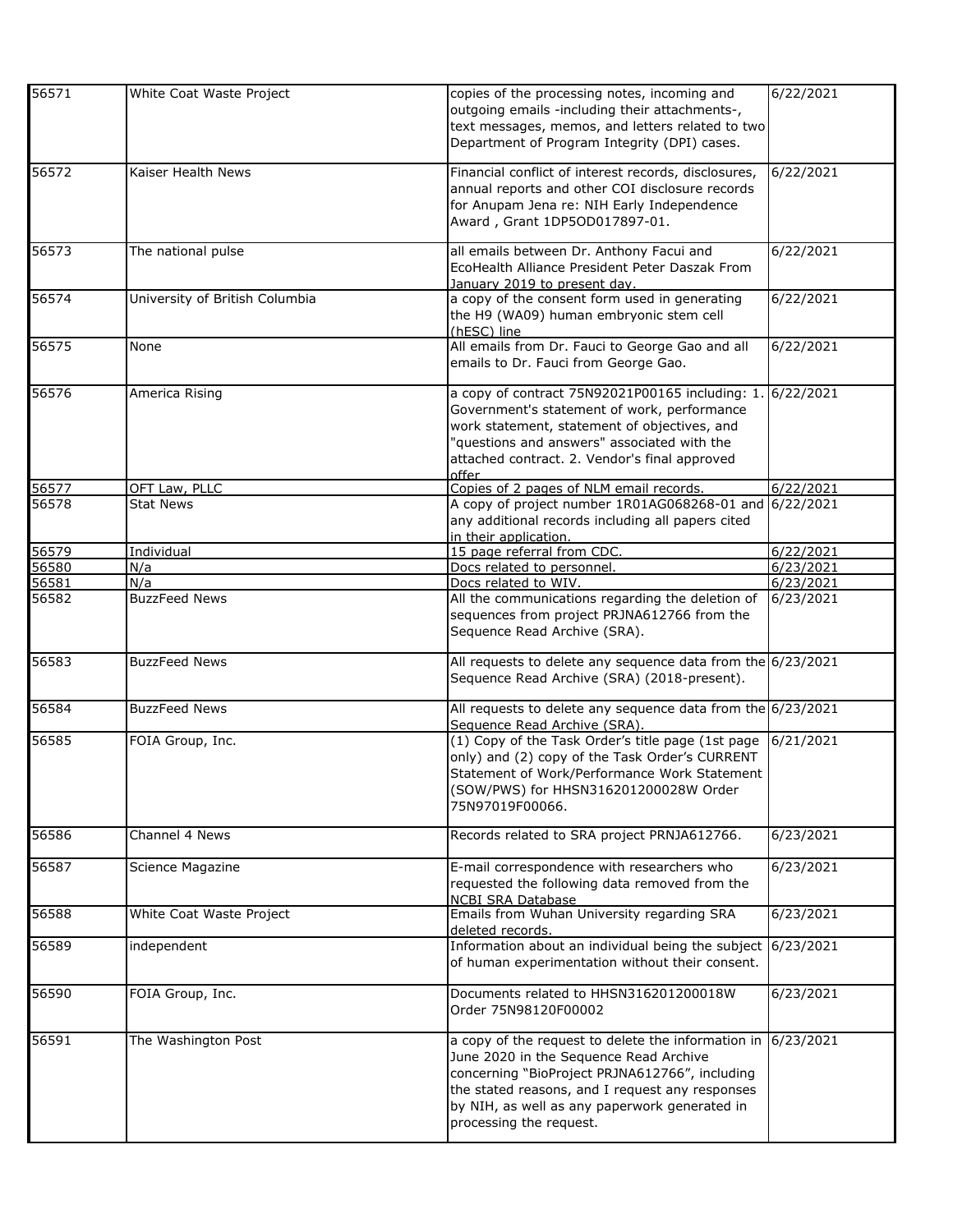| 56571 | White Coat Waste Project | copies of the processing notes, incoming and outgoing emails -including their attachments-, text messages, memos, and letters related to two Department of Program Integrity (DPI) cases. | 6/22/2021 |
|---|---|---|---|
| 56572 | Kaiser Health News | Financial conflict of interest records, disclosures, annual reports and other COI disclosure records for Anupam Jena re: NIH Early Independence Award , Grant 1DP5OD017897-01. | 6/22/2021 |
| 56573 | The national pulse | all emails between Dr. Anthony Facui and EcoHealth Alliance President Peter Daszak From January 2019 to present day. | 6/22/2021 |
| 56574 | University of British Columbia | a copy of the consent form used in generating the H9 (WA09) human embryonic stem cell (hESC) line | 6/22/2021 |
| 56575 | None | All emails from Dr. Fauci to George Gao and all emails to Dr. Fauci from George Gao. | 6/22/2021 |
| 56576 | America Rising | a copy of contract 75N92021P00165 including: 1. Government's statement of work, performance work statement, statement of objectives, and "questions and answers" associated with the attached contract. 2. Vendor's final approved offer | 6/22/2021 |
| 56577 | OFT Law, PLLC | Copies of 2 pages of NLM email records. | 6/22/2021 |
| 56578 | Stat News | A copy of project number 1R01AG068268-01 and any additional records including all papers cited in their application. | 6/22/2021 |
| 56579 | Individual | 15 page referral from CDC. | 6/22/2021 |
| 56580 | N/a | Docs related to personnel. | 6/23/2021 |
| 56581 | N/a | Docs related to WIV. | 6/23/2021 |
| 56582 | BuzzFeed News | All the communications regarding the deletion of sequences from project PRJNA612766 from the Sequence Read Archive (SRA). | 6/23/2021 |
| 56583 | BuzzFeed News | All requests to delete any sequence data from the Sequence Read Archive (SRA) (2018-present). | 6/23/2021 |
| 56584 | BuzzFeed News | All requests to delete any sequence data from the Sequence Read Archive (SRA). | 6/23/2021 |
| 56585 | FOIA Group, Inc. | (1) Copy of the Task Order's title page (1st page only) and (2) copy of the Task Order's CURRENT Statement of Work/Performance Work Statement (SOW/PWS) for HHSN316201200028W Order 75N97019F00066. | 6/21/2021 |
| 56586 | Channel 4 News | Records related to SRA project PRNJA612766. | 6/23/2021 |
| 56587 | Science Magazine | E-mail correspondence with researchers who requested the following data removed from the NCBI SRA Database | 6/23/2021 |
| 56588 | White Coat Waste Project | Emails from Wuhan University regarding SRA deleted records. | 6/23/2021 |
| 56589 | independent | Information about an individual being the subject of human experimentation without their consent. | 6/23/2021 |
| 56590 | FOIA Group, Inc. | Documents related to HHSN316201200018W Order 75N98120F00002 | 6/23/2021 |
| 56591 | The Washington Post | a copy of the request to delete the information in June 2020 in the Sequence Read Archive concerning "BioProject PRJNA612766", including the stated reasons, and I request any responses by NIH, as well as any paperwork generated in processing the request. | 6/23/2021 |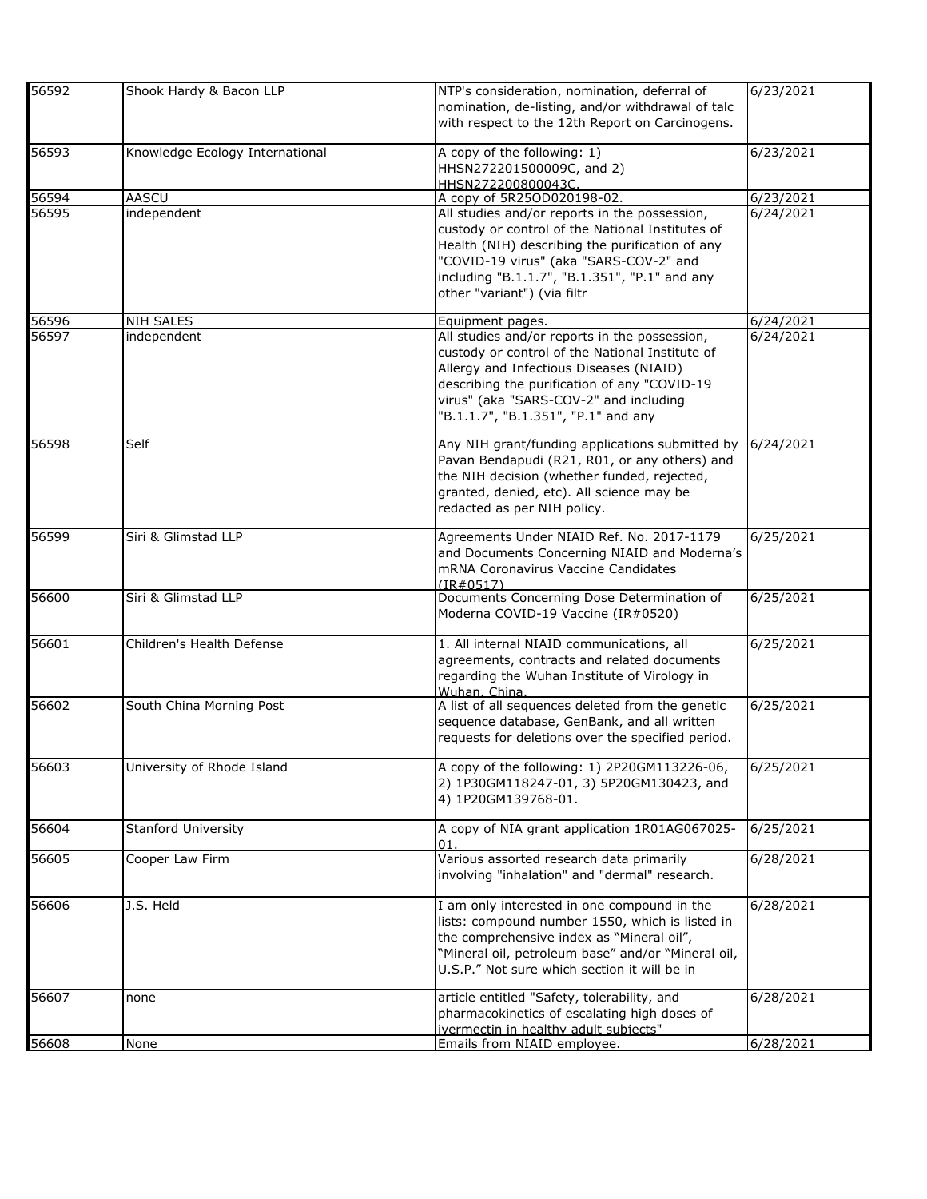| | | | |
|---|---|---|---|
| 56592 | Shook Hardy & Bacon LLP | NTP's consideration, nomination, deferral of nomination, de-listing, and/or withdrawal of talc with respect to the 12th Report on Carcinogens. | 6/23/2021 |
| 56593 | Knowledge Ecology International | A copy of the following: 1) HHSN272201500009C, and 2) HHSN272200800043C. | 6/23/2021 |
| 56594 | AASCU | A copy of 5R25OD020198-02. | 6/23/2021 |
| 56595 | independent | All studies and/or reports in the possession, custody or control of the National Institutes of Health (NIH) describing the purification of any "COVID-19 virus" (aka "SARS-COV-2" and including "B.1.1.7", "B.1.351", "P.1" and any other "variant") (via filtr | 6/24/2021 |
| 56596 | NIH SALES | Equipment pages. | 6/24/2021 |
| 56597 | independent | All studies and/or reports in the possession, custody or control of the National Institute of Allergy and Infectious Diseases (NIAID) describing the purification of any "COVID-19 virus" (aka "SARS-COV-2" and including "B.1.1.7", "B.1.351", "P.1" and any | 6/24/2021 |
| 56598 | Self | Any NIH grant/funding applications submitted by Pavan Bendapudi (R21, R01, or any others) and the NIH decision (whether funded, rejected, granted, denied, etc). All science may be redacted as per NIH policy. | 6/24/2021 |
| 56599 | Siri & Glimstad LLP | Agreements Under NIAID Ref. No. 2017-1179 and Documents Concerning NIAID and Moderna's mRNA Coronavirus Vaccine Candidates (IR#0517) | 6/25/2021 |
| 56600 | Siri & Glimstad LLP | Documents Concerning Dose Determination of Moderna COVID-19 Vaccine (IR#0520) | 6/25/2021 |
| 56601 | Children's Health Defense | 1. All internal NIAID communications, all agreements, contracts and related documents regarding the Wuhan Institute of Virology in Wuhan, China. | 6/25/2021 |
| 56602 | South China Morning Post | A list of all sequences deleted from the genetic sequence database, GenBank, and all written requests for deletions over the specified period. | 6/25/2021 |
| 56603 | University of Rhode Island | A copy of the following: 1) 2P20GM113226-06, 2) 1P30GM118247-01, 3) 5P20GM130423, and 4) 1P20GM139768-01. | 6/25/2021 |
| 56604 | Stanford University | A copy of NIA grant application 1R01AG067025-01. | 6/25/2021 |
| 56605 | Cooper Law Firm | Various assorted research data primarily involving "inhalation" and "dermal" research. | 6/28/2021 |
| 56606 | J.S. Held | I am only interested in one compound in the lists: compound number 1550, which is listed in the comprehensive index as "Mineral oil", "Mineral oil, petroleum base" and/or "Mineral oil, U.S.P." Not sure which section it will be in | 6/28/2021 |
| 56607 | none | article entitled "Safety, tolerability, and pharmacokinetics of escalating high doses of ivermectin in healthy adult subjects" | 6/28/2021 |
| 56608 | None | Emails from NIAID employee. | 6/28/2021 |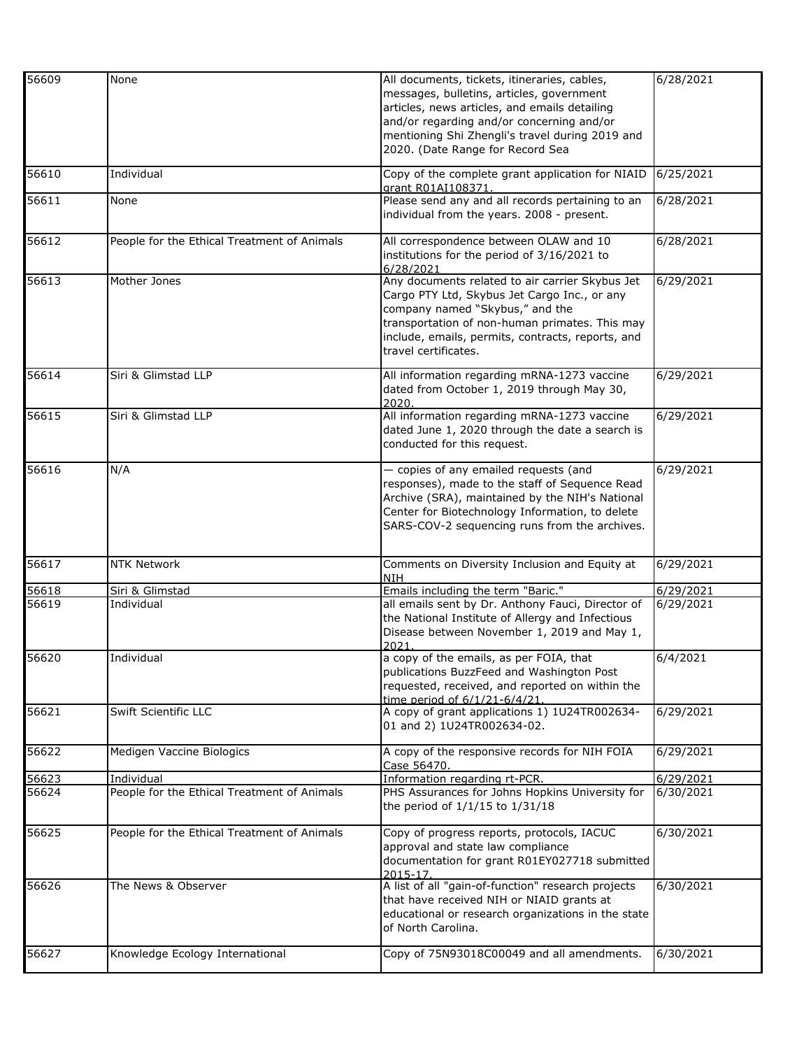| | | | |
|---|---|---|---|
| 56609 | None | All documents, tickets, itineraries, cables, messages, bulletins, articles, government articles, news articles, and emails detailing and/or regarding and/or concerning and/or mentioning Shi Zhengli's travel during 2019 and 2020. (Date Range for Record Sea | 6/28/2021 |
| 56610 | Individual | Copy of the complete grant application for NIAID grant R01AI108371. | 6/25/2021 |
| 56611 | None | Please send any and all records pertaining to an individual from the years. 2008 - present. | 6/28/2021 |
| 56612 | People for the Ethical Treatment of Animals | All correspondence between OLAW and 10 institutions for the period of 3/16/2021 to 6/28/2021 | 6/28/2021 |
| 56613 | Mother Jones | Any documents related to air carrier Skybus Jet Cargo PTY Ltd, Skybus Jet Cargo Inc., or any company named "Skybus," and the transportation of non-human primates. This may include, emails, permits, contracts, reports, and travel certificates. | 6/29/2021 |
| 56614 | Siri & Glimstad LLP | All information regarding mRNA-1273 vaccine dated from October 1, 2019 through May 30, 2020. | 6/29/2021 |
| 56615 | Siri & Glimstad LLP | All information regarding mRNA-1273 vaccine dated June 1, 2020 through the date a search is conducted for this request. | 6/29/2021 |
| 56616 | N/A | — copies of any emailed requests (and responses), made to the staff of Sequence Read Archive (SRA), maintained by the NIH's National Center for Biotechnology Information, to delete SARS-COV-2 sequencing runs from the archives. | 6/29/2021 |
| 56617 | NTK Network | Comments on Diversity Inclusion and Equity at NIH | 6/29/2021 |
| 56618 | Siri & Glimstad | Emails including the term "Baric." | 6/29/2021 |
| 56619 | Individual | all emails sent by Dr. Anthony Fauci, Director of the National Institute of Allergy and Infectious Disease between November 1, 2019 and May 1, 2021. | 6/29/2021 |
| 56620 | Individual | a copy of the emails, as per FOIA, that publications BuzzFeed and Washington Post requested, received, and reported on within the time period of 6/1/21-6/4/21. | 6/4/2021 |
| 56621 | Swift Scientific LLC | A copy of grant applications 1) 1U24TR002634-01 and 2) 1U24TR002634-02. | 6/29/2021 |
| 56622 | Medigen Vaccine Biologics | A copy of the responsive records for NIH FOIA Case 56470. | 6/29/2021 |
| 56623 | Individual | Information regarding rt-PCR. | 6/29/2021 |
| 56624 | People for the Ethical Treatment of Animals | PHS Assurances for Johns Hopkins University for the period of 1/1/15 to 1/31/18 | 6/30/2021 |
| 56625 | People for the Ethical Treatment of Animals | Copy of progress reports, protocols, IACUC approval and state law compliance documentation for grant R01EY027718 submitted 2015-17. | 6/30/2021 |
| 56626 | The News & Observer | A list of all "gain-of-function" research projects that have received NIH or NIAID grants at educational or research organizations in the state of North Carolina. | 6/30/2021 |
| 56627 | Knowledge Ecology International | Copy of 75N93018C00049 and all amendments. | 6/30/2021 |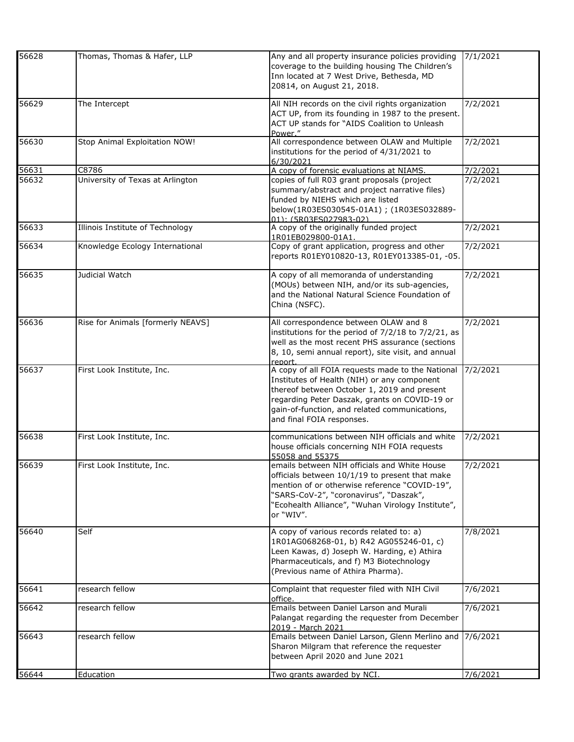| 56628 | Thomas, Thomas & Hafer, LLP | Any and all property insurance policies providing coverage to the building housing The Children's Inn located at 7 West Drive, Bethesda, MD 20814, on August 21, 2018. | 7/1/2021 |
|---|---|---|---|
| 56629 | The Intercept | All NIH records on the civil rights organization ACT UP, from its founding in 1987 to the present. ACT UP stands for "AIDS Coalition to Unleash Power." | 7/2/2021 |
| 56630 | Stop Animal Exploitation NOW! | All correspondence between OLAW and Multiple institutions for the period of 4/31/2021 to 6/30/2021 | 7/2/2021 |
| 56631 | C8786 | A copy of forensic evaluations at NIAMS. | 7/2/2021 |
| 56632 | University of Texas at Arlington | copies of full R03 grant proposals (project summary/abstract and project narrative files) funded by NIEHS which are listed below(1R03ES030545-01A1) ; (1R03ES032889-01); (5R03ES027983-02) | 7/2/2021 |
| 56633 | Illinois Institute of Technology | A copy of the originally funded project 1R01EB029800-01A1. | 7/2/2021 |
| 56634 | Knowledge Ecology International | Copy of grant application, progress and other reports R01EY010820-13, R01EY013385-01, -05. | 7/2/2021 |
| 56635 | Judicial Watch | A copy of all memoranda of understanding (MOUs) between NIH, and/or its sub-agencies, and the National Natural Science Foundation of China (NSFC). | 7/2/2021 |
| 56636 | Rise for Animals [formerly NEAVS] | All correspondence between OLAW and 8 institutions for the period of 7/2/18 to 7/2/21, as well as the most recent PHS assurance (sections 8, 10, semi annual report), site visit, and annual report. | 7/2/2021 |
| 56637 | First Look Institute, Inc. | A copy of all FOIA requests made to the National Institutes of Health (NIH) or any component thereof between October 1, 2019 and present regarding Peter Daszak, grants on COVID-19 or gain-of-function, and related communications, and final FOIA responses. | 7/2/2021 |
| 56638 | First Look Institute, Inc. | communications between NIH officials and white house officials concerning NIH FOIA requests 55058 and 55375 | 7/2/2021 |
| 56639 | First Look Institute, Inc. | emails between NIH officials and White House officials between 10/1/19 to present that make mention of or otherwise reference "COVID-19", "SARS-CoV-2", "coronavirus", "Daszak", "Ecohealth Alliance", "Wuhan Virology Institute", or "WIV". | 7/2/2021 |
| 56640 | Self | A copy of various records related to: a) 1R01AG068268-01, b) R42 AG055246-01, c) Leen Kawas, d) Joseph W. Harding, e) Athira Pharmaceuticals, and f) M3 Biotechnology (Previous name of Athira Pharma). | 7/8/2021 |
| 56641 | research fellow | Complaint that requester filed with NIH Civil office. | 7/6/2021 |
| 56642 | research fellow | Emails between Daniel Larson and Murali Palangat regarding the requester from December 2019 - March 2021 | 7/6/2021 |
| 56643 | research fellow | Emails between Daniel Larson, Glenn Merlino and Sharon Milgram that reference the requester between April 2020 and June 2021 | 7/6/2021 |
| 56644 | Education | Two grants awarded by NCI. | 7/6/2021 |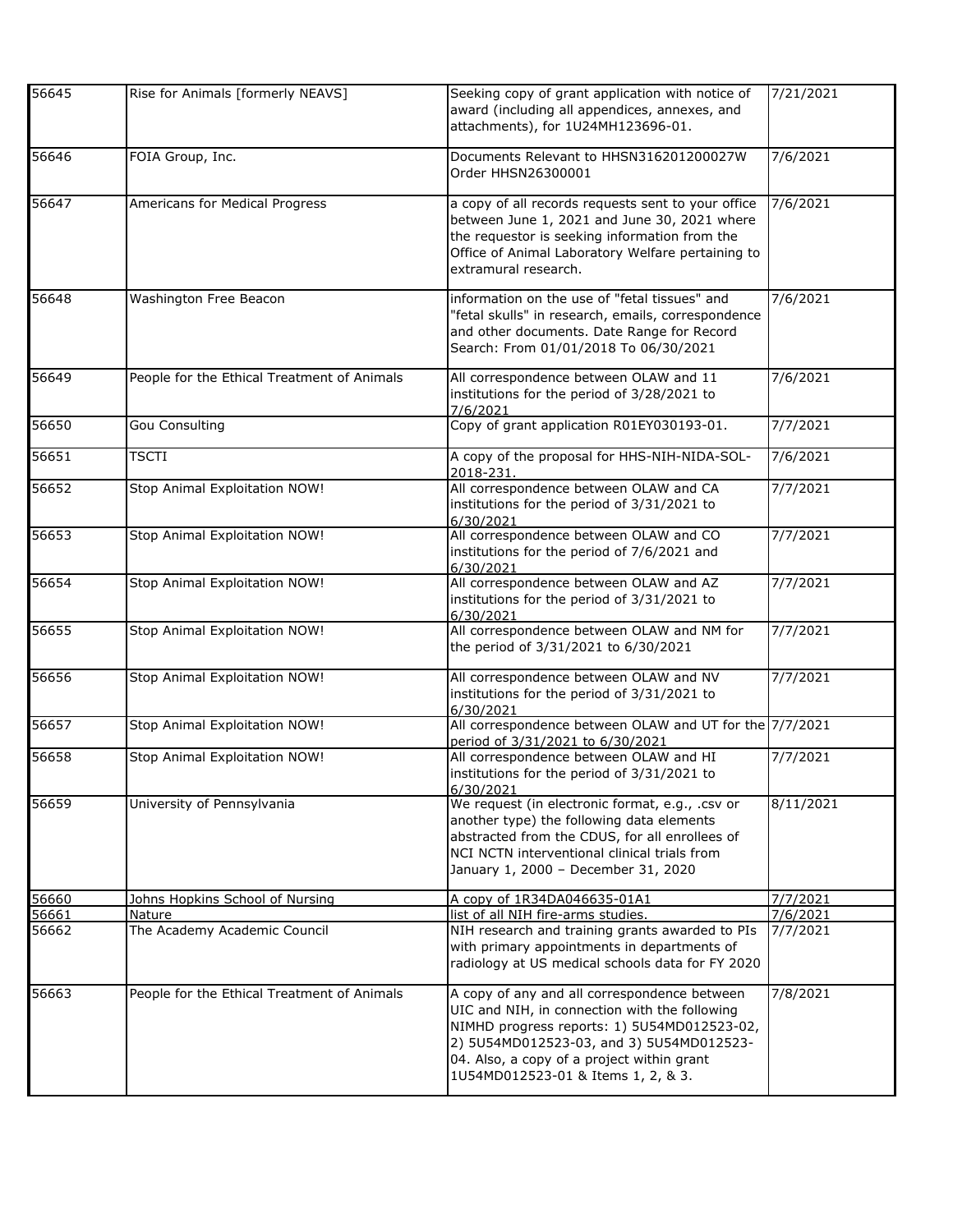| | | | |
|---|---|---|---|
| 56645 | Rise for Animals [formerly NEAVS] | Seeking copy of grant application with notice of award (including all appendices, annexes, and attachments), for 1U24MH123696-01. | 7/21/2021 |
| 56646 | FOIA Group, Inc. | Documents Relevant to HHSN316201200027W Order HHSN26300001 | 7/6/2021 |
| 56647 | Americans for Medical Progress | a copy of all records requests sent to your office between June 1, 2021 and June 30, 2021 where the requestor is seeking information from the Office of Animal Laboratory Welfare pertaining to extramural research. | 7/6/2021 |
| 56648 | Washington Free Beacon | information on the use of "fetal tissues" and "fetal skulls" in research, emails, correspondence and other documents. Date Range for Record Search: From 01/01/2018 To 06/30/2021 | 7/6/2021 |
| 56649 | People for the Ethical Treatment of Animals | All correspondence between OLAW and 11 institutions for the period of 3/28/2021 to 7/6/2021 | 7/6/2021 |
| 56650 | Gou Consulting | Copy of grant application R01EY030193-01. | 7/7/2021 |
| 56651 | TSCTI | A copy of the proposal for HHS-NIH-NIDA-SOL-2018-231. | 7/6/2021 |
| 56652 | Stop Animal Exploitation NOW! | All correspondence between OLAW and CA institutions for the period of 3/31/2021 to 6/30/2021 | 7/7/2021 |
| 56653 | Stop Animal Exploitation NOW! | All correspondence between OLAW and CO institutions for the period of 7/6/2021 and 6/30/2021 | 7/7/2021 |
| 56654 | Stop Animal Exploitation NOW! | All correspondence between OLAW and AZ institutions for the period of 3/31/2021 to 6/30/2021 | 7/7/2021 |
| 56655 | Stop Animal Exploitation NOW! | All correspondence between OLAW and NM for the period of 3/31/2021 to 6/30/2021 | 7/7/2021 |
| 56656 | Stop Animal Exploitation NOW! | All correspondence between OLAW and NV institutions for the period of 3/31/2021 to 6/30/2021 | 7/7/2021 |
| 56657 | Stop Animal Exploitation NOW! | All correspondence between OLAW and UT for the period of 3/31/2021 to 6/30/2021 | 7/7/2021 |
| 56658 | Stop Animal Exploitation NOW! | All correspondence between OLAW and HI institutions for the period of 3/31/2021 to 6/30/2021 | 7/7/2021 |
| 56659 | University of Pennsylvania | We request (in electronic format, e.g., .csv or another type) the following data elements abstracted from the CDUS, for all enrollees of NCI NCTN interventional clinical trials from January 1, 2000 – December 31, 2020 | 8/11/2021 |
| 56660 | Johns Hopkins School of Nursing | A copy of 1R34DA046635-01A1 | 7/7/2021 |
| 56661 | Nature | list of all NIH fire-arms studies. | 7/6/2021 |
| 56662 | The Academy Academic Council | NIH research and training grants awarded to PIs with primary appointments in departments of radiology at US medical schools data for FY 2020 | 7/7/2021 |
| 56663 | People for the Ethical Treatment of Animals | A copy of any and all correspondence between UIC and NIH, in connection with the following NIMHD progress reports: 1) 5U54MD012523-02, 2) 5U54MD012523-03, and 3) 5U54MD012523-04. Also, a copy of a project within grant 1U54MD012523-01 & Items 1, 2, & 3. | 7/8/2021 |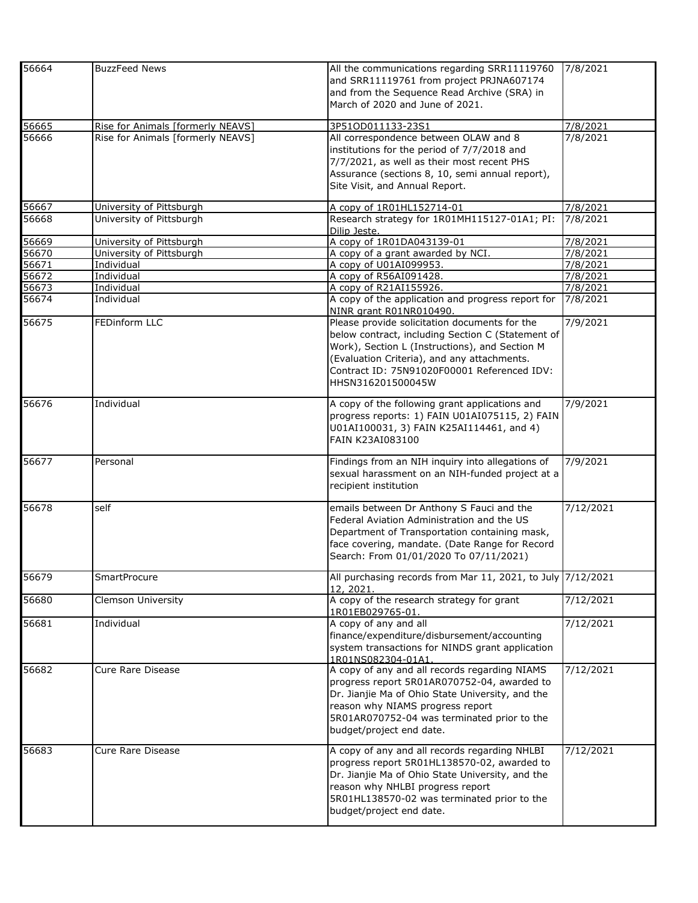| | | | |
|---|---|---|---|
| 56664 | BuzzFeed News | All the communications regarding SRR11119760 and SRR11119761 from project PRJNA607174 and from the Sequence Read Archive (SRA) in March of 2020 and June of 2021. | 7/8/2021 |
| 56665 | Rise for Animals [formerly NEAVS] | 3P51OD011133-23S1 | 7/8/2021 |
| 56666 | Rise for Animals [formerly NEAVS] | All correspondence between OLAW and 8 institutions for the period of 7/7/2018 and 7/7/2021, as well as their most recent PHS Assurance (sections 8, 10, semi annual report), Site Visit, and Annual Report. | 7/8/2021 |
| 56667 | University of Pittsburgh | A copy of 1R01HL152714-01 | 7/8/2021 |
| 56668 | University of Pittsburgh | Research strategy for 1R01MH115127-01A1; PI: Dilip Jeste. | 7/8/2021 |
| 56669 | University of Pittsburgh | A copy of 1R01DA043139-01 | 7/8/2021 |
| 56670 | University of Pittsburgh | A copy of a grant awarded by NCI. | 7/8/2021 |
| 56671 | Individual | A copy of U01AI099953. | 7/8/2021 |
| 56672 | Individual | A copy of R56AI091428. | 7/8/2021 |
| 56673 | Individual | A copy of R21AI155926. | 7/8/2021 |
| 56674 | Individual | A copy of the application and progress report for NINR grant R01NR010490. | 7/8/2021 |
| 56675 | FEDinform LLC | Please provide solicitation documents for the below contract, including Section C (Statement of Work), Section L (Instructions), and Section M (Evaluation Criteria), and any attachments. Contract ID: 75N91020F00001 Referenced IDV: HHSN316201500045W | 7/9/2021 |
| 56676 | Individual | A copy of the following grant applications and progress reports: 1) FAIN U01AI075115, 2) FAIN U01AI100031, 3) FAIN K25AI114461, and 4) FAIN K23AI083100 | 7/9/2021 |
| 56677 | Personal | Findings from an NIH inquiry into allegations of sexual harassment on an NIH-funded project at a recipient institution | 7/9/2021 |
| 56678 | self | emails between Dr Anthony S Fauci and the Federal Aviation Administration and the US Department of Transportation containing mask, face covering, mandate. (Date Range for Record Search: From 01/01/2020 To 07/11/2021) | 7/12/2021 |
| 56679 | SmartProcure | All purchasing records from Mar 11, 2021, to July 12, 2021. | 7/12/2021 |
| 56680 | Clemson University | A copy of the research strategy for grant 1R01EB029765-01. | 7/12/2021 |
| 56681 | Individual | A copy of any and all finance/expenditure/disbursement/accounting system transactions for NINDS grant application 1R01NS082304-01A1. | 7/12/2021 |
| 56682 | Cure Rare Disease | A copy of any and all records regarding NIAMS progress report 5R01AR070752-04, awarded to Dr. Jianjie Ma of Ohio State University, and the reason why NIAMS progress report 5R01AR070752-04 was terminated prior to the budget/project end date. | 7/12/2021 |
| 56683 | Cure Rare Disease | A copy of any and all records regarding NHLBI progress report 5R01HL138570-02, awarded to Dr. Jianjie Ma of Ohio State University, and the reason why NHLBI progress report 5R01HL138570-02 was terminated prior to the budget/project end date. | 7/12/2021 |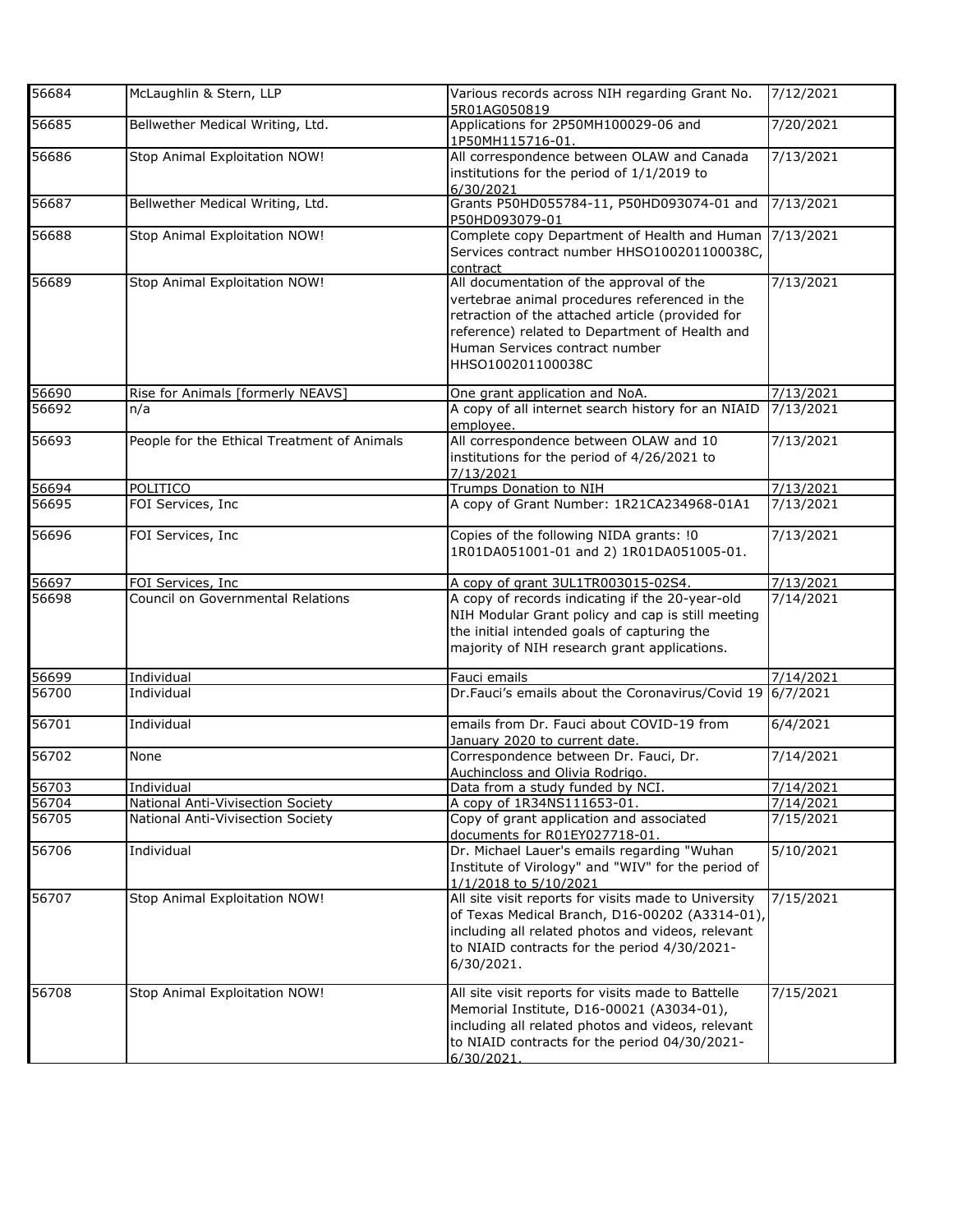| 56684 | McLaughlin & Stern, LLP | Various records across NIH regarding Grant No. 5R01AG050819 | 7/12/2021 |
|---|---|---|---|
| 56685 | Bellwether Medical Writing, Ltd. | Applications for 2P50MH100029-06 and 1P50MH115716-01. | 7/20/2021 |
| 56686 | Stop Animal Exploitation NOW! | All correspondence between OLAW and Canada institutions for the period of 1/1/2019 to 6/30/2021 | 7/13/2021 |
| 56687 | Bellwether Medical Writing, Ltd. | Grants P50HD055784-11, P50HD093074-01 and P50HD093079-01 | 7/13/2021 |
| 56688 | Stop Animal Exploitation NOW! | Complete copy Department of Health and Human Services contract number HHSO100201100038C, contract | 7/13/2021 |
| 56689 | Stop Animal Exploitation NOW! | All documentation of the approval of the vertebrae animal procedures referenced in the retraction of the attached article (provided for reference) related to Department of Health and Human Services contract number HHSO100201100038C | 7/13/2021 |
| 56690 | Rise for Animals [formerly NEAVS] | One grant application and NoA. | 7/13/2021 |
| 56692 | n/a | A copy of all internet search history for an NIAID employee. | 7/13/2021 |
| 56693 | People for the Ethical Treatment of Animals | All correspondence between OLAW and 10 institutions for the period of 4/26/2021 to 7/13/2021 | 7/13/2021 |
| 56694 | POLITICO | Trumps Donation to NIH | 7/13/2021 |
| 56695 | FOI Services, Inc | A copy of Grant Number: 1R21CA234968-01A1 | 7/13/2021 |
| 56696 | FOI Services, Inc | Copies of the following NIDA grants: !0 1R01DA051001-01 and 2) 1R01DA051005-01. | 7/13/2021 |
| 56697 | FOI Services, Inc | A copy of grant 3UL1TR003015-02S4. | 7/13/2021 |
| 56698 | Council on Governmental Relations | A copy of records indicating if the 20-year-old NIH Modular Grant policy and cap is still meeting the initial intended goals of capturing the majority of NIH research grant applications. | 7/14/2021 |
| 56699 | Individual | Fauci emails | 7/14/2021 |
| 56700 | Individual | Dr.Fauci's emails about the Coronavirus/Covid 19 | 6/7/2021 |
| 56701 | Individual | emails from Dr. Fauci about COVID-19 from January 2020 to current date. | 6/4/2021 |
| 56702 | None | Correspondence between Dr. Fauci, Dr. Auchincloss and Olivia Rodrigo. | 7/14/2021 |
| 56703 | Individual | Data from a study funded by NCI. | 7/14/2021 |
| 56704 | National Anti-Vivisection Society | A copy of 1R34NS111653-01. | 7/14/2021 |
| 56705 | National Anti-Vivisection Society | Copy of grant application and associated documents for R01EY027718-01. | 7/15/2021 |
| 56706 | Individual | Dr. Michael Lauer's emails regarding "Wuhan Institute of Virology" and "WIV" for the period of 1/1/2018 to 5/10/2021 | 5/10/2021 |
| 56707 | Stop Animal Exploitation NOW! | All site visit reports for visits made to University of Texas Medical Branch, D16-00202 (A3314-01), including all related photos and videos, relevant to NIAID contracts for the period 4/30/2021-6/30/2021. | 7/15/2021 |
| 56708 | Stop Animal Exploitation NOW! | All site visit reports for visits made to Battelle Memorial Institute, D16-00021 (A3034-01), including all related photos and videos, relevant to NIAID contracts for the period 04/30/2021-6/30/2021. | 7/15/2021 |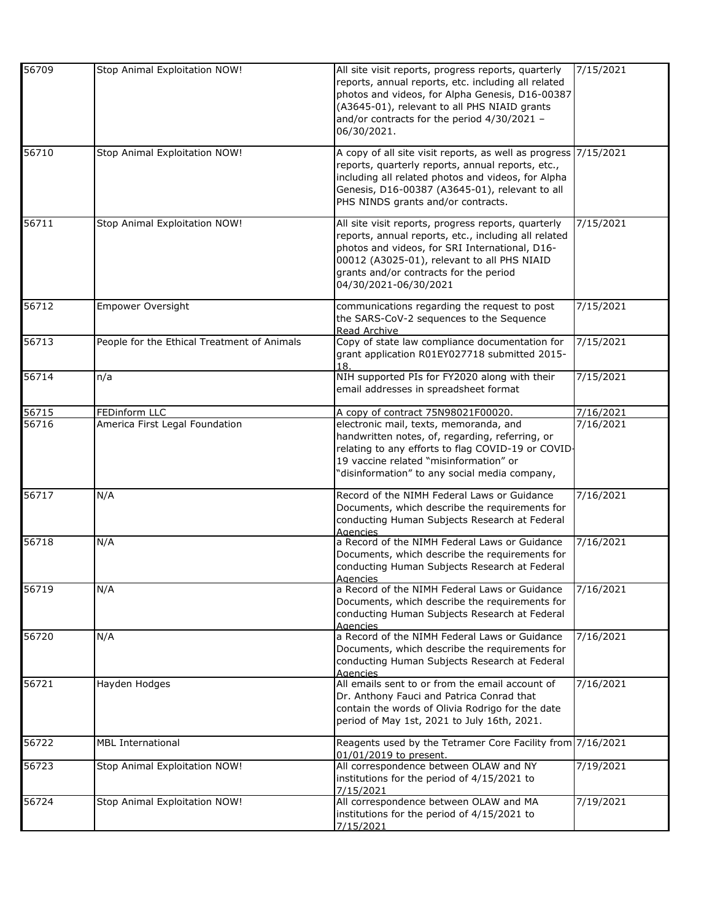| | | | |
|---|---|---|---|
| 56709 | Stop Animal Exploitation NOW! | All site visit reports, progress reports, quarterly reports, annual reports, etc. including all related photos and videos, for Alpha Genesis, D16-00387 (A3645-01), relevant to all PHS NIAID grants and/or contracts for the period 4/30/2021 – 06/30/2021. | 7/15/2021 |
| 56710 | Stop Animal Exploitation NOW! | A copy of all site visit reports, as well as progress reports, quarterly reports, annual reports, etc., including all related photos and videos, for Alpha Genesis, D16-00387 (A3645-01), relevant to all PHS NINDS grants and/or contracts. | 7/15/2021 |
| 56711 | Stop Animal Exploitation NOW! | All site visit reports, progress reports, quarterly reports, annual reports, etc., including all related photos and videos, for SRI International, D16-00012 (A3025-01), relevant to all PHS NIAID grants and/or contracts for the period 04/30/2021-06/30/2021 | 7/15/2021 |
| 56712 | Empower Oversight | communications regarding the request to post the SARS-CoV-2 sequences to the Sequence Read Archive | 7/15/2021 |
| 56713 | People for the Ethical Treatment of Animals | Copy of state law compliance documentation for grant application R01EY027718 submitted 2015-18. | 7/15/2021 |
| 56714 | n/a | NIH supported PIs for FY2020 along with their email addresses in spreadsheet format | 7/15/2021 |
| 56715 | FEDinform LLC | A copy of contract 75N98021F00020. | 7/16/2021 |
| 56716 | America First Legal Foundation | electronic mail, texts, memoranda, and handwritten notes, of, regarding, referring, or relating to any efforts to flag COVID-19 or COVID-19 vaccine related "misinformation" or "disinformation" to any social media company, | 7/16/2021 |
| 56717 | N/A | Record of the NIMH Federal Laws or Guidance Documents, which describe the requirements for conducting Human Subjects Research at Federal Agencies | 7/16/2021 |
| 56718 | N/A | a Record of the NIMH Federal Laws or Guidance Documents, which describe the requirements for conducting Human Subjects Research at Federal Agencies | 7/16/2021 |
| 56719 | N/A | a Record of the NIMH Federal Laws or Guidance Documents, which describe the requirements for conducting Human Subjects Research at Federal Agencies | 7/16/2021 |
| 56720 | N/A | a Record of the NIMH Federal Laws or Guidance Documents, which describe the requirements for conducting Human Subjects Research at Federal Agencies | 7/16/2021 |
| 56721 | Hayden Hodges | All emails sent to or from the email account of Dr. Anthony Fauci and Patrica Conrad that contain the words of Olivia Rodrigo for the date period of May 1st, 2021 to July 16th, 2021. | 7/16/2021 |
| 56722 | MBL International | Reagents used by the Tetramer Core Facility from 01/01/2019 to present. | 7/16/2021 |
| 56723 | Stop Animal Exploitation NOW! | All correspondence between OLAW and NY institutions for the period of 4/15/2021 to 7/15/2021 | 7/19/2021 |
| 56724 | Stop Animal Exploitation NOW! | All correspondence between OLAW and MA institutions for the period of 4/15/2021 to 7/15/2021 | 7/19/2021 |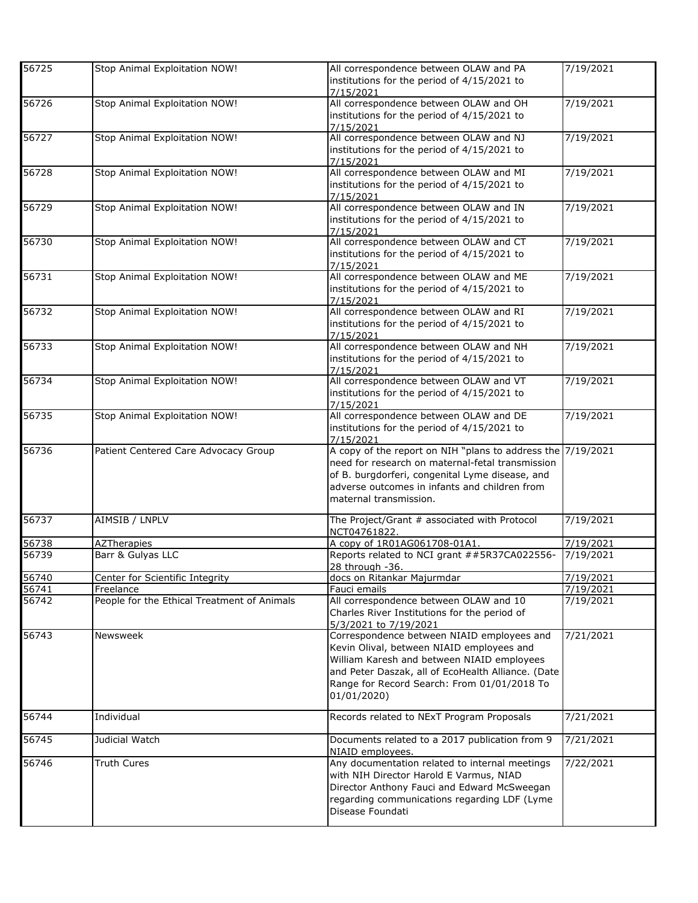| | | | |
|---|---|---|---|
| 56725 | Stop Animal Exploitation NOW! | All correspondence between OLAW and PA institutions for the period of 4/15/2021 to 7/15/2021 | 7/19/2021 |
| 56726 | Stop Animal Exploitation NOW! | All correspondence between OLAW and OH institutions for the period of 4/15/2021 to 7/15/2021 | 7/19/2021 |
| 56727 | Stop Animal Exploitation NOW! | All correspondence between OLAW and NJ institutions for the period of 4/15/2021 to 7/15/2021 | 7/19/2021 |
| 56728 | Stop Animal Exploitation NOW! | All correspondence between OLAW and MI institutions for the period of 4/15/2021 to 7/15/2021 | 7/19/2021 |
| 56729 | Stop Animal Exploitation NOW! | All correspondence between OLAW and IN institutions for the period of 4/15/2021 to 7/15/2021 | 7/19/2021 |
| 56730 | Stop Animal Exploitation NOW! | All correspondence between OLAW and CT institutions for the period of 4/15/2021 to 7/15/2021 | 7/19/2021 |
| 56731 | Stop Animal Exploitation NOW! | All correspondence between OLAW and ME institutions for the period of 4/15/2021 to 7/15/2021 | 7/19/2021 |
| 56732 | Stop Animal Exploitation NOW! | All correspondence between OLAW and RI institutions for the period of 4/15/2021 to 7/15/2021 | 7/19/2021 |
| 56733 | Stop Animal Exploitation NOW! | All correspondence between OLAW and NH institutions for the period of 4/15/2021 to 7/15/2021 | 7/19/2021 |
| 56734 | Stop Animal Exploitation NOW! | All correspondence between OLAW and VT institutions for the period of 4/15/2021 to 7/15/2021 | 7/19/2021 |
| 56735 | Stop Animal Exploitation NOW! | All correspondence between OLAW and DE institutions for the period of 4/15/2021 to 7/15/2021 | 7/19/2021 |
| 56736 | Patient Centered Care Advocacy Group | A copy of the report on NIH "plans to address the need for research on maternal-fetal transmission of B. burgdorferi, congenital Lyme disease, and adverse outcomes in infants and children from maternal transmission. | 7/19/2021 |
| 56737 | AIMSIB / LNPLV | The Project/Grant # associated with Protocol NCT04761822. | 7/19/2021 |
| 56738 | AZTherapies | A copy of 1R01AG061708-01A1. | 7/19/2021 |
| 56739 | Barr & Gulyas LLC | Reports related to NCI grant ##5R37CA022556-28 through -36. | 7/19/2021 |
| 56740 | Center for Scientific Integrity | docs on Ritankar Majurmdar | 7/19/2021 |
| 56741 | Freelance | Fauci emails | 7/19/2021 |
| 56742 | People for the Ethical Treatment of Animals | All correspondence between OLAW and 10 Charles River Institutions for the period of 5/3/2021 to 7/19/2021 | 7/19/2021 |
| 56743 | Newsweek | Correspondence between NIAID employees and Kevin Olival, between NIAID employees and William Karesh and between NIAID employees and Peter Daszak, all of EcoHealth Alliance. (Date Range for Record Search: From 01/01/2018 To 01/01/2020) | 7/21/2021 |
| 56744 | Individual | Records related to NExT Program Proposals | 7/21/2021 |
| 56745 | Judicial Watch | Documents related to a 2017 publication from 9 NIAID employees. | 7/21/2021 |
| 56746 | Truth Cures | Any documentation related to internal meetings with NIH Director Harold E Varmus, NIAD Director Anthony Fauci and Edward McSweegan regarding communications regarding LDF (Lyme Disease Foundati | 7/22/2021 |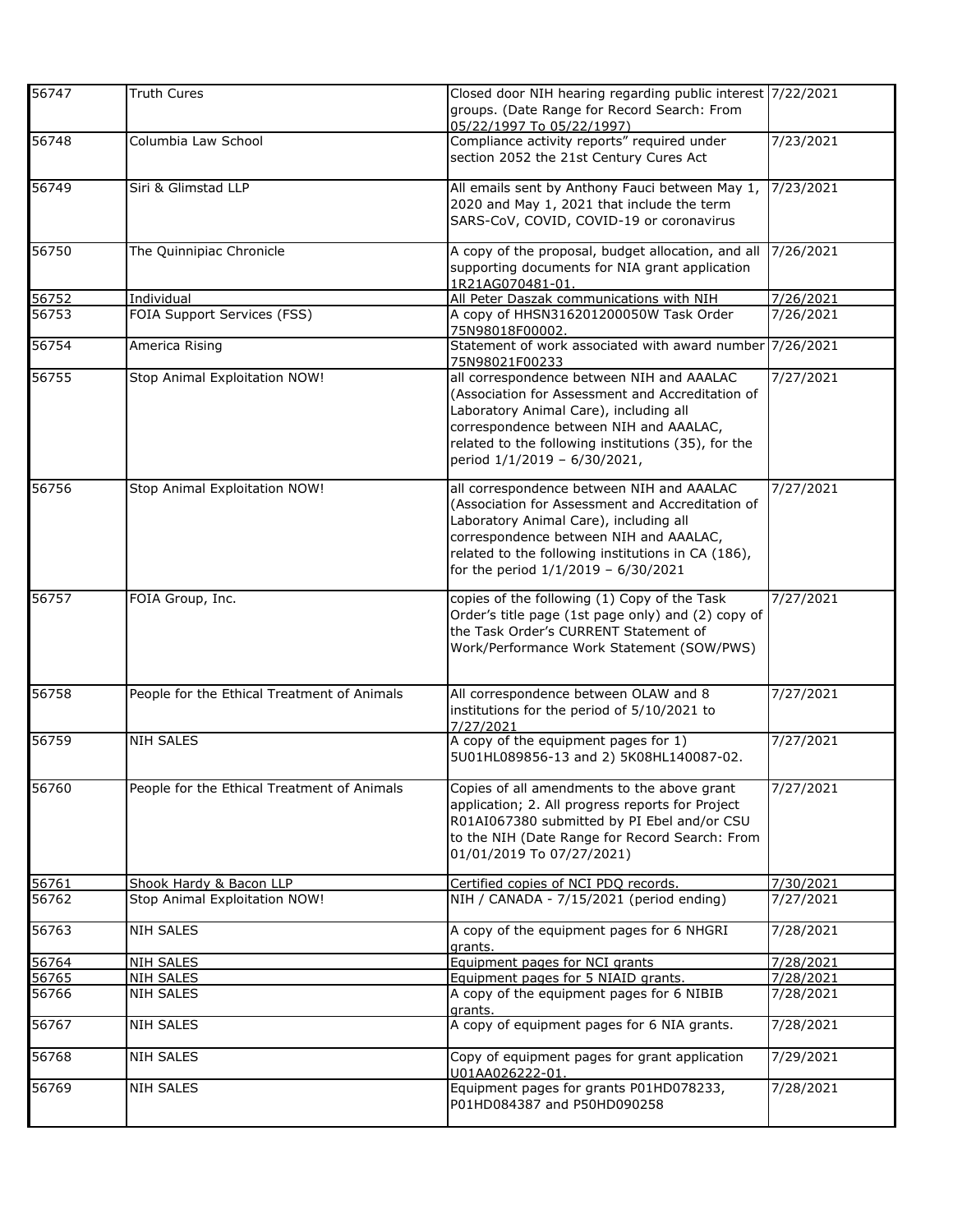| | | | |
|---|---|---|---|
| 56747 | Truth Cures | Closed door NIH hearing regarding public interest groups. (Date Range for Record Search: From 05/22/1997 To 05/22/1997) | 7/22/2021 |
| 56748 | Columbia Law School | Compliance activity reports" required under section 2052 the 21st Century Cures Act | 7/23/2021 |
| 56749 | Siri & Glimstad LLP | All emails sent by Anthony Fauci between May 1, 2020 and May 1, 2021 that include the term SARS-CoV, COVID, COVID-19 or coronavirus | 7/23/2021 |
| 56750 | The Quinnipiac Chronicle | A copy of the proposal, budget allocation, and all supporting documents for NIA grant application 1R21AG070481-01. | 7/26/2021 |
| 56752 | Individual | All Peter Daszak communications with NIH | 7/26/2021 |
| 56753 | FOIA Support Services (FSS) | A copy of HHSN316201200050W Task Order 75N98018F00002. | 7/26/2021 |
| 56754 | America Rising | Statement of work associated with award number 75N98021F00233 | 7/26/2021 |
| 56755 | Stop Animal Exploitation NOW! | all correspondence between NIH and AAALAC (Association for Assessment and Accreditation of Laboratory Animal Care), including all correspondence between NIH and AAALAC, related to the following institutions (35), for the period 1/1/2019 – 6/30/2021, | 7/27/2021 |
| 56756 | Stop Animal Exploitation NOW! | all correspondence between NIH and AAALAC (Association for Assessment and Accreditation of Laboratory Animal Care), including all correspondence between NIH and AAALAC, related to the following institutions in CA (186), for the period 1/1/2019 – 6/30/2021 | 7/27/2021 |
| 56757 | FOIA Group, Inc. | copies of the following (1) Copy of the Task Order's title page (1st page only) and (2) copy of the Task Order's CURRENT Statement of Work/Performance Work Statement (SOW/PWS) | 7/27/2021 |
| 56758 | People for the Ethical Treatment of Animals | All correspondence between OLAW and 8 institutions for the period of 5/10/2021 to 7/27/2021 | 7/27/2021 |
| 56759 | NIH SALES | A copy of the equipment pages for 1) 5U01HL089856-13 and 2) 5K08HL140087-02. | 7/27/2021 |
| 56760 | People for the Ethical Treatment of Animals | Copies of all amendments to the above grant application; 2. All progress reports for Project R01AI067380 submitted by PI Ebel and/or CSU to the NIH (Date Range for Record Search: From 01/01/2019 To 07/27/2021) | 7/27/2021 |
| 56761 | Shook Hardy & Bacon LLP | Certified copies of NCI PDQ records. | 7/30/2021 |
| 56762 | Stop Animal Exploitation NOW! | NIH / CANADA - 7/15/2021 (period ending) | 7/27/2021 |
| 56763 | NIH SALES | A copy of the equipment pages for 6 NHGRI grants. | 7/28/2021 |
| 56764 | NIH SALES | Equipment pages for NCI grants | 7/28/2021 |
| 56765 | NIH SALES | Equipment pages for 5 NIAID grants. | 7/28/2021 |
| 56766 | NIH SALES | A copy of the equipment pages for 6 NIBIB grants. | 7/28/2021 |
| 56767 | NIH SALES | A copy of equipment pages for 6 NIA grants. | 7/28/2021 |
| 56768 | NIH SALES | Copy of equipment pages for grant application U01AA026222-01. | 7/29/2021 |
| 56769 | NIH SALES | Equipment pages for grants P01HD078233, P01HD084387 and P50HD090258 | 7/28/2021 |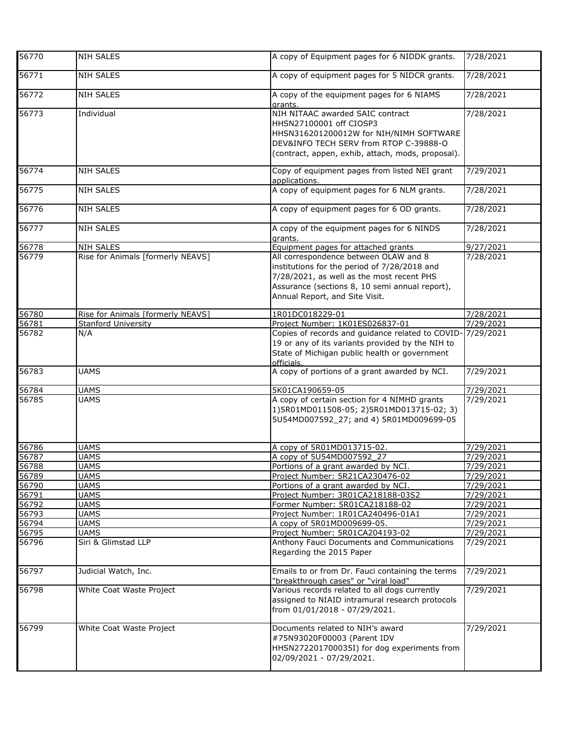| | | | |
|---|---|---|---|
| 56770 | NIH SALES | A copy of Equipment pages for 6 NIDDK grants. | 7/28/2021 |
| 56771 | NIH SALES | A copy of equipment pages for 5 NIDCR grants. | 7/28/2021 |
| 56772 | NIH SALES | A copy of the equipment pages for 6 NIAMS grants. | 7/28/2021 |
| 56773 | Individual | NIH NITAAC awarded SAIC contract HHSN27100001 off CIOSP3 HHSN316201200012W for NIH/NIMH SOFTWARE DEV&INFO TECH SERV from RTOP C-39888-O (contract, appen, exhib, attach, mods, proposal). | 7/28/2021 |
| 56774 | NIH SALES | Copy of equipment pages from listed NEI grant applications. | 7/29/2021 |
| 56775 | NIH SALES | A copy of equipment pages for 6 NLM grants. | 7/28/2021 |
| 56776 | NIH SALES | A copy of equipment pages for 6 OD grants. | 7/28/2021 |
| 56777 | NIH SALES | A copy of the equipment pages for 6 NINDS grants. | 7/28/2021 |
| 56778 | NIH SALES | Equipment pages for attached grants | 9/27/2021 |
| 56779 | Rise for Animals [formerly NEAVS] | All correspondence between OLAW and 8 institutions for the period of 7/28/2018 and 7/28/2021, as well as the most recent PHS Assurance (sections 8, 10 semi annual report), Annual Report, and Site Visit. | 7/28/2021 |
| 56780 | Rise for Animals [formerly NEAVS] | 1R01DC018229-01 | 7/28/2021 |
| 56781 | Stanford University | Project Number: 1K01ES026837-01 | 7/29/2021 |
| 56782 | N/A | Copies of records and guidance related to COVID-19 or any of its variants provided by the NIH to State of Michigan public health or government officials. | 7/29/2021 |
| 56783 | UAMS | A copy of portions of a grant awarded by NCI. | 7/29/2021 |
| 56784 | UAMS | 5K01CA190659-05 | 7/29/2021 |
| 56785 | UAMS | A copy of certain section for 4 NIMHD grants 1)5R01MD011508-05; 2)5R01MD013715-02; 3) 5U54MD007592_27; and 4) 5R01MD009699-05 | 7/29/2021 |
| 56786 | UAMS | A copy of 5R01MD013715-02. | 7/29/2021 |
| 56787 | UAMS | A copy of 5U54MD007592_27 | 7/29/2021 |
| 56788 | UAMS | Portions of a grant awarded by NCI. | 7/29/2021 |
| 56789 | UAMS | Project Number: 5R21CA230476-02 | 7/29/2021 |
| 56790 | UAMS | Portions of a grant awarded by NCI. | 7/29/2021 |
| 56791 | UAMS | Project Number: 3R01CA218188-03S2 | 7/29/2021 |
| 56792 | UAMS | Former Number: 5R01CA218188-02 | 7/29/2021 |
| 56793 | UAMS | Project Number: 1R01CA240496-01A1 | 7/29/2021 |
| 56794 | UAMS | A copy of 5R01MD009699-05. | 7/29/2021 |
| 56795 | UAMS | Project Number: 5R01CA204193-02 | 7/29/2021 |
| 56796 | Siri & Glimstad LLP | Anthony Fauci Documents and Communications Regarding the 2015 Paper | 7/29/2021 |
| 56797 | Judicial Watch, Inc. | Emails to or from Dr. Fauci containing the terms "breakthrough cases" or "viral load" | 7/29/2021 |
| 56798 | White Coat Waste Project | Various records related to all dogs currently assigned to NIAID intramural research protocols from 01/01/2018 - 07/29/2021. | 7/29/2021 |
| 56799 | White Coat Waste Project | Documents related to NIH's award #75N93020F00003 (Parent IDV HHSN272201700035I) for dog experiments from 02/09/2021 - 07/29/2021. | 7/29/2021 |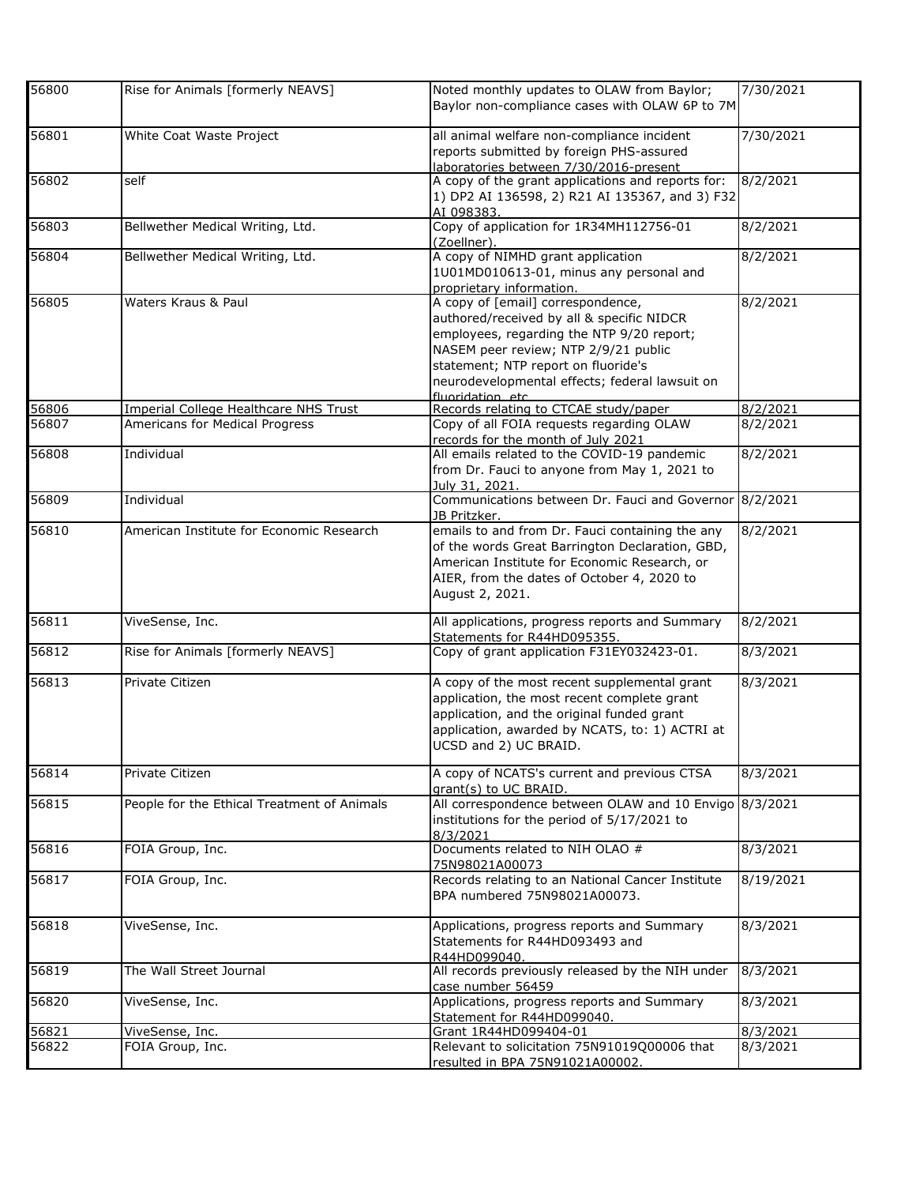| | | | |
|---|---|---|---|
| 56800 | Rise for Animals [formerly NEAVS] | Noted monthly updates to OLAW from Baylor; Baylor non-compliance cases with OLAW 6P to 7M | 7/30/2021 |
| 56801 | White Coat Waste Project | all animal welfare non-compliance incident reports submitted by foreign PHS-assured laboratories between 7/30/2016-present | 7/30/2021 |
| 56802 | self | A copy of the grant applications and reports for: 1) DP2 AI 136598, 2) R21 AI 135367, and 3) F32 AI 098383. | 8/2/2021 |
| 56803 | Bellwether Medical Writing, Ltd. | Copy of application for 1R34MH112756-01 (Zoellner). | 8/2/2021 |
| 56804 | Bellwether Medical Writing, Ltd. | A copy of NIMHD grant application 1U01MD010613-01, minus any personal and proprietary information. | 8/2/2021 |
| 56805 | Waters Kraus & Paul | A copy of [email] correspondence, authored/received by all & specific NIDCR employees, regarding the NTP 9/20 report; NASEM peer review; NTP 2/9/21 public statement; NTP report on fluoride's neurodevelopmental effects; federal lawsuit on fluoridation, etc. | 8/2/2021 |
| 56806 | Imperial College Healthcare NHS Trust | Records relating to CTCAE study/paper | 8/2/2021 |
| 56807 | Americans for Medical Progress | Copy of all FOIA requests regarding OLAW records for the month of July 2021 | 8/2/2021 |
| 56808 | Individual | All emails related to the COVID-19 pandemic from Dr. Fauci to anyone from May 1, 2021 to July 31, 2021. | 8/2/2021 |
| 56809 | Individual | Communications between Dr. Fauci and Governor JB Pritzker. | 8/2/2021 |
| 56810 | American Institute for Economic Research | emails to and from Dr. Fauci containing the any of the words Great Barrington Declaration, GBD, American Institute for Economic Research, or AIER, from the dates of October 4, 2020 to August 2, 2021. | 8/2/2021 |
| 56811 | ViveSense, Inc. | All applications, progress reports and Summary Statements for R44HD095355. | 8/2/2021 |
| 56812 | Rise for Animals [formerly NEAVS] | Copy of grant application F31EY032423-01. | 8/3/2021 |
| 56813 | Private Citizen | A copy of the most recent supplemental grant application, the most recent complete grant application, and the original funded grant application, awarded by NCATS, to: 1) ACTRI at UCSD and 2) UC BRAID. | 8/3/2021 |
| 56814 | Private Citizen | A copy of NCATS's current and previous CTSA grant(s) to UC BRAID. | 8/3/2021 |
| 56815 | People for the Ethical Treatment of Animals | All correspondence between OLAW and 10 Envigo institutions for the period of 5/17/2021 to 8/3/2021 | 8/3/2021 |
| 56816 | FOIA Group, Inc. | Documents related to NIH OLAO # 75N98021A00073 | 8/3/2021 |
| 56817 | FOIA Group, Inc. | Records relating to an National Cancer Institute BPA numbered 75N98021A00073. | 8/19/2021 |
| 56818 | ViveSense, Inc. | Applications, progress reports and Summary Statements for R44HD093493 and R44HD099040. | 8/3/2021 |
| 56819 | The Wall Street Journal | All records previously released by the NIH under case number 56459 | 8/3/2021 |
| 56820 | ViveSense, Inc. | Applications, progress reports and Summary Statement for R44HD099040. | 8/3/2021 |
| 56821 | ViveSense, Inc. | Grant 1R44HD099404-01 | 8/3/2021 |
| 56822 | FOIA Group, Inc. | Relevant to solicitation 75N91019Q00006 that resulted in BPA 75N91021A00002. | 8/3/2021 |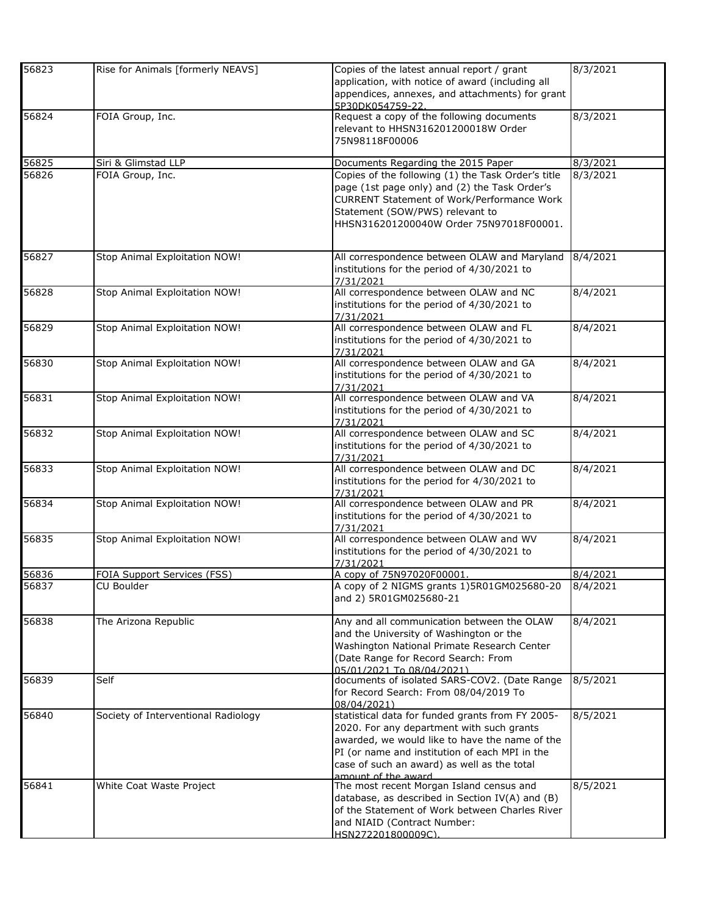| | | | |
|---|---|---|---|
| 56823 | Rise for Animals [formerly NEAVS] | Copies of the latest annual report / grant application, with notice of award (including all appendices, annexes, and attachments) for grant 5P30DK054759-22. | 8/3/2021 |
| 56824 | FOIA Group, Inc. | Request a copy of the following documents relevant to HHSN316201200018W Order 75N98118F00006 | 8/3/2021 |
| 56825 | Siri & Glimstad LLP | Documents Regarding the 2015 Paper | 8/3/2021 |
| 56826 | FOIA Group, Inc. | Copies of the following (1) the Task Order's title page (1st page only) and (2) the Task Order's CURRENT Statement of Work/Performance Work Statement (SOW/PWS) relevant to HHSN316201200040W Order 75N97018F00001. | 8/3/2021 |
| 56827 | Stop Animal Exploitation NOW! | All correspondence between OLAW and Maryland institutions for the period of 4/30/2021 to 7/31/2021 | 8/4/2021 |
| 56828 | Stop Animal Exploitation NOW! | All correspondence between OLAW and NC institutions for the period of 4/30/2021 to 7/31/2021 | 8/4/2021 |
| 56829 | Stop Animal Exploitation NOW! | All correspondence between OLAW and FL institutions for the period of 4/30/2021 to 7/31/2021 | 8/4/2021 |
| 56830 | Stop Animal Exploitation NOW! | All correspondence between OLAW and GA institutions for the period of 4/30/2021 to 7/31/2021 | 8/4/2021 |
| 56831 | Stop Animal Exploitation NOW! | All correspondence between OLAW and VA institutions for the period of 4/30/2021 to 7/31/2021 | 8/4/2021 |
| 56832 | Stop Animal Exploitation NOW! | All correspondence between OLAW and SC institutions for the period of 4/30/2021 to 7/31/2021 | 8/4/2021 |
| 56833 | Stop Animal Exploitation NOW! | All correspondence between OLAW and DC institutions for the period for 4/30/2021 to 7/31/2021 | 8/4/2021 |
| 56834 | Stop Animal Exploitation NOW! | All correspondence between OLAW and PR institutions for the period of 4/30/2021 to 7/31/2021 | 8/4/2021 |
| 56835 | Stop Animal Exploitation NOW! | All correspondence between OLAW and WV institutions for the period of 4/30/2021 to 7/31/2021 | 8/4/2021 |
| 56836 | FOIA Support Services (FSS) | A copy of 75N97020F00001. | 8/4/2021 |
| 56837 | CU Boulder | A copy of 2 NIGMS grants 1)5R01GM025680-20 and 2) 5R01GM025680-21 | 8/4/2021 |
| 56838 | The Arizona Republic | Any and all communication between the OLAW and the University of Washington or the Washington National Primate Research Center (Date Range for Record Search: From 05/01/2021 To 08/04/2021) | 8/4/2021 |
| 56839 | Self | documents of isolated SARS-COV2. (Date Range for Record Search: From 08/04/2019 To 08/04/2021) | 8/5/2021 |
| 56840 | Society of Interventional Radiology | statistical data for funded grants from FY 2005-2020. For any department with such grants awarded, we would like to have the name of the PI (or name and institution of each MPI in the case of such an award) as well as the total amount of the award. | 8/5/2021 |
| 56841 | White Coat Waste Project | The most recent Morgan Island census and database, as described in Section IV(A) and (B) of the Statement of Work between Charles River and NIAID (Contract Number: HSN272201800009C). | 8/5/2021 |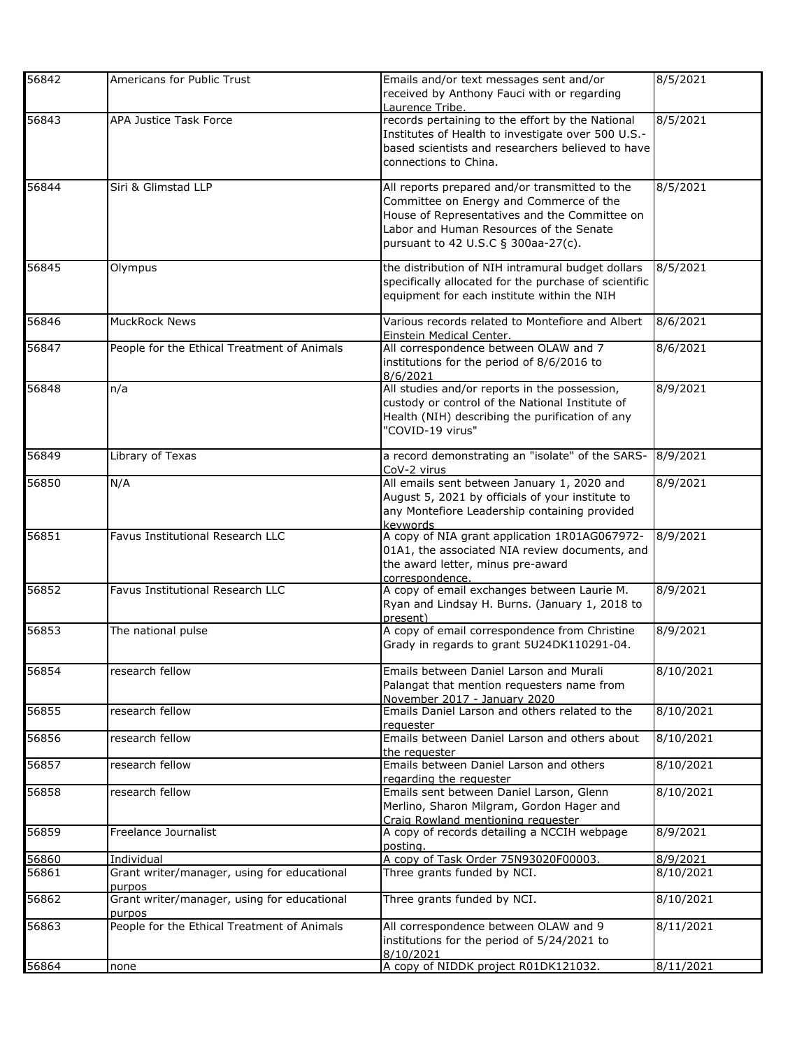| | | | |
|---|---|---|---|
| 56842 | Americans for Public Trust | Emails and/or text messages sent and/or received by Anthony Fauci with or regarding Laurence Tribe. | 8/5/2021 |
| 56843 | APA Justice Task Force | records pertaining to the effort by the National Institutes of Health to investigate over 500 U.S.-based scientists and researchers believed to have connections to China. | 8/5/2021 |
| 56844 | Siri & Glimstad LLP | All reports prepared and/or transmitted to the Committee on Energy and Commerce of the House of Representatives and the Committee on Labor and Human Resources of the Senate pursuant to 42 U.S.C § 300aa-27(c). | 8/5/2021 |
| 56845 | Olympus | the distribution of NIH intramural budget dollars specifically allocated for the purchase of scientific equipment for each institute within the NIH | 8/5/2021 |
| 56846 | MuckRock News | Various records related to Montefiore and Albert Einstein Medical Center. | 8/6/2021 |
| 56847 | People for the Ethical Treatment of Animals | All correspondence between OLAW and 7 institutions for the period of 8/6/2016 to 8/6/2021 | 8/6/2021 |
| 56848 | n/a | All studies and/or reports in the possession, custody or control of the National Institute of Health (NIH) describing the purification of any "COVID-19 virus" | 8/9/2021 |
| 56849 | Library of Texas | a record demonstrating an "isolate" of the SARS-CoV-2 virus | 8/9/2021 |
| 56850 | N/A | All emails sent between January 1, 2020 and August 5, 2021 by officials of your institute to any Montefiore Leadership containing provided keywords | 8/9/2021 |
| 56851 | Favus Institutional Research LLC | A copy of NIA grant application 1R01AG067972-01A1, the associated NIA review documents, and the award letter, minus pre-award correspondence. | 8/9/2021 |
| 56852 | Favus Institutional Research LLC | A copy of email exchanges between Laurie M. Ryan and Lindsay H. Burns. (January 1, 2018 to present) | 8/9/2021 |
| 56853 | The national pulse | A copy of email correspondence from Christine Grady in regards to grant 5U24DK110291-04. | 8/9/2021 |
| 56854 | research fellow | Emails between Daniel Larson and Murali Palangat that mention requesters name from November 2017 - January 2020 | 8/10/2021 |
| 56855 | research fellow | Emails Daniel Larson and others related to the requester | 8/10/2021 |
| 56856 | research fellow | Emails between Daniel Larson and others about the requester | 8/10/2021 |
| 56857 | research fellow | Emails between Daniel Larson and others regarding the requester | 8/10/2021 |
| 56858 | research fellow | Emails sent between Daniel Larson, Glenn Merlino, Sharon Milgram, Gordon Hager and Craig Rowland mentioning requester | 8/10/2021 |
| 56859 | Freelance Journalist | A copy of records detailing a NCCIH webpage posting. | 8/9/2021 |
| 56860 | Individual | A copy of Task Order 75N93020F00003. | 8/9/2021 |
| 56861 | Grant writer/manager, using for educational purpos | Three grants funded by NCI. | 8/10/2021 |
| 56862 | Grant writer/manager, using for educational purpos | Three grants funded by NCI. | 8/10/2021 |
| 56863 | People for the Ethical Treatment of Animals | All correspondence between OLAW and 9 institutions for the period of 5/24/2021 to 8/10/2021 | 8/11/2021 |
| 56864 | none | A copy of NIDDK project R01DK121032. | 8/11/2021 |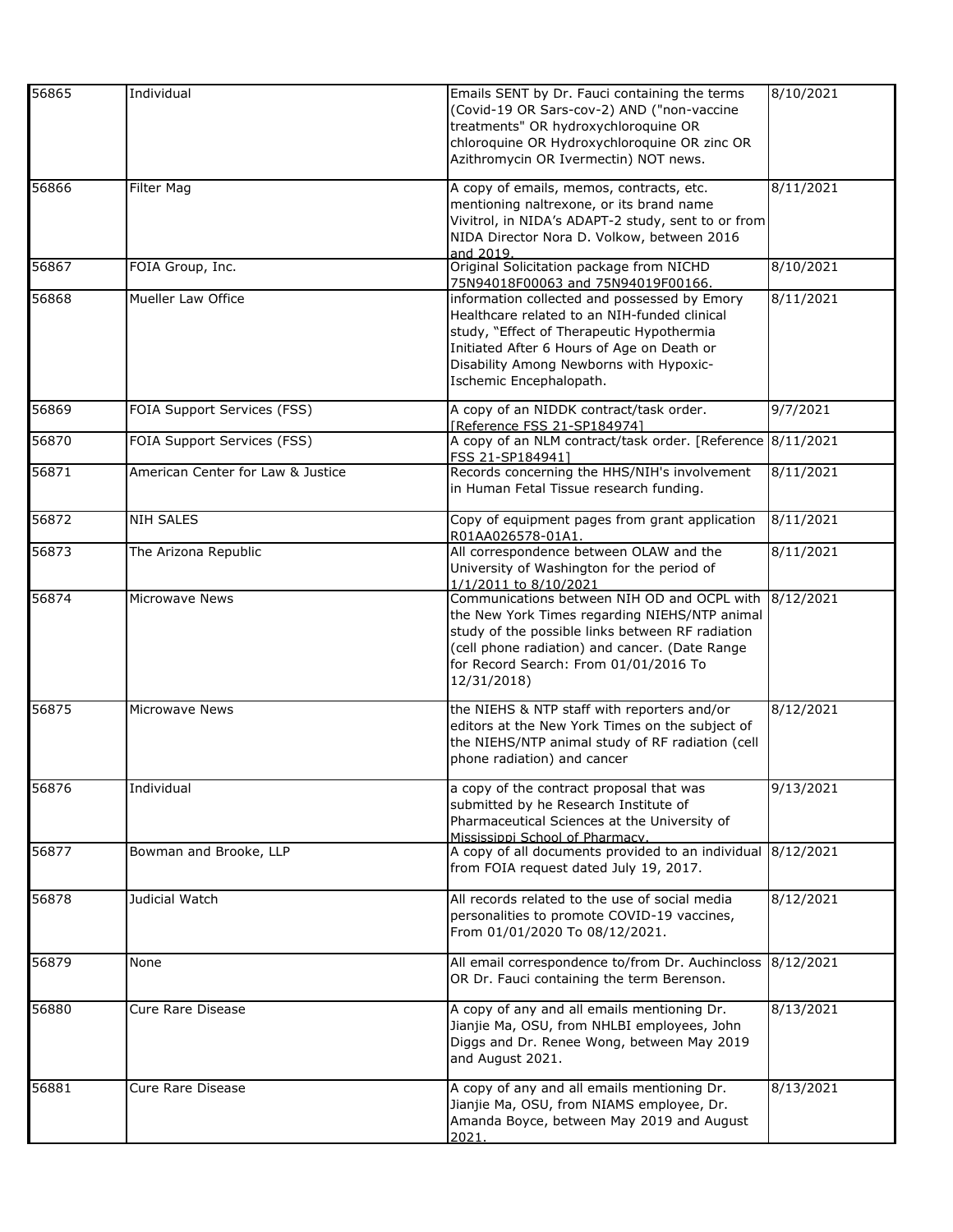| | | | |
|---|---|---|---|
| 56865 | Individual | Emails SENT by Dr. Fauci containing the terms (Covid-19 OR Sars-cov-2) AND ("non-vaccine treatments" OR hydroxychloroquine OR chloroquine OR Hydroxychloroquine OR zinc OR Azithromycin OR Ivermectin) NOT news. | 8/10/2021 |
| 56866 | Filter Mag | A copy of emails, memos, contracts, etc. mentioning naltrexone, or its brand name Vivitrol, in NIDA's ADAPT-2 study, sent to or from NIDA Director Nora D. Volkow, between 2016 and 2019. | 8/11/2021 |
| 56867 | FOIA Group, Inc. | Original Solicitation package from NICHD 75N94018F00063 and 75N94019F00166. | 8/10/2021 |
| 56868 | Mueller Law Office | information collected and possessed by Emory Healthcare related to an NIH-funded clinical study, "Effect of Therapeutic Hypothermia Initiated After 6 Hours of Age on Death or Disability Among Newborns with Hypoxic-Ischemic Encephalopath. | 8/11/2021 |
| 56869 | FOIA Support Services (FSS) | A copy of an NIDDK contract/task order. [Reference FSS 21-SP184974] | 9/7/2021 |
| 56870 | FOIA Support Services (FSS) | A copy of an NLM contract/task order. [Reference FSS 21-SP184941] | 8/11/2021 |
| 56871 | American Center for Law & Justice | Records concerning the HHS/NIH's involvement in Human Fetal Tissue research funding. | 8/11/2021 |
| 56872 | NIH SALES | Copy of equipment pages from grant application R01AA026578-01A1. | 8/11/2021 |
| 56873 | The Arizona Republic | All correspondence between OLAW and the University of Washington for the period of 1/1/2011 to 8/10/2021 | 8/11/2021 |
| 56874 | Microwave News | Communications between NIH OD and OCPL with the New York Times regarding NIEHS/NTP animal study of the possible links between RF radiation (cell phone radiation) and cancer. (Date Range for Record Search: From 01/01/2016 To 12/31/2018) | 8/12/2021 |
| 56875 | Microwave News | the NIEHS & NTP staff with reporters and/or editors at the New York Times on the subject of the NIEHS/NTP animal study of RF radiation (cell phone radiation) and cancer | 8/12/2021 |
| 56876 | Individual | a copy of the contract proposal that was submitted by he Research Institute of Pharmaceutical Sciences at the University of Mississippi School of Pharmacy. | 9/13/2021 |
| 56877 | Bowman and Brooke, LLP | A copy of all documents provided to an individual from FOIA request dated July 19, 2017. | 8/12/2021 |
| 56878 | Judicial Watch | All records related to the use of social media personalities to promote COVID-19 vaccines, From 01/01/2020 To 08/12/2021. | 8/12/2021 |
| 56879 | None | All email correspondence to/from Dr. Auchincloss OR Dr. Fauci containing the term Berenson. | 8/12/2021 |
| 56880 | Cure Rare Disease | A copy of any and all emails mentioning Dr. Jianjie Ma, OSU, from NHLBI employees, John Diggs and Dr. Renee Wong, between May 2019 and August 2021. | 8/13/2021 |
| 56881 | Cure Rare Disease | A copy of any and all emails mentioning Dr. Jianjie Ma, OSU, from NIAMS employee, Dr. Amanda Boyce, between May 2019 and August 2021. | 8/13/2021 |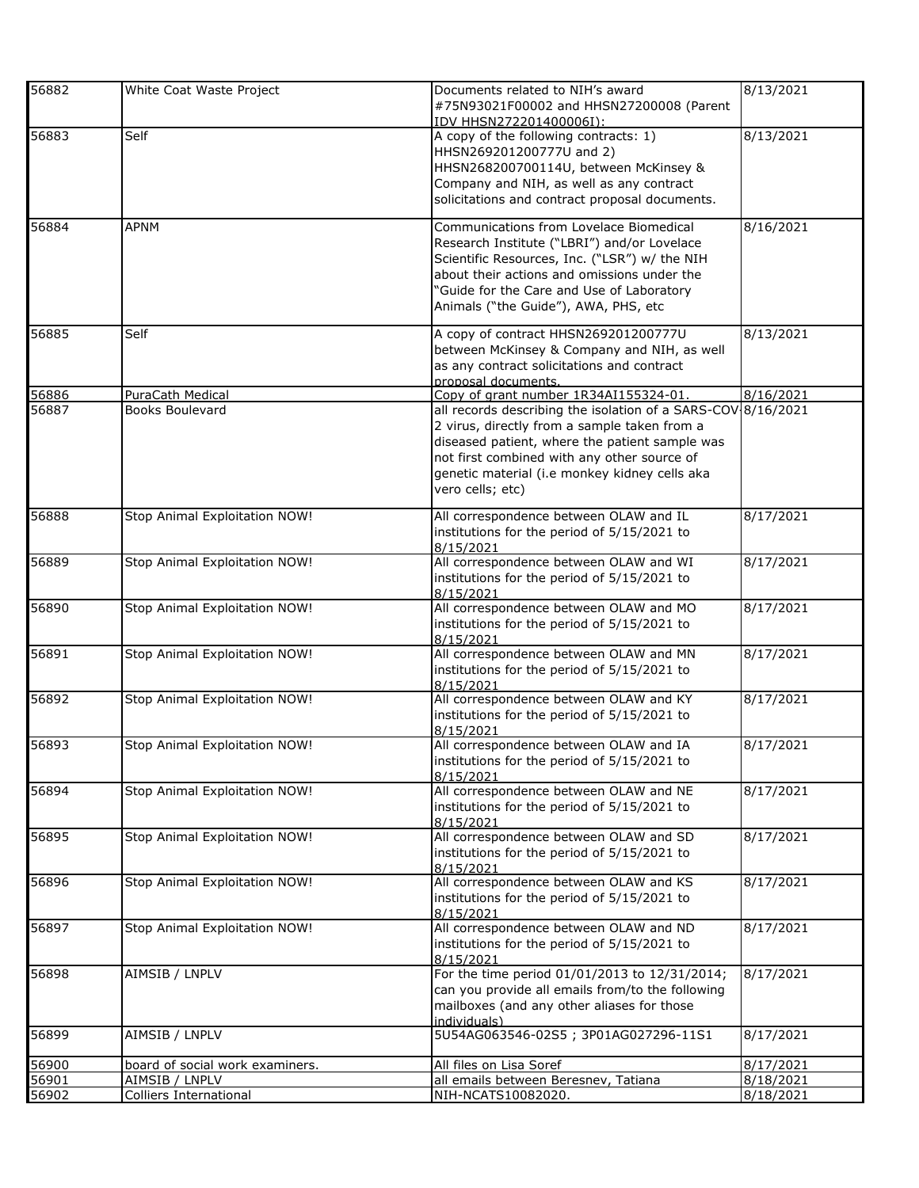| | | | |
|---|---|---|---|
| 56882 | White Coat Waste Project | Documents related to NIH's award #75N93021F00002 and HHSN27200008 (Parent IDV HHSN272201400006I): | 8/13/2021 |
| 56883 | Self | A copy of the following contracts: 1) HHSN269201200777U and 2) HHSN268200700114U, between McKinsey & Company and NIH, as well as any contract solicitations and contract proposal documents. | 8/13/2021 |
| 56884 | APNM | Communications from Lovelace Biomedical Research Institute ("LBRI") and/or Lovelace Scientific Resources, Inc. ("LSR") w/ the NIH about their actions and omissions under the "Guide for the Care and Use of Laboratory Animals ("the Guide"), AWA, PHS, etc | 8/16/2021 |
| 56885 | Self | A copy of contract HHSN269201200777U between McKinsey & Company and NIH, as well as any contract solicitations and contract proposal documents. | 8/13/2021 |
| 56886 | PuraCath Medical | Copy of grant number 1R34AI155324-01. | 8/16/2021 |
| 56887 | Books Boulevard | all records describing the isolation of a SARS-COV-2 virus, directly from a sample taken from a diseased patient, where the patient sample was not first combined with any other source of genetic material (i.e monkey kidney cells aka vero cells; etc) | 8/16/2021 |
| 56888 | Stop Animal Exploitation NOW! | All correspondence between OLAW and IL institutions for the period of 5/15/2021 to 8/15/2021 | 8/17/2021 |
| 56889 | Stop Animal Exploitation NOW! | All correspondence between OLAW and WI institutions for the period of 5/15/2021 to 8/15/2021 | 8/17/2021 |
| 56890 | Stop Animal Exploitation NOW! | All correspondence between OLAW and MO institutions for the period of 5/15/2021 to 8/15/2021 | 8/17/2021 |
| 56891 | Stop Animal Exploitation NOW! | All correspondence between OLAW and MN institutions for the period of 5/15/2021 to 8/15/2021 | 8/17/2021 |
| 56892 | Stop Animal Exploitation NOW! | All correspondence between OLAW and KY institutions for the period of 5/15/2021 to 8/15/2021 | 8/17/2021 |
| 56893 | Stop Animal Exploitation NOW! | All correspondence between OLAW and IA institutions for the period of 5/15/2021 to 8/15/2021 | 8/17/2021 |
| 56894 | Stop Animal Exploitation NOW! | All correspondence between OLAW and NE institutions for the period of 5/15/2021 to 8/15/2021 | 8/17/2021 |
| 56895 | Stop Animal Exploitation NOW! | All correspondence between OLAW and SD institutions for the period of 5/15/2021 to 8/15/2021 | 8/17/2021 |
| 56896 | Stop Animal Exploitation NOW! | All correspondence between OLAW and KS institutions for the period of 5/15/2021 to 8/15/2021 | 8/17/2021 |
| 56897 | Stop Animal Exploitation NOW! | All correspondence between OLAW and ND institutions for the period of 5/15/2021 to 8/15/2021 | 8/17/2021 |
| 56898 | AIMSIB / LNPLV | For the time period 01/01/2013 to 12/31/2014; can you provide all emails from/to the following mailboxes (and any other aliases for those individuals) | 8/17/2021 |
| 56899 | AIMSIB / LNPLV | 5U54AG063546-02S5 ; 3P01AG027296-11S1 | 8/17/2021 |
| 56900 | board of social work examiners. | All files on Lisa Soref | 8/17/2021 |
| 56901 | AIMSIB / LNPLV | all emails between Beresnev, Tatiana | 8/18/2021 |
| 56902 | Colliers International | NIH-NCATS10082020. | 8/18/2021 |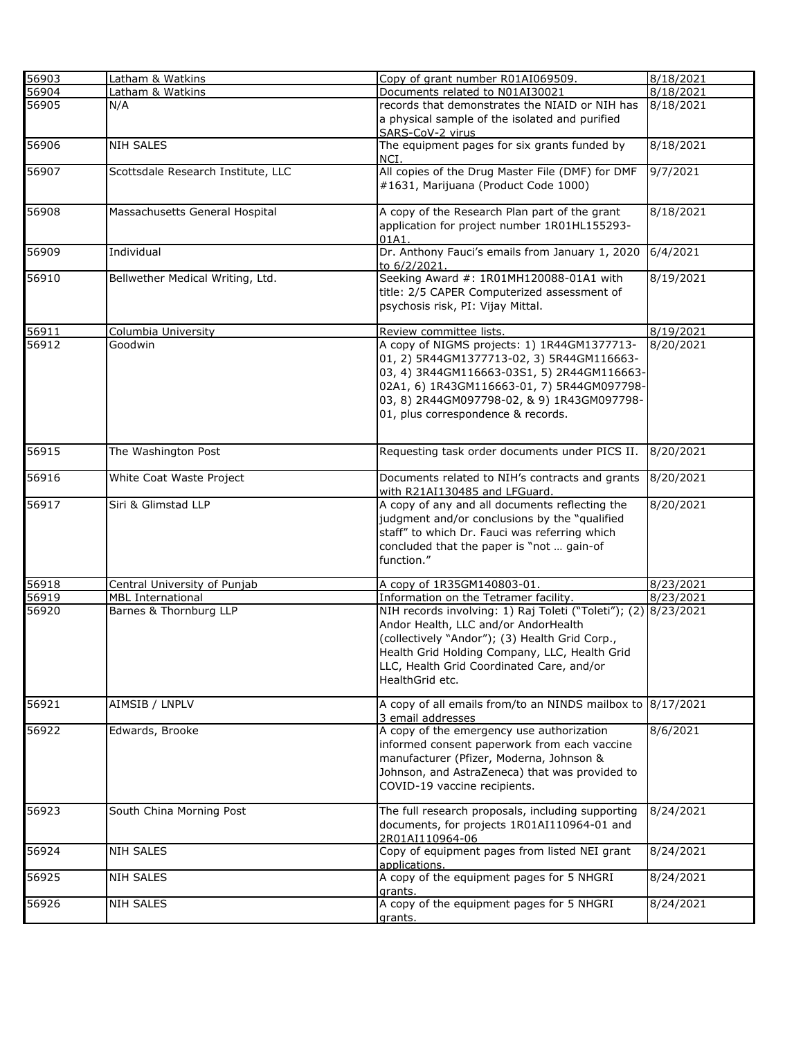| | | | |
|---|---|---|---|
| 56903 | Latham & Watkins | Copy of grant number R01AI069509. | 8/18/2021 |
| 56904 | Latham & Watkins | Documents related to N01AI30021 | 8/18/2021 |
| 56905 | N/A | records that demonstrates the NIAID or NIH has a physical sample of the isolated and purified SARS-CoV-2 virus | 8/18/2021 |
| 56906 | NIH SALES | The equipment pages for six grants funded by NCI. | 8/18/2021 |
| 56907 | Scottsdale Research Institute, LLC | All copies of the Drug Master File (DMF) for DMF #1631, Marijuana (Product Code 1000) | 9/7/2021 |
| 56908 | Massachusetts General Hospital | A copy of the Research Plan part of the grant application for project number 1R01HL155293-01A1. | 8/18/2021 |
| 56909 | Individual | Dr. Anthony Fauci's emails from January 1, 2020 to 6/2/2021. | 6/4/2021 |
| 56910 | Bellwether Medical Writing, Ltd. | Seeking Award #: 1R01MH120088-01A1 with title: 2/5 CAPER Computerized assessment of psychosis risk, PI: Vijay Mittal. | 8/19/2021 |
| 56911 | Columbia University | Review committee lists. | 8/19/2021 |
| 56912 | Goodwin | A copy of NIGMS projects: 1) 1R44GM1377713-01, 2) 5R44GM1377713-02, 3) 5R44GM116663-03, 4) 3R44GM116663-03S1, 5) 2R44GM116663-02A1, 6) 1R43GM116663-01, 7) 5R44GM097798-03, 8) 2R44GM097798-02, & 9) 1R43GM097798-01, plus correspondence & records. | 8/20/2021 |
| 56915 | The Washington Post | Requesting task order documents under PICS II. | 8/20/2021 |
| 56916 | White Coat Waste Project | Documents related to NIH's contracts and grants with R21AI130485 and LFGuard. | 8/20/2021 |
| 56917 | Siri & Glimstad LLP | A copy of any and all documents reflecting the judgment and/or conclusions by the "qualified staff" to which Dr. Fauci was referring which concluded that the paper is "not … gain-of function." | 8/20/2021 |
| 56918 | Central University of Punjab | A copy of 1R35GM140803-01. | 8/23/2021 |
| 56919 | MBL International | Information on the Tetramer facility. | 8/23/2021 |
| 56920 | Barnes & Thornburg LLP | NIH records involving: 1) Raj Toleti ("Toleti"); (2) Andor Health, LLC and/or AndorHealth (collectively "Andor"); (3) Health Grid Corp., Health Grid Holding Company, LLC, Health Grid LLC, Health Grid Coordinated Care, and/or HealthGrid etc. | 8/23/2021 |
| 56921 | AIMSIB / LNPLV | A copy of all emails from/to an NINDS mailbox to 3 email addresses | 8/17/2021 |
| 56922 | Edwards, Brooke | A copy of the emergency use authorization informed consent paperwork from each vaccine manufacturer (Pfizer, Moderna, Johnson & Johnson, and AstraZeneca) that was provided to COVID-19 vaccine recipients. | 8/6/2021 |
| 56923 | South China Morning Post | The full research proposals, including supporting documents, for projects 1R01AI110964-01 and 2R01AI110964-06 | 8/24/2021 |
| 56924 | NIH SALES | Copy of equipment pages from listed NEI grant applications. | 8/24/2021 |
| 56925 | NIH SALES | A copy of the equipment pages for 5 NHGRI grants. | 8/24/2021 |
| 56926 | NIH SALES | A copy of the equipment pages for 5 NHGRI grants. | 8/24/2021 |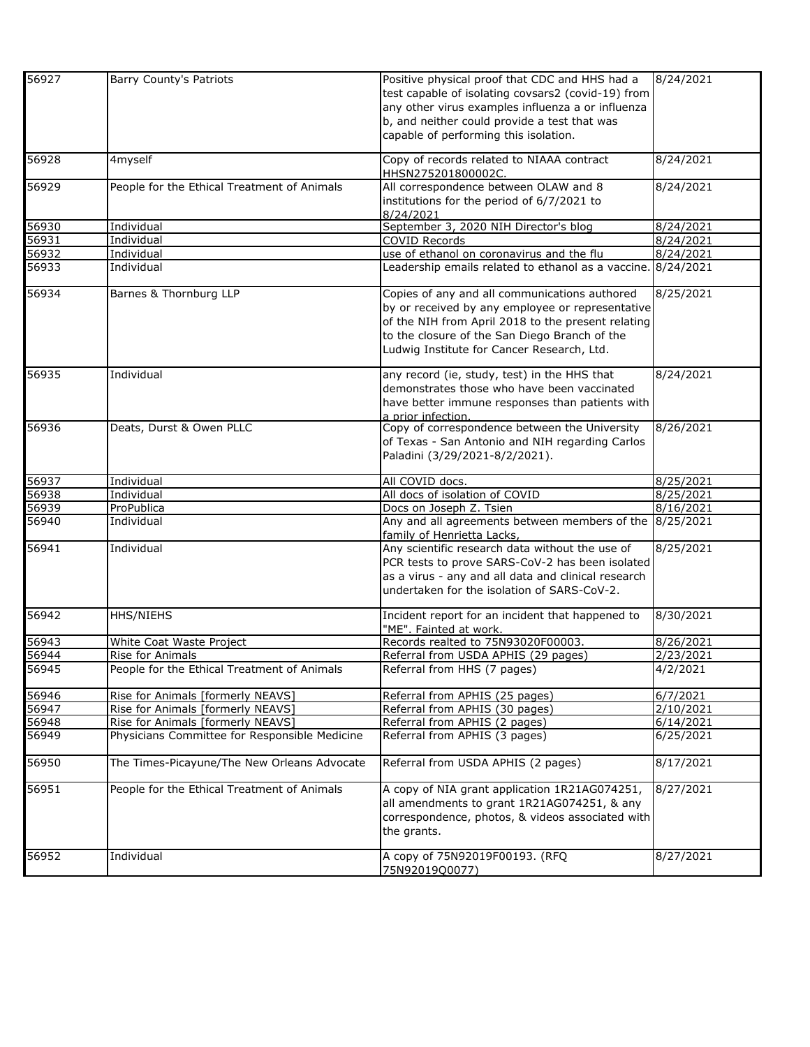| | | | |
|---|---|---|---|
| 56927 | Barry County's Patriots | Positive physical proof that CDC and HHS had a test capable of isolating covsars2 (covid-19) from any other virus examples influenza a or influenza b, and neither could provide a test that was capable of performing this isolation. | 8/24/2021 |
| 56928 | 4myself | Copy of records related to NIAAA contract HHSN275201800002C. | 8/24/2021 |
| 56929 | People for the Ethical Treatment of Animals | All correspondence between OLAW and 8 institutions for the period of 6/7/2021 to 8/24/2021 | 8/24/2021 |
| 56930 | Individual | September 3, 2020 NIH Director's blog | 8/24/2021 |
| 56931 | Individual | COVID Records | 8/24/2021 |
| 56932 | Individual | use of ethanol on coronavirus and the flu | 8/24/2021 |
| 56933 | Individual | Leadership emails related to ethanol as a vaccine. | 8/24/2021 |
| 56934 | Barnes & Thornburg LLP | Copies of any and all communications authored by or received by any employee or representative of the NIH from April 2018 to the present relating to the closure of the San Diego Branch of the Ludwig Institute for Cancer Research, Ltd. | 8/25/2021 |
| 56935 | Individual | any record (ie, study, test) in the HHS that demonstrates those who have been vaccinated have better immune responses than patients with a prior infection. | 8/24/2021 |
| 56936 | Deats, Durst & Owen PLLC | Copy of correspondence between the University of Texas - San Antonio and NIH regarding Carlos Paladini (3/29/2021-8/2/2021). | 8/26/2021 |
| 56937 | Individual | All COVID docs. | 8/25/2021 |
| 56938 | Individual | All docs of isolation of COVID | 8/25/2021 |
| 56939 | ProPublica | Docs on Joseph Z. Tsien | 8/16/2021 |
| 56940 | Individual | Any and all agreements between members of the family of Henrietta Lacks, | 8/25/2021 |
| 56941 | Individual | Any scientific research data without the use of PCR tests to prove SARS-CoV-2 has been isolated as a virus - any and all data and clinical research undertaken for the isolation of SARS-CoV-2. | 8/25/2021 |
| 56942 | HHS/NIEHS | Incident report for an incident that happened to "ME". Fainted at work. | 8/30/2021 |
| 56943 | White Coat Waste Project | Records realted to 75N93020F00003. | 8/26/2021 |
| 56944 | Rise for Animals | Referral from USDA APHIS (29 pages) | 2/23/2021 |
| 56945 | People for the Ethical Treatment of Animals | Referral from HHS (7 pages) | 4/2/2021 |
| 56946 | Rise for Animals [formerly NEAVS] | Referral from APHIS (25 pages) | 6/7/2021 |
| 56947 | Rise for Animals [formerly NEAVS] | Referral from APHIS (30 pages) | 2/10/2021 |
| 56948 | Rise for Animals [formerly NEAVS] | Referral from APHIS (2 pages) | 6/14/2021 |
| 56949 | Physicians Committee for Responsible Medicine | Referral from APHIS (3 pages) | 6/25/2021 |
| 56950 | The Times-Picayune/The New Orleans Advocate | Referral from USDA APHIS (2 pages) | 8/17/2021 |
| 56951 | People for the Ethical Treatment of Animals | A copy of NIA grant application 1R21AG074251, all amendments to grant 1R21AG074251, & any correspondence, photos, & videos associated with the grants. | 8/27/2021 |
| 56952 | Individual | A copy of 75N92019F00193. (RFQ 75N92019Q0077) | 8/27/2021 |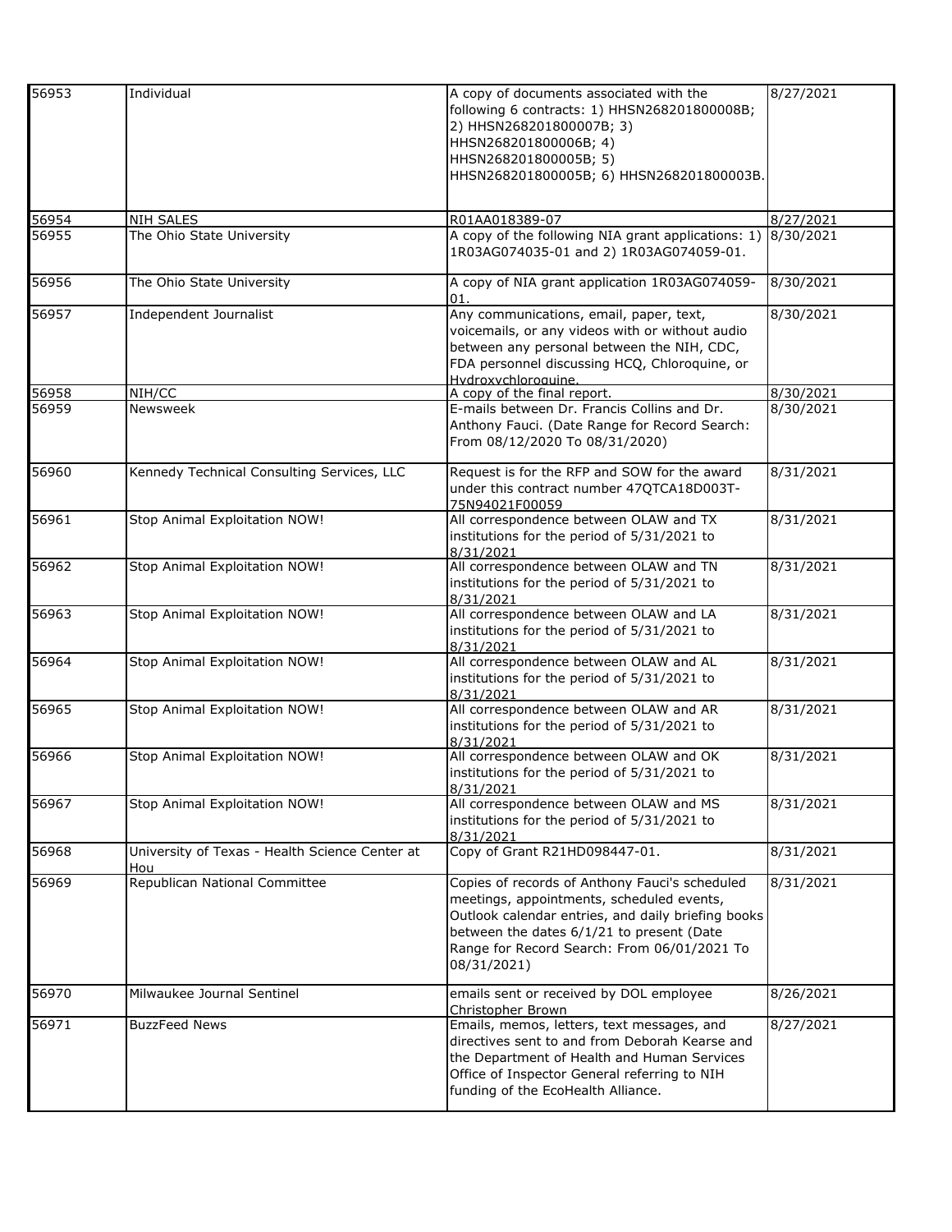| | | | |
|---|---|---|---|
| 56953 | Individual | A copy of documents associated with the following 6 contracts: 1) HHSN268201800008B; 2) HHSN268201800007B; 3) HHSN268201800006B; 4) HHSN268201800005B; 5) HHSN268201800005B; 6) HHSN268201800003B. | 8/27/2021 |
| 56954 | NIH SALES | R01AA018389-07 | 8/27/2021 |
| 56955 | The Ohio State University | A copy of the following NIA grant applications: 1) 1R03AG074035-01 and 2) 1R03AG074059-01. | 8/30/2021 |
| 56956 | The Ohio State University | A copy of NIA grant application 1R03AG074059-01. | 8/30/2021 |
| 56957 | Independent Journalist | Any communications, email, paper, text, voicemails, or any videos with or without audio between any personal between the NIH, CDC, FDA personnel discussing HCQ, Chloroquine, or Hydroxychloroquine. | 8/30/2021 |
| 56958 | NIH/CC | A copy of the final report. | 8/30/2021 |
| 56959 | Newsweek | E-mails between Dr. Francis Collins and Dr. Anthony Fauci. (Date Range for Record Search: From 08/12/2020 To 08/31/2020) | 8/30/2021 |
| 56960 | Kennedy Technical Consulting Services, LLC | Request is for the RFP and SOW for the award under this contract number 47QTCA18D003T-75N94021F00059 | 8/31/2021 |
| 56961 | Stop Animal Exploitation NOW! | All correspondence between OLAW and TX institutions for the period of 5/31/2021 to 8/31/2021 | 8/31/2021 |
| 56962 | Stop Animal Exploitation NOW! | All correspondence between OLAW and TN institutions for the period of 5/31/2021 to 8/31/2021 | 8/31/2021 |
| 56963 | Stop Animal Exploitation NOW! | All correspondence between OLAW and LA institutions for the period of 5/31/2021 to 8/31/2021 | 8/31/2021 |
| 56964 | Stop Animal Exploitation NOW! | All correspondence between OLAW and AL institutions for the period of 5/31/2021 to 8/31/2021 | 8/31/2021 |
| 56965 | Stop Animal Exploitation NOW! | All correspondence between OLAW and AR institutions for the period of 5/31/2021 to 8/31/2021 | 8/31/2021 |
| 56966 | Stop Animal Exploitation NOW! | All correspondence between OLAW and OK institutions for the period of 5/31/2021 to 8/31/2021 | 8/31/2021 |
| 56967 | Stop Animal Exploitation NOW! | All correspondence between OLAW and MS institutions for the period of 5/31/2021 to 8/31/2021 | 8/31/2021 |
| 56968 | University of Texas - Health Science Center at Hou | Copy of Grant R21HD098447-01. | 8/31/2021 |
| 56969 | Republican National Committee | Copies of records of Anthony Fauci's scheduled meetings, appointments, scheduled events, Outlook calendar entries, and daily briefing books between the dates 6/1/21 to present (Date Range for Record Search: From 06/01/2021 To 08/31/2021) | 8/31/2021 |
| 56970 | Milwaukee Journal Sentinel | emails sent or received by DOL employee Christopher Brown | 8/26/2021 |
| 56971 | BuzzFeed News | Emails, memos, letters, text messages, and directives sent to and from Deborah Kearse and the Department of Health and Human Services Office of Inspector General referring to NIH funding of the EcoHealth Alliance. | 8/27/2021 |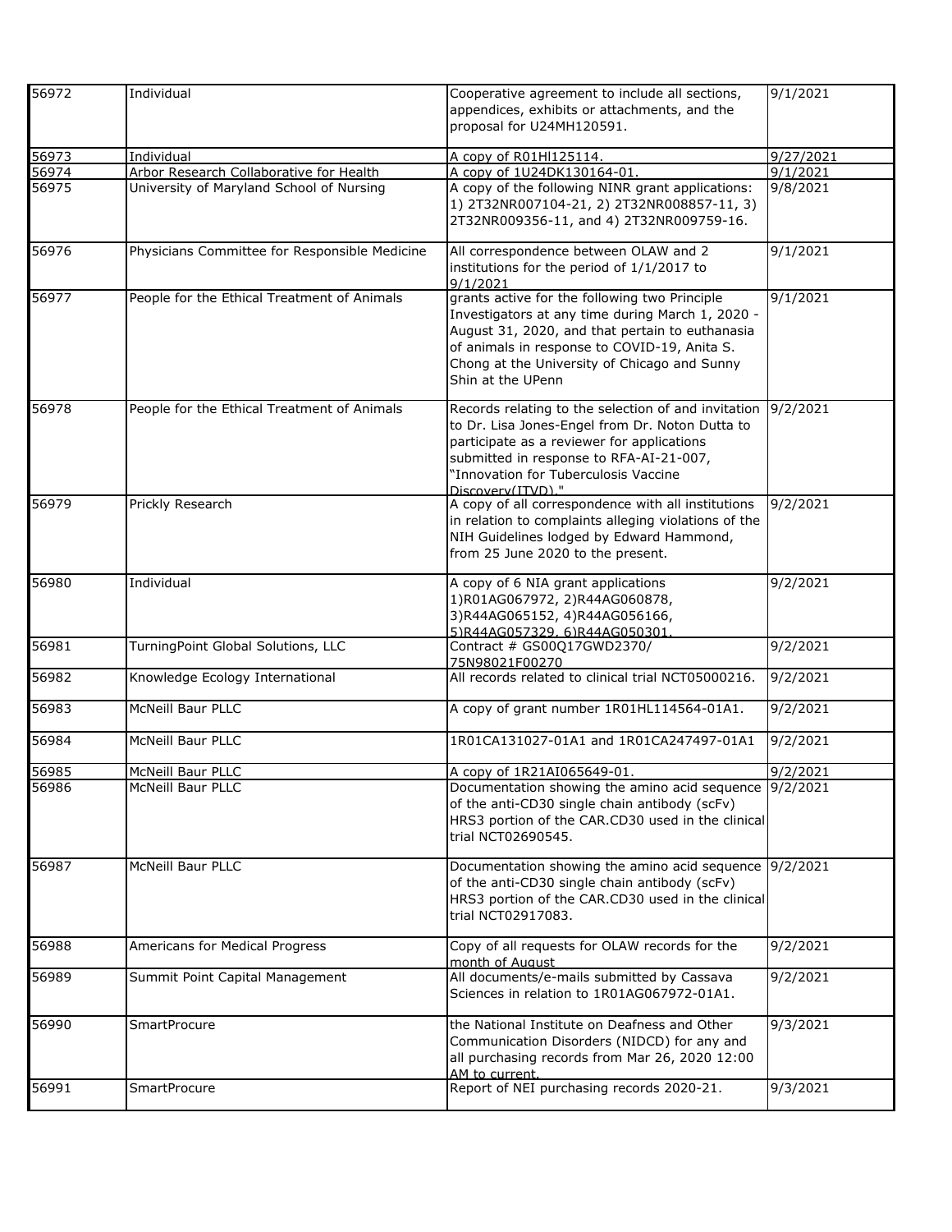| | | | |
|---|---|---|---|
| 56972 | Individual | Cooperative agreement to include all sections, appendices, exhibits or attachments, and the proposal for U24MH120591. | 9/1/2021 |
| 56973 | Individual | A copy of R01Hl125114. | 9/27/2021 |
| 56974 | Arbor Research Collaborative for Health | A copy of 1U24DK130164-01. | 9/1/2021 |
| 56975 | University of Maryland School of Nursing | A copy of the following NINR grant applications: 1) 2T32NR007104-21, 2) 2T32NR008857-11, 3) 2T32NR009356-11, and 4) 2T32NR009759-16. | 9/8/2021 |
| 56976 | Physicians Committee for Responsible Medicine | All correspondence between OLAW and 2 institutions for the period of 1/1/2017 to 9/1/2021 | 9/1/2021 |
| 56977 | People for the Ethical Treatment of Animals | grants active for the following two Principle Investigators at any time during March 1, 2020 - August 31, 2020, and that pertain to euthanasia of animals in response to COVID-19, Anita S. Chong at the University of Chicago and Sunny Shin at the UPenn | 9/1/2021 |
| 56978 | People for the Ethical Treatment of Animals | Records relating to the selection of and invitation to Dr. Lisa Jones-Engel from Dr. Noton Dutta to participate as a reviewer for applications submitted in response to RFA-AI-21-007, "Innovation for Tuberculosis Vaccine Discovery(ITVD)." | 9/2/2021 |
| 56979 | Prickly Research | A copy of all correspondence with all institutions in relation to complaints alleging violations of the NIH Guidelines lodged by Edward Hammond, from 25 June 2020 to the present. | 9/2/2021 |
| 56980 | Individual | A copy of 6 NIA grant applications 1)R01AG067972, 2)R44AG060878, 3)R44AG065152, 4)R44AG056166, 5)R44AG057329, 6)R44AG050301. | 9/2/2021 |
| 56981 | TurningPoint Global Solutions, LLC | Contract # GS00Q17GWD2370/ 75N98021F00270 | 9/2/2021 |
| 56982 | Knowledge Ecology International | All records related to clinical trial NCT05000216. | 9/2/2021 |
| 56983 | McNeill Baur PLLC | A copy of grant number 1R01HL114564-01A1. | 9/2/2021 |
| 56984 | McNeill Baur PLLC | 1R01CA131027-01A1 and 1R01CA247497-01A1 | 9/2/2021 |
| 56985 | McNeill Baur PLLC | A copy of 1R21AI065649-01. | 9/2/2021 |
| 56986 | McNeill Baur PLLC | Documentation showing the amino acid sequence of the anti-CD30 single chain antibody (scFv) HRS3 portion of the CAR.CD30 used in the clinical trial NCT02690545. | 9/2/2021 |
| 56987 | McNeill Baur PLLC | Documentation showing the amino acid sequence of the anti-CD30 single chain antibody (scFv) HRS3 portion of the CAR.CD30 used in the clinical trial NCT02917083. | 9/2/2021 |
| 56988 | Americans for Medical Progress | Copy of all requests for OLAW records for the month of August | 9/2/2021 |
| 56989 | Summit Point Capital Management | All documents/e-mails submitted by Cassava Sciences in relation to 1R01AG067972-01A1. | 9/2/2021 |
| 56990 | SmartProcure | the National Institute on Deafness and Other Communication Disorders (NIDCD) for any and all purchasing records from Mar 26, 2020 12:00 AM to current. | 9/3/2021 |
| 56991 | SmartProcure | Report of NEI purchasing records 2020-21. | 9/3/2021 |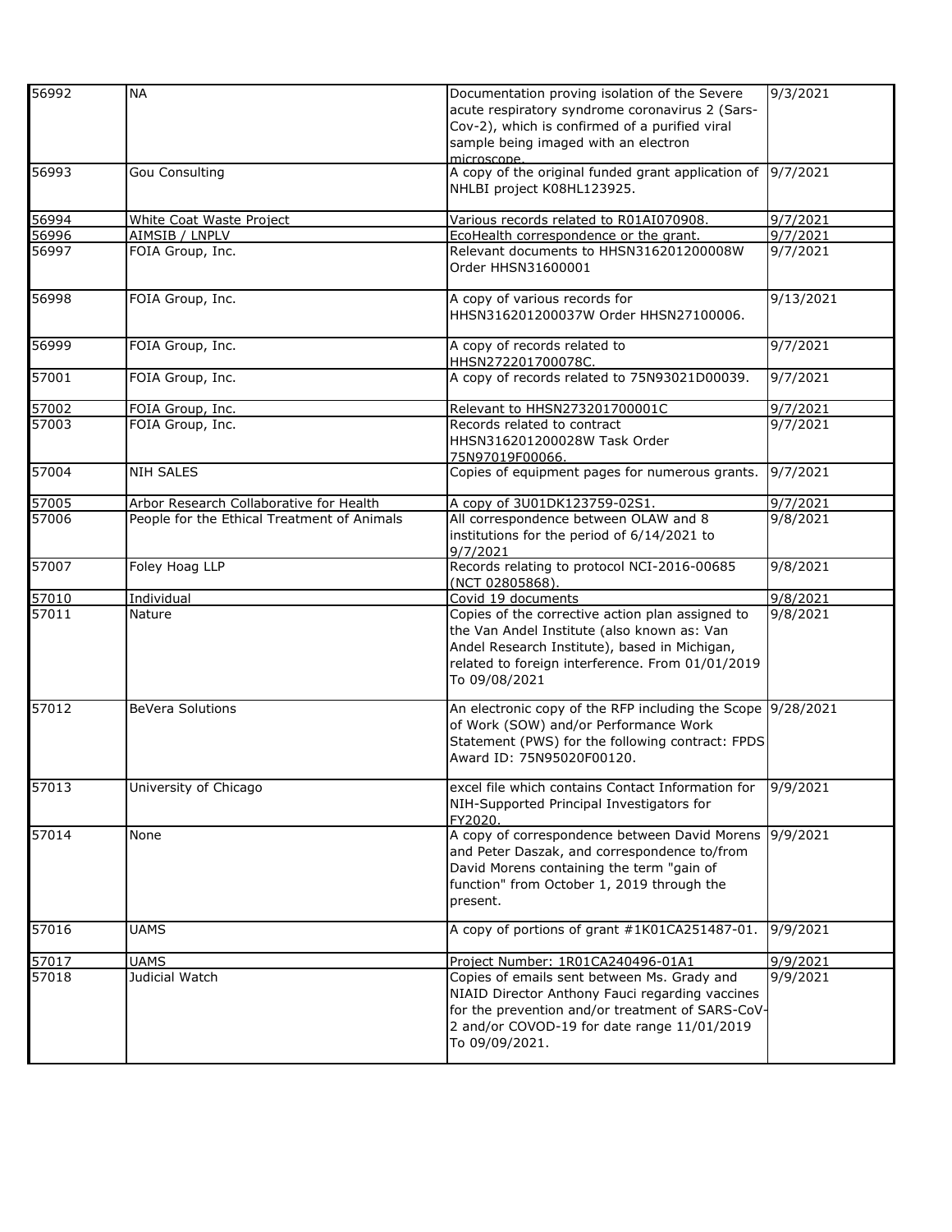| | | | |
|---|---|---|---|
| 56992 | NA | Documentation proving isolation of the Severe acute respiratory syndrome coronavirus 2 (Sars-Cov-2), which is confirmed of a purified viral sample being imaged with an electron microscope. | 9/3/2021 |
| 56993 | Gou Consulting | A copy of the original funded grant application of NHLBI project K08HL123925. | 9/7/2021 |
| 56994 | White Coat Waste Project | Various records related to R01AI070908. | 9/7/2021 |
| 56996 | AIMSIB / LNPLV | EcoHealth correspondence or the grant. | 9/7/2021 |
| 56997 | FOIA Group, Inc. | Relevant documents to HHSN316201200008W Order HHSN31600001 | 9/7/2021 |
| 56998 | FOIA Group, Inc. | A copy of various records for HHSN316201200037W Order HHSN27100006. | 9/13/2021 |
| 56999 | FOIA Group, Inc. | A copy of records related to HHSN272201700078C. | 9/7/2021 |
| 57001 | FOIA Group, Inc. | A copy of records related to 75N93021D00039. | 9/7/2021 |
| 57002 | FOIA Group, Inc. | Relevant to HHSN273201700001C | 9/7/2021 |
| 57003 | FOIA Group, Inc. | Records related to contract HHSN316201200028W Task Order 75N97019F00066. | 9/7/2021 |
| 57004 | NIH SALES | Copies of equipment pages for numerous grants. | 9/7/2021 |
| 57005 | Arbor Research Collaborative for Health | A copy of 3U01DK123759-02S1. | 9/7/2021 |
| 57006 | People for the Ethical Treatment of Animals | All correspondence between OLAW and 8 institutions for the period of 6/14/2021 to 9/7/2021 | 9/8/2021 |
| 57007 | Foley Hoag LLP | Records relating to protocol NCI-2016-00685 (NCT 02805868). | 9/8/2021 |
| 57010 | Individual | Covid 19 documents | 9/8/2021 |
| 57011 | Nature | Copies of the corrective action plan assigned to the Van Andel Institute (also known as: Van Andel Research Institute), based in Michigan, related to foreign interference. From 01/01/2019 To 09/08/2021 | 9/8/2021 |
| 57012 | BeVera Solutions | An electronic copy of the RFP including the Scope of Work (SOW) and/or Performance Work Statement (PWS) for the following contract: FPDS Award ID: 75N95020F00120. | 9/28/2021 |
| 57013 | University of Chicago | excel file which contains Contact Information for NIH-Supported Principal Investigators for FY2020. | 9/9/2021 |
| 57014 | None | A copy of correspondence between David Morens and Peter Daszak, and correspondence to/from David Morens containing the term "gain of function" from October 1, 2019 through the present. | 9/9/2021 |
| 57016 | UAMS | A copy of portions of grant #1K01CA251487-01. | 9/9/2021 |
| 57017 | UAMS | Project Number: 1R01CA240496-01A1 | 9/9/2021 |
| 57018 | Judicial Watch | Copies of emails sent between Ms. Grady and NIAID Director Anthony Fauci regarding vaccines for the prevention and/or treatment of SARS-CoV-2 and/or COVOD-19 for date range 11/01/2019 To 09/09/2021. | 9/9/2021 |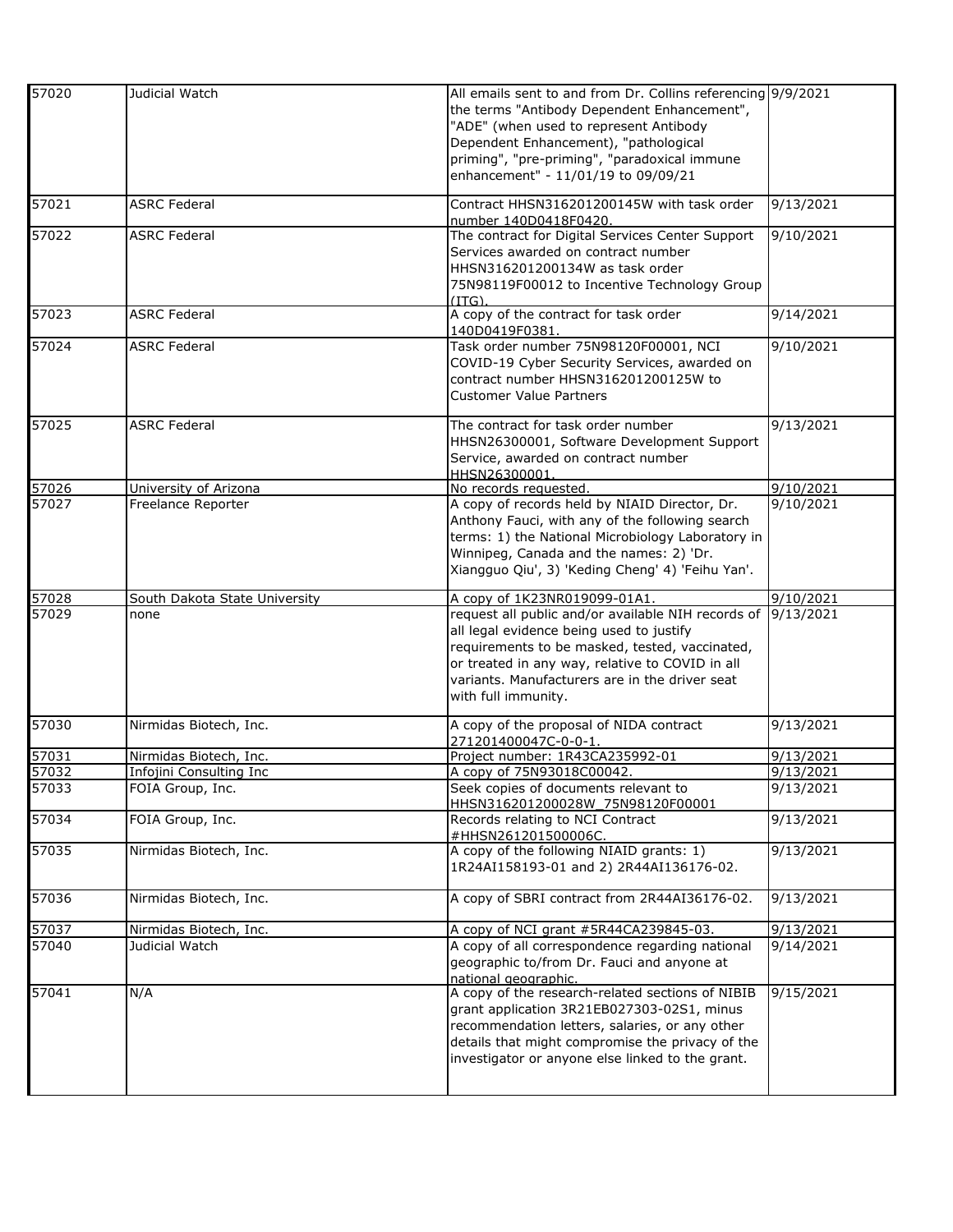| | | | |
|---|---|---|---|
| 57020 | Judicial Watch | All emails sent to and from Dr. Collins referencing the terms "Antibody Dependent Enhancement", "ADE" (when used to represent Antibody Dependent Enhancement), "pathological priming", "pre-priming", "paradoxical immune enhancement" - 11/01/19 to 09/09/21 | 9/9/2021 |
| 57021 | ASRC Federal | Contract HHSN316201200145W with task order number 140D0418F0420. | 9/13/2021 |
| 57022 | ASRC Federal | The contract for Digital Services Center Support Services awarded on contract number HHSN316201200134W as task order 75N98119F00012 to Incentive Technology Group (ITG). | 9/10/2021 |
| 57023 | ASRC Federal | A copy of the contract for task order 140D0419F0381. | 9/14/2021 |
| 57024 | ASRC Federal | Task order number 75N98120F00001, NCI COVID-19 Cyber Security Services, awarded on contract number HHSN316201200125W to Customer Value Partners | 9/10/2021 |
| 57025 | ASRC Federal | The contract for task order number HHSN26300001, Software Development Support Service, awarded on contract number HHSN26300001. | 9/13/2021 |
| 57026 | University of Arizona | No records requested. | 9/10/2021 |
| 57027 | Freelance Reporter | A copy of records held by NIAID Director, Dr. Anthony Fauci, with any of the following search terms: 1) the National Microbiology Laboratory in Winnipeg, Canada and the names: 2) 'Dr. Xiangguo Qiu', 3) 'Keding Cheng' 4) 'Feihu Yan'. | 9/10/2021 |
| 57028 | South Dakota State University | A copy of 1K23NR019099-01A1. | 9/10/2021 |
| 57029 | none | request all public and/or available NIH records of all legal evidence being used to justify requirements to be masked, tested, vaccinated, or treated in any way, relative to COVID in all variants. Manufacturers are in the driver seat with full immunity. | 9/13/2021 |
| 57030 | Nirmidas Biotech, Inc. | A copy of the proposal of NIDA contract 271201400047C-0-0-1. | 9/13/2021 |
| 57031 | Nirmidas Biotech, Inc. | Project number: 1R43CA235992-01 | 9/13/2021 |
| 57032 | Infojini Consulting Inc | A copy of 75N93018C00042. | 9/13/2021 |
| 57033 | FOIA Group, Inc. | Seek copies of documents relevant to HHSN316201200028W_75N98120F00001 | 9/13/2021 |
| 57034 | FOIA Group, Inc. | Records relating to NCI Contract #HHSN261201500006C. | 9/13/2021 |
| 57035 | Nirmidas Biotech, Inc. | A copy of the following NIAID grants: 1) 1R24AI158193-01 and 2) 2R44AI136176-02. | 9/13/2021 |
| 57036 | Nirmidas Biotech, Inc. | A copy of SBRI contract from 2R44AI36176-02. | 9/13/2021 |
| 57037 | Nirmidas Biotech, Inc. | A copy of NCI grant #5R44CA239845-03. | 9/13/2021 |
| 57040 | Judicial Watch | A copy of all correspondence regarding national geographic to/from Dr. Fauci and anyone at national geographic. | 9/14/2021 |
| 57041 | N/A | A copy of the research-related sections of NIBIB grant application 3R21EB027303-02S1, minus recommendation letters, salaries, or any other details that might compromise the privacy of the investigator or anyone else linked to the grant. | 9/15/2021 |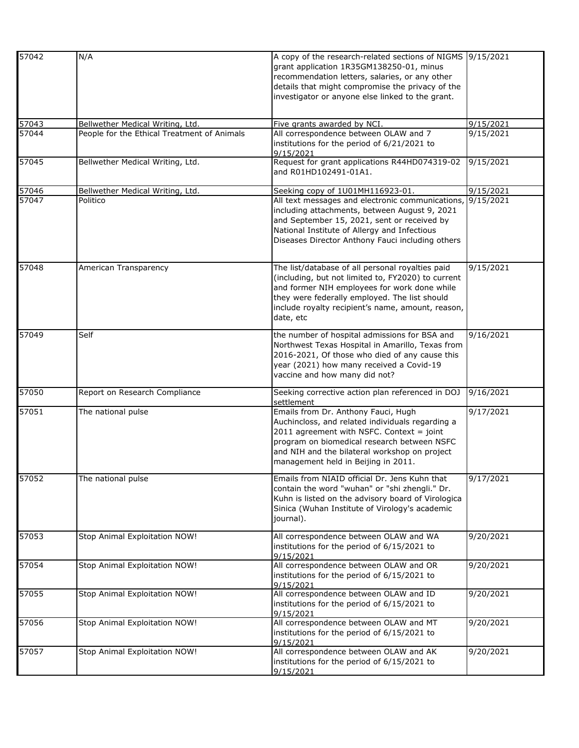| | | | |
|---|---|---|---|
| 57042 | N/A | A copy of the research-related sections of NIGMS grant application 1R35GM138250-01, minus recommendation letters, salaries, or any other details that might compromise the privacy of the investigator or anyone else linked to the grant. | 9/15/2021 |
| 57043 | Bellwether Medical Writing, Ltd. | Five grants awarded by NCI. | 9/15/2021 |
| 57044 | People for the Ethical Treatment of Animals | All correspondence between OLAW and 7 institutions for the period of 6/21/2021 to 9/15/2021 | 9/15/2021 |
| 57045 | Bellwether Medical Writing, Ltd. | Request for grant applications R44HD074319-02 and R01HD102491-01A1. | 9/15/2021 |
| 57046 | Bellwether Medical Writing, Ltd. | Seeking copy of 1U01MH116923-01. | 9/15/2021 |
| 57047 | Politico | All text messages and electronic communications, including attachments, between August 9, 2021 and September 15, 2021, sent or received by National Institute of Allergy and Infectious Diseases Director Anthony Fauci including others | 9/15/2021 |
| 57048 | American Transparency | The list/database of all personal royalties paid (including, but not limited to, FY2020) to current and former NIH employees for work done while they were federally employed. The list should include royalty recipient's name, amount, reason, date, etc | 9/15/2021 |
| 57049 | Self | the number of hospital admissions for BSA and Northwest Texas Hospital in Amarillo, Texas from 2016-2021, Of those who died of any cause this year (2021) how many received a Covid-19 vaccine and how many did not? | 9/16/2021 |
| 57050 | Report on Research Compliance | Seeking corrective action plan referenced in DOJ settlement | 9/16/2021 |
| 57051 | The national pulse | Emails from Dr. Anthony Fauci, Hugh Auchincloss, and related individuals regarding a 2011 agreement with NSFC. Context = joint program on biomedical research between NSFC and NIH and the bilateral workshop on project management held in Beijing in 2011. | 9/17/2021 |
| 57052 | The national pulse | Emails from NIAID official Dr. Jens Kuhn that contain the word "wuhan" or "shi zhengli." Dr. Kuhn is listed on the advisory board of Virologica Sinica (Wuhan Institute of Virology's academic journal). | 9/17/2021 |
| 57053 | Stop Animal Exploitation NOW! | All correspondence between OLAW and WA institutions for the period of 6/15/2021 to 9/15/2021 | 9/20/2021 |
| 57054 | Stop Animal Exploitation NOW! | All correspondence between OLAW and OR institutions for the period of 6/15/2021 to 9/15/2021 | 9/20/2021 |
| 57055 | Stop Animal Exploitation NOW! | All correspondence between OLAW and ID institutions for the period of 6/15/2021 to 9/15/2021 | 9/20/2021 |
| 57056 | Stop Animal Exploitation NOW! | All correspondence between OLAW and MT institutions for the period of 6/15/2021 to 9/15/2021 | 9/20/2021 |
| 57057 | Stop Animal Exploitation NOW! | All correspondence between OLAW and AK institutions for the period of 6/15/2021 to 9/15/2021 | 9/20/2021 |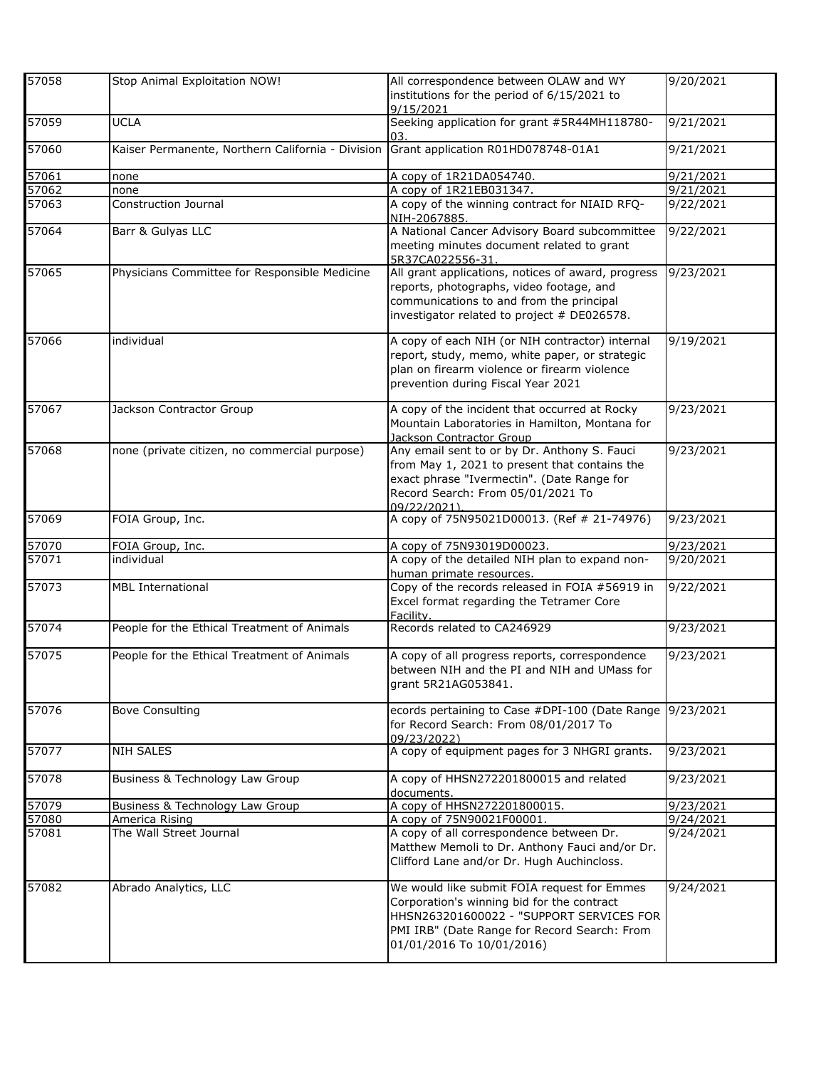| | | | |
|---|---|---|---|
| 57058 | Stop Animal Exploitation NOW! | All correspondence between OLAW and WY institutions for the period of 6/15/2021 to 9/15/2021 | 9/20/2021 |
| 57059 | UCLA | Seeking application for grant #5R44MH118780-03. | 9/21/2021 |
| 57060 | Kaiser Permanente, Northern California - Division | Grant application R01HD078748-01A1 | 9/21/2021 |
| 57061 | none | A copy of 1R21DA054740. | 9/21/2021 |
| 57062 | none | A copy of 1R21EB031347. | 9/21/2021 |
| 57063 | Construction Journal | A copy of the winning contract for NIAID RFQ-NIH-2067885. | 9/22/2021 |
| 57064 | Barr & Gulyas LLC | A National Cancer Advisory Board subcommittee meeting minutes document related to grant 5R37CA022556-31. | 9/22/2021 |
| 57065 | Physicians Committee for Responsible Medicine | All grant applications, notices of award, progress reports, photographs, video footage, and communications to and from the principal investigator related to project # DE026578. | 9/23/2021 |
| 57066 | individual | A copy of each NIH (or NIH contractor) internal report, study, memo, white paper, or strategic plan on firearm violence or firearm violence prevention during Fiscal Year 2021 | 9/19/2021 |
| 57067 | Jackson Contractor Group | A copy of the incident that occurred at Rocky Mountain Laboratories in Hamilton, Montana for Jackson Contractor Group | 9/23/2021 |
| 57068 | none (private citizen, no commercial purpose) | Any email sent to or by Dr. Anthony S. Fauci from May 1, 2021 to present that contains the exact phrase "Ivermectin". (Date Range for Record Search: From 05/01/2021 To 09/22/2021). | 9/23/2021 |
| 57069 | FOIA Group, Inc. | A copy of 75N95021D00013. (Ref # 21-74976) | 9/23/2021 |
| 57070 | FOIA Group, Inc. | A copy of 75N93019D00023. | 9/23/2021 |
| 57071 | individual | A copy of the detailed NIH plan to expand non-human primate resources. | 9/20/2021 |
| 57073 | MBL International | Copy of the records released in FOIA #56919 in Excel format regarding the Tetramer Core Facility. | 9/22/2021 |
| 57074 | People for the Ethical Treatment of Animals | Records related to CA246929 | 9/23/2021 |
| 57075 | People for the Ethical Treatment of Animals | A copy of all progress reports, correspondence between NIH and the PI and NIH and UMass for grant 5R21AG053841. | 9/23/2021 |
| 57076 | Bove Consulting | ecords pertaining to Case #DPI-100 (Date Range for Record Search: From 08/01/2017 To 09/23/2022) | 9/23/2021 |
| 57077 | NIH SALES | A copy of equipment pages for 3 NHGRI grants. | 9/23/2021 |
| 57078 | Business & Technology Law Group | A copy of HHSN272201800015 and related documents. | 9/23/2021 |
| 57079 | Business & Technology Law Group | A copy of HHSN272201800015. | 9/23/2021 |
| 57080 | America Rising | A copy of 75N90021F00001. | 9/24/2021 |
| 57081 | The Wall Street Journal | A copy of all correspondence between Dr. Matthew Memoli to Dr. Anthony Fauci and/or Dr. Clifford Lane and/or Dr. Hugh Auchincloss. | 9/24/2021 |
| 57082 | Abrado Analytics, LLC | We would like submit FOIA request for Emmes Corporation's winning bid for the contract HHSN263201600022 - "SUPPORT SERVICES FOR PMI IRB" (Date Range for Record Search: From 01/01/2016 To 10/01/2016) | 9/24/2021 |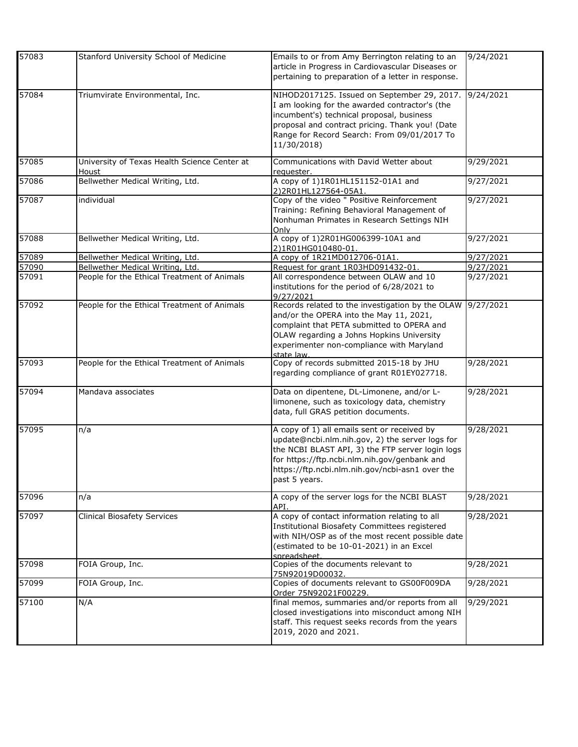| | | | |
|---|---|---|---|
| 57083 | Stanford University School of Medicine | Emails to or from Amy Berrington relating to an article in Progress in Cardiovascular Diseases or pertaining to preparation of a letter in response. | 9/24/2021 |
| 57084 | Triumvirate Environmental, Inc. | NIHOD2017125. Issued on September 29, 2017. I am looking for the awarded contractor's (the incumbent's) technical proposal, business proposal and contract pricing. Thank you! (Date Range for Record Search: From 09/01/2017 To 11/30/2018) | 9/24/2021 |
| 57085 | University of Texas Health Science Center at Houst | Communications with David Wetter about requester. | 9/29/2021 |
| 57086 | Bellwether Medical Writing, Ltd. | A copy of 1)1R01HL151152-01A1 and 2)2R01HL127564-05A1. | 9/27/2021 |
| 57087 | individual | Copy of the video " Positive Reinforcement Training: Refining Behavioral Management of Nonhuman Primates in Research Settings NIH Only | 9/27/2021 |
| 57088 | Bellwether Medical Writing, Ltd. | A copy of 1)2R01HG006399-10A1 and 2)1R01HG010480-01. | 9/27/2021 |
| 57089 | Bellwether Medical Writing, Ltd. | A copy of 1R21MD012706-01A1. | 9/27/2021 |
| 57090 | Bellwether Medical Writing, Ltd. | Request for grant 1R03HD091432-01. | 9/27/2021 |
| 57091 | People for the Ethical Treatment of Animals | All correspondence between OLAW and 10 institutions for the period of 6/28/2021 to 9/27/2021 | 9/27/2021 |
| 57092 | People for the Ethical Treatment of Animals | Records related to the investigation by the OLAW and/or the OPERA into the May 11, 2021, complaint that PETA submitted to OPERA and OLAW regarding a Johns Hopkins University experimenter non-compliance with Maryland state law. | 9/27/2021 |
| 57093 | People for the Ethical Treatment of Animals | Copy of records submitted 2015-18 by JHU regarding compliance of grant R01EY027718. | 9/28/2021 |
| 57094 | Mandava associates | Data on dipentene, DL-Limonene, and/or L-limonene, such as toxicology data, chemistry data, full GRAS petition documents. | 9/28/2021 |
| 57095 | n/a | A copy of 1) all emails sent or received by update@ncbi.nlm.nih.gov, 2) the server logs for the NCBI BLAST API, 3) the FTP server login logs for https://ftp.ncbi.nlm.nih.gov/genbank and https://ftp.ncbi.nlm.nih.gov/ncbi-asn1 over the past 5 years. | 9/28/2021 |
| 57096 | n/a | A copy of the server logs for the NCBI BLAST API. | 9/28/2021 |
| 57097 | Clinical Biosafety Services | A copy of contact information relating to all Institutional Biosafety Committees registered with NIH/OSP as of the most recent possible date (estimated to be 10-01-2021) in an Excel spreadsheet. | 9/28/2021 |
| 57098 | FOIA Group, Inc. | Copies of the documents relevant to 75N92019D00032. | 9/28/2021 |
| 57099 | FOIA Group, Inc. | Copies of documents relevant to GS00F009DA Order 75N92021F00229. | 9/28/2021 |
| 57100 | N/A | final memos, summaries and/or reports from all closed investigations into misconduct among NIH staff. This request seeks records from the years 2019, 2020 and 2021. | 9/29/2021 |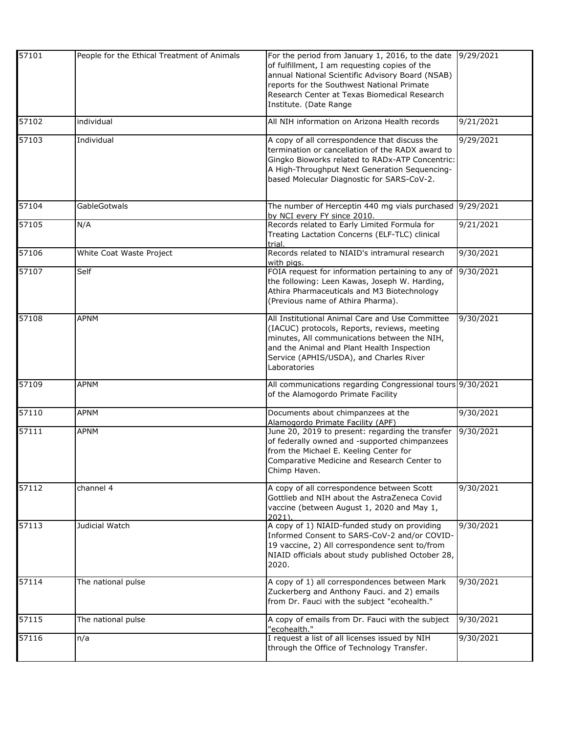| | | | |
|---|---|---|---|
| 57101 | People for the Ethical Treatment of Animals | For the period from January 1, 2016, to the date of fulfillment, I am requesting copies of the annual National Scientific Advisory Board (NSAB) reports for the Southwest National Primate Research Center at Texas Biomedical Research Institute. (Date Range | 9/29/2021 |
| 57102 | individual | All NIH information on Arizona Health records | 9/21/2021 |
| 57103 | Individual | A copy of all correspondence that discuss the termination or cancellation of the RADX award to Gingko Bioworks related to RADx-ATP Concentric: A High-Throughput Next Generation Sequencing-based Molecular Diagnostic for SARS-CoV-2. | 9/29/2021 |
| 57104 | GableGotwals | The number of Herceptin 440 mg vials purchased by NCI every FY since 2010. | 9/29/2021 |
| 57105 | N/A | Records related to Early Limited Formula for Treating Lactation Concerns (ELF-TLC) clinical trial. | 9/21/2021 |
| 57106 | White Coat Waste Project | Records related to NIAID's intramural research with pigs. | 9/30/2021 |
| 57107 | Self | FOIA request for information pertaining to any of the following: Leen Kawas, Joseph W. Harding, Athira Pharmaceuticals and M3 Biotechnology (Previous name of Athira Pharma). | 9/30/2021 |
| 57108 | APNM | All Institutional Animal Care and Use Committee (IACUC) protocols, Reports, reviews, meeting minutes, All communications between the NIH, and the Animal and Plant Health Inspection Service (APHIS/USDA), and Charles River Laboratories | 9/30/2021 |
| 57109 | APNM | All communications regarding Congressional tours of the Alamogordo Primate Facility | 9/30/2021 |
| 57110 | APNM | Documents about chimpanzees at the Alamogordo Primate Facility (APF) | 9/30/2021 |
| 57111 | APNM | June 20, 2019 to present: regarding the transfer of federally owned and -supported chimpanzees from the Michael E. Keeling Center for Comparative Medicine and Research Center to Chimp Haven. | 9/30/2021 |
| 57112 | channel 4 | A copy of all correspondence between Scott Gottlieb and NIH about the AstraZeneca Covid vaccine (between August 1, 2020 and May 1, 2021). | 9/30/2021 |
| 57113 | Judicial Watch | A copy of 1) NIAID-funded study on providing Informed Consent to SARS-CoV-2 and/or COVID-19 vaccine, 2) All correspondence sent to/from NIAID officials about study published October 28, 2020. | 9/30/2021 |
| 57114 | The national pulse | A copy of 1) all correspondences between Mark Zuckerberg and Anthony Fauci. and 2) emails from Dr. Fauci with the subject "ecohealth." | 9/30/2021 |
| 57115 | The national pulse | A copy of emails from Dr. Fauci with the subject "ecohealth." | 9/30/2021 |
| 57116 | n/a | I request a list of all licenses issued by NIH through the Office of Technology Transfer. | 9/30/2021 |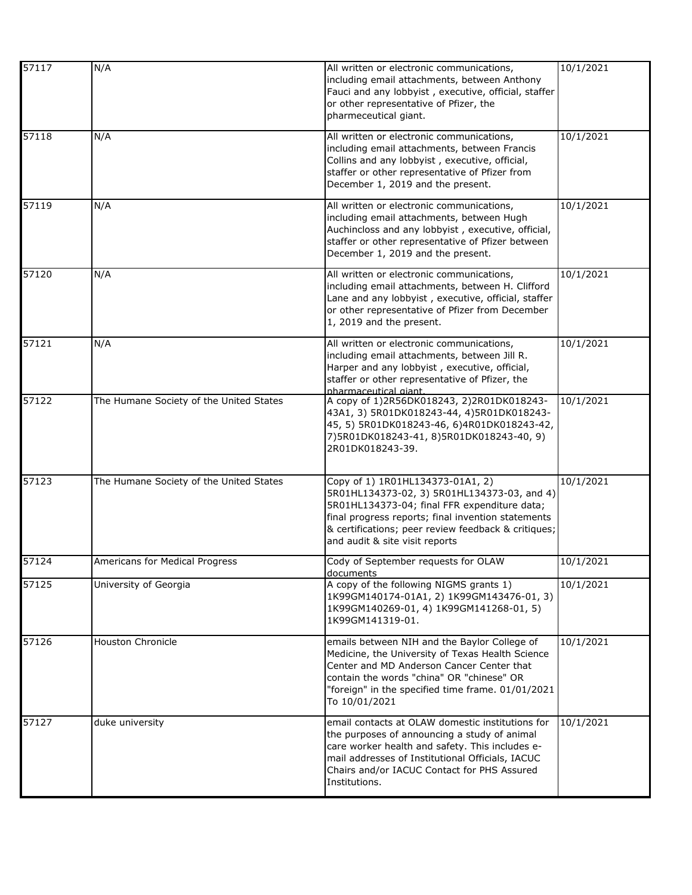| | | | |
|---|---|---|---|
| 57117 | N/A | All written or electronic communications, including email attachments, between Anthony Fauci and any lobbyist , executive, official, staffer or other representative of Pfizer, the pharmaceutical giant. | 10/1/2021 |
| 57118 | N/A | All written or electronic communications, including email attachments, between Francis Collins and any lobbyist , executive, official, staffer or other representative of Pfizer from December 1, 2019 and the present. | 10/1/2021 |
| 57119 | N/A | All written or electronic communications, including email attachments, between Hugh Auchincloss and any lobbyist , executive, official, staffer or other representative of Pfizer between December 1, 2019 and the present. | 10/1/2021 |
| 57120 | N/A | All written or electronic communications, including email attachments, between H. Clifford Lane and any lobbyist , executive, official, staffer or other representative of Pfizer from December 1, 2019 and the present. | 10/1/2021 |
| 57121 | N/A | All written or electronic communications, including email attachments, between Jill R. Harper and any lobbyist , executive, official, staffer or other representative of Pfizer, the pharmaceutical giant. | 10/1/2021 |
| 57122 | The Humane Society of the United States | A copy of 1)2R56DK018243, 2)2R01DK018243-43A1, 3) 5R01DK018243-44, 4)5R01DK018243-45, 5) 5R01DK018243-46, 6)4R01DK018243-42, 7)5R01DK018243-41, 8)5R01DK018243-40, 9) 2R01DK018243-39. | 10/1/2021 |
| 57123 | The Humane Society of the United States | Copy of 1) 1R01HL134373-01A1, 2) 5R01HL134373-02, 3) 5R01HL134373-03, and 4) 5R01HL134373-04; final FFR expenditure data; final progress reports; final invention statements & certifications; peer review feedback & critiques; and audit & site visit reports | 10/1/2021 |
| 57124 | Americans for Medical Progress | Cody of September requests for OLAW documents | 10/1/2021 |
| 57125 | University of Georgia | A copy of the following NIGMS grants 1) 1K99GM140174-01A1, 2) 1K99GM143476-01, 3) 1K99GM140269-01, 4) 1K99GM141268-01, 5) 1K99GM141319-01. | 10/1/2021 |
| 57126 | Houston Chronicle | emails between NIH and the Baylor College of Medicine, the University of Texas Health Science Center and MD Anderson Cancer Center that contain the words "china" OR "chinese" OR "foreign" in the specified time frame. 01/01/2021 To 10/01/2021 | 10/1/2021 |
| 57127 | duke university | email contacts at OLAW domestic institutions for the purposes of announcing a study of animal care worker health and safety. This includes e-mail addresses of Institutional Officials, IACUC Chairs and/or IACUC Contact for PHS Assured Institutions. | 10/1/2021 |